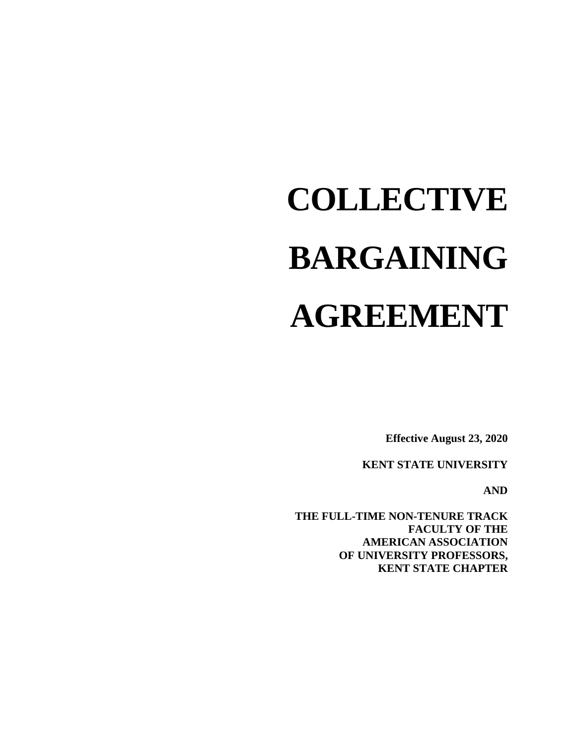# COLLECTIVE BARGAINING AGREEMENT

**Effective August 23, 2020**

**KENT STATE UNIVERSITY**

**AND**

**THE FULL-TIME NON-TENURE TRACK FACULTY OF THE AMERICAN ASSOCIATION OF UNIVERSITY PROFESSORS, KENT STATE CHAPTER**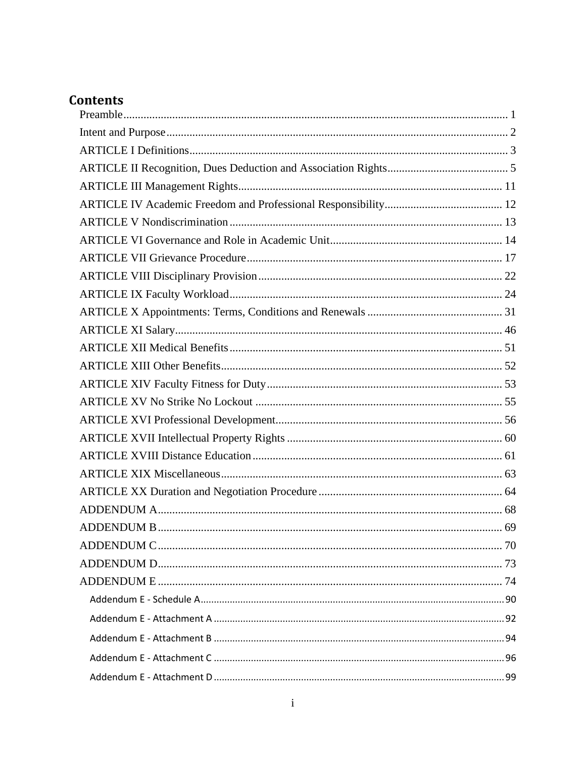# Contents

Preamble ..... 1
Intent and Purpose ..... 2
ARTICLE I Definitions ..... 3
ARTICLE II Recognition, Dues Deduction and Association Rights ..... 5
ARTICLE III Management Rights ..... 11
ARTICLE IV Academic Freedom and Professional Responsibility ..... 12
ARTICLE V Nondiscrimination ..... 13
ARTICLE VI Governance and Role in Academic Unit ..... 14
ARTICLE VII Grievance Procedure ..... 17
ARTICLE VIII Disciplinary Provision ..... 22
ARTICLE IX Faculty Workload ..... 24
ARTICLE X Appointments: Terms, Conditions and Renewals ..... 31
ARTICLE XI Salary ..... 46
ARTICLE XII Medical Benefits ..... 51
ARTICLE XIII Other Benefits ..... 52
ARTICLE XIV Faculty Fitness for Duty ..... 53
ARTICLE XV No Strike No Lockout ..... 55
ARTICLE XVI Professional Development ..... 56
ARTICLE XVII Intellectual Property Rights ..... 60
ARTICLE XVIII Distance Education ..... 61
ARTICLE XIX Miscellaneous ..... 63
ARTICLE XX Duration and Negotiation Procedure ..... 64
ADDENDUM A ..... 68
ADDENDUM B ..... 69
ADDENDUM C ..... 70
ADDENDUM D ..... 73
ADDENDUM E ..... 74
- Addendum E - Schedule A ..... 90
- Addendum E - Attachment A ..... 92
- Addendum E - Attachment B ..... 94
- Addendum E - Attachment C ..... 96
- Addendum E - Attachment D ..... 99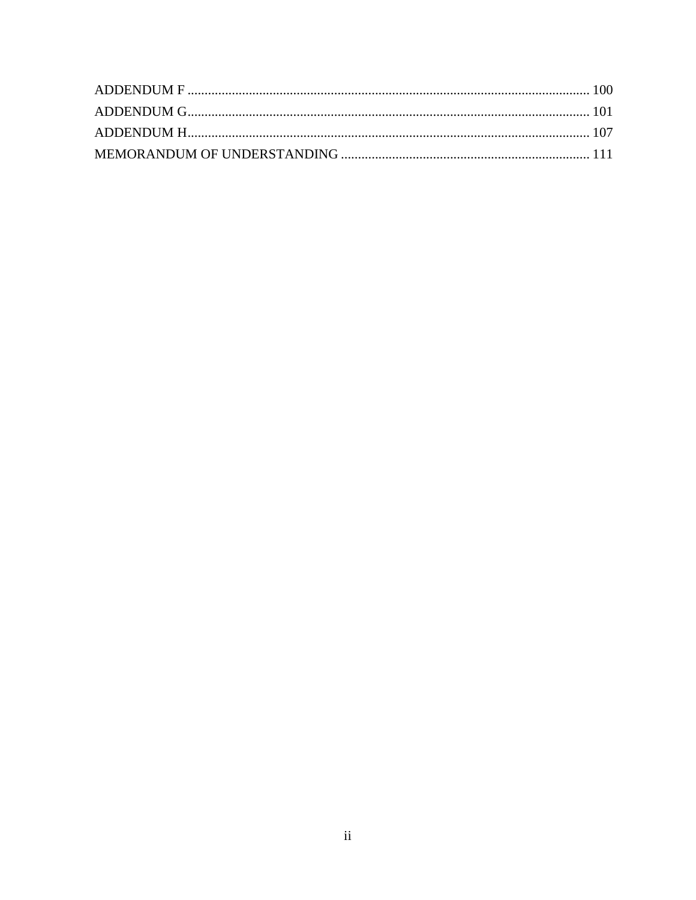ADDENDUM F ..................................................................................................................... 100
ADDENDUM G..................................................................................................................... 101
ADDENDUM H..................................................................................................................... 107
MEMORANDUM OF UNDERSTANDING ........................................................................ 111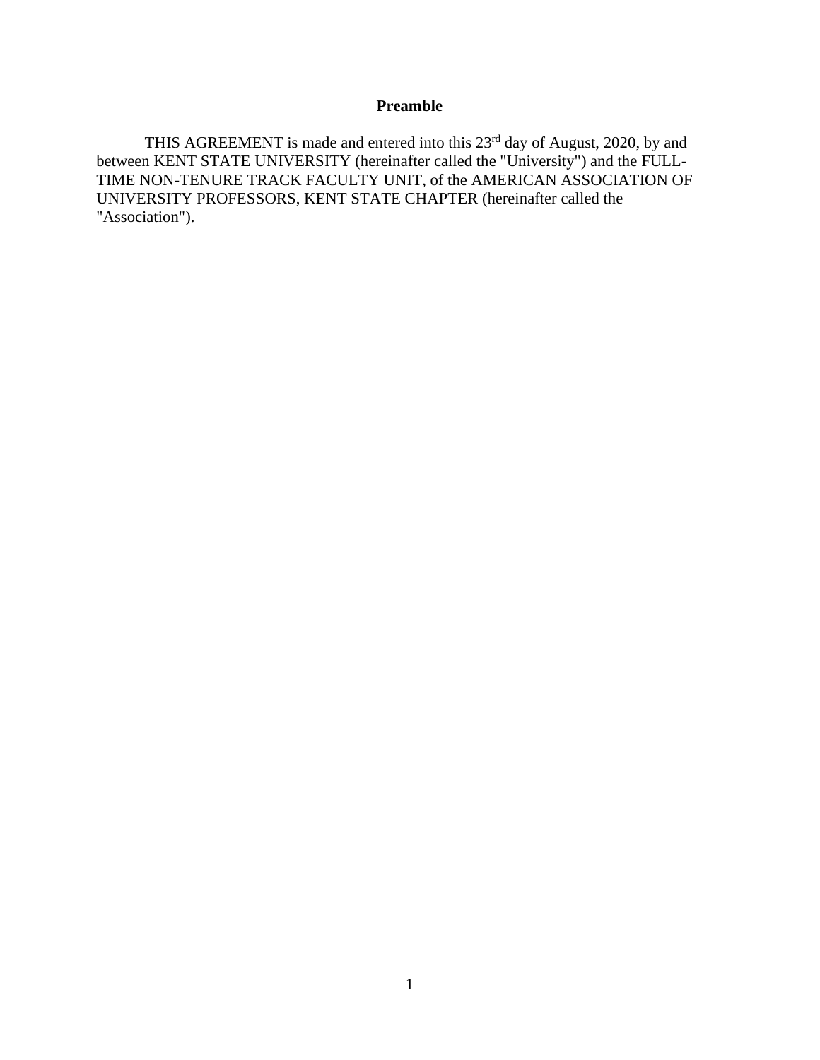# Preamble

THIS AGREEMENT is made and entered into this 23rd day of August, 2020, by and between KENT STATE UNIVERSITY (hereinafter called the "University") and the FULL-TIME NON-TENURE TRACK FACULTY UNIT, of the AMERICAN ASSOCIATION OF UNIVERSITY PROFESSORS, KENT STATE CHAPTER (hereinafter called the "Association").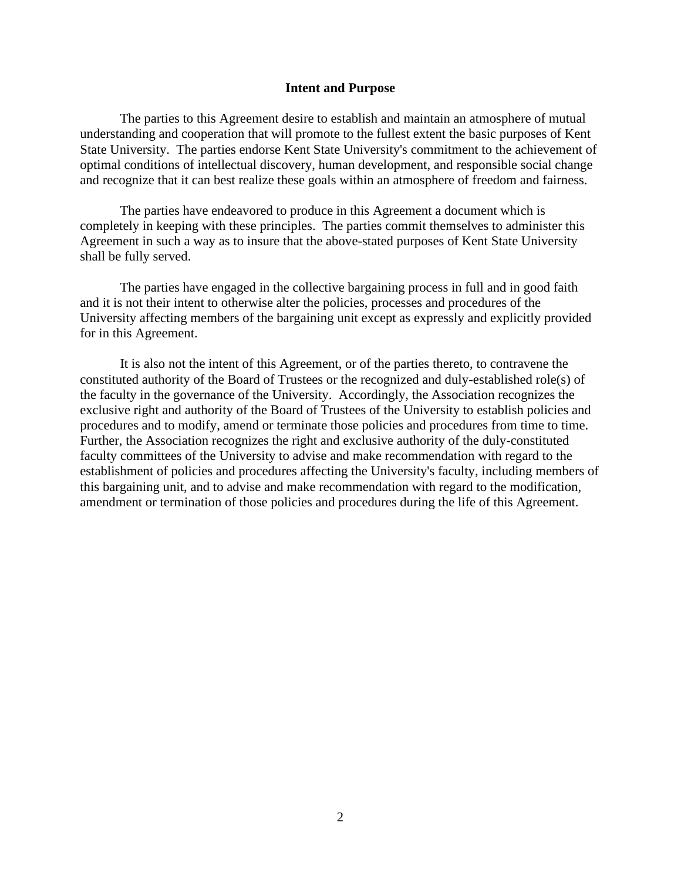## Intent and Purpose

The parties to this Agreement desire to establish and maintain an atmosphere of mutual understanding and cooperation that will promote to the fullest extent the basic purposes of Kent State University. The parties endorse Kent State University's commitment to the achievement of optimal conditions of intellectual discovery, human development, and responsible social change and recognize that it can best realize these goals within an atmosphere of freedom and fairness.

The parties have endeavored to produce in this Agreement a document which is completely in keeping with these principles. The parties commit themselves to administer this Agreement in such a way as to insure that the above-stated purposes of Kent State University shall be fully served.

The parties have engaged in the collective bargaining process in full and in good faith and it is not their intent to otherwise alter the policies, processes and procedures of the University affecting members of the bargaining unit except as expressly and explicitly provided for in this Agreement.

It is also not the intent of this Agreement, or of the parties thereto, to contravene the constituted authority of the Board of Trustees or the recognized and duly-established role(s) of the faculty in the governance of the University. Accordingly, the Association recognizes the exclusive right and authority of the Board of Trustees of the University to establish policies and procedures and to modify, amend or terminate those policies and procedures from time to time. Further, the Association recognizes the right and exclusive authority of the duly-constituted faculty committees of the University to advise and make recommendation with regard to the establishment of policies and procedures affecting the University's faculty, including members of this bargaining unit, and to advise and make recommendation with regard to the modification, amendment or termination of those policies and procedures during the life of this Agreement.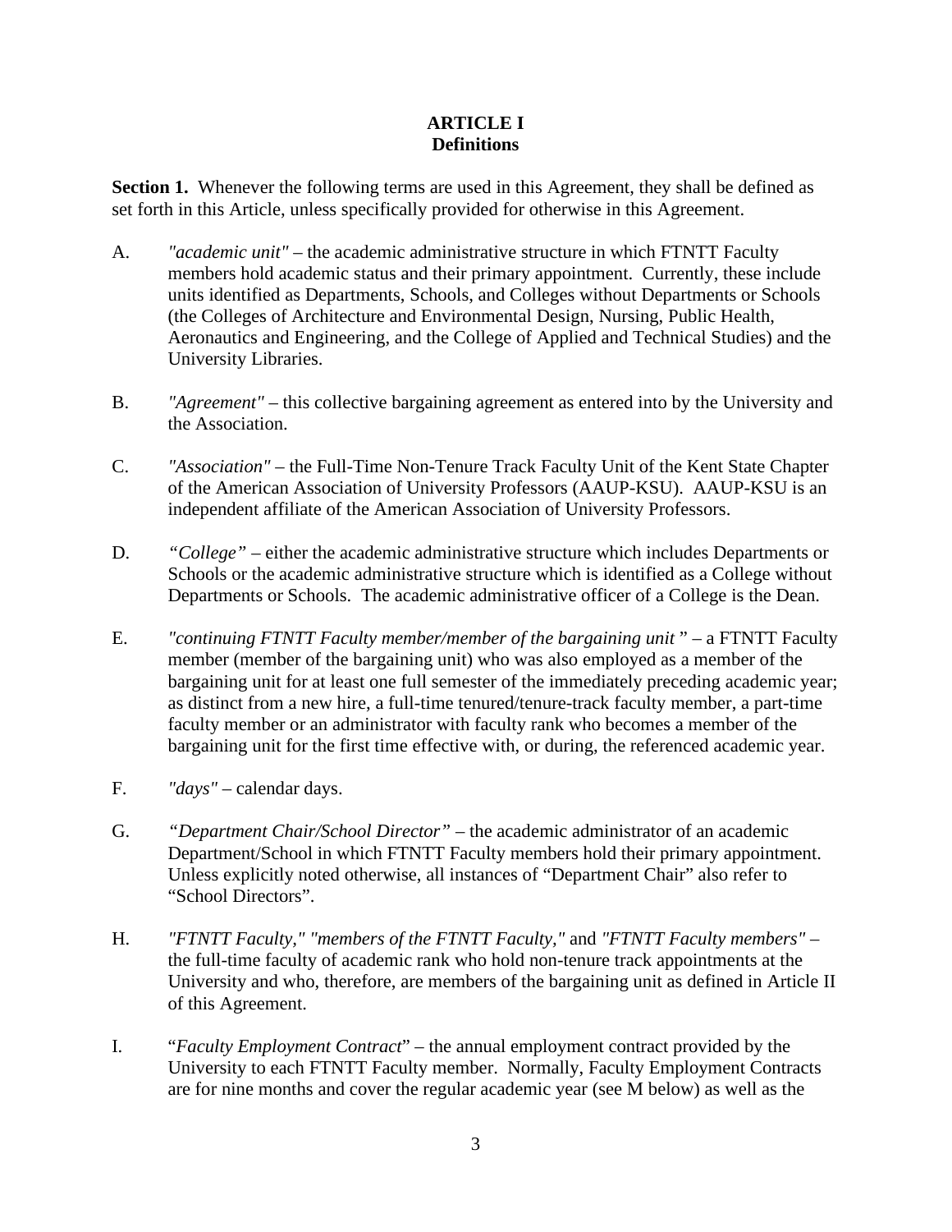# ARTICLE I
## Definitions

**Section 1.** Whenever the following terms are used in this Agreement, they shall be defined as set forth in this Article, unless specifically provided for otherwise in this Agreement.

A. *"academic unit"* – the academic administrative structure in which FTNTT Faculty members hold academic status and their primary appointment. Currently, these include units identified as Departments, Schools, and Colleges without Departments or Schools (the Colleges of Architecture and Environmental Design, Nursing, Public Health, Aeronautics and Engineering, and the College of Applied and Technical Studies) and the University Libraries.

B. *"Agreement"* – this collective bargaining agreement as entered into by the University and the Association.

C. *"Association"* – the Full-Time Non-Tenure Track Faculty Unit of the Kent State Chapter of the American Association of University Professors (AAUP-KSU). AAUP-KSU is an independent affiliate of the American Association of University Professors.

D. *"College"* – either the academic administrative structure which includes Departments or Schools or the academic administrative structure which is identified as a College without Departments or Schools. The academic administrative officer of a College is the Dean.

E. *"continuing FTNTT Faculty member/member of the bargaining unit "* – a FTNTT Faculty member (member of the bargaining unit) who was also employed as a member of the bargaining unit for at least one full semester of the immediately preceding academic year; as distinct from a new hire, a full-time tenured/tenure-track faculty member, a part-time faculty member or an administrator with faculty rank who becomes a member of the bargaining unit for the first time effective with, or during, the referenced academic year.

F. *"days"* – calendar days.

G. *"Department Chair/School Director"* – the academic administrator of an academic Department/School in which FTNTT Faculty members hold their primary appointment. Unless explicitly noted otherwise, all instances of "Department Chair" also refer to "School Directors".

H. *"FTNTT Faculty," "members of the FTNTT Faculty,"* and *"FTNTT Faculty members"* – the full-time faculty of academic rank who hold non-tenure track appointments at the University and who, therefore, are members of the bargaining unit as defined in Article II of this Agreement.

I. "*Faculty Employment Contract*" – the annual employment contract provided by the University to each FTNTT Faculty member. Normally, Faculty Employment Contracts are for nine months and cover the regular academic year (see M below) as well as the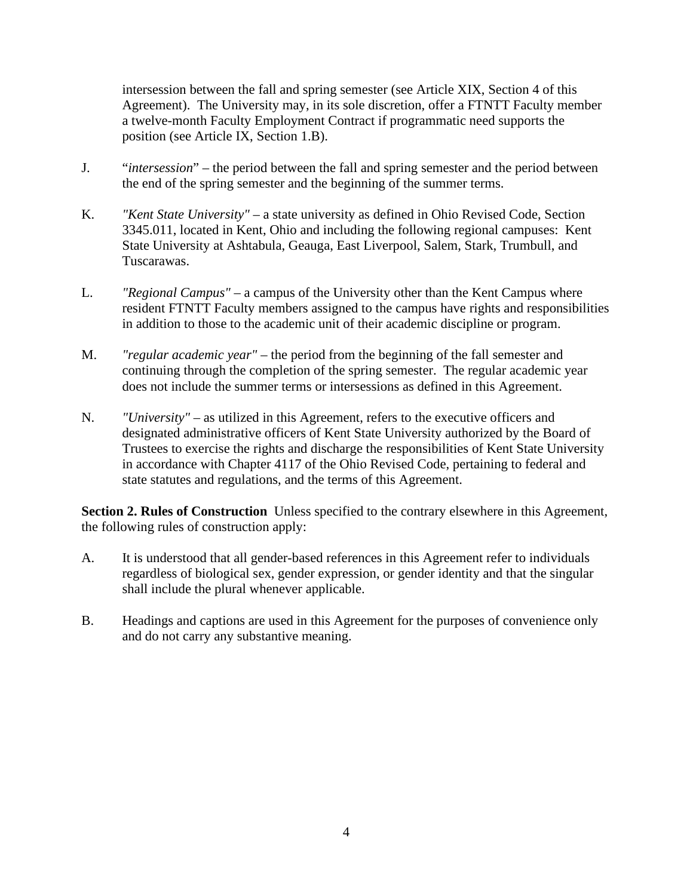intersession between the fall and spring semester (see Article XIX, Section 4 of this Agreement). The University may, in its sole discretion, offer a FTNTT Faculty member a twelve-month Faculty Employment Contract if programmatic need supports the position (see Article IX, Section 1.B).

J. "*intersession*" – the period between the fall and spring semester and the period between the end of the spring semester and the beginning of the summer terms.

K. *"Kent State University"* – a state university as defined in Ohio Revised Code, Section 3345.011, located in Kent, Ohio and including the following regional campuses: Kent State University at Ashtabula, Geauga, East Liverpool, Salem, Stark, Trumbull, and Tuscarawas.

L. *"Regional Campus"* – a campus of the University other than the Kent Campus where resident FTNTT Faculty members assigned to the campus have rights and responsibilities in addition to those to the academic unit of their academic discipline or program.

M. *"regular academic year"* – the period from the beginning of the fall semester and continuing through the completion of the spring semester. The regular academic year does not include the summer terms or intersessions as defined in this Agreement.

N. *"University"* – as utilized in this Agreement, refers to the executive officers and designated administrative officers of Kent State University authorized by the Board of Trustees to exercise the rights and discharge the responsibilities of Kent State University in accordance with Chapter 4117 of the Ohio Revised Code, pertaining to federal and state statutes and regulations, and the terms of this Agreement.

**Section 2. Rules of Construction** Unless specified to the contrary elsewhere in this Agreement, the following rules of construction apply:

A. It is understood that all gender-based references in this Agreement refer to individuals regardless of biological sex, gender expression, or gender identity and that the singular shall include the plural whenever applicable.

B. Headings and captions are used in this Agreement for the purposes of convenience only and do not carry any substantive meaning.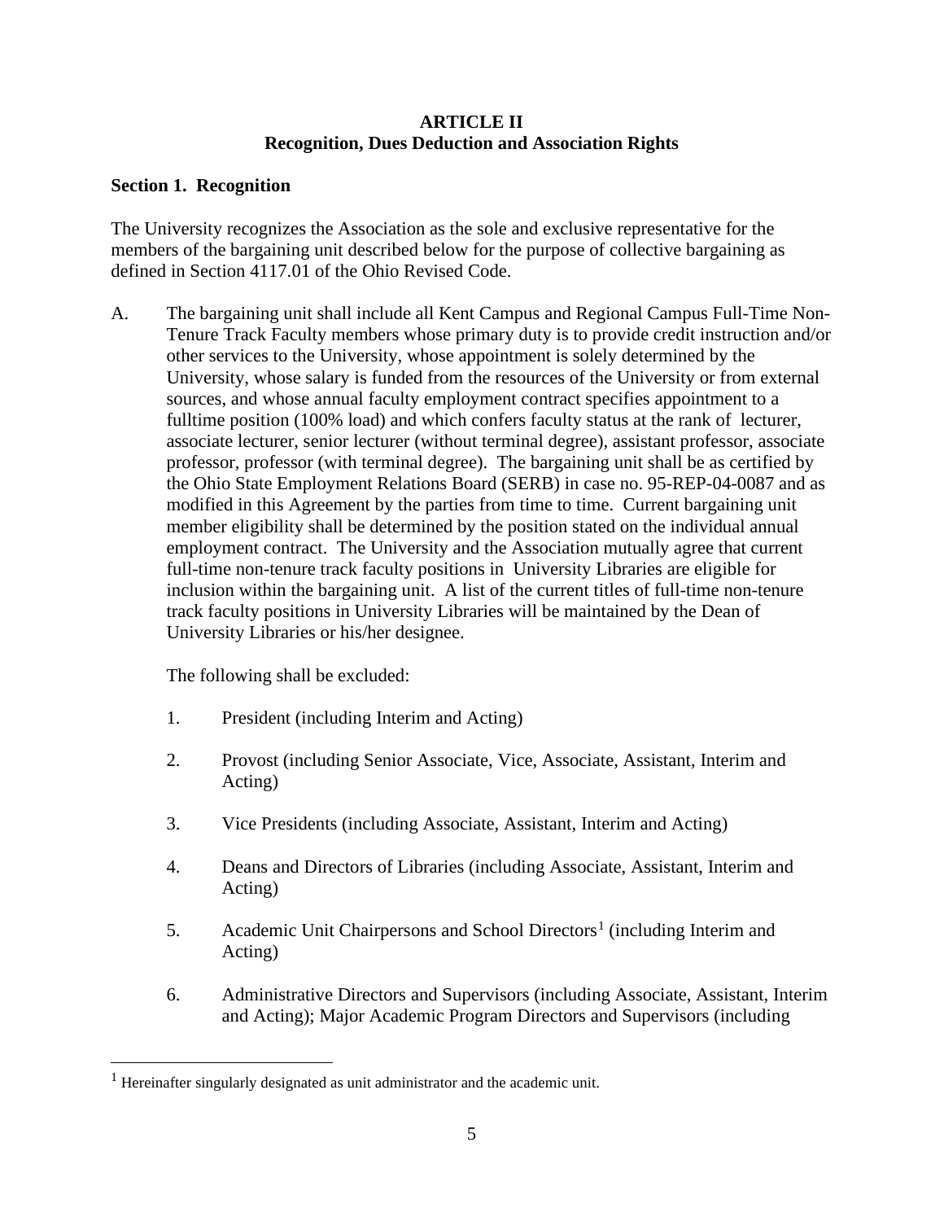## ARTICLE II
## Recognition, Dues Deduction and Association Rights

### Section 1. Recognition

The University recognizes the Association as the sole and exclusive representative for the members of the bargaining unit described below for the purpose of collective bargaining as defined in Section 4117.01 of the Ohio Revised Code.

A. The bargaining unit shall include all Kent Campus and Regional Campus Full-Time Non-Tenure Track Faculty members whose primary duty is to provide credit instruction and/or other services to the University, whose appointment is solely determined by the University, whose salary is funded from the resources of the University or from external sources, and whose annual faculty employment contract specifies appointment to a fulltime position (100% load) and which confers faculty status at the rank of lecturer, associate lecturer, senior lecturer (without terminal degree), assistant professor, associate professor, professor (with terminal degree). The bargaining unit shall be as certified by the Ohio State Employment Relations Board (SERB) in case no. 95-REP-04-0087 and as modified in this Agreement by the parties from time to time. Current bargaining unit member eligibility shall be determined by the position stated on the individual annual employment contract. The University and the Association mutually agree that current full-time non-tenure track faculty positions in University Libraries are eligible for inclusion within the bargaining unit. A list of the current titles of full-time non-tenure track faculty positions in University Libraries will be maintained by the Dean of University Libraries or his/her designee.

   The following shall be excluded:

   1. President (including Interim and Acting)

   2. Provost (including Senior Associate, Vice, Associate, Assistant, Interim and Acting)

   3. Vice Presidents (including Associate, Assistant, Interim and Acting)

   4. Deans and Directors of Libraries (including Associate, Assistant, Interim and Acting)

   5. Academic Unit Chairpersons and School Directors[1] (including Interim and Acting)

   6. Administrative Directors and Supervisors (including Associate, Assistant, Interim and Acting); Major Academic Program Directors and Supervisors (including

[1] Hereinafter singularly designated as unit administrator and the academic unit.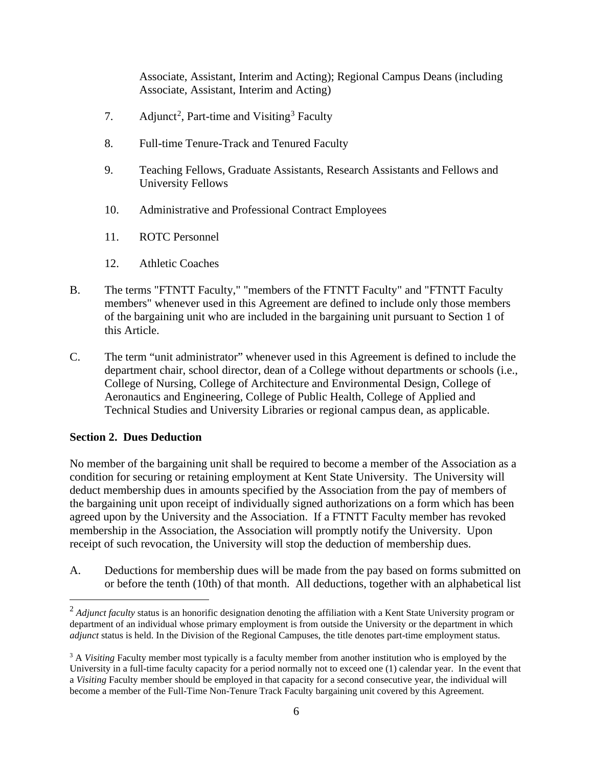Associate, Assistant, Interim and Acting); Regional Campus Deans (including Associate, Assistant, Interim and Acting)

7. Adjunct[2], Part-time and Visiting[3] Faculty

8. Full-time Tenure-Track and Tenured Faculty

9. Teaching Fellows, Graduate Assistants, Research Assistants and Fellows and University Fellows

10. Administrative and Professional Contract Employees

11. ROTC Personnel

12. Athletic Coaches

B. The terms "FTNTT Faculty," "members of the FTNTT Faculty" and "FTNTT Faculty members" whenever used in this Agreement are defined to include only those members of the bargaining unit who are included in the bargaining unit pursuant to Section 1 of this Article.

C. The term "unit administrator" whenever used in this Agreement is defined to include the department chair, school director, dean of a College without departments or schools (i.e., College of Nursing, College of Architecture and Environmental Design, College of Aeronautics and Engineering, College of Public Health, College of Applied and Technical Studies and University Libraries or regional campus dean, as applicable.

**Section 2. Dues Deduction**

No member of the bargaining unit shall be required to become a member of the Association as a condition for securing or retaining employment at Kent State University. The University will deduct membership dues in amounts specified by the Association from the pay of members of the bargaining unit upon receipt of individually signed authorizations on a form which has been agreed upon by the University and the Association. If a FTNTT Faculty member has revoked membership in the Association, the Association will promptly notify the University. Upon receipt of such revocation, the University will stop the deduction of membership dues.

A. Deductions for membership dues will be made from the pay based on forms submitted on or before the tenth (10th) of that month. All deductions, together with an alphabetical list

---

[2] *Adjunct faculty* status is an honorific designation denoting the affiliation with a Kent State University program or department of an individual whose primary employment is from outside the University or the department in which *adjunct* status is held. In the Division of the Regional Campuses, the title denotes part-time employment status.

[3] A *Visiting* Faculty member most typically is a faculty member from another institution who is employed by the University in a full-time faculty capacity for a period normally not to exceed one (1) calendar year. In the event that a *Visiting* Faculty member should be employed in that capacity for a second consecutive year, the individual will become a member of the Full-Time Non-Tenure Track Faculty bargaining unit covered by this Agreement.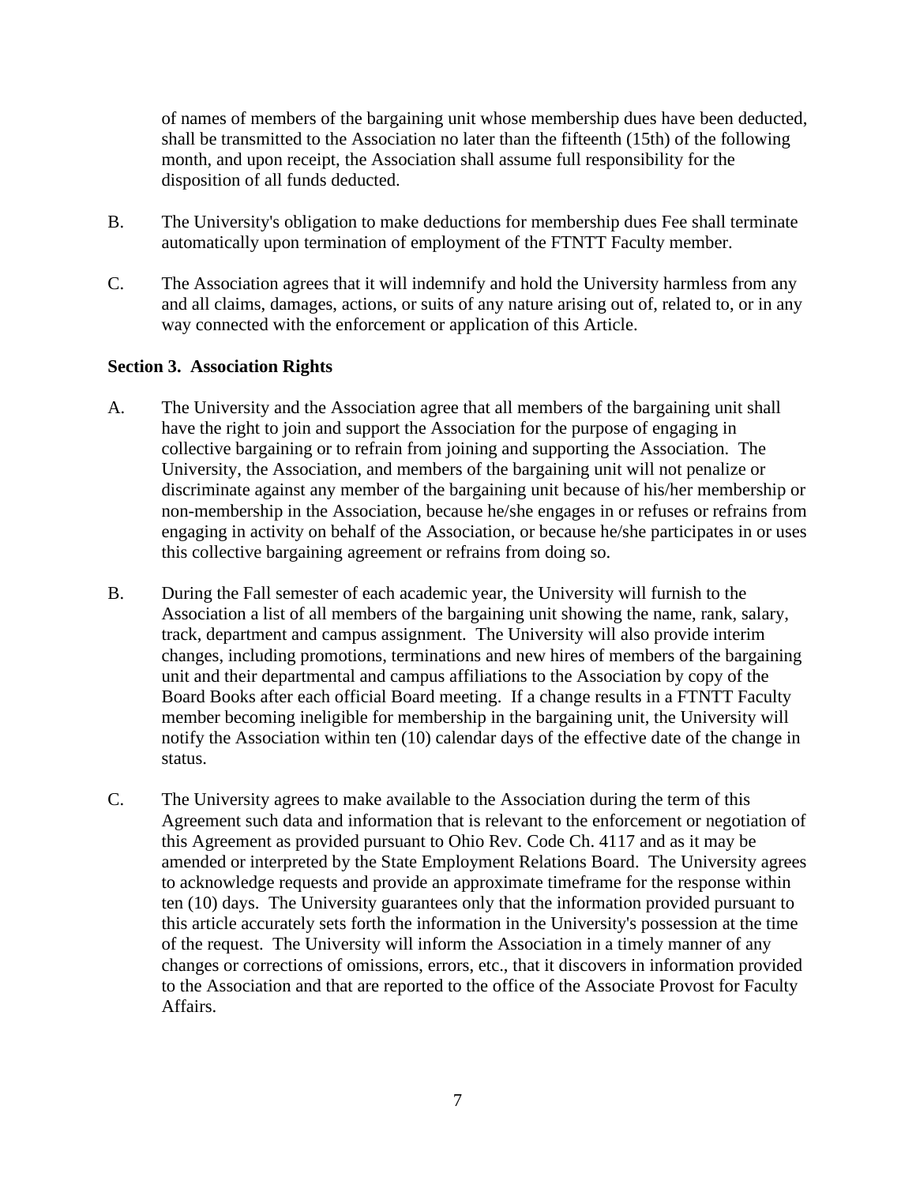of names of members of the bargaining unit whose membership dues have been deducted, shall be transmitted to the Association no later than the fifteenth (15th) of the following month, and upon receipt, the Association shall assume full responsibility for the disposition of all funds deducted.

B. The University's obligation to make deductions for membership dues Fee shall terminate automatically upon termination of employment of the FTNTT Faculty member.

C. The Association agrees that it will indemnify and hold the University harmless from any and all claims, damages, actions, or suits of any nature arising out of, related to, or in any way connected with the enforcement or application of this Article.

**Section 3. Association Rights**

A. The University and the Association agree that all members of the bargaining unit shall have the right to join and support the Association for the purpose of engaging in collective bargaining or to refrain from joining and supporting the Association. The University, the Association, and members of the bargaining unit will not penalize or discriminate against any member of the bargaining unit because of his/her membership or non-membership in the Association, because he/she engages in or refuses or refrains from engaging in activity on behalf of the Association, or because he/she participates in or uses this collective bargaining agreement or refrains from doing so.

B. During the Fall semester of each academic year, the University will furnish to the Association a list of all members of the bargaining unit showing the name, rank, salary, track, department and campus assignment. The University will also provide interim changes, including promotions, terminations and new hires of members of the bargaining unit and their departmental and campus affiliations to the Association by copy of the Board Books after each official Board meeting. If a change results in a FTNTT Faculty member becoming ineligible for membership in the bargaining unit, the University will notify the Association within ten (10) calendar days of the effective date of the change in status.

C. The University agrees to make available to the Association during the term of this Agreement such data and information that is relevant to the enforcement or negotiation of this Agreement as provided pursuant to Ohio Rev. Code Ch. 4117 and as it may be amended or interpreted by the State Employment Relations Board. The University agrees to acknowledge requests and provide an approximate timeframe for the response within ten (10) days. The University guarantees only that the information provided pursuant to this article accurately sets forth the information in the University's possession at the time of the request. The University will inform the Association in a timely manner of any changes or corrections of omissions, errors, etc., that it discovers in information provided to the Association and that are reported to the office of the Associate Provost for Faculty Affairs.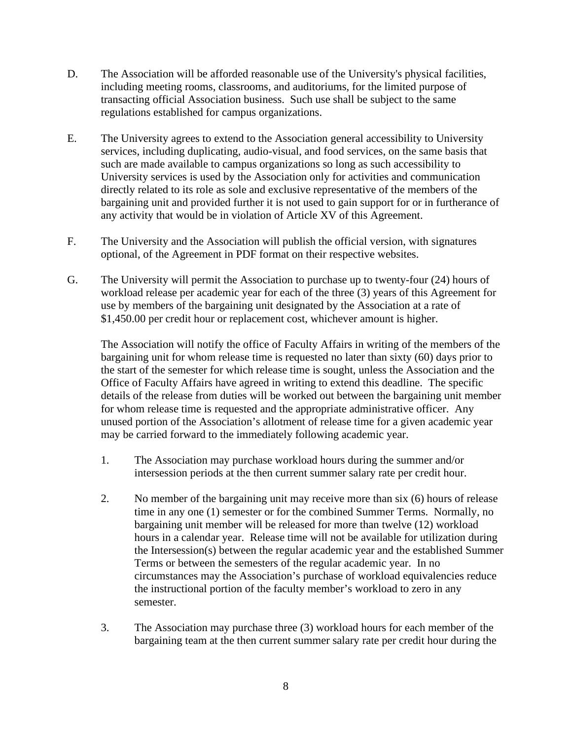D. The Association will be afforded reasonable use of the University's physical facilities, including meeting rooms, classrooms, and auditoriums, for the limited purpose of transacting official Association business. Such use shall be subject to the same regulations established for campus organizations.

E. The University agrees to extend to the Association general accessibility to University services, including duplicating, audio-visual, and food services, on the same basis that such are made available to campus organizations so long as such accessibility to University services is used by the Association only for activities and communication directly related to its role as sole and exclusive representative of the members of the bargaining unit and provided further it is not used to gain support for or in furtherance of any activity that would be in violation of Article XV of this Agreement.

F. The University and the Association will publish the official version, with signatures optional, of the Agreement in PDF format on their respective websites.

G. The University will permit the Association to purchase up to twenty-four (24) hours of workload release per academic year for each of the three (3) years of this Agreement for use by members of the bargaining unit designated by the Association at a rate of $1,450.00 per credit hour or replacement cost, whichever amount is higher.

   The Association will notify the office of Faculty Affairs in writing of the members of the bargaining unit for whom release time is requested no later than sixty (60) days prior to the start of the semester for which release time is sought, unless the Association and the Office of Faculty Affairs have agreed in writing to extend this deadline. The specific details of the release from duties will be worked out between the bargaining unit member for whom release time is requested and the appropriate administrative officer. Any unused portion of the Association's allotment of release time for a given academic year may be carried forward to the immediately following academic year.

   1. The Association may purchase workload hours during the summer and/or intersession periods at the then current summer salary rate per credit hour.

   2. No member of the bargaining unit may receive more than six (6) hours of release time in any one (1) semester or for the combined Summer Terms. Normally, no bargaining unit member will be released for more than twelve (12) workload hours in a calendar year. Release time will not be available for utilization during the Intersession(s) between the regular academic year and the established Summer Terms or between the semesters of the regular academic year. In no circumstances may the Association's purchase of workload equivalencies reduce the instructional portion of the faculty member's workload to zero in any semester.

   3. The Association may purchase three (3) workload hours for each member of the bargaining team at the then current summer salary rate per credit hour during the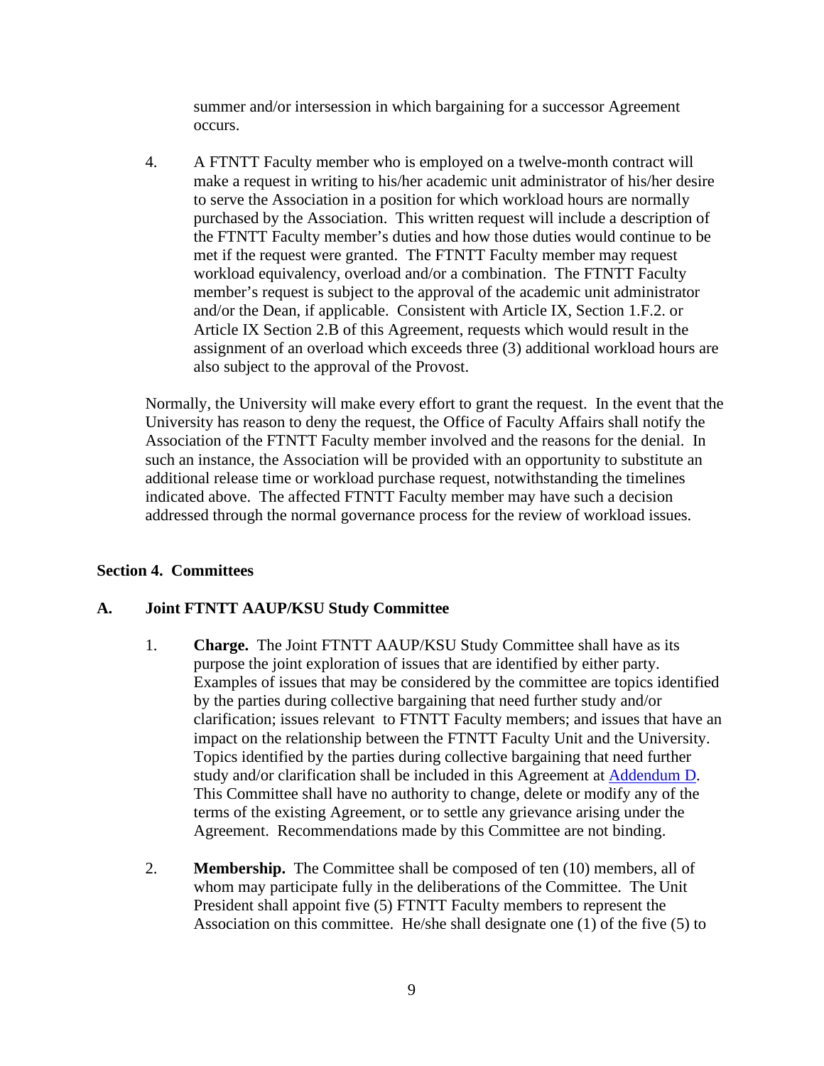summer and/or intersession in which bargaining for a successor Agreement occurs.

4. A FTNTT Faculty member who is employed on a twelve-month contract will make a request in writing to his/her academic unit administrator of his/her desire to serve the Association in a position for which workload hours are normally purchased by the Association. This written request will include a description of the FTNTT Faculty member's duties and how those duties would continue to be met if the request were granted. The FTNTT Faculty member may request workload equivalency, overload and/or a combination. The FTNTT Faculty member's request is subject to the approval of the academic unit administrator and/or the Dean, if applicable. Consistent with Article IX, Section 1.F.2. or Article IX Section 2.B of this Agreement, requests which would result in the assignment of an overload which exceeds three (3) additional workload hours are also subject to the approval of the Provost.

Normally, the University will make every effort to grant the request. In the event that the University has reason to deny the request, the Office of Faculty Affairs shall notify the Association of the FTNTT Faculty member involved and the reasons for the denial. In such an instance, the Association will be provided with an opportunity to substitute an additional release time or workload purchase request, notwithstanding the timelines indicated above. The affected FTNTT Faculty member may have such a decision addressed through the normal governance process for the review of workload issues.

## Section 4. Committees

### A. Joint FTNTT AAUP/KSU Study Committee

1. **Charge.** The Joint FTNTT AAUP/KSU Study Committee shall have as its purpose the joint exploration of issues that are identified by either party. Examples of issues that may be considered by the committee are topics identified by the parties during collective bargaining that need further study and/or clarification; issues relevant to FTNTT Faculty members; and issues that have an impact on the relationship between the FTNTT Faculty Unit and the University. Topics identified by the parties during collective bargaining that need further study and/or clarification shall be included in this Agreement at Addendum D. This Committee shall have no authority to change, delete or modify any of the terms of the existing Agreement, or to settle any grievance arising under the Agreement. Recommendations made by this Committee are not binding.

2. **Membership.** The Committee shall be composed of ten (10) members, all of whom may participate fully in the deliberations of the Committee. The Unit President shall appoint five (5) FTNTT Faculty members to represent the Association on this committee. He/she shall designate one (1) of the five (5) to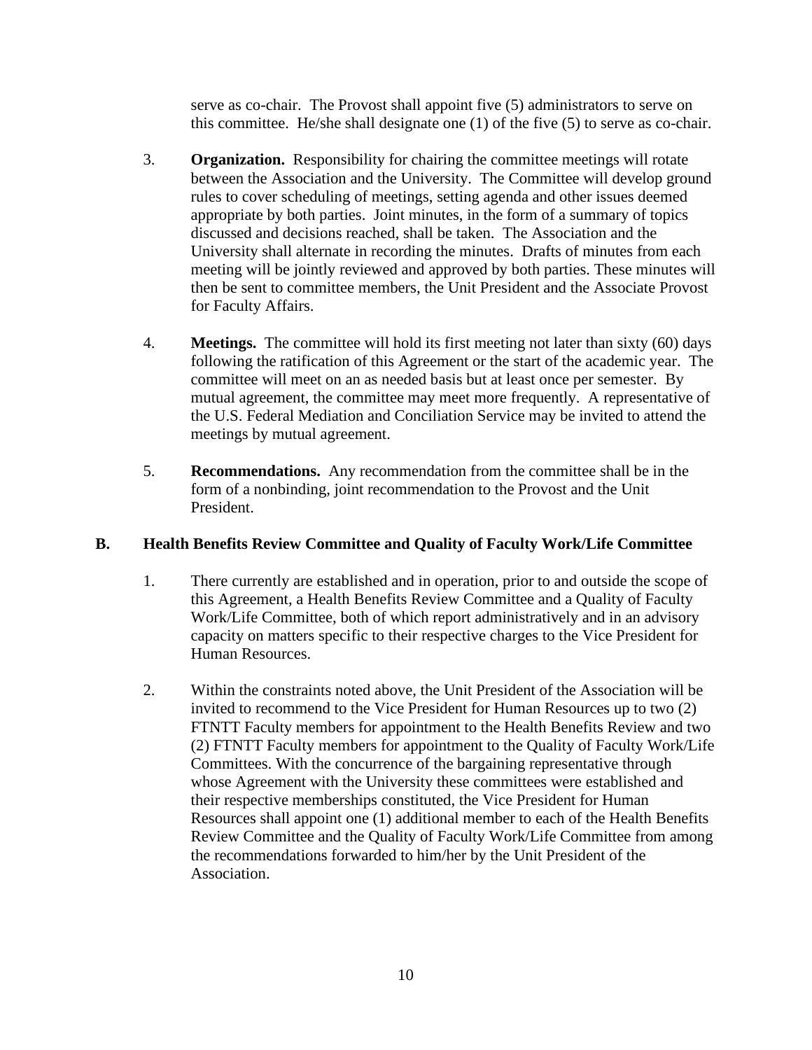serve as co-chair. The Provost shall appoint five (5) administrators to serve on this committee. He/she shall designate one (1) of the five (5) to serve as co-chair.

3. **Organization.** Responsibility for chairing the committee meetings will rotate between the Association and the University. The Committee will develop ground rules to cover scheduling of meetings, setting agenda and other issues deemed appropriate by both parties. Joint minutes, in the form of a summary of topics discussed and decisions reached, shall be taken. The Association and the University shall alternate in recording the minutes. Drafts of minutes from each meeting will be jointly reviewed and approved by both parties. These minutes will then be sent to committee members, the Unit President and the Associate Provost for Faculty Affairs.

4. **Meetings.** The committee will hold its first meeting not later than sixty (60) days following the ratification of this Agreement or the start of the academic year. The committee will meet on an as needed basis but at least once per semester. By mutual agreement, the committee may meet more frequently. A representative of the U.S. Federal Mediation and Conciliation Service may be invited to attend the meetings by mutual agreement.

5. **Recommendations.** Any recommendation from the committee shall be in the form of a nonbinding, joint recommendation to the Provost and the Unit President.

## B. Health Benefits Review Committee and Quality of Faculty Work/Life Committee

1. There currently are established and in operation, prior to and outside the scope of this Agreement, a Health Benefits Review Committee and a Quality of Faculty Work/Life Committee, both of which report administratively and in an advisory capacity on matters specific to their respective charges to the Vice President for Human Resources.

2. Within the constraints noted above, the Unit President of the Association will be invited to recommend to the Vice President for Human Resources up to two (2) FTNTT Faculty members for appointment to the Health Benefits Review and two (2) FTNTT Faculty members for appointment to the Quality of Faculty Work/Life Committees. With the concurrence of the bargaining representative through whose Agreement with the University these committees were established and their respective memberships constituted, the Vice President for Human Resources shall appoint one (1) additional member to each of the Health Benefits Review Committee and the Quality of Faculty Work/Life Committee from among the recommendations forwarded to him/her by the Unit President of the Association.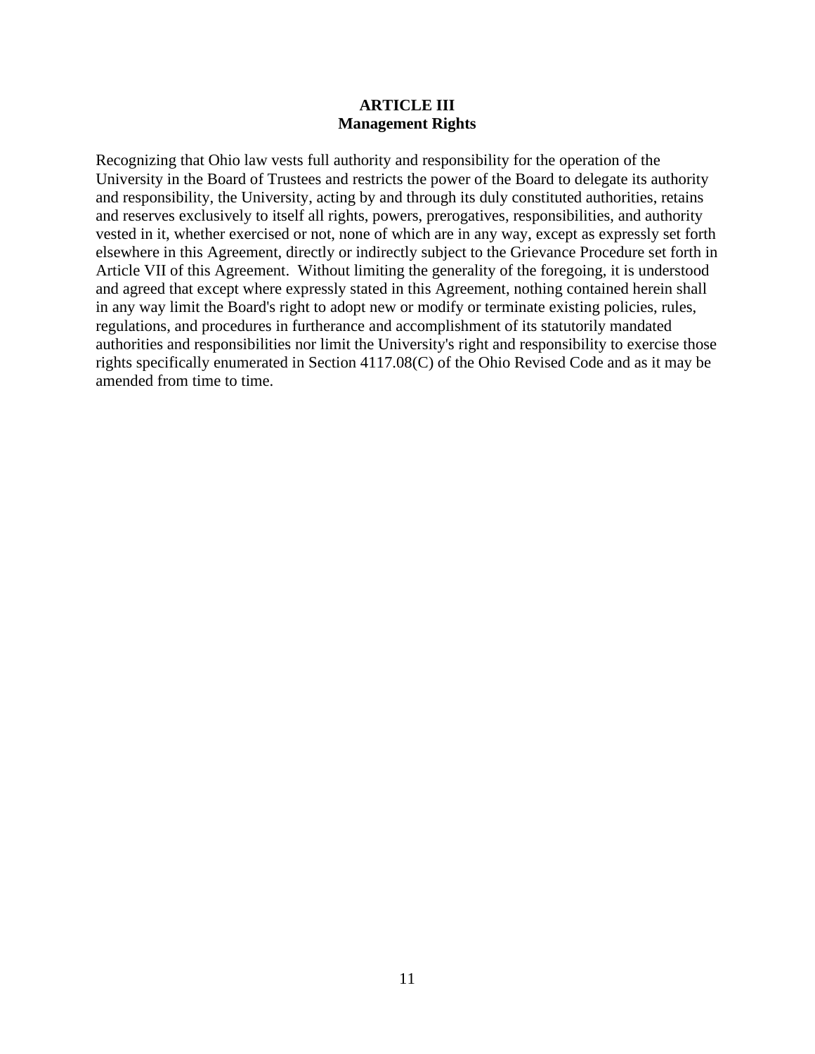# ARTICLE III
## Management Rights

Recognizing that Ohio law vests full authority and responsibility for the operation of the University in the Board of Trustees and restricts the power of the Board to delegate its authority and responsibility, the University, acting by and through its duly constituted authorities, retains and reserves exclusively to itself all rights, powers, prerogatives, responsibilities, and authority vested in it, whether exercised or not, none of which are in any way, except as expressly set forth elsewhere in this Agreement, directly or indirectly subject to the Grievance Procedure set forth in Article VII of this Agreement. Without limiting the generality of the foregoing, it is understood and agreed that except where expressly stated in this Agreement, nothing contained herein shall in any way limit the Board's right to adopt new or modify or terminate existing policies, rules, regulations, and procedures in furtherance and accomplishment of its statutorily mandated authorities and responsibilities nor limit the University's right and responsibility to exercise those rights specifically enumerated in Section 4117.08(C) of the Ohio Revised Code and as it may be amended from time to time.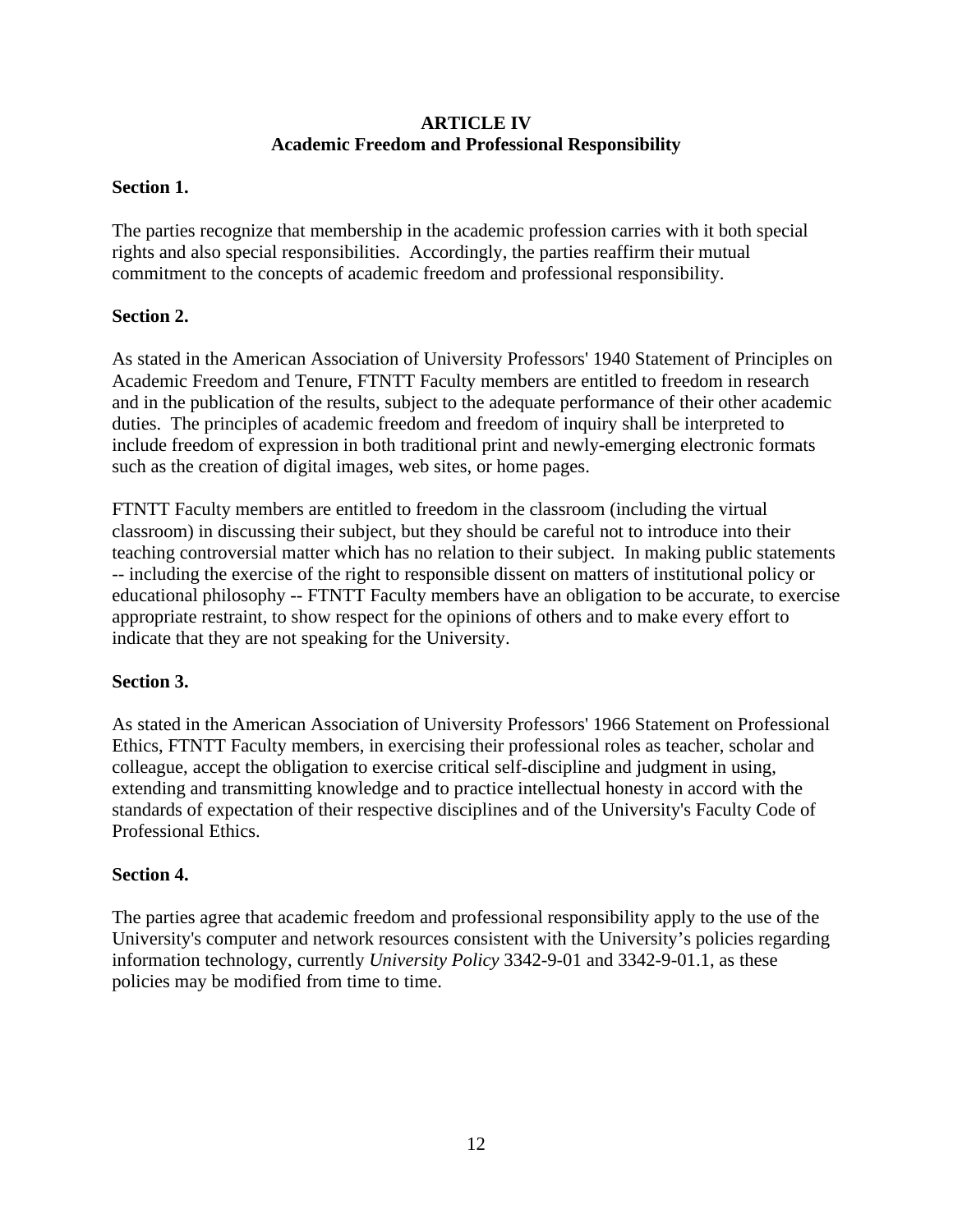# ARTICLE IV
## Academic Freedom and Professional Responsibility

**Section 1.**

The parties recognize that membership in the academic profession carries with it both special rights and also special responsibilities. Accordingly, the parties reaffirm their mutual commitment to the concepts of academic freedom and professional responsibility.

**Section 2.**

As stated in the American Association of University Professors' 1940 Statement of Principles on Academic Freedom and Tenure, FTNTT Faculty members are entitled to freedom in research and in the publication of the results, subject to the adequate performance of their other academic duties. The principles of academic freedom and freedom of inquiry shall be interpreted to include freedom of expression in both traditional print and newly-emerging electronic formats such as the creation of digital images, web sites, or home pages.

FTNTT Faculty members are entitled to freedom in the classroom (including the virtual classroom) in discussing their subject, but they should be careful not to introduce into their teaching controversial matter which has no relation to their subject. In making public statements -- including the exercise of the right to responsible dissent on matters of institutional policy or educational philosophy -- FTNTT Faculty members have an obligation to be accurate, to exercise appropriate restraint, to show respect for the opinions of others and to make every effort to indicate that they are not speaking for the University.

**Section 3.**

As stated in the American Association of University Professors' 1966 Statement on Professional Ethics, FTNTT Faculty members, in exercising their professional roles as teacher, scholar and colleague, accept the obligation to exercise critical self-discipline and judgment in using, extending and transmitting knowledge and to practice intellectual honesty in accord with the standards of expectation of their respective disciplines and of the University's Faculty Code of Professional Ethics.

**Section 4.**

The parties agree that academic freedom and professional responsibility apply to the use of the University's computer and network resources consistent with the University's policies regarding information technology, currently *University Policy* 3342-9-01 and 3342-9-01.1, as these policies may be modified from time to time.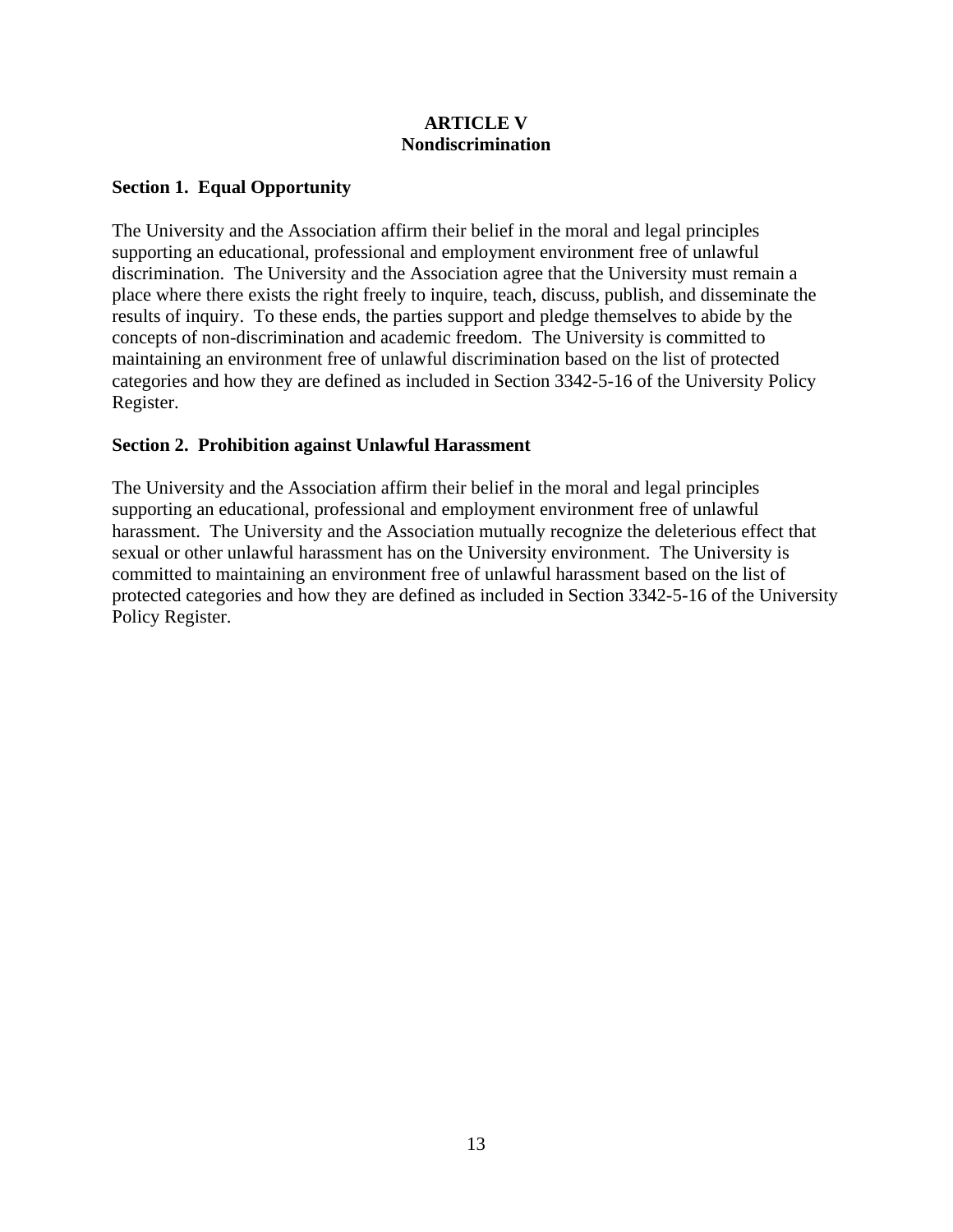# ARTICLE V
# Nondiscrimination

## Section 1. Equal Opportunity

The University and the Association affirm their belief in the moral and legal principles supporting an educational, professional and employment environment free of unlawful discrimination. The University and the Association agree that the University must remain a place where there exists the right freely to inquire, teach, discuss, publish, and disseminate the results of inquiry. To these ends, the parties support and pledge themselves to abide by the concepts of non-discrimination and academic freedom. The University is committed to maintaining an environment free of unlawful discrimination based on the list of protected categories and how they are defined as included in Section 3342-5-16 of the University Policy Register.

## Section 2. Prohibition against Unlawful Harassment

The University and the Association affirm their belief in the moral and legal principles supporting an educational, professional and employment environment free of unlawful harassment. The University and the Association mutually recognize the deleterious effect that sexual or other unlawful harassment has on the University environment. The University is committed to maintaining an environment free of unlawful harassment based on the list of protected categories and how they are defined as included in Section 3342-5-16 of the University Policy Register.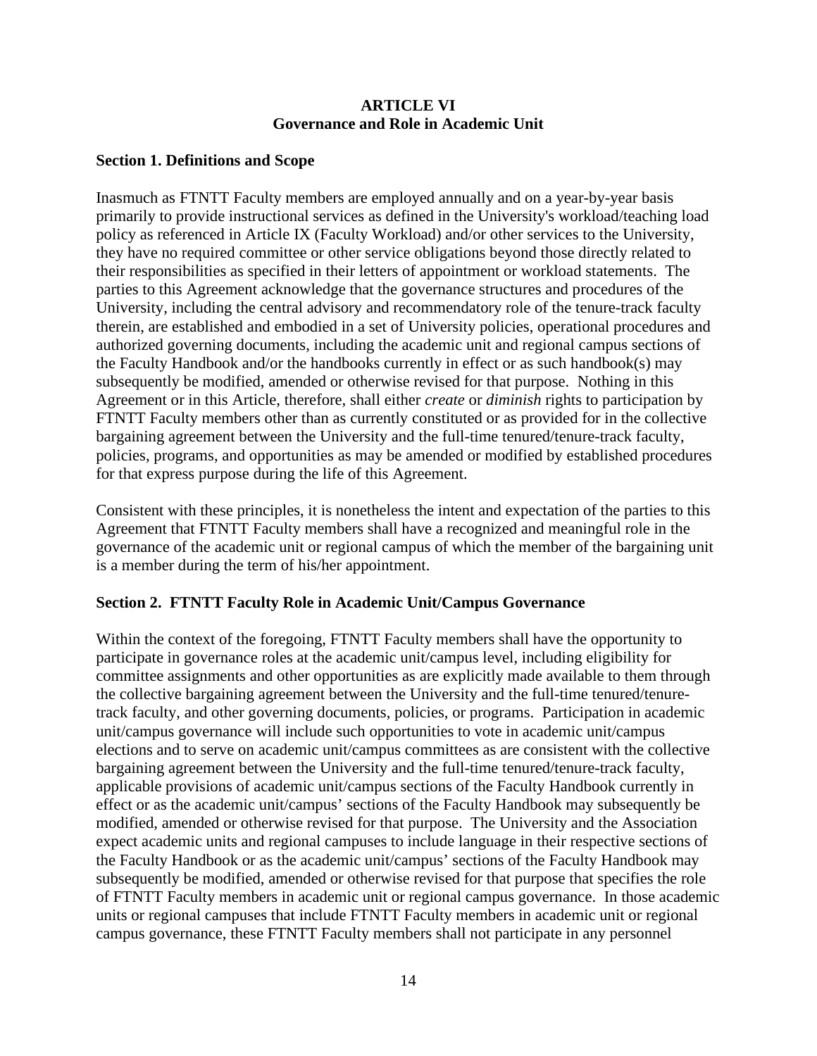# ARTICLE VI
## Governance and Role in Academic Unit

### Section 1. Definitions and Scope

Inasmuch as FTNTT Faculty members are employed annually and on a year-by-year basis primarily to provide instructional services as defined in the University's workload/teaching load policy as referenced in Article IX (Faculty Workload) and/or other services to the University, they have no required committee or other service obligations beyond those directly related to their responsibilities as specified in their letters of appointment or workload statements. The parties to this Agreement acknowledge that the governance structures and procedures of the University, including the central advisory and recommendatory role of the tenure-track faculty therein, are established and embodied in a set of University policies, operational procedures and authorized governing documents, including the academic unit and regional campus sections of the Faculty Handbook and/or the handbooks currently in effect or as such handbook(s) may subsequently be modified, amended or otherwise revised for that purpose. Nothing in this Agreement or in this Article, therefore, shall either *create* or *diminish* rights to participation by FTNTT Faculty members other than as currently constituted or as provided for in the collective bargaining agreement between the University and the full-time tenured/tenure-track faculty, policies, programs, and opportunities as may be amended or modified by established procedures for that express purpose during the life of this Agreement.

Consistent with these principles, it is nonetheless the intent and expectation of the parties to this Agreement that FTNTT Faculty members shall have a recognized and meaningful role in the governance of the academic unit or regional campus of which the member of the bargaining unit is a member during the term of his/her appointment.

### Section 2. FTNTT Faculty Role in Academic Unit/Campus Governance

Within the context of the foregoing, FTNTT Faculty members shall have the opportunity to participate in governance roles at the academic unit/campus level, including eligibility for committee assignments and other opportunities as are explicitly made available to them through the collective bargaining agreement between the University and the full-time tenured/tenure-track faculty, and other governing documents, policies, or programs. Participation in academic unit/campus governance will include such opportunities to vote in academic unit/campus elections and to serve on academic unit/campus committees as are consistent with the collective bargaining agreement between the University and the full-time tenured/tenure-track faculty, applicable provisions of academic unit/campus sections of the Faculty Handbook currently in effect or as the academic unit/campus' sections of the Faculty Handbook may subsequently be modified, amended or otherwise revised for that purpose. The University and the Association expect academic units and regional campuses to include language in their respective sections of the Faculty Handbook or as the academic unit/campus' sections of the Faculty Handbook may subsequently be modified, amended or otherwise revised for that purpose that specifies the role of FTNTT Faculty members in academic unit or regional campus governance. In those academic units or regional campuses that include FTNTT Faculty members in academic unit or regional campus governance, these FTNTT Faculty members shall not participate in any personnel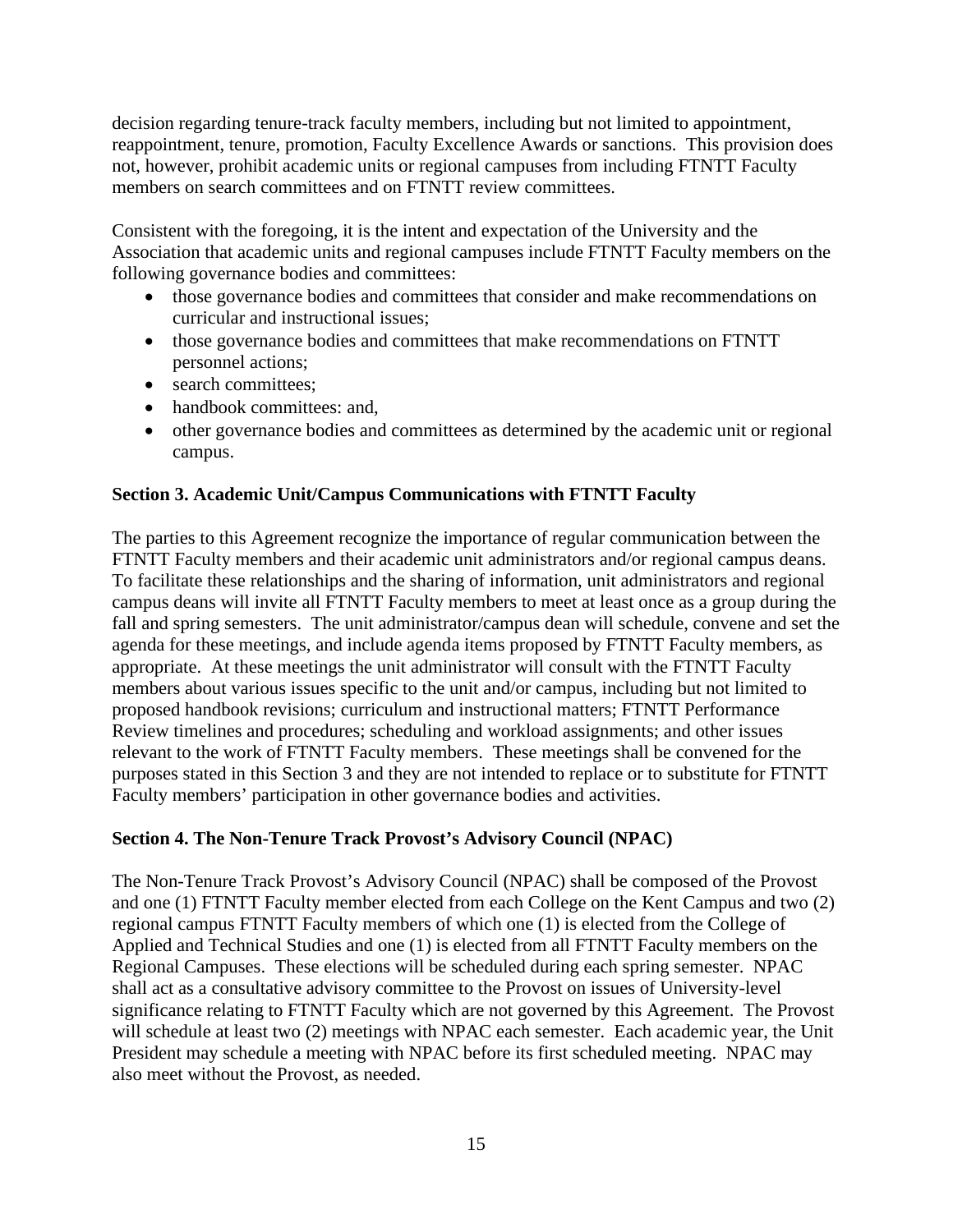decision regarding tenure-track faculty members, including but not limited to appointment, reappointment, tenure, promotion, Faculty Excellence Awards or sanctions. This provision does not, however, prohibit academic units or regional campuses from including FTNTT Faculty members on search committees and on FTNTT review committees.

Consistent with the foregoing, it is the intent and expectation of the University and the Association that academic units and regional campuses include FTNTT Faculty members on the following governance bodies and committees:

- those governance bodies and committees that consider and make recommendations on curricular and instructional issues;
- those governance bodies and committees that make recommendations on FTNTT personnel actions;
- search committees;
- handbook committees: and,
- other governance bodies and committees as determined by the academic unit or regional campus.

**Section 3. Academic Unit/Campus Communications with FTNTT Faculty**

The parties to this Agreement recognize the importance of regular communication between the FTNTT Faculty members and their academic unit administrators and/or regional campus deans. To facilitate these relationships and the sharing of information, unit administrators and regional campus deans will invite all FTNTT Faculty members to meet at least once as a group during the fall and spring semesters. The unit administrator/campus dean will schedule, convene and set the agenda for these meetings, and include agenda items proposed by FTNTT Faculty members, as appropriate. At these meetings the unit administrator will consult with the FTNTT Faculty members about various issues specific to the unit and/or campus, including but not limited to proposed handbook revisions; curriculum and instructional matters; FTNTT Performance Review timelines and procedures; scheduling and workload assignments; and other issues relevant to the work of FTNTT Faculty members. These meetings shall be convened for the purposes stated in this Section 3 and they are not intended to replace or to substitute for FTNTT Faculty members' participation in other governance bodies and activities.

**Section 4. The Non-Tenure Track Provost's Advisory Council (NPAC)**

The Non-Tenure Track Provost's Advisory Council (NPAC) shall be composed of the Provost and one (1) FTNTT Faculty member elected from each College on the Kent Campus and two (2) regional campus FTNTT Faculty members of which one (1) is elected from the College of Applied and Technical Studies and one (1) is elected from all FTNTT Faculty members on the Regional Campuses. These elections will be scheduled during each spring semester. NPAC shall act as a consultative advisory committee to the Provost on issues of University-level significance relating to FTNTT Faculty which are not governed by this Agreement. The Provost will schedule at least two (2) meetings with NPAC each semester. Each academic year, the Unit President may schedule a meeting with NPAC before its first scheduled meeting. NPAC may also meet without the Provost, as needed.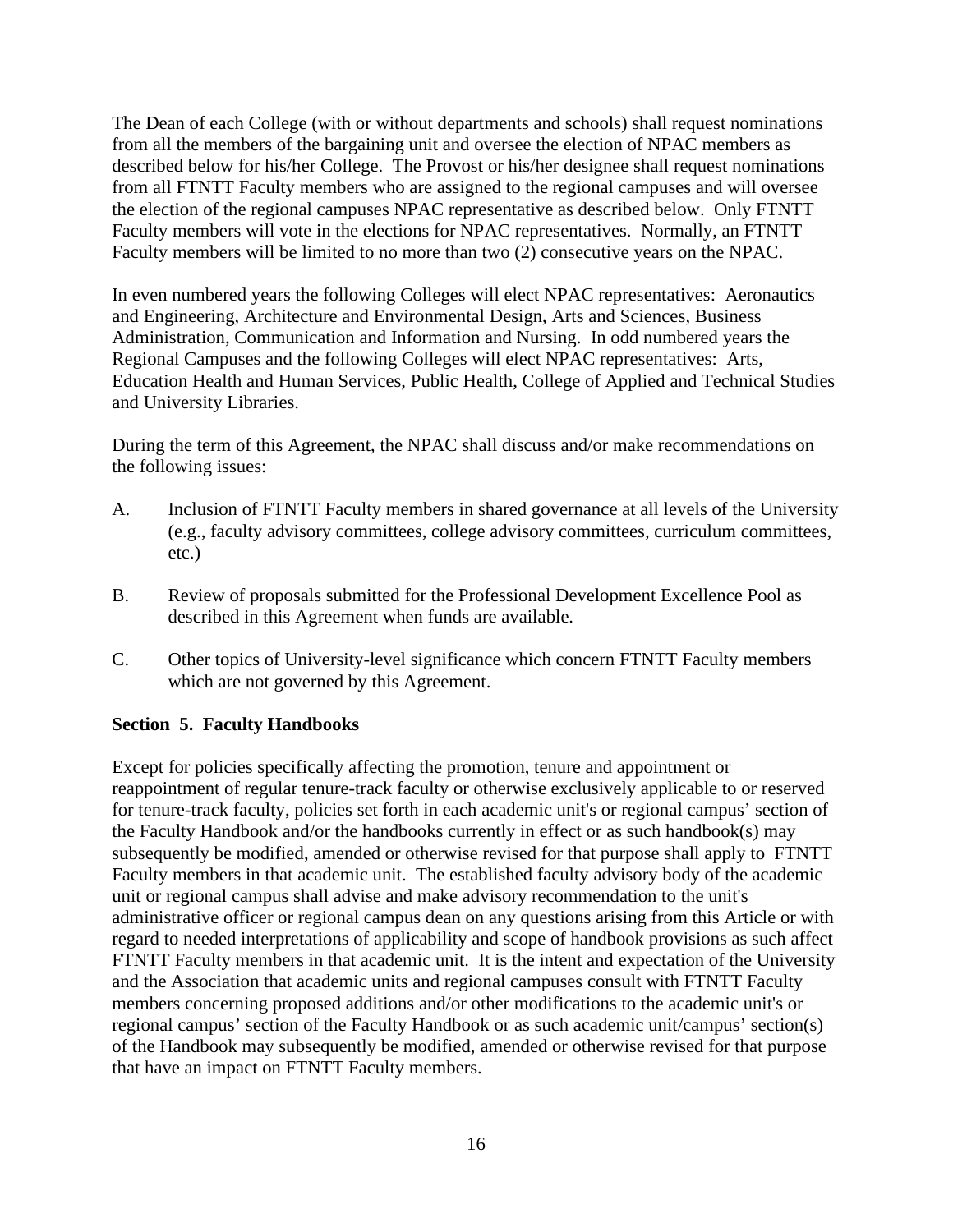The Dean of each College (with or without departments and schools) shall request nominations from all the members of the bargaining unit and oversee the election of NPAC members as described below for his/her College. The Provost or his/her designee shall request nominations from all FTNTT Faculty members who are assigned to the regional campuses and will oversee the election of the regional campuses NPAC representative as described below. Only FTNTT Faculty members will vote in the elections for NPAC representatives. Normally, an FTNTT Faculty members will be limited to no more than two (2) consecutive years on the NPAC.

In even numbered years the following Colleges will elect NPAC representatives: Aeronautics and Engineering, Architecture and Environmental Design, Arts and Sciences, Business Administration, Communication and Information and Nursing. In odd numbered years the Regional Campuses and the following Colleges will elect NPAC representatives: Arts, Education Health and Human Services, Public Health, College of Applied and Technical Studies and University Libraries.

During the term of this Agreement, the NPAC shall discuss and/or make recommendations on the following issues:

A. Inclusion of FTNTT Faculty members in shared governance at all levels of the University (e.g., faculty advisory committees, college advisory committees, curriculum committees, etc.)

B. Review of proposals submitted for the Professional Development Excellence Pool as described in this Agreement when funds are available.

C. Other topics of University-level significance which concern FTNTT Faculty members which are not governed by this Agreement.

**Section 5. Faculty Handbooks**

Except for policies specifically affecting the promotion, tenure and appointment or reappointment of regular tenure-track faculty or otherwise exclusively applicable to or reserved for tenure-track faculty, policies set forth in each academic unit's or regional campus' section of the Faculty Handbook and/or the handbooks currently in effect or as such handbook(s) may subsequently be modified, amended or otherwise revised for that purpose shall apply to FTNTT Faculty members in that academic unit. The established faculty advisory body of the academic unit or regional campus shall advise and make advisory recommendation to the unit's administrative officer or regional campus dean on any questions arising from this Article or with regard to needed interpretations of applicability and scope of handbook provisions as such affect FTNTT Faculty members in that academic unit. It is the intent and expectation of the University and the Association that academic units and regional campuses consult with FTNTT Faculty members concerning proposed additions and/or other modifications to the academic unit's or regional campus' section of the Faculty Handbook or as such academic unit/campus' section(s) of the Handbook may subsequently be modified, amended or otherwise revised for that purpose that have an impact on FTNTT Faculty members.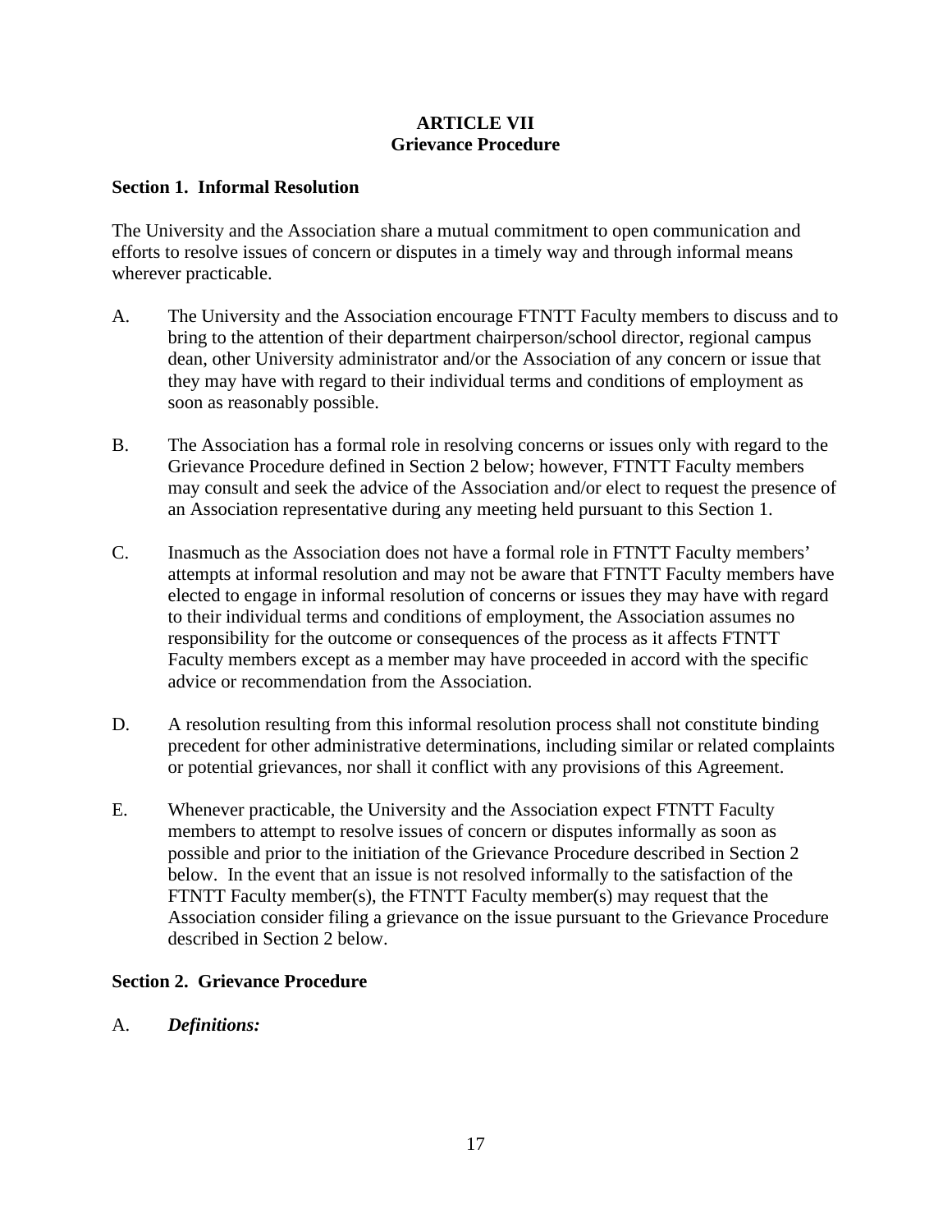# ARTICLE VII
## Grievance Procedure

### Section 1. Informal Resolution

The University and the Association share a mutual commitment to open communication and efforts to resolve issues of concern or disputes in a timely way and through informal means wherever practicable.

A. The University and the Association encourage FTNTT Faculty members to discuss and to bring to the attention of their department chairperson/school director, regional campus dean, other University administrator and/or the Association of any concern or issue that they may have with regard to their individual terms and conditions of employment as soon as reasonably possible.

B. The Association has a formal role in resolving concerns or issues only with regard to the Grievance Procedure defined in Section 2 below; however, FTNTT Faculty members may consult and seek the advice of the Association and/or elect to request the presence of an Association representative during any meeting held pursuant to this Section 1.

C. Inasmuch as the Association does not have a formal role in FTNTT Faculty members' attempts at informal resolution and may not be aware that FTNTT Faculty members have elected to engage in informal resolution of concerns or issues they may have with regard to their individual terms and conditions of employment, the Association assumes no responsibility for the outcome or consequences of the process as it affects FTNTT Faculty members except as a member may have proceeded in accord with the specific advice or recommendation from the Association.

D. A resolution resulting from this informal resolution process shall not constitute binding precedent for other administrative determinations, including similar or related complaints or potential grievances, nor shall it conflict with any provisions of this Agreement.

E. Whenever practicable, the University and the Association expect FTNTT Faculty members to attempt to resolve issues of concern or disputes informally as soon as possible and prior to the initiation of the Grievance Procedure described in Section 2 below. In the event that an issue is not resolved informally to the satisfaction of the FTNTT Faculty member(s), the FTNTT Faculty member(s) may request that the Association consider filing a grievance on the issue pursuant to the Grievance Procedure described in Section 2 below.

### Section 2. Grievance Procedure

A. ***Definitions:***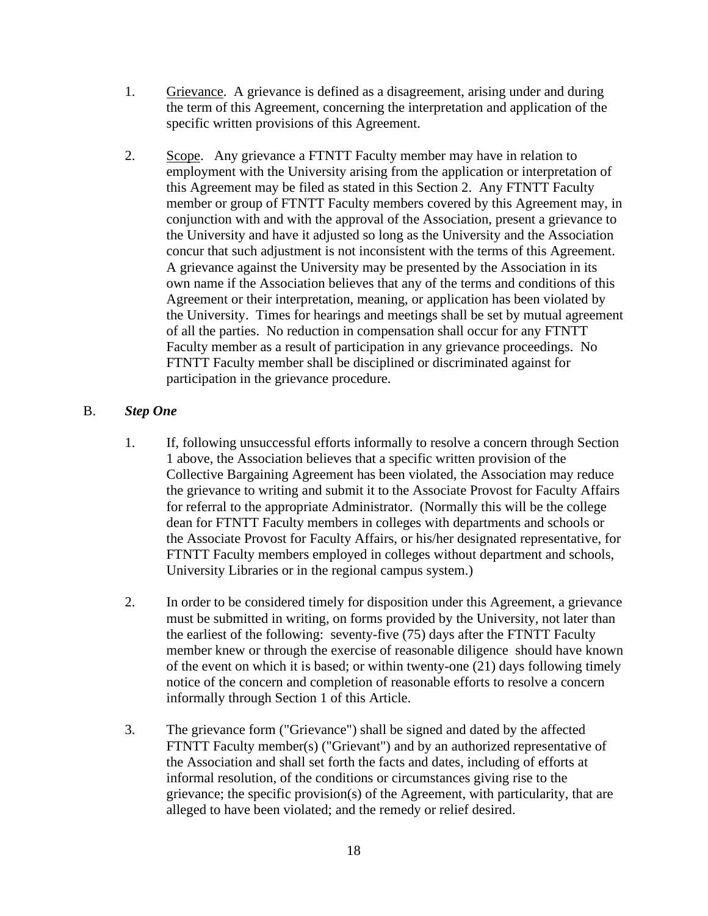1. Grievance. A grievance is defined as a disagreement, arising under and during the term of this Agreement, concerning the interpretation and application of the specific written provisions of this Agreement.

2. Scope. Any grievance a FTNTT Faculty member may have in relation to employment with the University arising from the application or interpretation of this Agreement may be filed as stated in this Section 2. Any FTNTT Faculty member or group of FTNTT Faculty members covered by this Agreement may, in conjunction with and with the approval of the Association, present a grievance to the University and have it adjusted so long as the University and the Association concur that such adjustment is not inconsistent with the terms of this Agreement. A grievance against the University may be presented by the Association in its own name if the Association believes that any of the terms and conditions of this Agreement or their interpretation, meaning, or application has been violated by the University. Times for hearings and meetings shall be set by mutual agreement of all the parties. No reduction in compensation shall occur for any FTNTT Faculty member as a result of participation in any grievance proceedings. No FTNTT Faculty member shall be disciplined or discriminated against for participation in the grievance procedure.

B. ***Step One***

1. If, following unsuccessful efforts informally to resolve a concern through Section 1 above, the Association believes that a specific written provision of the Collective Bargaining Agreement has been violated, the Association may reduce the grievance to writing and submit it to the Associate Provost for Faculty Affairs for referral to the appropriate Administrator. (Normally this will be the college dean for FTNTT Faculty members in colleges with departments and schools or the Associate Provost for Faculty Affairs, or his/her designated representative, for FTNTT Faculty members employed in colleges without department and schools, University Libraries or in the regional campus system.)

2. In order to be considered timely for disposition under this Agreement, a grievance must be submitted in writing, on forms provided by the University, not later than the earliest of the following: seventy-five (75) days after the FTNTT Faculty member knew or through the exercise of reasonable diligence should have known of the event on which it is based; or within twenty-one (21) days following timely notice of the concern and completion of reasonable efforts to resolve a concern informally through Section 1 of this Article.

3. The grievance form ("Grievance") shall be signed and dated by the affected FTNTT Faculty member(s) ("Grievant") and by an authorized representative of the Association and shall set forth the facts and dates, including of efforts at informal resolution, of the conditions or circumstances giving rise to the grievance; the specific provision(s) of the Agreement, with particularity, that are alleged to have been violated; and the remedy or relief desired.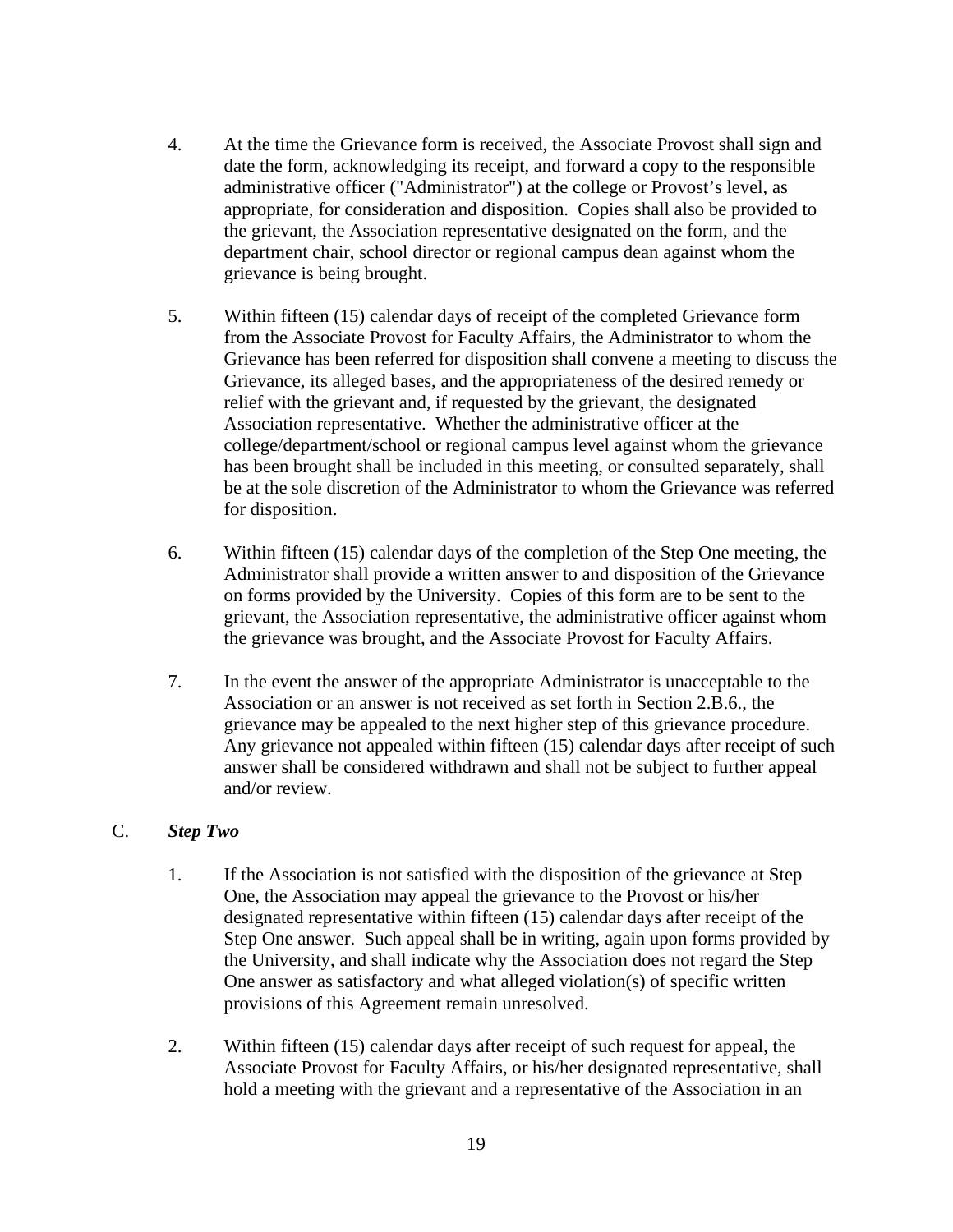4. At the time the Grievance form is received, the Associate Provost shall sign and date the form, acknowledging its receipt, and forward a copy to the responsible administrative officer ("Administrator") at the college or Provost's level, as appropriate, for consideration and disposition. Copies shall also be provided to the grievant, the Association representative designated on the form, and the department chair, school director or regional campus dean against whom the grievance is being brought.

5. Within fifteen (15) calendar days of receipt of the completed Grievance form from the Associate Provost for Faculty Affairs, the Administrator to whom the Grievance has been referred for disposition shall convene a meeting to discuss the Grievance, its alleged bases, and the appropriateness of the desired remedy or relief with the grievant and, if requested by the grievant, the designated Association representative. Whether the administrative officer at the college/department/school or regional campus level against whom the grievance has been brought shall be included in this meeting, or consulted separately, shall be at the sole discretion of the Administrator to whom the Grievance was referred for disposition.

6. Within fifteen (15) calendar days of the completion of the Step One meeting, the Administrator shall provide a written answer to and disposition of the Grievance on forms provided by the University. Copies of this form are to be sent to the grievant, the Association representative, the administrative officer against whom the grievance was brought, and the Associate Provost for Faculty Affairs.

7. In the event the answer of the appropriate Administrator is unacceptable to the Association or an answer is not received as set forth in Section 2.B.6., the grievance may be appealed to the next higher step of this grievance procedure. Any grievance not appealed within fifteen (15) calendar days after receipt of such answer shall be considered withdrawn and shall not be subject to further appeal and/or review.

C. ***Step Two***

1. If the Association is not satisfied with the disposition of the grievance at Step One, the Association may appeal the grievance to the Provost or his/her designated representative within fifteen (15) calendar days after receipt of the Step One answer. Such appeal shall be in writing, again upon forms provided by the University, and shall indicate why the Association does not regard the Step One answer as satisfactory and what alleged violation(s) of specific written provisions of this Agreement remain unresolved.

2. Within fifteen (15) calendar days after receipt of such request for appeal, the Associate Provost for Faculty Affairs, or his/her designated representative, shall hold a meeting with the grievant and a representative of the Association in an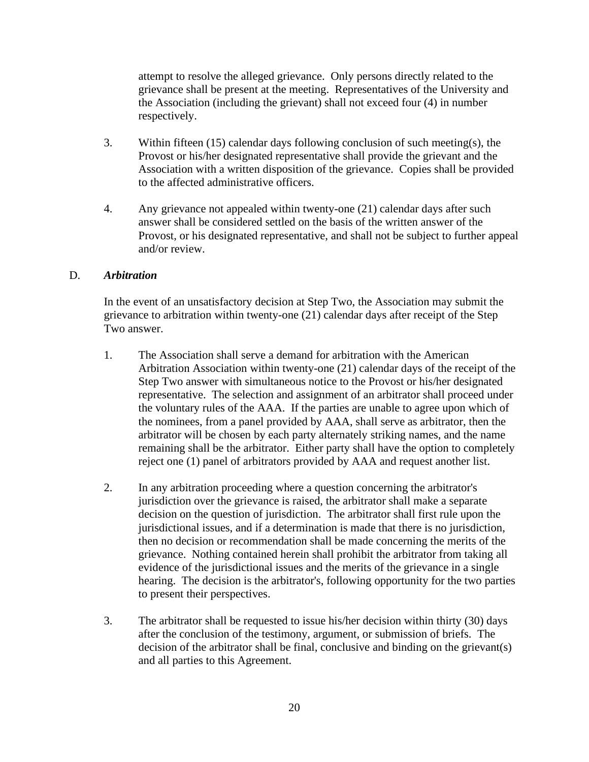attempt to resolve the alleged grievance. Only persons directly related to the grievance shall be present at the meeting. Representatives of the University and the Association (including the grievant) shall not exceed four (4) in number respectively.

3. Within fifteen (15) calendar days following conclusion of such meeting(s), the Provost or his/her designated representative shall provide the grievant and the Association with a written disposition of the grievance. Copies shall be provided to the affected administrative officers.

4. Any grievance not appealed within twenty-one (21) calendar days after such answer shall be considered settled on the basis of the written answer of the Provost, or his designated representative, and shall not be subject to further appeal and/or review.

D. ***Arbitration***

In the event of an unsatisfactory decision at Step Two, the Association may submit the grievance to arbitration within twenty-one (21) calendar days after receipt of the Step Two answer.

1. The Association shall serve a demand for arbitration with the American Arbitration Association within twenty-one (21) calendar days of the receipt of the Step Two answer with simultaneous notice to the Provost or his/her designated representative. The selection and assignment of an arbitrator shall proceed under the voluntary rules of the AAA. If the parties are unable to agree upon which of the nominees, from a panel provided by AAA, shall serve as arbitrator, then the arbitrator will be chosen by each party alternately striking names, and the name remaining shall be the arbitrator. Either party shall have the option to completely reject one (1) panel of arbitrators provided by AAA and request another list.

2. In any arbitration proceeding where a question concerning the arbitrator's jurisdiction over the grievance is raised, the arbitrator shall make a separate decision on the question of jurisdiction. The arbitrator shall first rule upon the jurisdictional issues, and if a determination is made that there is no jurisdiction, then no decision or recommendation shall be made concerning the merits of the grievance. Nothing contained herein shall prohibit the arbitrator from taking all evidence of the jurisdictional issues and the merits of the grievance in a single hearing. The decision is the arbitrator's, following opportunity for the two parties to present their perspectives.

3. The arbitrator shall be requested to issue his/her decision within thirty (30) days after the conclusion of the testimony, argument, or submission of briefs. The decision of the arbitrator shall be final, conclusive and binding on the grievant(s) and all parties to this Agreement.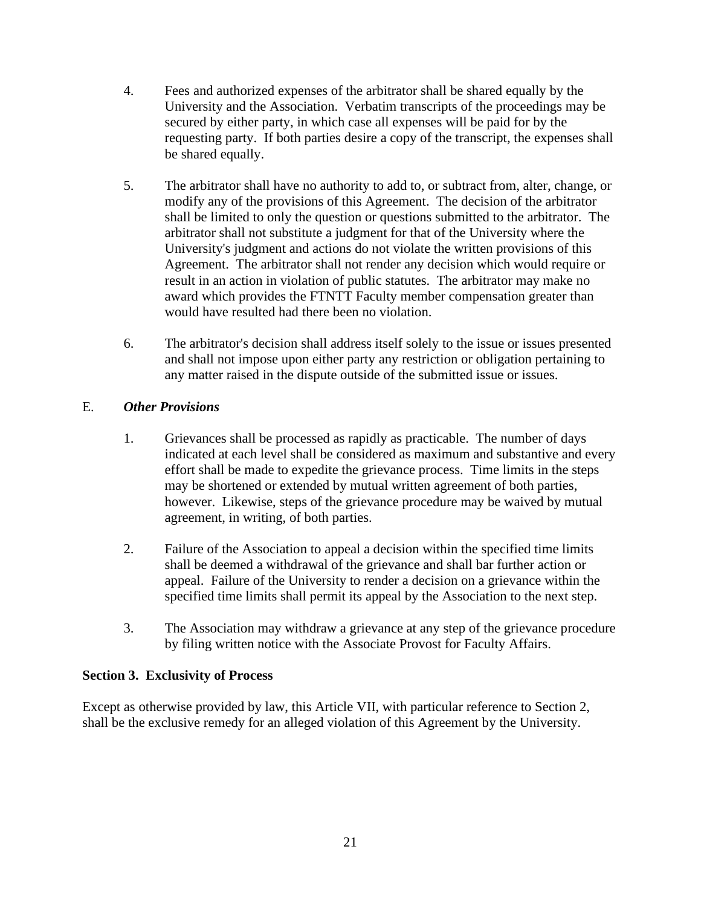4. Fees and authorized expenses of the arbitrator shall be shared equally by the University and the Association. Verbatim transcripts of the proceedings may be secured by either party, in which case all expenses will be paid for by the requesting party. If both parties desire a copy of the transcript, the expenses shall be shared equally.

5. The arbitrator shall have no authority to add to, or subtract from, alter, change, or modify any of the provisions of this Agreement. The decision of the arbitrator shall be limited to only the question or questions submitted to the arbitrator. The arbitrator shall not substitute a judgment for that of the University where the University's judgment and actions do not violate the written provisions of this Agreement. The arbitrator shall not render any decision which would require or result in an action in violation of public statutes. The arbitrator may make no award which provides the FTNTT Faculty member compensation greater than would have resulted had there been no violation.

6. The arbitrator's decision shall address itself solely to the issue or issues presented and shall not impose upon either party any restriction or obligation pertaining to any matter raised in the dispute outside of the submitted issue or issues.

E. ***Other Provisions***

1. Grievances shall be processed as rapidly as practicable. The number of days indicated at each level shall be considered as maximum and substantive and every effort shall be made to expedite the grievance process. Time limits in the steps may be shortened or extended by mutual written agreement of both parties, however. Likewise, steps of the grievance procedure may be waived by mutual agreement, in writing, of both parties.

2. Failure of the Association to appeal a decision within the specified time limits shall be deemed a withdrawal of the grievance and shall bar further action or appeal. Failure of the University to render a decision on a grievance within the specified time limits shall permit its appeal by the Association to the next step.

3. The Association may withdraw a grievance at any step of the grievance procedure by filing written notice with the Associate Provost for Faculty Affairs.

**Section 3. Exclusivity of Process**

Except as otherwise provided by law, this Article VII, with particular reference to Section 2, shall be the exclusive remedy for an alleged violation of this Agreement by the University.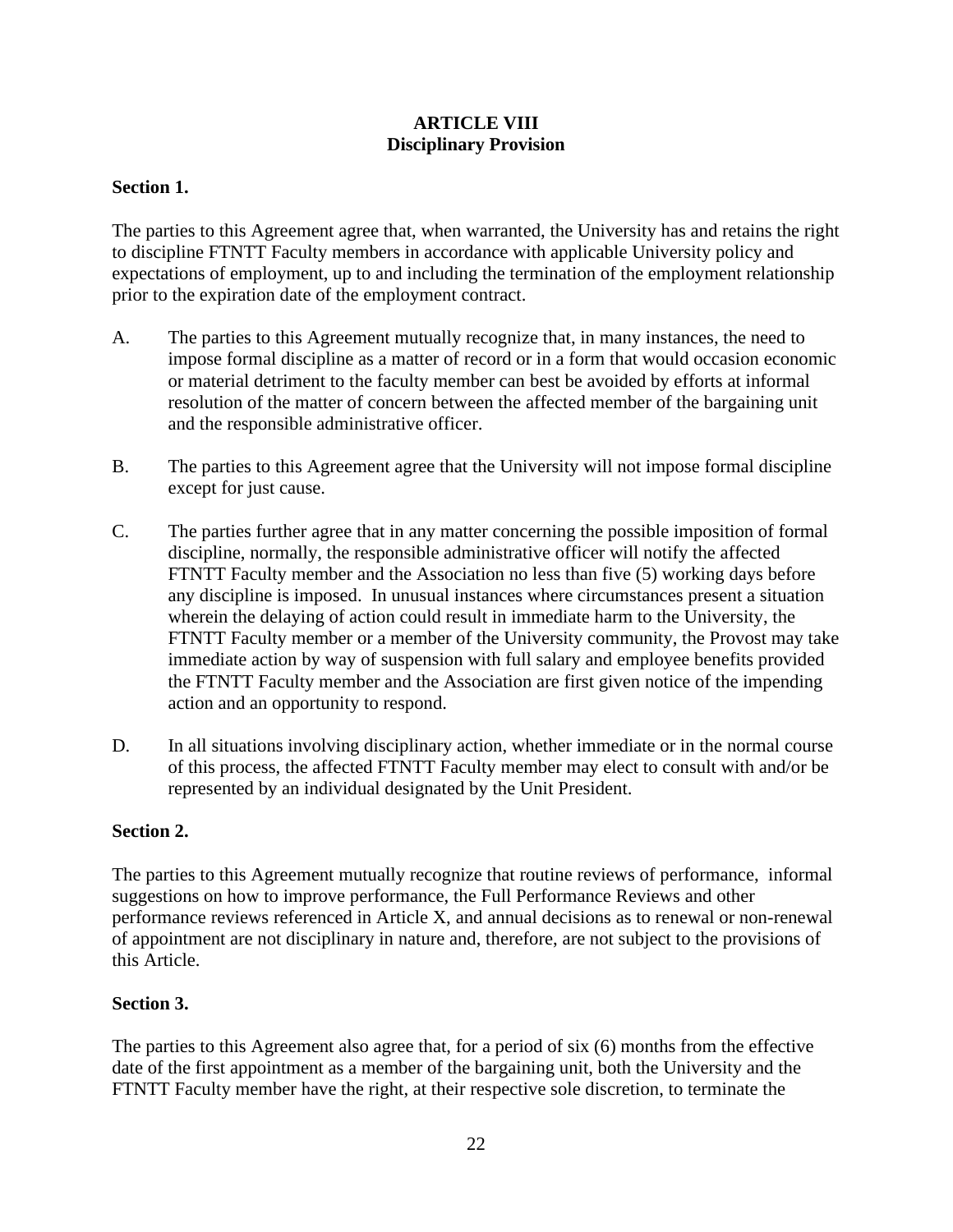## ARTICLE VIII
## Disciplinary Provision

**Section 1.**

The parties to this Agreement agree that, when warranted, the University has and retains the right to discipline FTNTT Faculty members in accordance with applicable University policy and expectations of employment, up to and including the termination of the employment relationship prior to the expiration date of the employment contract.

A. The parties to this Agreement mutually recognize that, in many instances, the need to impose formal discipline as a matter of record or in a form that would occasion economic or material detriment to the faculty member can best be avoided by efforts at informal resolution of the matter of concern between the affected member of the bargaining unit and the responsible administrative officer.

B. The parties to this Agreement agree that the University will not impose formal discipline except for just cause.

C. The parties further agree that in any matter concerning the possible imposition of formal discipline, normally, the responsible administrative officer will notify the affected FTNTT Faculty member and the Association no less than five (5) working days before any discipline is imposed. In unusual instances where circumstances present a situation wherein the delaying of action could result in immediate harm to the University, the FTNTT Faculty member or a member of the University community, the Provost may take immediate action by way of suspension with full salary and employee benefits provided the FTNTT Faculty member and the Association are first given notice of the impending action and an opportunity to respond.

D. In all situations involving disciplinary action, whether immediate or in the normal course of this process, the affected FTNTT Faculty member may elect to consult with and/or be represented by an individual designated by the Unit President.

**Section 2.**

The parties to this Agreement mutually recognize that routine reviews of performance, informal suggestions on how to improve performance, the Full Performance Reviews and other performance reviews referenced in Article X, and annual decisions as to renewal or non-renewal of appointment are not disciplinary in nature and, therefore, are not subject to the provisions of this Article.

**Section 3.**

The parties to this Agreement also agree that, for a period of six (6) months from the effective date of the first appointment as a member of the bargaining unit, both the University and the FTNTT Faculty member have the right, at their respective sole discretion, to terminate the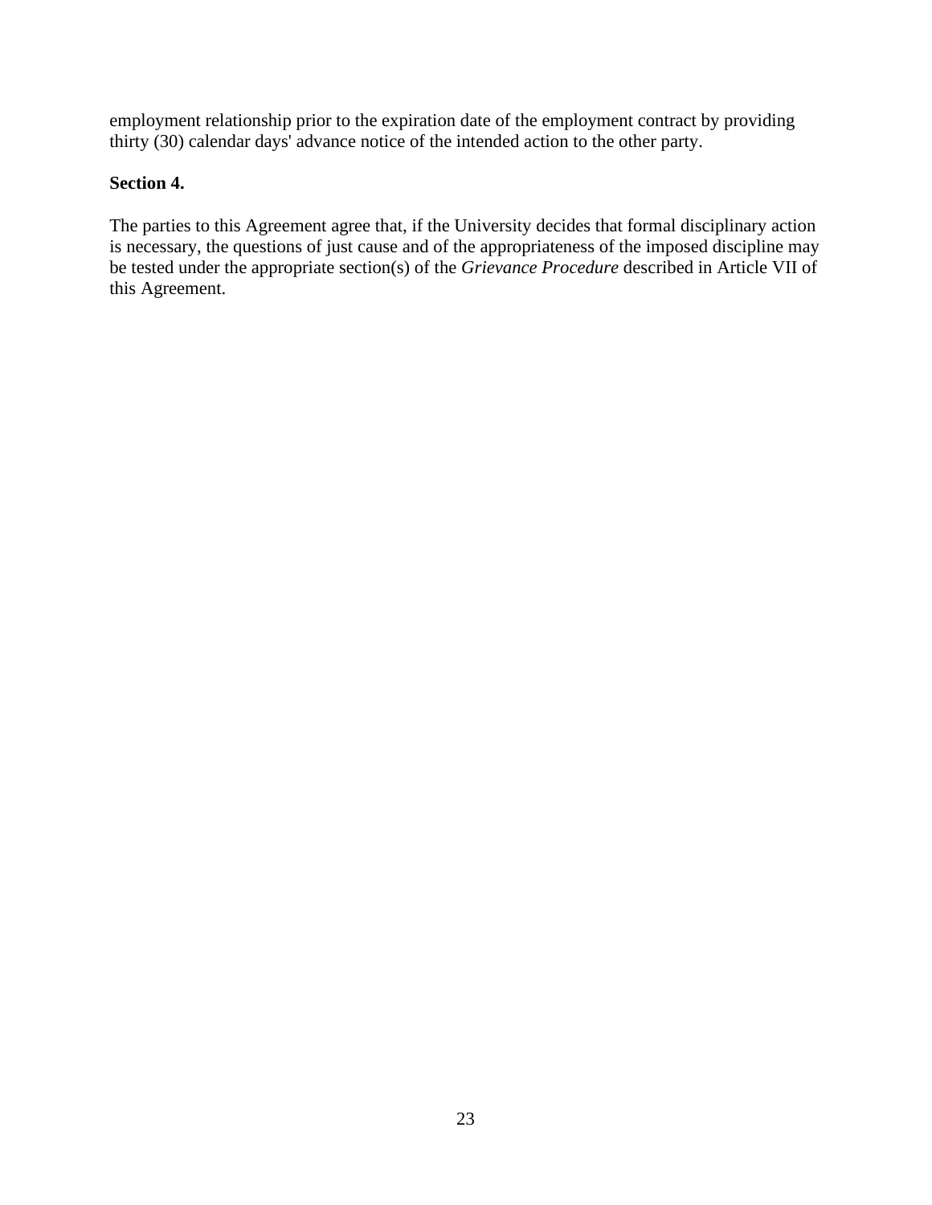employment relationship prior to the expiration date of the employment contract by providing thirty (30) calendar days' advance notice of the intended action to the other party.

**Section 4.**

The parties to this Agreement agree that, if the University decides that formal disciplinary action is necessary, the questions of just cause and of the appropriateness of the imposed discipline may be tested under the appropriate section(s) of the *Grievance Procedure* described in Article VII of this Agreement.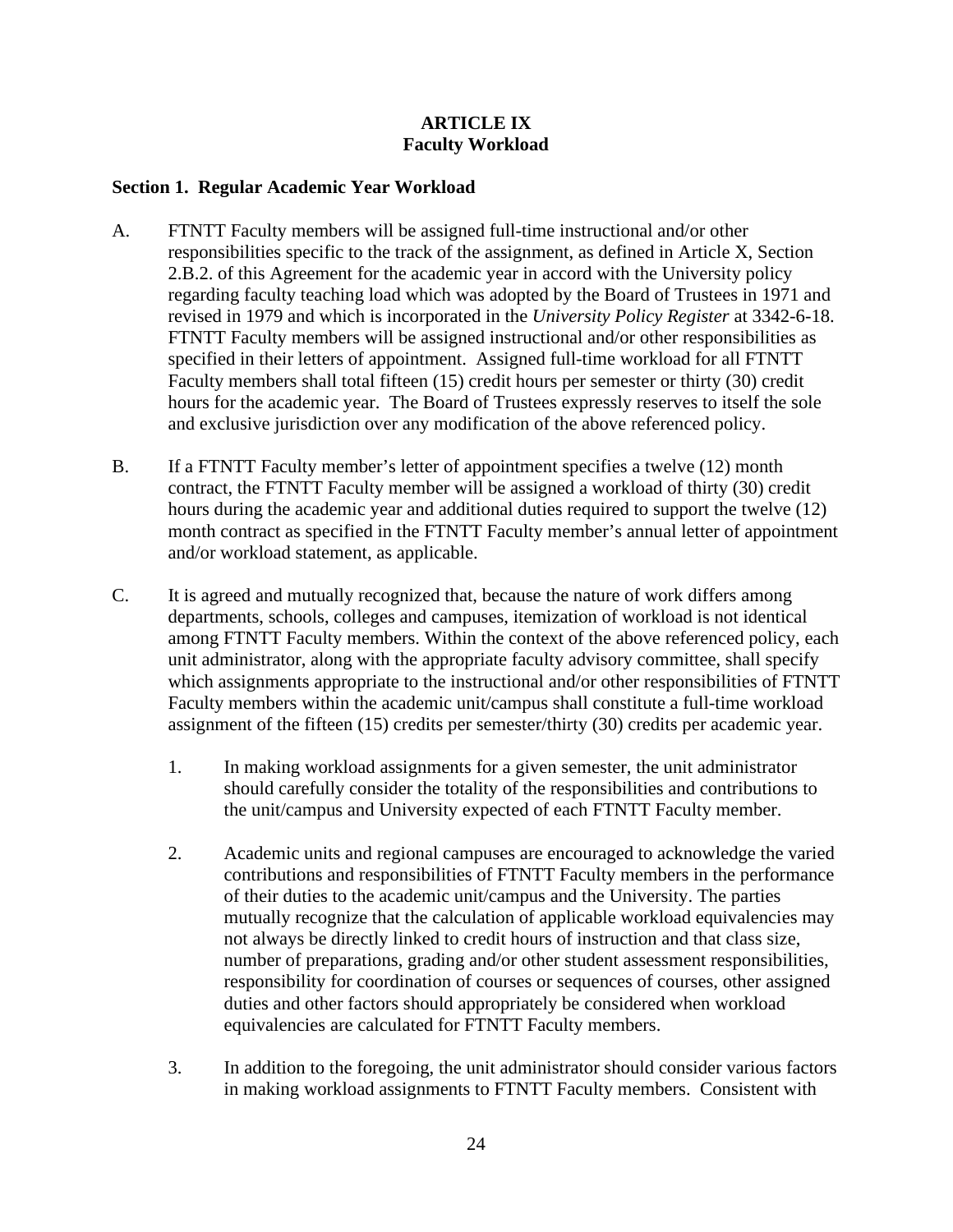# ARTICLE IX
# Faculty Workload

## Section 1. Regular Academic Year Workload

A. FTNTT Faculty members will be assigned full-time instructional and/or other responsibilities specific to the track of the assignment, as defined in Article X, Section 2.B.2. of this Agreement for the academic year in accord with the University policy regarding faculty teaching load which was adopted by the Board of Trustees in 1971 and revised in 1979 and which is incorporated in the *University Policy Register* at 3342-6-18. FTNTT Faculty members will be assigned instructional and/or other responsibilities as specified in their letters of appointment. Assigned full-time workload for all FTNTT Faculty members shall total fifteen (15) credit hours per semester or thirty (30) credit hours for the academic year. The Board of Trustees expressly reserves to itself the sole and exclusive jurisdiction over any modification of the above referenced policy.

B. If a FTNTT Faculty member's letter of appointment specifies a twelve (12) month contract, the FTNTT Faculty member will be assigned a workload of thirty (30) credit hours during the academic year and additional duties required to support the twelve (12) month contract as specified in the FTNTT Faculty member's annual letter of appointment and/or workload statement, as applicable.

C. It is agreed and mutually recognized that, because the nature of work differs among departments, schools, colleges and campuses, itemization of workload is not identical among FTNTT Faculty members. Within the context of the above referenced policy, each unit administrator, along with the appropriate faculty advisory committee, shall specify which assignments appropriate to the instructional and/or other responsibilities of FTNTT Faculty members within the academic unit/campus shall constitute a full-time workload assignment of the fifteen (15) credits per semester/thirty (30) credits per academic year.

   1. In making workload assignments for a given semester, the unit administrator should carefully consider the totality of the responsibilities and contributions to the unit/campus and University expected of each FTNTT Faculty member.

   2. Academic units and regional campuses are encouraged to acknowledge the varied contributions and responsibilities of FTNTT Faculty members in the performance of their duties to the academic unit/campus and the University. The parties mutually recognize that the calculation of applicable workload equivalencies may not always be directly linked to credit hours of instruction and that class size, number of preparations, grading and/or other student assessment responsibilities, responsibility for coordination of courses or sequences of courses, other assigned duties and other factors should appropriately be considered when workload equivalencies are calculated for FTNTT Faculty members.

   3. In addition to the foregoing, the unit administrator should consider various factors in making workload assignments to FTNTT Faculty members. Consistent with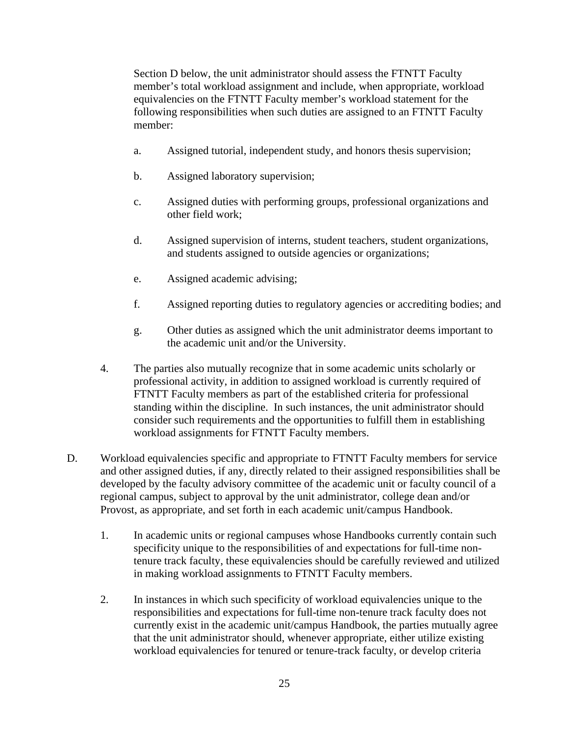Section D below, the unit administrator should assess the FTNTT Faculty member's total workload assignment and include, when appropriate, workload equivalencies on the FTNTT Faculty member's workload statement for the following responsibilities when such duties are assigned to an FTNTT Faculty member:

a. Assigned tutorial, independent study, and honors thesis supervision;

b. Assigned laboratory supervision;

c. Assigned duties with performing groups, professional organizations and other field work;

d. Assigned supervision of interns, student teachers, student organizations, and students assigned to outside agencies or organizations;

e. Assigned academic advising;

f. Assigned reporting duties to regulatory agencies or accrediting bodies; and

g. Other duties as assigned which the unit administrator deems important to the academic unit and/or the University.

4. The parties also mutually recognize that in some academic units scholarly or professional activity, in addition to assigned workload is currently required of FTNTT Faculty members as part of the established criteria for professional standing within the discipline. In such instances, the unit administrator should consider such requirements and the opportunities to fulfill them in establishing workload assignments for FTNTT Faculty members.

D. Workload equivalencies specific and appropriate to FTNTT Faculty members for service and other assigned duties, if any, directly related to their assigned responsibilities shall be developed by the faculty advisory committee of the academic unit or faculty council of a regional campus, subject to approval by the unit administrator, college dean and/or Provost, as appropriate, and set forth in each academic unit/campus Handbook.

1. In academic units or regional campuses whose Handbooks currently contain such specificity unique to the responsibilities of and expectations for full-time non-tenure track faculty, these equivalencies should be carefully reviewed and utilized in making workload assignments to FTNTT Faculty members.

2. In instances in which such specificity of workload equivalencies unique to the responsibilities and expectations for full-time non-tenure track faculty does not currently exist in the academic unit/campus Handbook, the parties mutually agree that the unit administrator should, whenever appropriate, either utilize existing workload equivalencies for tenured or tenure-track faculty, or develop criteria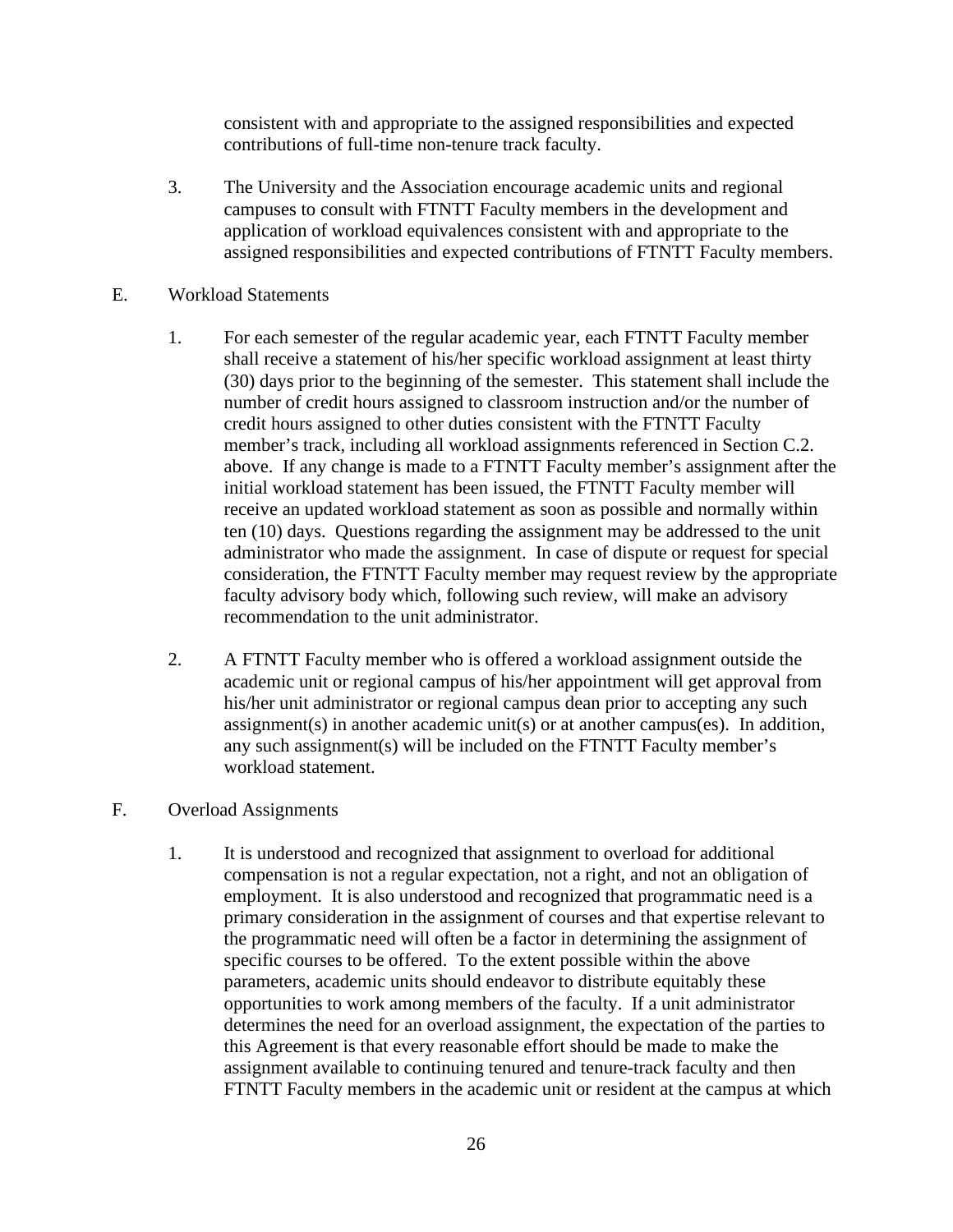consistent with and appropriate to the assigned responsibilities and expected contributions of full-time non-tenure track faculty.

3. The University and the Association encourage academic units and regional campuses to consult with FTNTT Faculty members in the development and application of workload equivalences consistent with and appropriate to the assigned responsibilities and expected contributions of FTNTT Faculty members.

E. Workload Statements

1. For each semester of the regular academic year, each FTNTT Faculty member shall receive a statement of his/her specific workload assignment at least thirty (30) days prior to the beginning of the semester. This statement shall include the number of credit hours assigned to classroom instruction and/or the number of credit hours assigned to other duties consistent with the FTNTT Faculty member's track, including all workload assignments referenced in Section C.2. above. If any change is made to a FTNTT Faculty member's assignment after the initial workload statement has been issued, the FTNTT Faculty member will receive an updated workload statement as soon as possible and normally within ten (10) days. Questions regarding the assignment may be addressed to the unit administrator who made the assignment. In case of dispute or request for special consideration, the FTNTT Faculty member may request review by the appropriate faculty advisory body which, following such review, will make an advisory recommendation to the unit administrator.

2. A FTNTT Faculty member who is offered a workload assignment outside the academic unit or regional campus of his/her appointment will get approval from his/her unit administrator or regional campus dean prior to accepting any such assignment(s) in another academic unit(s) or at another campus(es). In addition, any such assignment(s) will be included on the FTNTT Faculty member's workload statement.

F. Overload Assignments

1. It is understood and recognized that assignment to overload for additional compensation is not a regular expectation, not a right, and not an obligation of employment. It is also understood and recognized that programmatic need is a primary consideration in the assignment of courses and that expertise relevant to the programmatic need will often be a factor in determining the assignment of specific courses to be offered. To the extent possible within the above parameters, academic units should endeavor to distribute equitably these opportunities to work among members of the faculty. If a unit administrator determines the need for an overload assignment, the expectation of the parties to this Agreement is that every reasonable effort should be made to make the assignment available to continuing tenured and tenure-track faculty and then FTNTT Faculty members in the academic unit or resident at the campus at which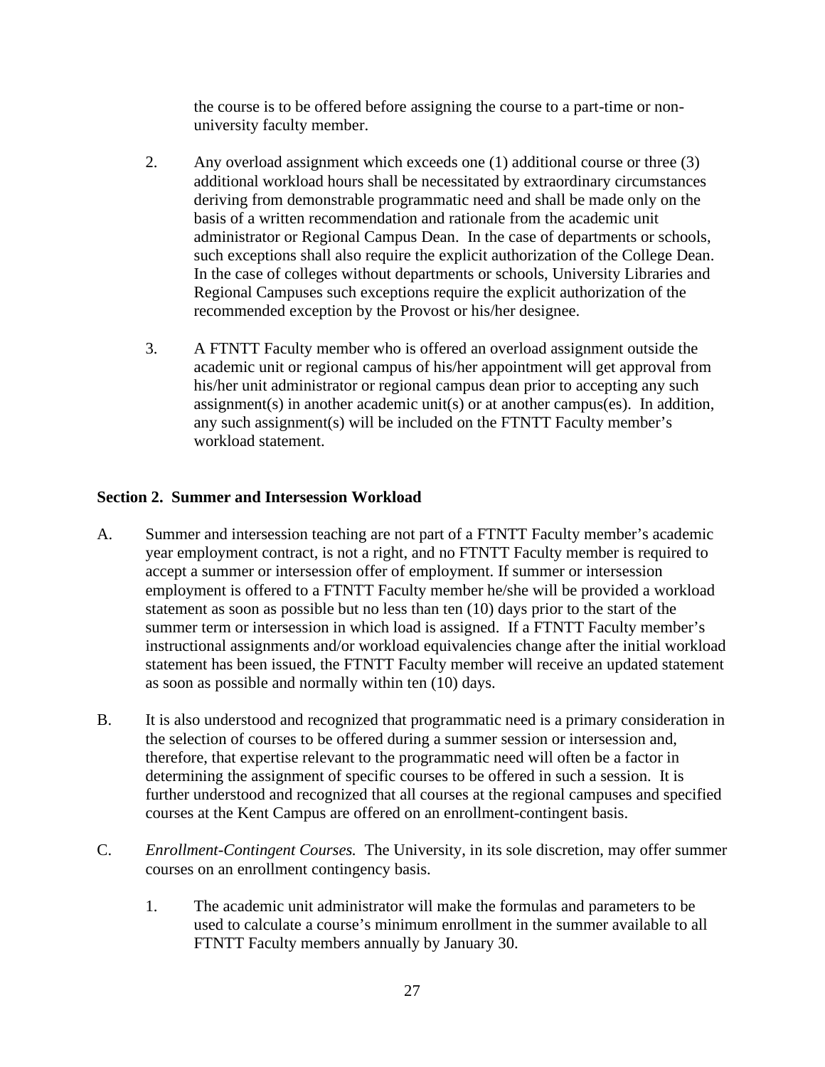the course is to be offered before assigning the course to a part-time or non-university faculty member.

2. Any overload assignment which exceeds one (1) additional course or three (3) additional workload hours shall be necessitated by extraordinary circumstances deriving from demonstrable programmatic need and shall be made only on the basis of a written recommendation and rationale from the academic unit administrator or Regional Campus Dean. In the case of departments or schools, such exceptions shall also require the explicit authorization of the College Dean. In the case of colleges without departments or schools, University Libraries and Regional Campuses such exceptions require the explicit authorization of the recommended exception by the Provost or his/her designee.

3. A FTNTT Faculty member who is offered an overload assignment outside the academic unit or regional campus of his/her appointment will get approval from his/her unit administrator or regional campus dean prior to accepting any such assignment(s) in another academic unit(s) or at another campus(es). In addition, any such assignment(s) will be included on the FTNTT Faculty member's workload statement.

**Section 2. Summer and Intersession Workload**

A. Summer and intersession teaching are not part of a FTNTT Faculty member's academic year employment contract, is not a right, and no FTNTT Faculty member is required to accept a summer or intersession offer of employment. If summer or intersession employment is offered to a FTNTT Faculty member he/she will be provided a workload statement as soon as possible but no less than ten (10) days prior to the start of the summer term or intersession in which load is assigned. If a FTNTT Faculty member's instructional assignments and/or workload equivalencies change after the initial workload statement has been issued, the FTNTT Faculty member will receive an updated statement as soon as possible and normally within ten (10) days.

B. It is also understood and recognized that programmatic need is a primary consideration in the selection of courses to be offered during a summer session or intersession and, therefore, that expertise relevant to the programmatic need will often be a factor in determining the assignment of specific courses to be offered in such a session. It is further understood and recognized that all courses at the regional campuses and specified courses at the Kent Campus are offered on an enrollment-contingent basis.

C. *Enrollment-Contingent Courses.* The University, in its sole discretion, may offer summer courses on an enrollment contingency basis.

1. The academic unit administrator will make the formulas and parameters to be used to calculate a course's minimum enrollment in the summer available to all FTNTT Faculty members annually by January 30.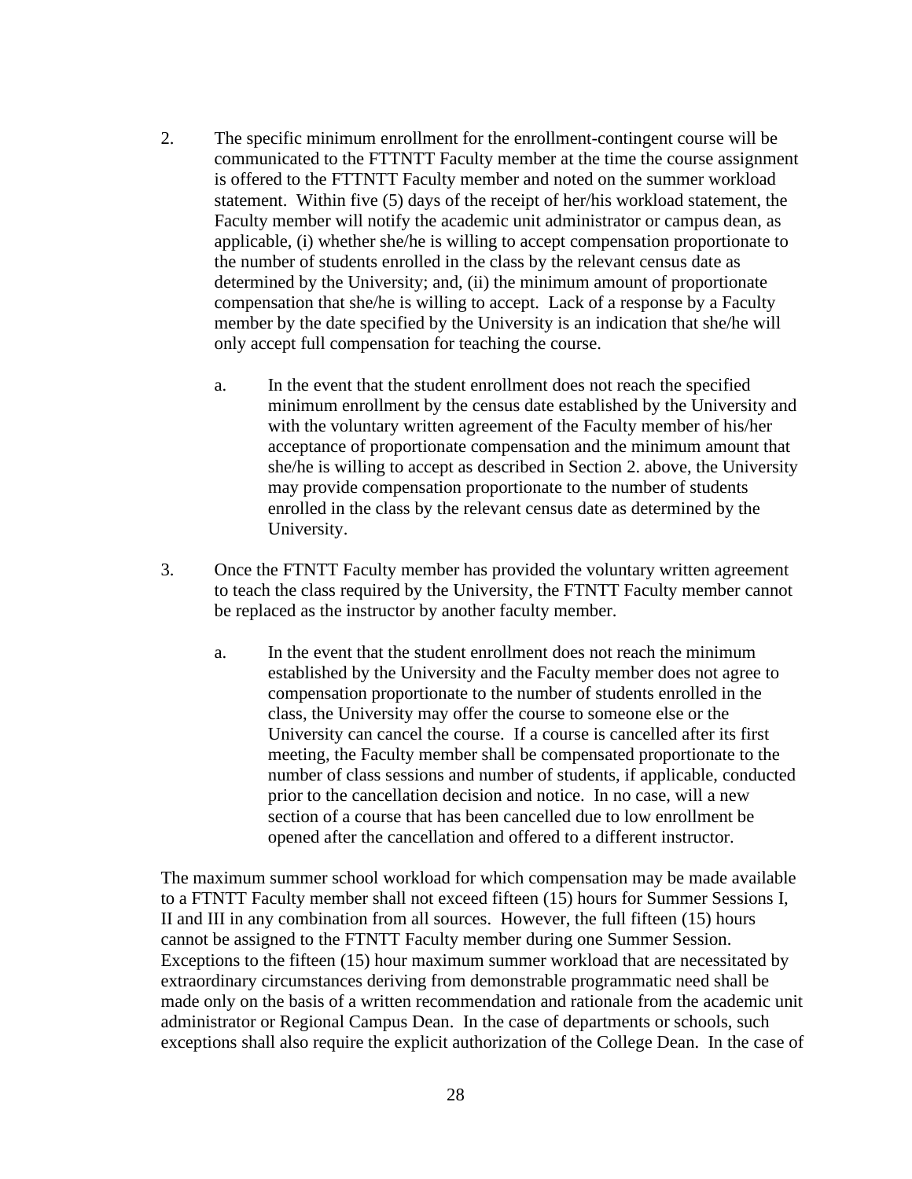2. The specific minimum enrollment for the enrollment-contingent course will be communicated to the FTTNTT Faculty member at the time the course assignment is offered to the FTTNTT Faculty member and noted on the summer workload statement. Within five (5) days of the receipt of her/his workload statement, the Faculty member will notify the academic unit administrator or campus dean, as applicable, (i) whether she/he is willing to accept compensation proportionate to the number of students enrolled in the class by the relevant census date as determined by the University; and, (ii) the minimum amount of proportionate compensation that she/he is willing to accept. Lack of a response by a Faculty member by the date specified by the University is an indication that she/he will only accept full compensation for teaching the course.

   a. In the event that the student enrollment does not reach the specified minimum enrollment by the census date established by the University and with the voluntary written agreement of the Faculty member of his/her acceptance of proportionate compensation and the minimum amount that she/he is willing to accept as described in Section 2. above, the University may provide compensation proportionate to the number of students enrolled in the class by the relevant census date as determined by the University.

3. Once the FTNTT Faculty member has provided the voluntary written agreement to teach the class required by the University, the FTNTT Faculty member cannot be replaced as the instructor by another faculty member.

   a. In the event that the student enrollment does not reach the minimum established by the University and the Faculty member does not agree to compensation proportionate to the number of students enrolled in the class, the University may offer the course to someone else or the University can cancel the course. If a course is cancelled after its first meeting, the Faculty member shall be compensated proportionate to the number of class sessions and number of students, if applicable, conducted prior to the cancellation decision and notice. In no case, will a new section of a course that has been cancelled due to low enrollment be opened after the cancellation and offered to a different instructor.

The maximum summer school workload for which compensation may be made available to a FTNTT Faculty member shall not exceed fifteen (15) hours for Summer Sessions I, II and III in any combination from all sources. However, the full fifteen (15) hours cannot be assigned to the FTNTT Faculty member during one Summer Session. Exceptions to the fifteen (15) hour maximum summer workload that are necessitated by extraordinary circumstances deriving from demonstrable programmatic need shall be made only on the basis of a written recommendation and rationale from the academic unit administrator or Regional Campus Dean. In the case of departments or schools, such exceptions shall also require the explicit authorization of the College Dean. In the case of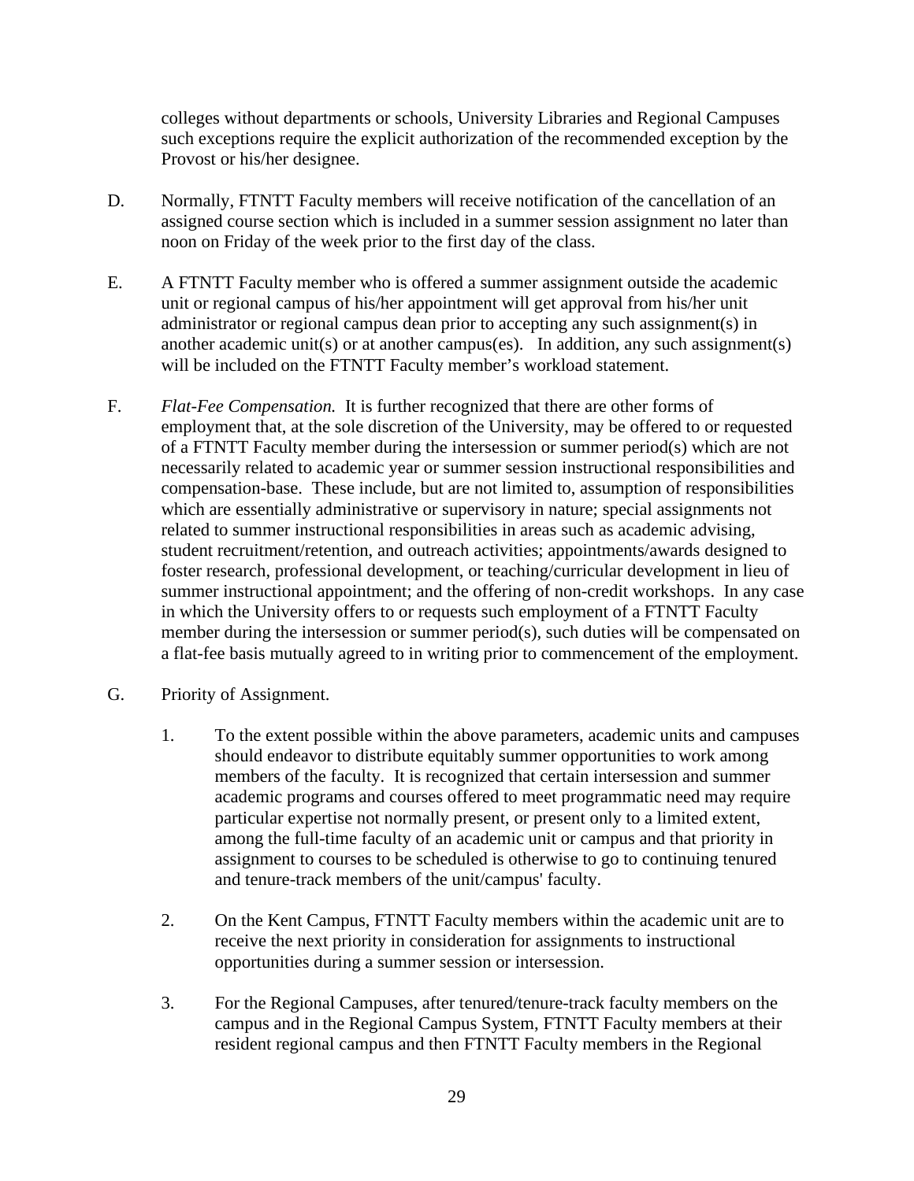colleges without departments or schools, University Libraries and Regional Campuses such exceptions require the explicit authorization of the recommended exception by the Provost or his/her designee.

D. Normally, FTNTT Faculty members will receive notification of the cancellation of an assigned course section which is included in a summer session assignment no later than noon on Friday of the week prior to the first day of the class.

E. A FTNTT Faculty member who is offered a summer assignment outside the academic unit or regional campus of his/her appointment will get approval from his/her unit administrator or regional campus dean prior to accepting any such assignment(s) in another academic unit(s) or at another campus(es). In addition, any such assignment(s) will be included on the FTNTT Faculty member's workload statement.

F. *Flat-Fee Compensation.* It is further recognized that there are other forms of employment that, at the sole discretion of the University, may be offered to or requested of a FTNTT Faculty member during the intersession or summer period(s) which are not necessarily related to academic year or summer session instructional responsibilities and compensation-base. These include, but are not limited to, assumption of responsibilities which are essentially administrative or supervisory in nature; special assignments not related to summer instructional responsibilities in areas such as academic advising, student recruitment/retention, and outreach activities; appointments/awards designed to foster research, professional development, or teaching/curricular development in lieu of summer instructional appointment; and the offering of non-credit workshops. In any case in which the University offers to or requests such employment of a FTNTT Faculty member during the intersession or summer period(s), such duties will be compensated on a flat-fee basis mutually agreed to in writing prior to commencement of the employment.

G. Priority of Assignment.

1. To the extent possible within the above parameters, academic units and campuses should endeavor to distribute equitably summer opportunities to work among members of the faculty. It is recognized that certain intersession and summer academic programs and courses offered to meet programmatic need may require particular expertise not normally present, or present only to a limited extent, among the full-time faculty of an academic unit or campus and that priority in assignment to courses to be scheduled is otherwise to go to continuing tenured and tenure-track members of the unit/campus' faculty.

2. On the Kent Campus, FTNTT Faculty members within the academic unit are to receive the next priority in consideration for assignments to instructional opportunities during a summer session or intersession.

3. For the Regional Campuses, after tenured/tenure-track faculty members on the campus and in the Regional Campus System, FTNTT Faculty members at their resident regional campus and then FTNTT Faculty members in the Regional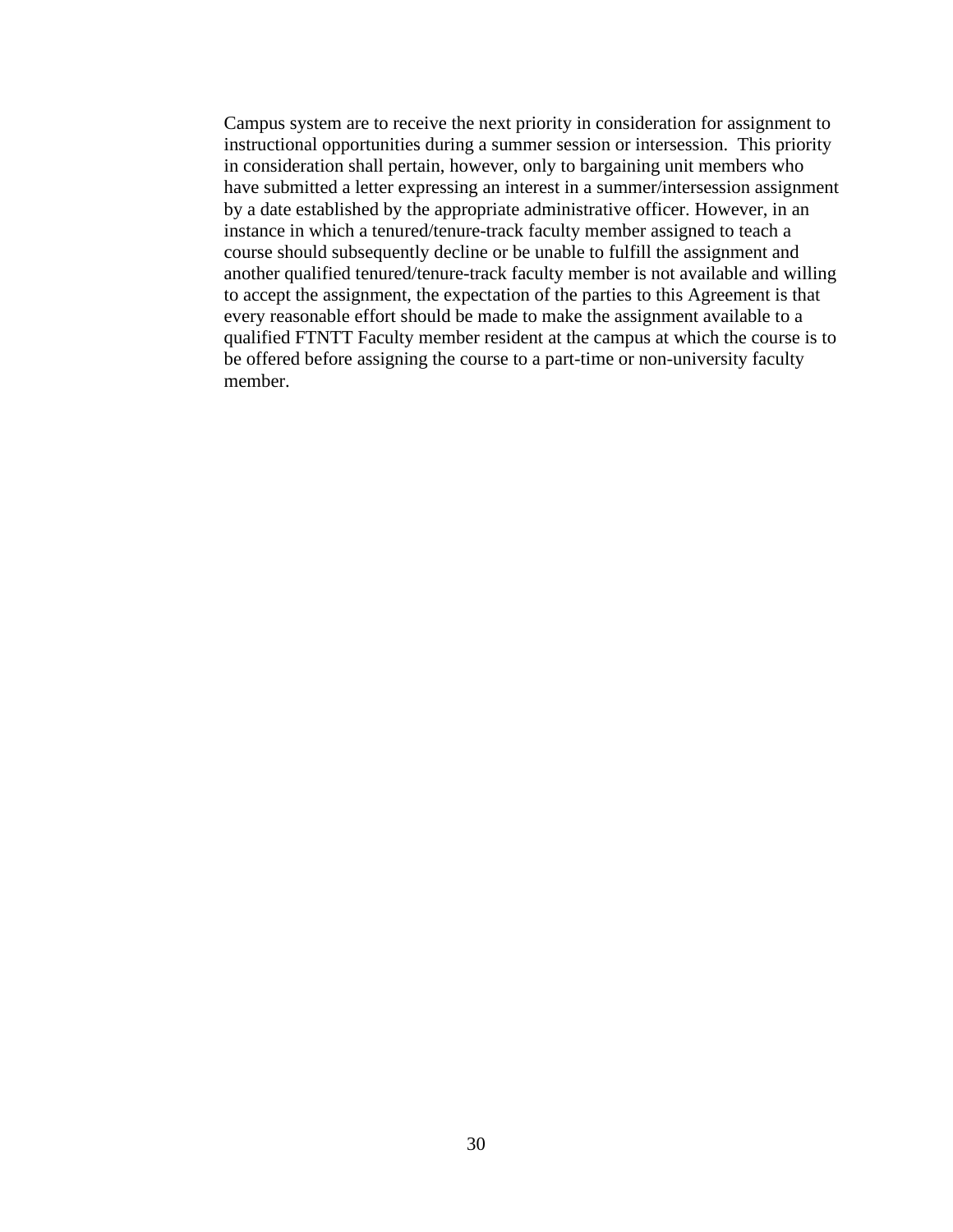Campus system are to receive the next priority in consideration for assignment to instructional opportunities during a summer session or intersession. This priority in consideration shall pertain, however, only to bargaining unit members who have submitted a letter expressing an interest in a summer/intersession assignment by a date established by the appropriate administrative officer. However, in an instance in which a tenured/tenure-track faculty member assigned to teach a course should subsequently decline or be unable to fulfill the assignment and another qualified tenured/tenure-track faculty member is not available and willing to accept the assignment, the expectation of the parties to this Agreement is that every reasonable effort should be made to make the assignment available to a qualified FTNTT Faculty member resident at the campus at which the course is to be offered before assigning the course to a part-time or non-university faculty member.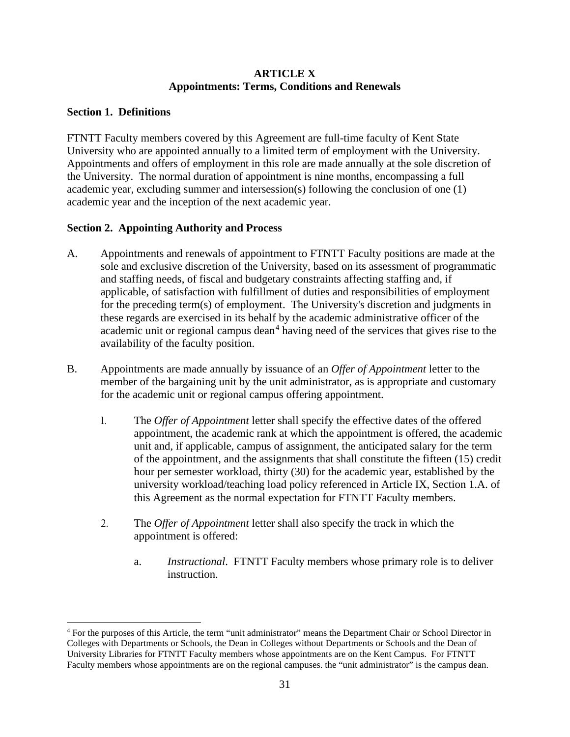# ARTICLE X
## Appointments: Terms, Conditions and Renewals

### Section 1. Definitions

FTNTT Faculty members covered by this Agreement are full-time faculty of Kent State University who are appointed annually to a limited term of employment with the University. Appointments and offers of employment in this role are made annually at the sole discretion of the University. The normal duration of appointment is nine months, encompassing a full academic year, excluding summer and intersession(s) following the conclusion of one (1) academic year and the inception of the next academic year.

### Section 2. Appointing Authority and Process

A. Appointments and renewals of appointment to FTNTT Faculty positions are made at the sole and exclusive discretion of the University, based on its assessment of programmatic and staffing needs, of fiscal and budgetary constraints affecting staffing and, if applicable, of satisfaction with fulfillment of duties and responsibilities of employment for the preceding term(s) of employment. The University's discretion and judgments in these regards are exercised in its behalf by the academic administrative officer of the academic unit or regional campus dean[4] having need of the services that gives rise to the availability of the faculty position.

B. Appointments are made annually by issuance of an *Offer of Appointment* letter to the member of the bargaining unit by the unit administrator, as is appropriate and customary for the academic unit or regional campus offering appointment.

   1. The *Offer of Appointment* letter shall specify the effective dates of the offered appointment, the academic rank at which the appointment is offered, the academic unit and, if applicable, campus of assignment, the anticipated salary for the term of the appointment, and the assignments that shall constitute the fifteen (15) credit hour per semester workload, thirty (30) for the academic year, established by the university workload/teaching load policy referenced in Article IX, Section 1.A. of this Agreement as the normal expectation for FTNTT Faculty members.

   2. The *Offer of Appointment* letter shall also specify the track in which the appointment is offered:

      a. *Instructional*. FTNTT Faculty members whose primary role is to deliver instruction.

---

[4] For the purposes of this Article, the term "unit administrator" means the Department Chair or School Director in Colleges with Departments or Schools, the Dean in Colleges without Departments or Schools and the Dean of University Libraries for FTNTT Faculty members whose appointments are on the Kent Campus. For FTNTT Faculty members whose appointments are on the regional campuses. the "unit administrator" is the campus dean.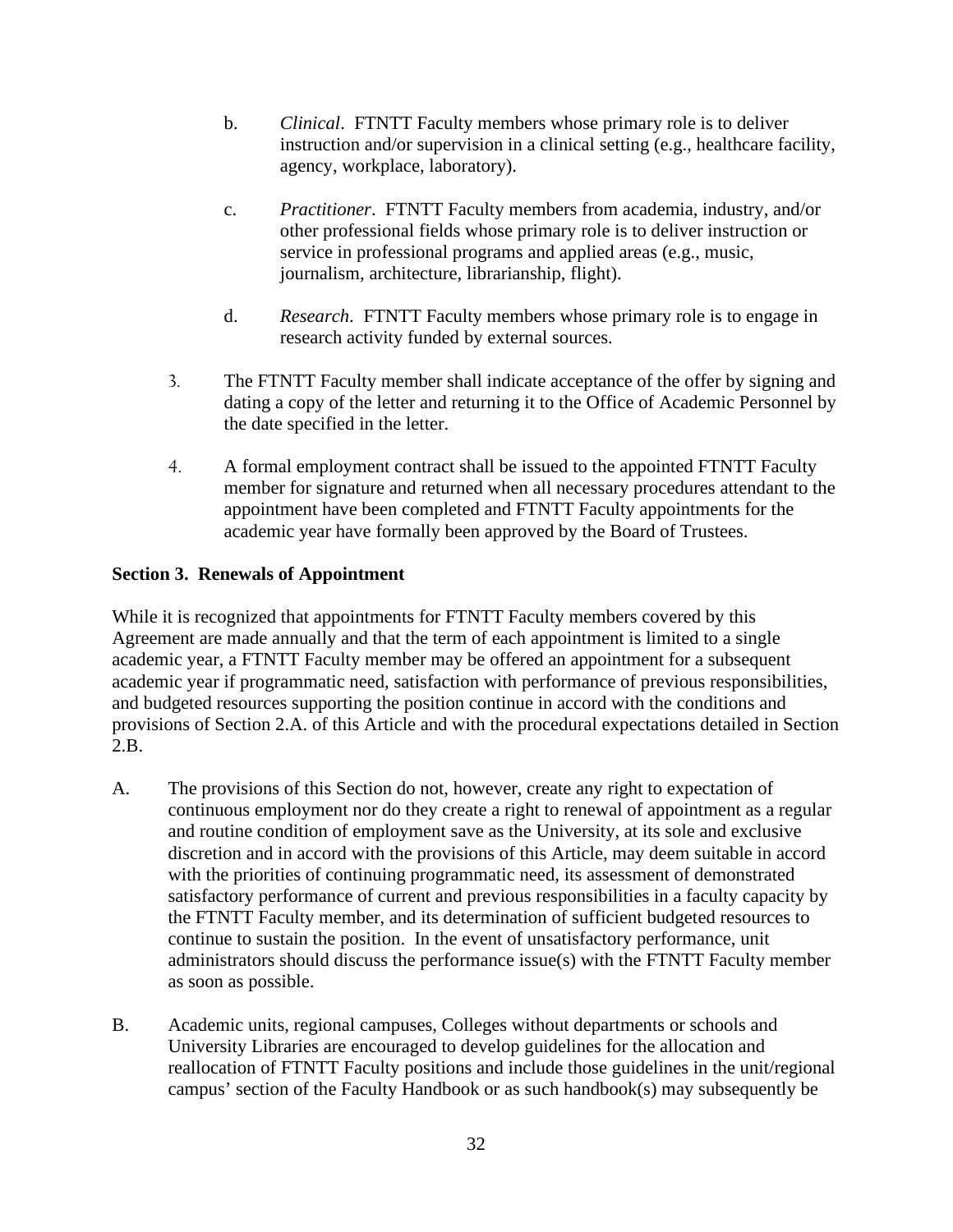b. *Clinical*. FTNTT Faculty members whose primary role is to deliver instruction and/or supervision in a clinical setting (e.g., healthcare facility, agency, workplace, laboratory).

c. *Practitioner*. FTNTT Faculty members from academia, industry, and/or other professional fields whose primary role is to deliver instruction or service in professional programs and applied areas (e.g., music, journalism, architecture, librarianship, flight).

d. *Research*. FTNTT Faculty members whose primary role is to engage in research activity funded by external sources.

3. The FTNTT Faculty member shall indicate acceptance of the offer by signing and dating a copy of the letter and returning it to the Office of Academic Personnel by the date specified in the letter.

4. A formal employment contract shall be issued to the appointed FTNTT Faculty member for signature and returned when all necessary procedures attendant to the appointment have been completed and FTNTT Faculty appointments for the academic year have formally been approved by the Board of Trustees.

**Section 3. Renewals of Appointment**

While it is recognized that appointments for FTNTT Faculty members covered by this Agreement are made annually and that the term of each appointment is limited to a single academic year, a FTNTT Faculty member may be offered an appointment for a subsequent academic year if programmatic need, satisfaction with performance of previous responsibilities, and budgeted resources supporting the position continue in accord with the conditions and provisions of Section 2.A. of this Article and with the procedural expectations detailed in Section 2.B.

A. The provisions of this Section do not, however, create any right to expectation of continuous employment nor do they create a right to renewal of appointment as a regular and routine condition of employment save as the University, at its sole and exclusive discretion and in accord with the provisions of this Article, may deem suitable in accord with the priorities of continuing programmatic need, its assessment of demonstrated satisfactory performance of current and previous responsibilities in a faculty capacity by the FTNTT Faculty member, and its determination of sufficient budgeted resources to continue to sustain the position. In the event of unsatisfactory performance, unit administrators should discuss the performance issue(s) with the FTNTT Faculty member as soon as possible.

B. Academic units, regional campuses, Colleges without departments or schools and University Libraries are encouraged to develop guidelines for the allocation and reallocation of FTNTT Faculty positions and include those guidelines in the unit/regional campus' section of the Faculty Handbook or as such handbook(s) may subsequently be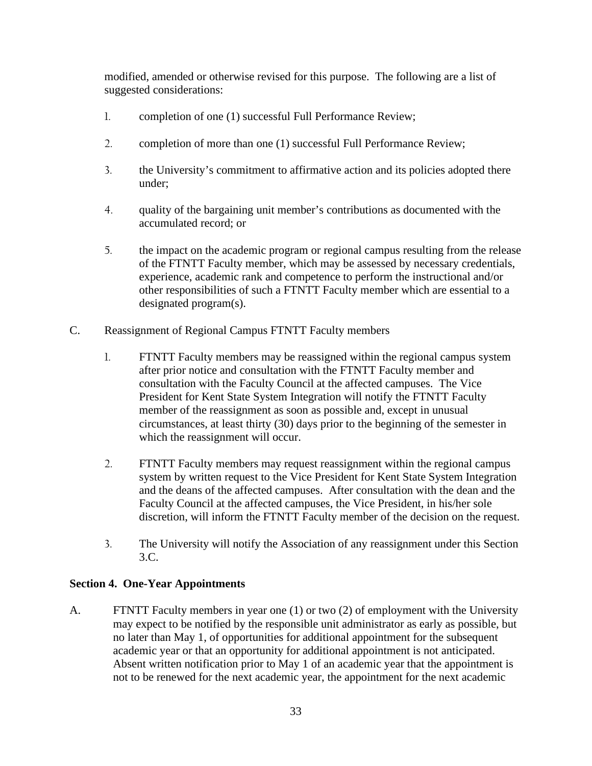modified, amended or otherwise revised for this purpose. The following are a list of suggested considerations:

1. completion of one (1) successful Full Performance Review;

2. completion of more than one (1) successful Full Performance Review;

3. the University's commitment to affirmative action and its policies adopted there under;

4. quality of the bargaining unit member's contributions as documented with the accumulated record; or

5. the impact on the academic program or regional campus resulting from the release of the FTNTT Faculty member, which may be assessed by necessary credentials, experience, academic rank and competence to perform the instructional and/or other responsibilities of such a FTNTT Faculty member which are essential to a designated program(s).

C. Reassignment of Regional Campus FTNTT Faculty members

1. FTNTT Faculty members may be reassigned within the regional campus system after prior notice and consultation with the FTNTT Faculty member and consultation with the Faculty Council at the affected campuses. The Vice President for Kent State System Integration will notify the FTNTT Faculty member of the reassignment as soon as possible and, except in unusual circumstances, at least thirty (30) days prior to the beginning of the semester in which the reassignment will occur.

2. FTNTT Faculty members may request reassignment within the regional campus system by written request to the Vice President for Kent State System Integration and the deans of the affected campuses. After consultation with the dean and the Faculty Council at the affected campuses, the Vice President, in his/her sole discretion, will inform the FTNTT Faculty member of the decision on the request.

3. The University will notify the Association of any reassignment under this Section 3.C.

**Section 4. One-Year Appointments**

A. FTNTT Faculty members in year one (1) or two (2) of employment with the University may expect to be notified by the responsible unit administrator as early as possible, but no later than May 1, of opportunities for additional appointment for the subsequent academic year or that an opportunity for additional appointment is not anticipated. Absent written notification prior to May 1 of an academic year that the appointment is not to be renewed for the next academic year, the appointment for the next academic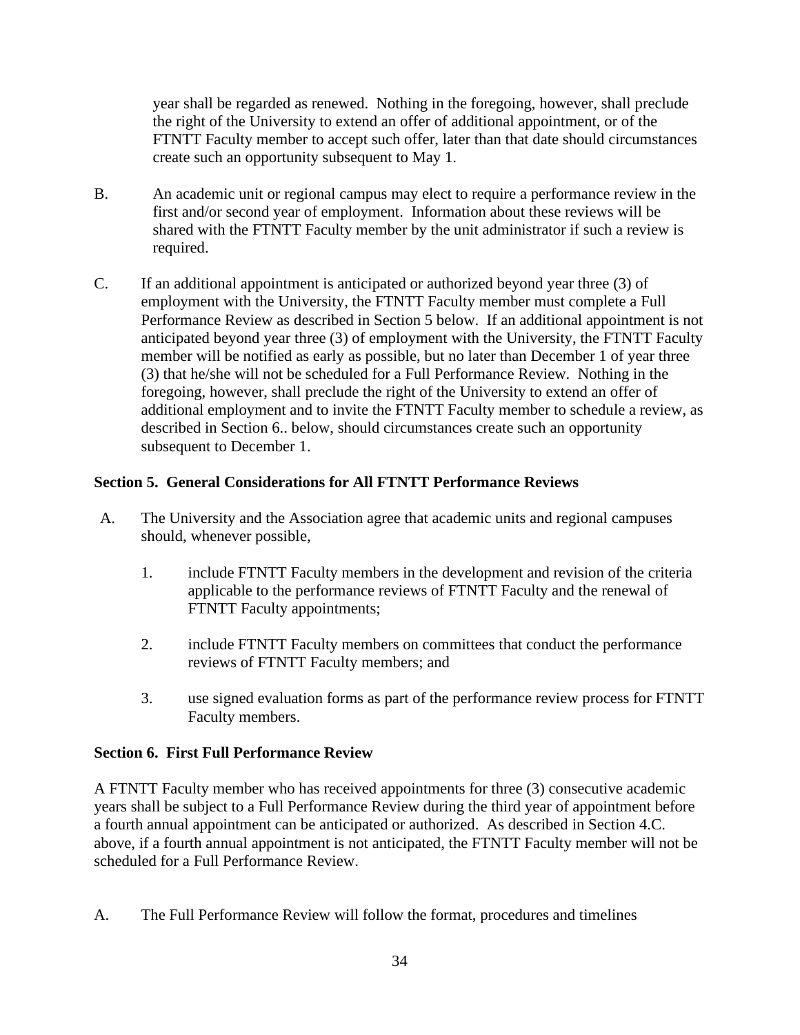year shall be regarded as renewed. Nothing in the foregoing, however, shall preclude the right of the University to extend an offer of additional appointment, or of the FTNTT Faculty member to accept such offer, later than that date should circumstances create such an opportunity subsequent to May 1.

B. An academic unit or regional campus may elect to require a performance review in the first and/or second year of employment. Information about these reviews will be shared with the FTNTT Faculty member by the unit administrator if such a review is required.

C. If an additional appointment is anticipated or authorized beyond year three (3) of employment with the University, the FTNTT Faculty member must complete a Full Performance Review as described in Section 5 below. If an additional appointment is not anticipated beyond year three (3) of employment with the University, the FTNTT Faculty member will be notified as early as possible, but no later than December 1 of year three (3) that he/she will not be scheduled for a Full Performance Review. Nothing in the foregoing, however, shall preclude the right of the University to extend an offer of additional employment and to invite the FTNTT Faculty member to schedule a review, as described in Section 6.. below, should circumstances create such an opportunity subsequent to December 1.

**Section 5. General Considerations for All FTNTT Performance Reviews**

A. The University and the Association agree that academic units and regional campuses should, whenever possible,

1. include FTNTT Faculty members in the development and revision of the criteria applicable to the performance reviews of FTNTT Faculty and the renewal of FTNTT Faculty appointments;

2. include FTNTT Faculty members on committees that conduct the performance reviews of FTNTT Faculty members; and

3. use signed evaluation forms as part of the performance review process for FTNTT Faculty members.

**Section 6. First Full Performance Review**

A FTNTT Faculty member who has received appointments for three (3) consecutive academic years shall be subject to a Full Performance Review during the third year of appointment before a fourth annual appointment can be anticipated or authorized. As described in Section 4.C. above, if a fourth annual appointment is not anticipated, the FTNTT Faculty member will not be scheduled for a Full Performance Review.

A. The Full Performance Review will follow the format, procedures and timelines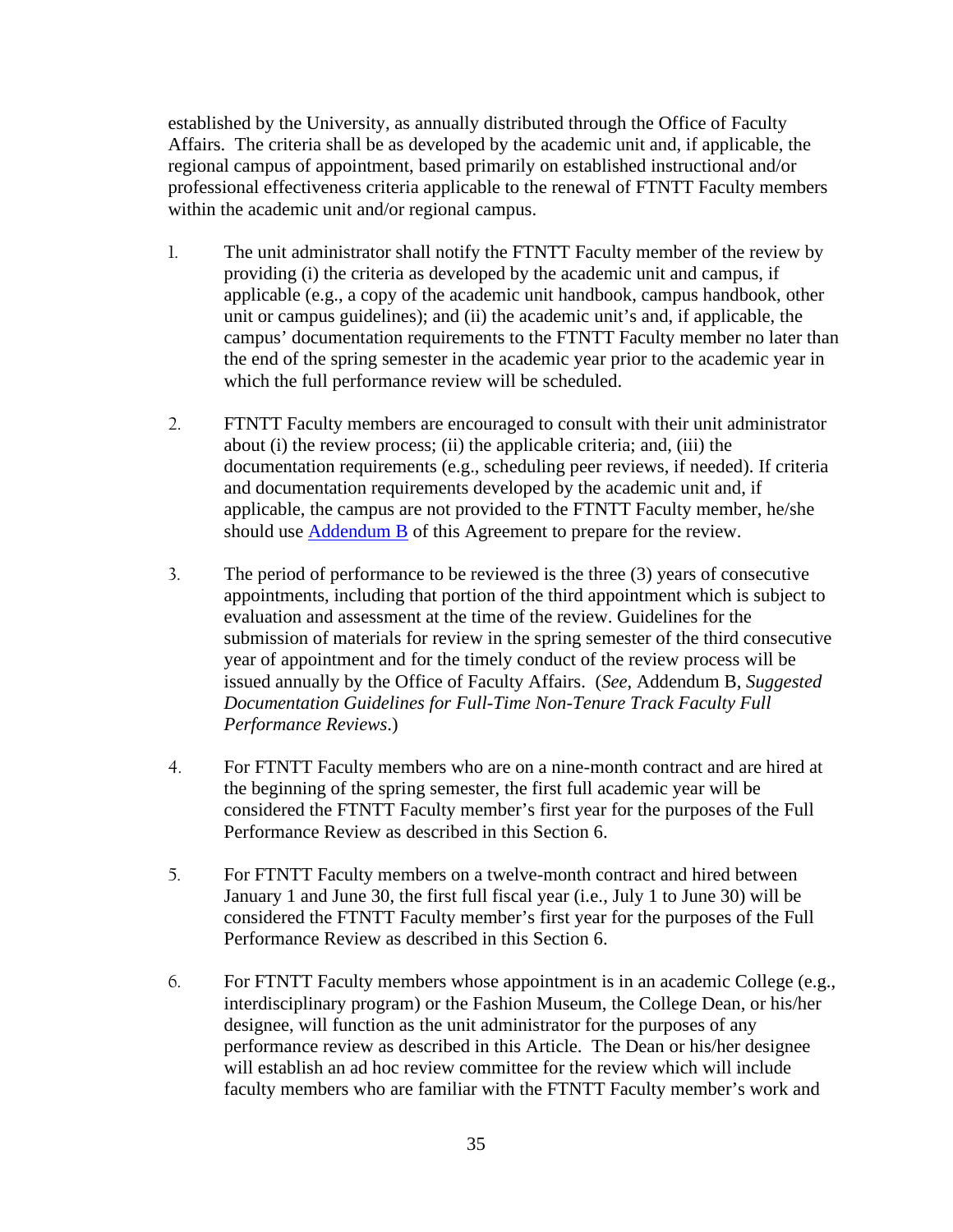established by the University, as annually distributed through the Office of Faculty Affairs. The criteria shall be as developed by the academic unit and, if applicable, the regional campus of appointment, based primarily on established instructional and/or professional effectiveness criteria applicable to the renewal of FTNTT Faculty members within the academic unit and/or regional campus.

1. The unit administrator shall notify the FTNTT Faculty member of the review by providing (i) the criteria as developed by the academic unit and campus, if applicable (e.g., a copy of the academic unit handbook, campus handbook, other unit or campus guidelines); and (ii) the academic unit's and, if applicable, the campus' documentation requirements to the FTNTT Faculty member no later than the end of the spring semester in the academic year prior to the academic year in which the full performance review will be scheduled.

2. FTNTT Faculty members are encouraged to consult with their unit administrator about (i) the review process; (ii) the applicable criteria; and, (iii) the documentation requirements (e.g., scheduling peer reviews, if needed). If criteria and documentation requirements developed by the academic unit and, if applicable, the campus are not provided to the FTNTT Faculty member, he/she should use Addendum B of this Agreement to prepare for the review.

3. The period of performance to be reviewed is the three (3) years of consecutive appointments, including that portion of the third appointment which is subject to evaluation and assessment at the time of the review. Guidelines for the submission of materials for review in the spring semester of the third consecutive year of appointment and for the timely conduct of the review process will be issued annually by the Office of Faculty Affairs. (*See*, Addendum B, *Suggested Documentation Guidelines for Full-Time Non-Tenure Track Faculty Full Performance Reviews*.)

4. For FTNTT Faculty members who are on a nine-month contract and are hired at the beginning of the spring semester, the first full academic year will be considered the FTNTT Faculty member's first year for the purposes of the Full Performance Review as described in this Section 6.

5. For FTNTT Faculty members on a twelve-month contract and hired between January 1 and June 30, the first full fiscal year (i.e., July 1 to June 30) will be considered the FTNTT Faculty member's first year for the purposes of the Full Performance Review as described in this Section 6.

6. For FTNTT Faculty members whose appointment is in an academic College (e.g., interdisciplinary program) or the Fashion Museum, the College Dean, or his/her designee, will function as the unit administrator for the purposes of any performance review as described in this Article. The Dean or his/her designee will establish an ad hoc review committee for the review which will include faculty members who are familiar with the FTNTT Faculty member's work and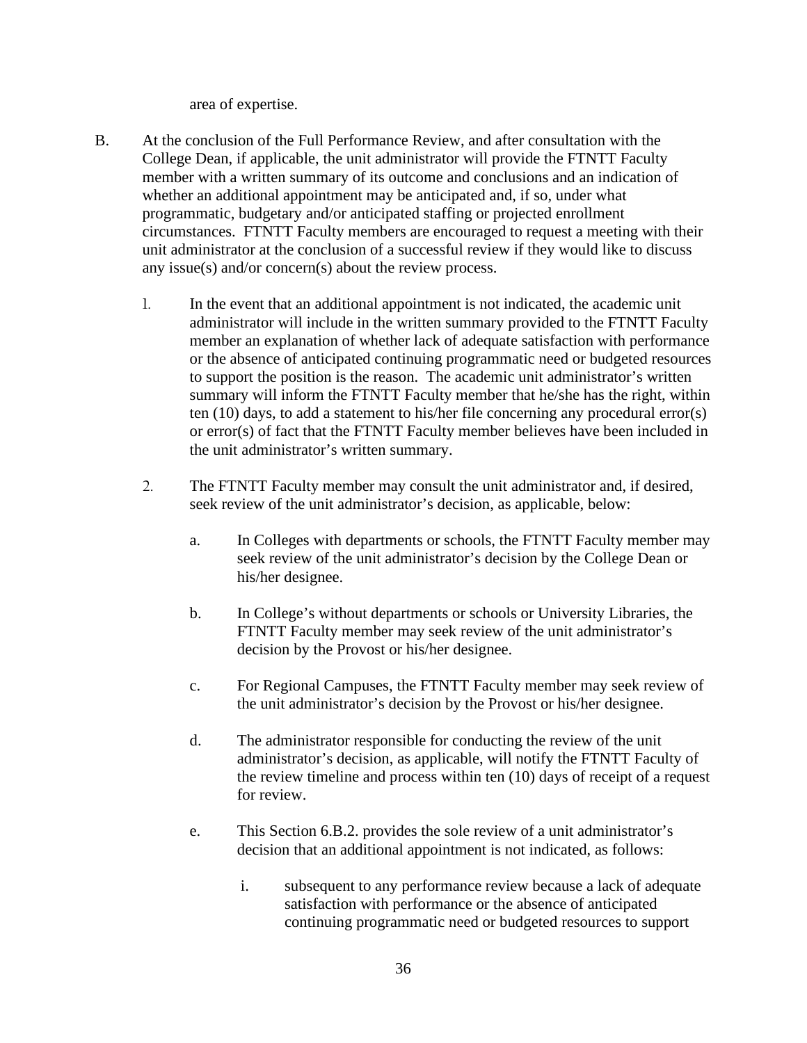area of expertise.

B. At the conclusion of the Full Performance Review, and after consultation with the College Dean, if applicable, the unit administrator will provide the FTNTT Faculty member with a written summary of its outcome and conclusions and an indication of whether an additional appointment may be anticipated and, if so, under what programmatic, budgetary and/or anticipated staffing or projected enrollment circumstances. FTNTT Faculty members are encouraged to request a meeting with their unit administrator at the conclusion of a successful review if they would like to discuss any issue(s) and/or concern(s) about the review process.

   1. In the event that an additional appointment is not indicated, the academic unit administrator will include in the written summary provided to the FTNTT Faculty member an explanation of whether lack of adequate satisfaction with performance or the absence of anticipated continuing programmatic need or budgeted resources to support the position is the reason. The academic unit administrator's written summary will inform the FTNTT Faculty member that he/she has the right, within ten (10) days, to add a statement to his/her file concerning any procedural error(s) or error(s) of fact that the FTNTT Faculty member believes have been included in the unit administrator's written summary.

   2. The FTNTT Faculty member may consult the unit administrator and, if desired, seek review of the unit administrator's decision, as applicable, below:

      a. In Colleges with departments or schools, the FTNTT Faculty member may seek review of the unit administrator's decision by the College Dean or his/her designee.

      b. In College's without departments or schools or University Libraries, the FTNTT Faculty member may seek review of the unit administrator's decision by the Provost or his/her designee.

      c. For Regional Campuses, the FTNTT Faculty member may seek review of the unit administrator's decision by the Provost or his/her designee.

      d. The administrator responsible for conducting the review of the unit administrator's decision, as applicable, will notify the FTNTT Faculty of the review timeline and process within ten (10) days of receipt of a request for review.

      e. This Section 6.B.2. provides the sole review of a unit administrator's decision that an additional appointment is not indicated, as follows:

         i. subsequent to any performance review because a lack of adequate satisfaction with performance or the absence of anticipated continuing programmatic need or budgeted resources to support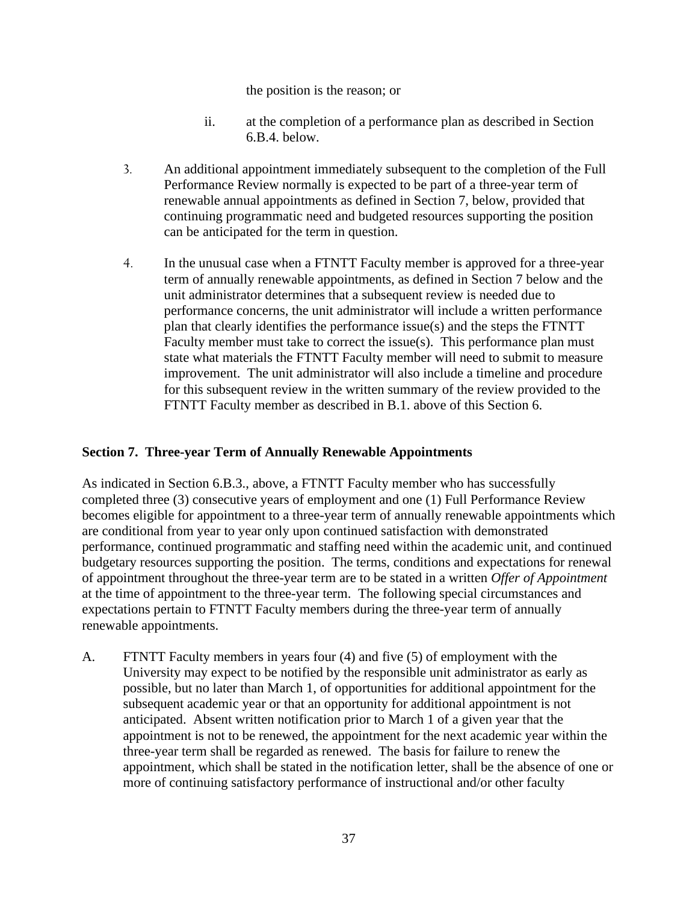the position is the reason; or

ii. at the completion of a performance plan as described in Section 6.B.4. below.

3. An additional appointment immediately subsequent to the completion of the Full Performance Review normally is expected to be part of a three-year term of renewable annual appointments as defined in Section 7, below, provided that continuing programmatic need and budgeted resources supporting the position can be anticipated for the term in question.

4. In the unusual case when a FTNTT Faculty member is approved for a three-year term of annually renewable appointments, as defined in Section 7 below and the unit administrator determines that a subsequent review is needed due to performance concerns, the unit administrator will include a written performance plan that clearly identifies the performance issue(s) and the steps the FTNTT Faculty member must take to correct the issue(s). This performance plan must state what materials the FTNTT Faculty member will need to submit to measure improvement. The unit administrator will also include a timeline and procedure for this subsequent review in the written summary of the review provided to the FTNTT Faculty member as described in B.1. above of this Section 6.

**Section 7. Three-year Term of Annually Renewable Appointments**

As indicated in Section 6.B.3., above, a FTNTT Faculty member who has successfully completed three (3) consecutive years of employment and one (1) Full Performance Review becomes eligible for appointment to a three-year term of annually renewable appointments which are conditional from year to year only upon continued satisfaction with demonstrated performance, continued programmatic and staffing need within the academic unit, and continued budgetary resources supporting the position. The terms, conditions and expectations for renewal of appointment throughout the three-year term are to be stated in a written *Offer of Appointment* at the time of appointment to the three-year term. The following special circumstances and expectations pertain to FTNTT Faculty members during the three-year term of annually renewable appointments.

A. FTNTT Faculty members in years four (4) and five (5) of employment with the University may expect to be notified by the responsible unit administrator as early as possible, but no later than March 1, of opportunities for additional appointment for the subsequent academic year or that an opportunity for additional appointment is not anticipated. Absent written notification prior to March 1 of a given year that the appointment is not to be renewed, the appointment for the next academic year within the three-year term shall be regarded as renewed. The basis for failure to renew the appointment, which shall be stated in the notification letter, shall be the absence of one or more of continuing satisfactory performance of instructional and/or other faculty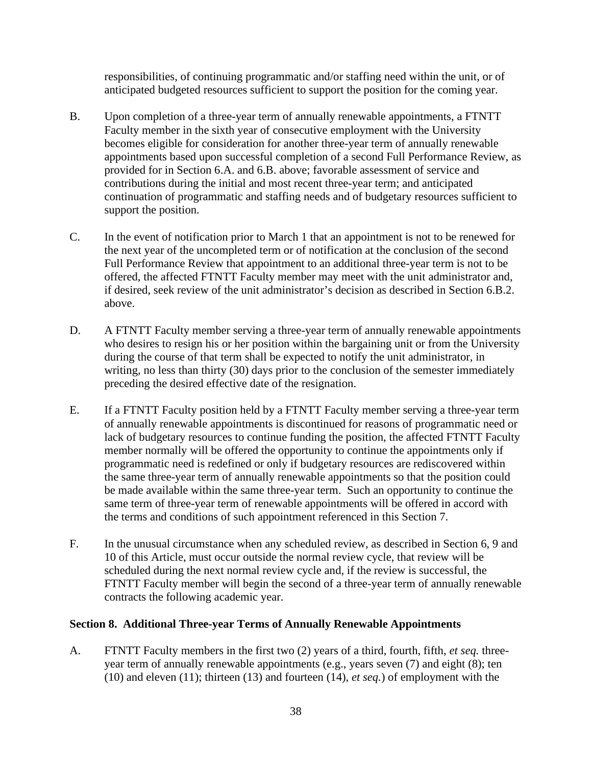responsibilities, of continuing programmatic and/or staffing need within the unit, or of anticipated budgeted resources sufficient to support the position for the coming year.

B. Upon completion of a three-year term of annually renewable appointments, a FTNTT Faculty member in the sixth year of consecutive employment with the University becomes eligible for consideration for another three-year term of annually renewable appointments based upon successful completion of a second Full Performance Review, as provided for in Section 6.A. and 6.B. above; favorable assessment of service and contributions during the initial and most recent three-year term; and anticipated continuation of programmatic and staffing needs and of budgetary resources sufficient to support the position.

C. In the event of notification prior to March 1 that an appointment is not to be renewed for the next year of the uncompleted term or of notification at the conclusion of the second Full Performance Review that appointment to an additional three-year term is not to be offered, the affected FTNTT Faculty member may meet with the unit administrator and, if desired, seek review of the unit administrator's decision as described in Section 6.B.2. above.

D. A FTNTT Faculty member serving a three-year term of annually renewable appointments who desires to resign his or her position within the bargaining unit or from the University during the course of that term shall be expected to notify the unit administrator, in writing, no less than thirty (30) days prior to the conclusion of the semester immediately preceding the desired effective date of the resignation.

E. If a FTNTT Faculty position held by a FTNTT Faculty member serving a three-year term of annually renewable appointments is discontinued for reasons of programmatic need or lack of budgetary resources to continue funding the position, the affected FTNTT Faculty member normally will be offered the opportunity to continue the appointments only if programmatic need is redefined or only if budgetary resources are rediscovered within the same three-year term of annually renewable appointments so that the position could be made available within the same three-year term. Such an opportunity to continue the same term of three-year term of renewable appointments will be offered in accord with the terms and conditions of such appointment referenced in this Section 7.

F. In the unusual circumstance when any scheduled review, as described in Section 6, 9 and 10 of this Article, must occur outside the normal review cycle, that review will be scheduled during the next normal review cycle and, if the review is successful, the FTNTT Faculty member will begin the second of a three-year term of annually renewable contracts the following academic year.

**Section 8. Additional Three-year Terms of Annually Renewable Appointments**

A. FTNTT Faculty members in the first two (2) years of a third, fourth, fifth, *et seq.* three-year term of annually renewable appointments (e.g., years seven (7) and eight (8); ten (10) and eleven (11); thirteen (13) and fourteen (14), *et seq.*) of employment with the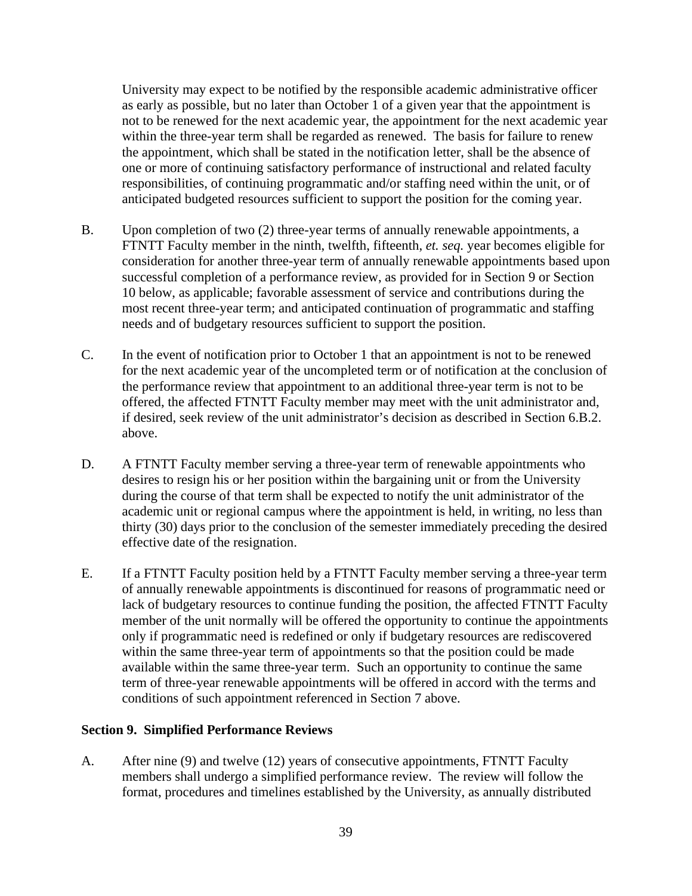University may expect to be notified by the responsible academic administrative officer as early as possible, but no later than October 1 of a given year that the appointment is not to be renewed for the next academic year, the appointment for the next academic year within the three-year term shall be regarded as renewed. The basis for failure to renew the appointment, which shall be stated in the notification letter, shall be the absence of one or more of continuing satisfactory performance of instructional and related faculty responsibilities, of continuing programmatic and/or staffing need within the unit, or of anticipated budgeted resources sufficient to support the position for the coming year.

B. Upon completion of two (2) three-year terms of annually renewable appointments, a FTNTT Faculty member in the ninth, twelfth, fifteenth, *et. seq.* year becomes eligible for consideration for another three-year term of annually renewable appointments based upon successful completion of a performance review, as provided for in Section 9 or Section 10 below, as applicable; favorable assessment of service and contributions during the most recent three-year term; and anticipated continuation of programmatic and staffing needs and of budgetary resources sufficient to support the position.

C. In the event of notification prior to October 1 that an appointment is not to be renewed for the next academic year of the uncompleted term or of notification at the conclusion of the performance review that appointment to an additional three-year term is not to be offered, the affected FTNTT Faculty member may meet with the unit administrator and, if desired, seek review of the unit administrator's decision as described in Section 6.B.2. above.

D. A FTNTT Faculty member serving a three-year term of renewable appointments who desires to resign his or her position within the bargaining unit or from the University during the course of that term shall be expected to notify the unit administrator of the academic unit or regional campus where the appointment is held, in writing, no less than thirty (30) days prior to the conclusion of the semester immediately preceding the desired effective date of the resignation.

E. If a FTNTT Faculty position held by a FTNTT Faculty member serving a three-year term of annually renewable appointments is discontinued for reasons of programmatic need or lack of budgetary resources to continue funding the position, the affected FTNTT Faculty member of the unit normally will be offered the opportunity to continue the appointments only if programmatic need is redefined or only if budgetary resources are rediscovered within the same three-year term of appointments so that the position could be made available within the same three-year term. Such an opportunity to continue the same term of three-year renewable appointments will be offered in accord with the terms and conditions of such appointment referenced in Section 7 above.

**Section 9. Simplified Performance Reviews**

A. After nine (9) and twelve (12) years of consecutive appointments, FTNTT Faculty members shall undergo a simplified performance review. The review will follow the format, procedures and timelines established by the University, as annually distributed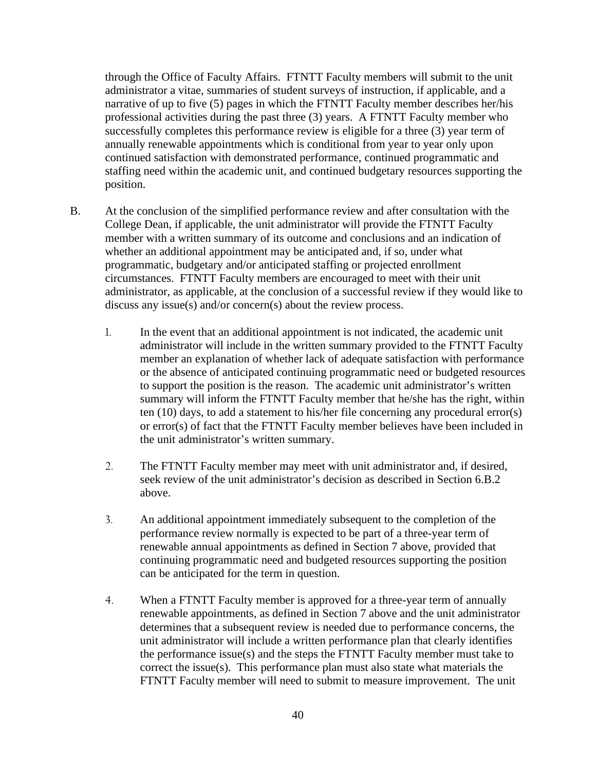through the Office of Faculty Affairs. FTNTT Faculty members will submit to the unit administrator a vitae, summaries of student surveys of instruction, if applicable, and a narrative of up to five (5) pages in which the FTNTT Faculty member describes her/his professional activities during the past three (3) years. A FTNTT Faculty member who successfully completes this performance review is eligible for a three (3) year term of annually renewable appointments which is conditional from year to year only upon continued satisfaction with demonstrated performance, continued programmatic and staffing need within the academic unit, and continued budgetary resources supporting the position.

B. At the conclusion of the simplified performance review and after consultation with the College Dean, if applicable, the unit administrator will provide the FTNTT Faculty member with a written summary of its outcome and conclusions and an indication of whether an additional appointment may be anticipated and, if so, under what programmatic, budgetary and/or anticipated staffing or projected enrollment circumstances. FTNTT Faculty members are encouraged to meet with their unit administrator, as applicable, at the conclusion of a successful review if they would like to discuss any issue(s) and/or concern(s) about the review process.

1. In the event that an additional appointment is not indicated, the academic unit administrator will include in the written summary provided to the FTNTT Faculty member an explanation of whether lack of adequate satisfaction with performance or the absence of anticipated continuing programmatic need or budgeted resources to support the position is the reason. The academic unit administrator's written summary will inform the FTNTT Faculty member that he/she has the right, within ten (10) days, to add a statement to his/her file concerning any procedural error(s) or error(s) of fact that the FTNTT Faculty member believes have been included in the unit administrator's written summary.

2. The FTNTT Faculty member may meet with unit administrator and, if desired, seek review of the unit administrator's decision as described in Section 6.B.2 above.

3. An additional appointment immediately subsequent to the completion of the performance review normally is expected to be part of a three-year term of renewable annual appointments as defined in Section 7 above, provided that continuing programmatic need and budgeted resources supporting the position can be anticipated for the term in question.

4. When a FTNTT Faculty member is approved for a three-year term of annually renewable appointments, as defined in Section 7 above and the unit administrator determines that a subsequent review is needed due to performance concerns, the unit administrator will include a written performance plan that clearly identifies the performance issue(s) and the steps the FTNTT Faculty member must take to correct the issue(s). This performance plan must also state what materials the FTNTT Faculty member will need to submit to measure improvement. The unit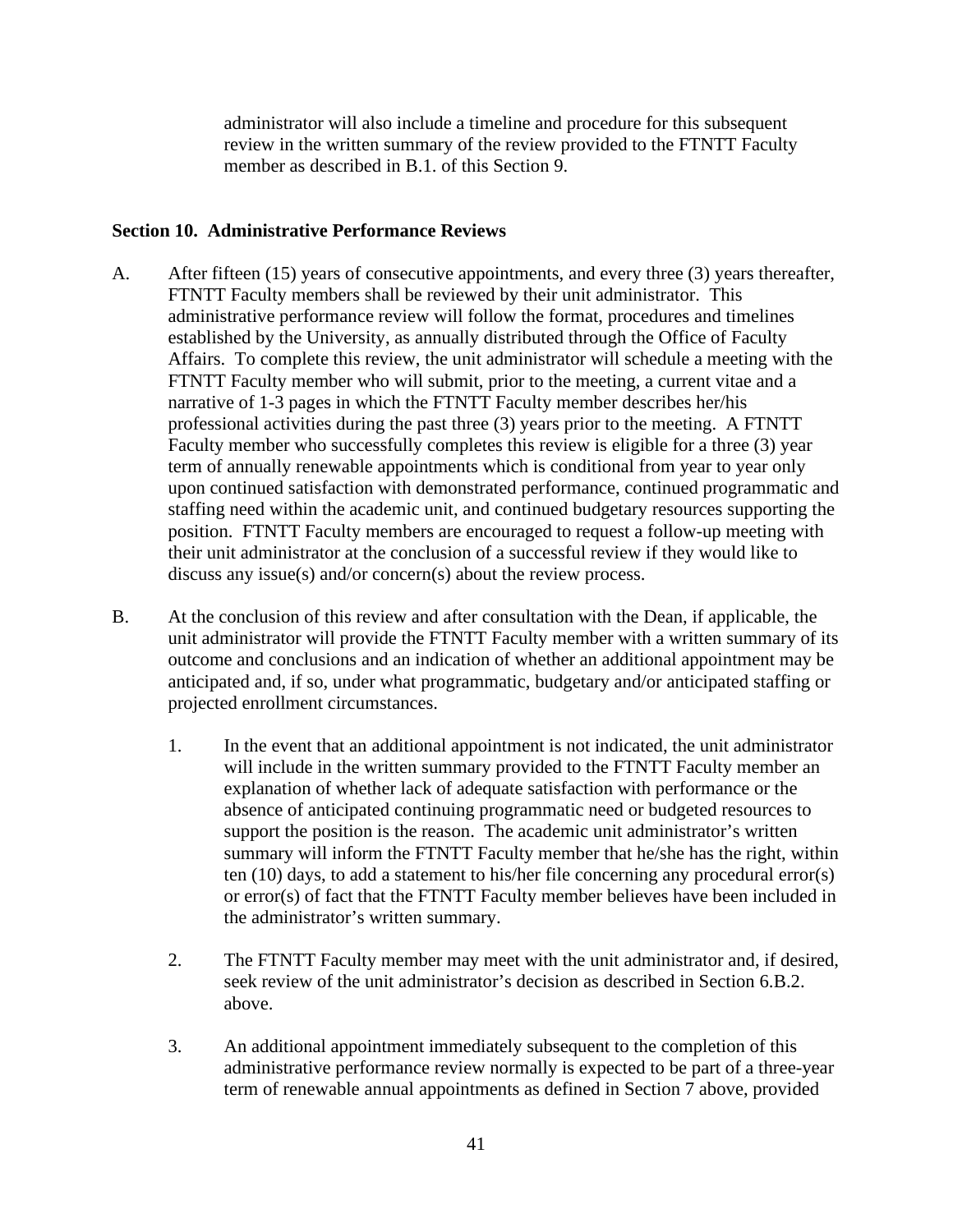administrator will also include a timeline and procedure for this subsequent review in the written summary of the review provided to the FTNTT Faculty member as described in B.1. of this Section 9.

**Section 10. Administrative Performance Reviews**

A. After fifteen (15) years of consecutive appointments, and every three (3) years thereafter, FTNTT Faculty members shall be reviewed by their unit administrator. This administrative performance review will follow the format, procedures and timelines established by the University, as annually distributed through the Office of Faculty Affairs. To complete this review, the unit administrator will schedule a meeting with the FTNTT Faculty member who will submit, prior to the meeting, a current vitae and a narrative of 1-3 pages in which the FTNTT Faculty member describes her/his professional activities during the past three (3) years prior to the meeting. A FTNTT Faculty member who successfully completes this review is eligible for a three (3) year term of annually renewable appointments which is conditional from year to year only upon continued satisfaction with demonstrated performance, continued programmatic and staffing need within the academic unit, and continued budgetary resources supporting the position. FTNTT Faculty members are encouraged to request a follow-up meeting with their unit administrator at the conclusion of a successful review if they would like to discuss any issue(s) and/or concern(s) about the review process.

B. At the conclusion of this review and after consultation with the Dean, if applicable, the unit administrator will provide the FTNTT Faculty member with a written summary of its outcome and conclusions and an indication of whether an additional appointment may be anticipated and, if so, under what programmatic, budgetary and/or anticipated staffing or projected enrollment circumstances.

   1. In the event that an additional appointment is not indicated, the unit administrator will include in the written summary provided to the FTNTT Faculty member an explanation of whether lack of adequate satisfaction with performance or the absence of anticipated continuing programmatic need or budgeted resources to support the position is the reason. The academic unit administrator's written summary will inform the FTNTT Faculty member that he/she has the right, within ten (10) days, to add a statement to his/her file concerning any procedural error(s) or error(s) of fact that the FTNTT Faculty member believes have been included in the administrator's written summary.

   2. The FTNTT Faculty member may meet with the unit administrator and, if desired, seek review of the unit administrator's decision as described in Section 6.B.2. above.

   3. An additional appointment immediately subsequent to the completion of this administrative performance review normally is expected to be part of a three-year term of renewable annual appointments as defined in Section 7 above, provided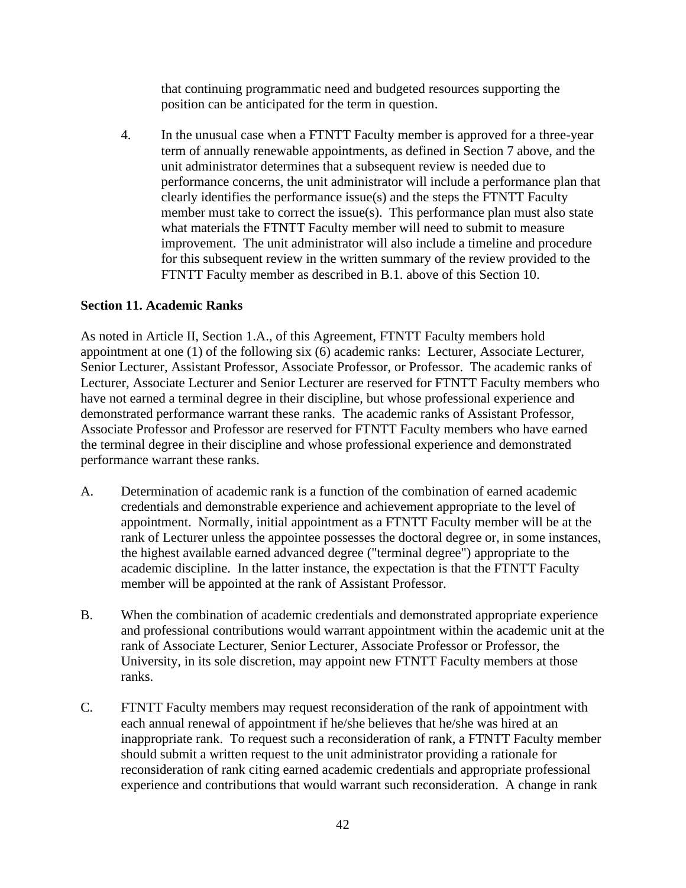that continuing programmatic need and budgeted resources supporting the position can be anticipated for the term in question.

4. In the unusual case when a FTNTT Faculty member is approved for a three-year term of annually renewable appointments, as defined in Section 7 above, and the unit administrator determines that a subsequent review is needed due to performance concerns, the unit administrator will include a performance plan that clearly identifies the performance issue(s) and the steps the FTNTT Faculty member must take to correct the issue(s). This performance plan must also state what materials the FTNTT Faculty member will need to submit to measure improvement. The unit administrator will also include a timeline and procedure for this subsequent review in the written summary of the review provided to the FTNTT Faculty member as described in B.1. above of this Section 10.

**Section 11. Academic Ranks**

As noted in Article II, Section 1.A., of this Agreement, FTNTT Faculty members hold appointment at one (1) of the following six (6) academic ranks: Lecturer, Associate Lecturer, Senior Lecturer, Assistant Professor, Associate Professor, or Professor. The academic ranks of Lecturer, Associate Lecturer and Senior Lecturer are reserved for FTNTT Faculty members who have not earned a terminal degree in their discipline, but whose professional experience and demonstrated performance warrant these ranks. The academic ranks of Assistant Professor, Associate Professor and Professor are reserved for FTNTT Faculty members who have earned the terminal degree in their discipline and whose professional experience and demonstrated performance warrant these ranks.

A. Determination of academic rank is a function of the combination of earned academic credentials and demonstrable experience and achievement appropriate to the level of appointment. Normally, initial appointment as a FTNTT Faculty member will be at the rank of Lecturer unless the appointee possesses the doctoral degree or, in some instances, the highest available earned advanced degree ("terminal degree") appropriate to the academic discipline. In the latter instance, the expectation is that the FTNTT Faculty member will be appointed at the rank of Assistant Professor.

B. When the combination of academic credentials and demonstrated appropriate experience and professional contributions would warrant appointment within the academic unit at the rank of Associate Lecturer, Senior Lecturer, Associate Professor or Professor, the University, in its sole discretion, may appoint new FTNTT Faculty members at those ranks.

C. FTNTT Faculty members may request reconsideration of the rank of appointment with each annual renewal of appointment if he/she believes that he/she was hired at an inappropriate rank. To request such a reconsideration of rank, a FTNTT Faculty member should submit a written request to the unit administrator providing a rationale for reconsideration of rank citing earned academic credentials and appropriate professional experience and contributions that would warrant such reconsideration. A change in rank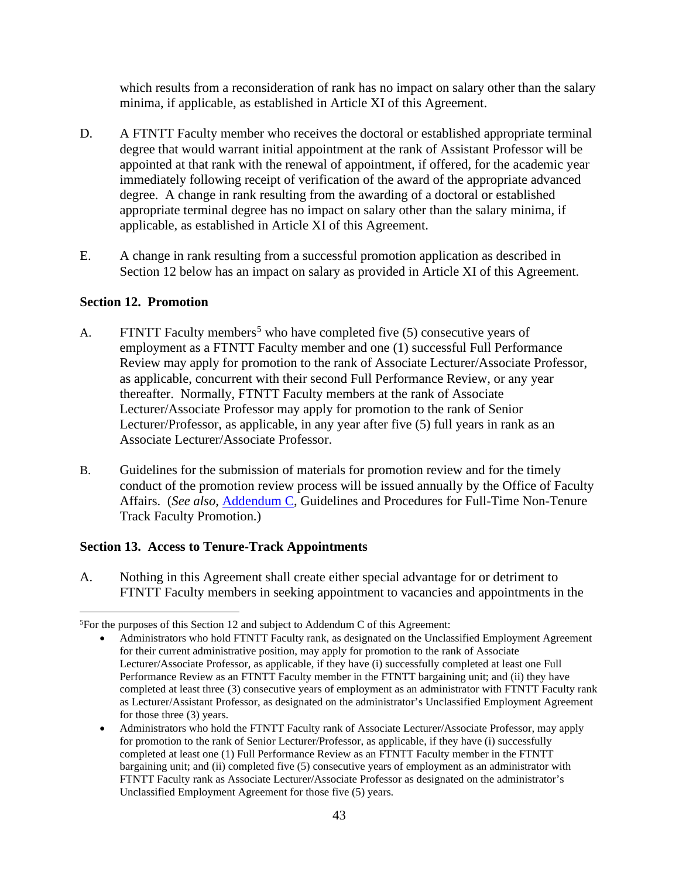which results from a reconsideration of rank has no impact on salary other than the salary minima, if applicable, as established in Article XI of this Agreement.

D. A FTNTT Faculty member who receives the doctoral or established appropriate terminal degree that would warrant initial appointment at the rank of Assistant Professor will be appointed at that rank with the renewal of appointment, if offered, for the academic year immediately following receipt of verification of the award of the appropriate advanced degree. A change in rank resulting from the awarding of a doctoral or established appropriate terminal degree has no impact on salary other than the salary minima, if applicable, as established in Article XI of this Agreement.

E. A change in rank resulting from a successful promotion application as described in Section 12 below has an impact on salary as provided in Article XI of this Agreement.

**Section 12. Promotion**

A. FTNTT Faculty members[5] who have completed five (5) consecutive years of employment as a FTNTT Faculty member and one (1) successful Full Performance Review may apply for promotion to the rank of Associate Lecturer/Associate Professor, as applicable, concurrent with their second Full Performance Review, or any year thereafter. Normally, FTNTT Faculty members at the rank of Associate Lecturer/Associate Professor may apply for promotion to the rank of Senior Lecturer/Professor, as applicable, in any year after five (5) full years in rank as an Associate Lecturer/Associate Professor.

B. Guidelines for the submission of materials for promotion review and for the timely conduct of the promotion review process will be issued annually by the Office of Faculty Affairs. (*See also*, Addendum C, Guidelines and Procedures for Full-Time Non-Tenure Track Faculty Promotion.)

**Section 13. Access to Tenure-Track Appointments**

A. Nothing in this Agreement shall create either special advantage for or detriment to FTNTT Faculty members in seeking appointment to vacancies and appointments in the

---

[5]For the purposes of this Section 12 and subject to Addendum C of this Agreement:

- Administrators who hold FTNTT Faculty rank, as designated on the Unclassified Employment Agreement for their current administrative position, may apply for promotion to the rank of Associate Lecturer/Associate Professor, as applicable, if they have (i) successfully completed at least one Full Performance Review as an FTNTT Faculty member in the FTNTT bargaining unit; and (ii) they have completed at least three (3) consecutive years of employment as an administrator with FTNTT Faculty rank as Lecturer/Assistant Professor, as designated on the administrator's Unclassified Employment Agreement for those three (3) years.
- Administrators who hold the FTNTT Faculty rank of Associate Lecturer/Associate Professor, may apply for promotion to the rank of Senior Lecturer/Professor, as applicable, if they have (i) successfully completed at least one (1) Full Performance Review as an FTNTT Faculty member in the FTNTT bargaining unit; and (ii) completed five (5) consecutive years of employment as an administrator with FTNTT Faculty rank as Associate Lecturer/Associate Professor as designated on the administrator's Unclassified Employment Agreement for those five (5) years.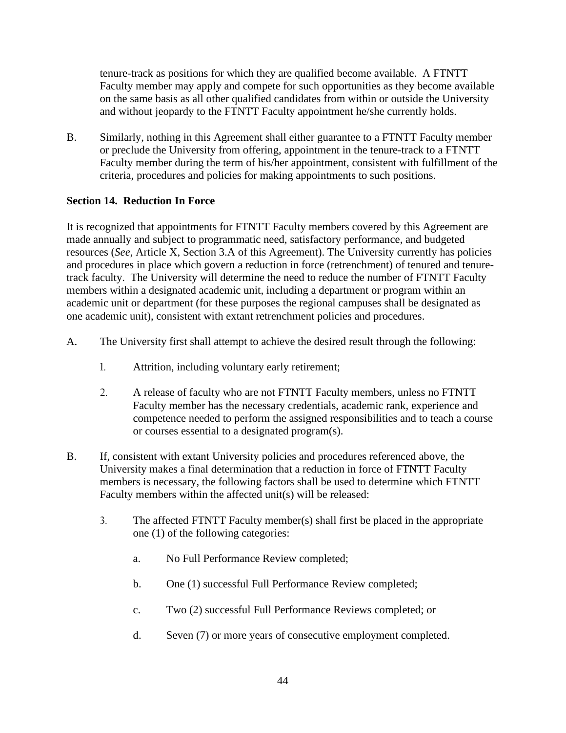tenure-track as positions for which they are qualified become available. A FTNTT Faculty member may apply and compete for such opportunities as they become available on the same basis as all other qualified candidates from within or outside the University and without jeopardy to the FTNTT Faculty appointment he/she currently holds.

B. Similarly, nothing in this Agreement shall either guarantee to a FTNTT Faculty member or preclude the University from offering, appointment in the tenure-track to a FTNTT Faculty member during the term of his/her appointment, consistent with fulfillment of the criteria, procedures and policies for making appointments to such positions.

**Section 14. Reduction In Force**

It is recognized that appointments for FTNTT Faculty members covered by this Agreement are made annually and subject to programmatic need, satisfactory performance, and budgeted resources (*See*, Article X, Section 3.A of this Agreement). The University currently has policies and procedures in place which govern a reduction in force (retrenchment) of tenured and tenure-track faculty. The University will determine the need to reduce the number of FTNTT Faculty members within a designated academic unit, including a department or program within an academic unit or department (for these purposes the regional campuses shall be designated as one academic unit), consistent with extant retrenchment policies and procedures.

A. The University first shall attempt to achieve the desired result through the following:

1. Attrition, including voluntary early retirement;

2. A release of faculty who are not FTNTT Faculty members, unless no FTNTT Faculty member has the necessary credentials, academic rank, experience and competence needed to perform the assigned responsibilities and to teach a course or courses essential to a designated program(s).

B. If, consistent with extant University policies and procedures referenced above, the University makes a final determination that a reduction in force of FTNTT Faculty members is necessary, the following factors shall be used to determine which FTNTT Faculty members within the affected unit(s) will be released:

3. The affected FTNTT Faculty member(s) shall first be placed in the appropriate one (1) of the following categories:

   a. No Full Performance Review completed;

   b. One (1) successful Full Performance Review completed;

   c. Two (2) successful Full Performance Reviews completed; or

   d. Seven (7) or more years of consecutive employment completed.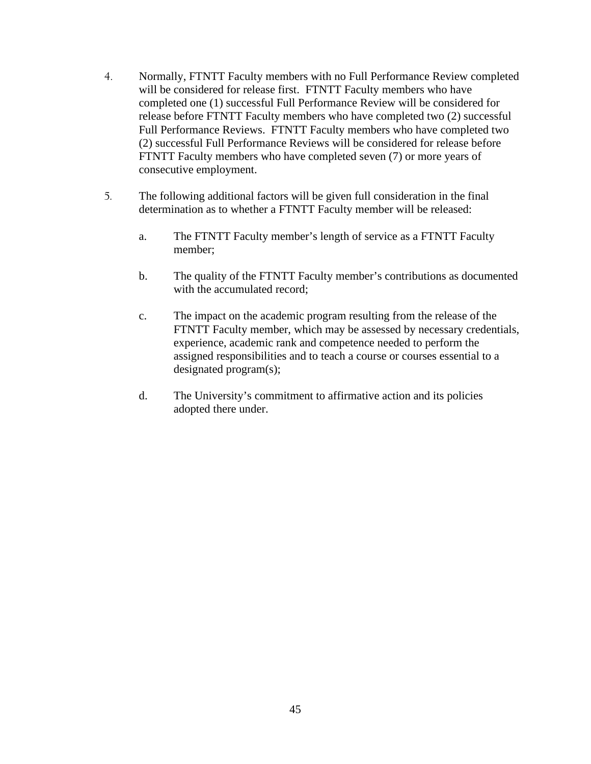4. Normally, FTNTT Faculty members with no Full Performance Review completed will be considered for release first. FTNTT Faculty members who have completed one (1) successful Full Performance Review will be considered for release before FTNTT Faculty members who have completed two (2) successful Full Performance Reviews. FTNTT Faculty members who have completed two (2) successful Full Performance Reviews will be considered for release before FTNTT Faculty members who have completed seven (7) or more years of consecutive employment.

5. The following additional factors will be given full consideration in the final determination as to whether a FTNTT Faculty member will be released:

   a. The FTNTT Faculty member's length of service as a FTNTT Faculty member;

   b. The quality of the FTNTT Faculty member's contributions as documented with the accumulated record;

   c. The impact on the academic program resulting from the release of the FTNTT Faculty member, which may be assessed by necessary credentials, experience, academic rank and competence needed to perform the assigned responsibilities and to teach a course or courses essential to a designated program(s);

   d. The University's commitment to affirmative action and its policies adopted there under.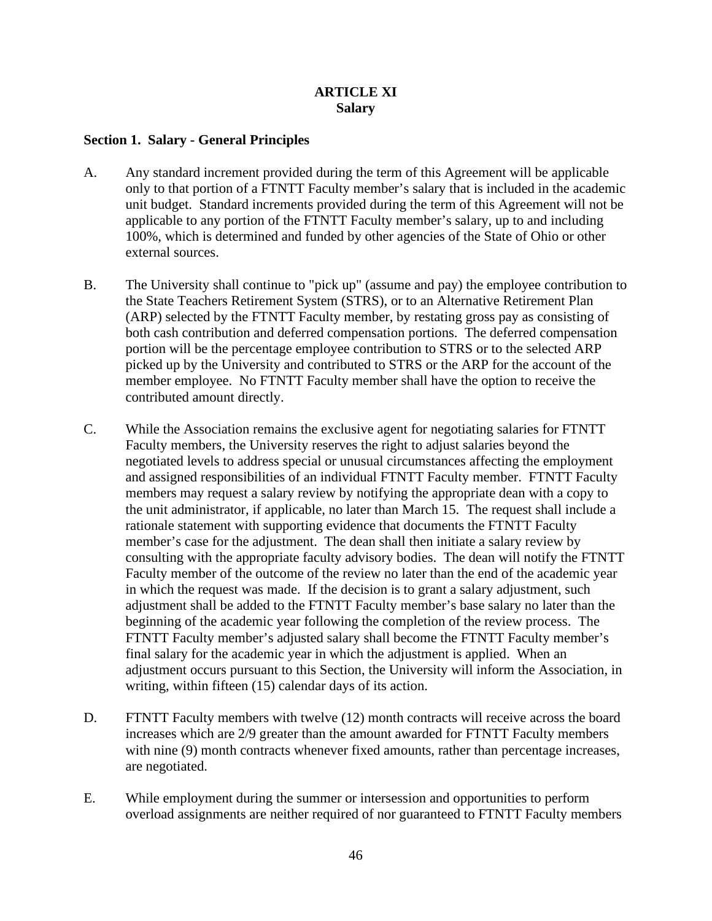# ARTICLE XI
## Salary

### Section 1. Salary - General Principles

A. Any standard increment provided during the term of this Agreement will be applicable only to that portion of a FTNTT Faculty member's salary that is included in the academic unit budget. Standard increments provided during the term of this Agreement will not be applicable to any portion of the FTNTT Faculty member's salary, up to and including 100%, which is determined and funded by other agencies of the State of Ohio or other external sources.

B. The University shall continue to "pick up" (assume and pay) the employee contribution to the State Teachers Retirement System (STRS), or to an Alternative Retirement Plan (ARP) selected by the FTNTT Faculty member, by restating gross pay as consisting of both cash contribution and deferred compensation portions. The deferred compensation portion will be the percentage employee contribution to STRS or to the selected ARP picked up by the University and contributed to STRS or the ARP for the account of the member employee. No FTNTT Faculty member shall have the option to receive the contributed amount directly.

C. While the Association remains the exclusive agent for negotiating salaries for FTNTT Faculty members, the University reserves the right to adjust salaries beyond the negotiated levels to address special or unusual circumstances affecting the employment and assigned responsibilities of an individual FTNTT Faculty member. FTNTT Faculty members may request a salary review by notifying the appropriate dean with a copy to the unit administrator, if applicable, no later than March 15. The request shall include a rationale statement with supporting evidence that documents the FTNTT Faculty member's case for the adjustment. The dean shall then initiate a salary review by consulting with the appropriate faculty advisory bodies. The dean will notify the FTNTT Faculty member of the outcome of the review no later than the end of the academic year in which the request was made. If the decision is to grant a salary adjustment, such adjustment shall be added to the FTNTT Faculty member's base salary no later than the beginning of the academic year following the completion of the review process. The FTNTT Faculty member's adjusted salary shall become the FTNTT Faculty member's final salary for the academic year in which the adjustment is applied. When an adjustment occurs pursuant to this Section, the University will inform the Association, in writing, within fifteen (15) calendar days of its action.

D. FTNTT Faculty members with twelve (12) month contracts will receive across the board increases which are 2/9 greater than the amount awarded for FTNTT Faculty members with nine (9) month contracts whenever fixed amounts, rather than percentage increases, are negotiated.

E. While employment during the summer or intersession and opportunities to perform overload assignments are neither required of nor guaranteed to FTNTT Faculty members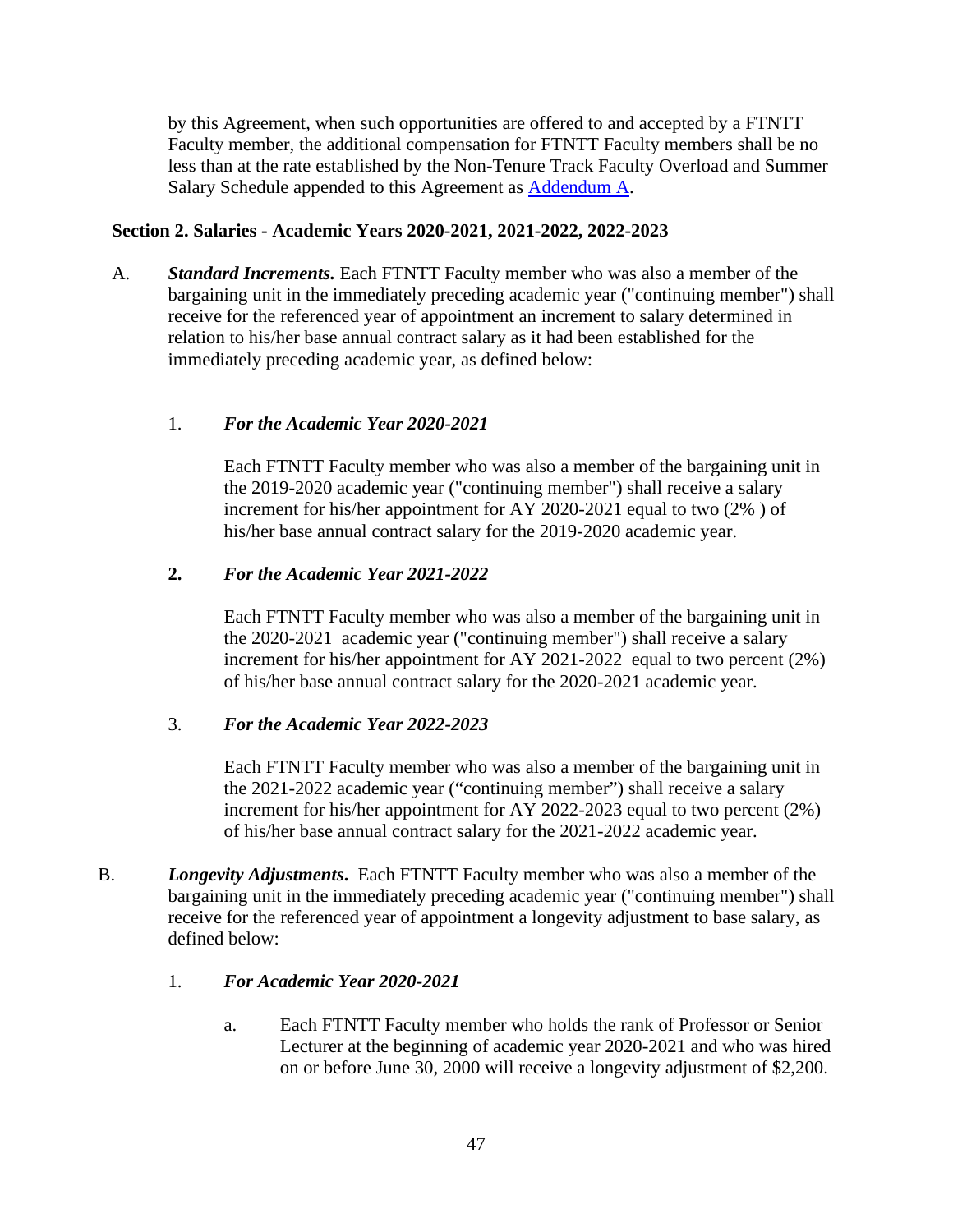by this Agreement, when such opportunities are offered to and accepted by a FTNTT Faculty member, the additional compensation for FTNTT Faculty members shall be no less than at the rate established by the Non-Tenure Track Faculty Overload and Summer Salary Schedule appended to this Agreement as Addendum A.

**Section 2. Salaries - Academic Years 2020-2021, 2021-2022, 2022-2023**

A. ***Standard Increments.*** Each FTNTT Faculty member who was also a member of the bargaining unit in the immediately preceding academic year ("continuing member") shall receive for the referenced year of appointment an increment to salary determined in relation to his/her base annual contract salary as it had been established for the immediately preceding academic year, as defined below:

1. ***For the Academic Year 2020-2021***

   Each FTNTT Faculty member who was also a member of the bargaining unit in the 2019-2020 academic year ("continuing member") shall receive a salary increment for his/her appointment for AY 2020-2021 equal to two (2% ) of his/her base annual contract salary for the 2019-2020 academic year.

2. ***For the Academic Year 2021-2022***

   Each FTNTT Faculty member who was also a member of the bargaining unit in the 2020-2021 academic year ("continuing member") shall receive a salary increment for his/her appointment for AY 2021-2022 equal to two percent (2%) of his/her base annual contract salary for the 2020-2021 academic year.

3. ***For the Academic Year 2022-2023***

   Each FTNTT Faculty member who was also a member of the bargaining unit in the 2021-2022 academic year ("continuing member") shall receive a salary increment for his/her appointment for AY 2022-2023 equal to two percent (2%) of his/her base annual contract salary for the 2021-2022 academic year.

B. ***Longevity Adjustments***. Each FTNTT Faculty member who was also a member of the bargaining unit in the immediately preceding academic year ("continuing member") shall receive for the referenced year of appointment a longevity adjustment to base salary, as defined below:

1. ***For Academic Year 2020-2021***

   a. Each FTNTT Faculty member who holds the rank of Professor or Senior Lecturer at the beginning of academic year 2020-2021 and who was hired on or before June 30, 2000 will receive a longevity adjustment of $2,200.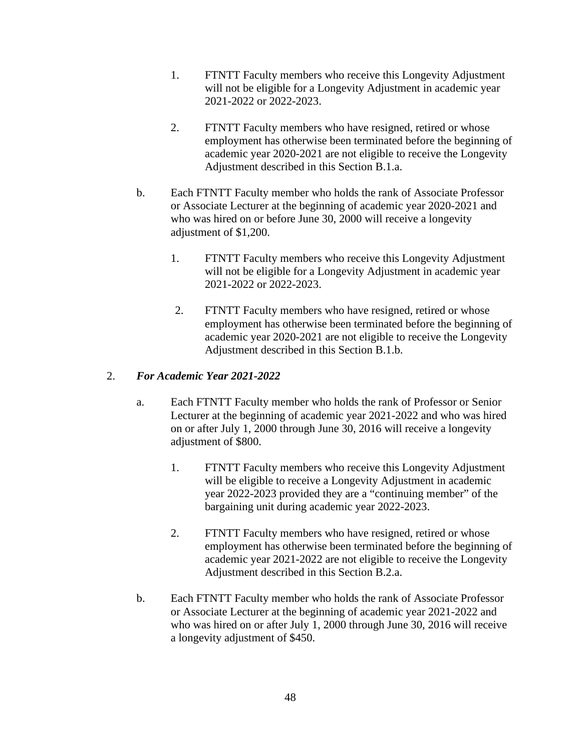1. FTNTT Faculty members who receive this Longevity Adjustment will not be eligible for a Longevity Adjustment in academic year 2021-2022 or 2022-2023.

2. FTNTT Faculty members who have resigned, retired or whose employment has otherwise been terminated before the beginning of academic year 2020-2021 are not eligible to receive the Longevity Adjustment described in this Section B.1.a.

b. Each FTNTT Faculty member who holds the rank of Associate Professor or Associate Lecturer at the beginning of academic year 2020-2021 and who was hired on or before June 30, 2000 will receive a longevity adjustment of $1,200.

1. FTNTT Faculty members who receive this Longevity Adjustment will not be eligible for a Longevity Adjustment in academic year 2021-2022 or 2022-2023.

2. FTNTT Faculty members who have resigned, retired or whose employment has otherwise been terminated before the beginning of academic year 2020-2021 are not eligible to receive the Longevity Adjustment described in this Section B.1.b.

2. ***For Academic Year 2021-2022***

a. Each FTNTT Faculty member who holds the rank of Professor or Senior Lecturer at the beginning of academic year 2021-2022 and who was hired on or after July 1, 2000 through June 30, 2016 will receive a longevity adjustment of $800.

1. FTNTT Faculty members who receive this Longevity Adjustment will be eligible to receive a Longevity Adjustment in academic year 2022-2023 provided they are a "continuing member" of the bargaining unit during academic year 2022-2023.

2. FTNTT Faculty members who have resigned, retired or whose employment has otherwise been terminated before the beginning of academic year 2021-2022 are not eligible to receive the Longevity Adjustment described in this Section B.2.a.

b. Each FTNTT Faculty member who holds the rank of Associate Professor or Associate Lecturer at the beginning of academic year 2021-2022 and who was hired on or after July 1, 2000 through June 30, 2016 will receive a longevity adjustment of $450.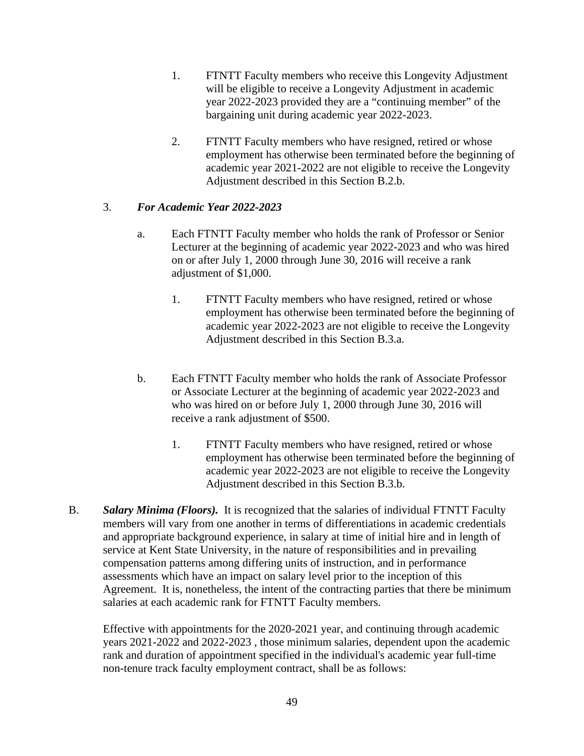1. FTNTT Faculty members who receive this Longevity Adjustment will be eligible to receive a Longevity Adjustment in academic year 2022-2023 provided they are a "continuing member" of the bargaining unit during academic year 2022-2023.

2. FTNTT Faculty members who have resigned, retired or whose employment has otherwise been terminated before the beginning of academic year 2021-2022 are not eligible to receive the Longevity Adjustment described in this Section B.2.b.

3. ***For Academic Year 2022-2023***

   a. Each FTNTT Faculty member who holds the rank of Professor or Senior Lecturer at the beginning of academic year 2022-2023 and who was hired on or after July 1, 2000 through June 30, 2016 will receive a rank adjustment of $1,000.

      1. FTNTT Faculty members who have resigned, retired or whose employment has otherwise been terminated before the beginning of academic year 2022-2023 are not eligible to receive the Longevity Adjustment described in this Section B.3.a.

   b. Each FTNTT Faculty member who holds the rank of Associate Professor or Associate Lecturer at the beginning of academic year 2022-2023 and who was hired on or before July 1, 2000 through June 30, 2016 will receive a rank adjustment of $500.

      1. FTNTT Faculty members who have resigned, retired or whose employment has otherwise been terminated before the beginning of academic year 2022-2023 are not eligible to receive the Longevity Adjustment described in this Section B.3.b.

B. ***Salary Minima (Floors).*** It is recognized that the salaries of individual FTNTT Faculty members will vary from one another in terms of differentiations in academic credentials and appropriate background experience, in salary at time of initial hire and in length of service at Kent State University, in the nature of responsibilities and in prevailing compensation patterns among differing units of instruction, and in performance assessments which have an impact on salary level prior to the inception of this Agreement. It is, nonetheless, the intent of the contracting parties that there be minimum salaries at each academic rank for FTNTT Faculty members.

   Effective with appointments for the 2020-2021 year, and continuing through academic years 2021-2022 and 2022-2023 , those minimum salaries, dependent upon the academic rank and duration of appointment specified in the individual's academic year full-time non-tenure track faculty employment contract, shall be as follows: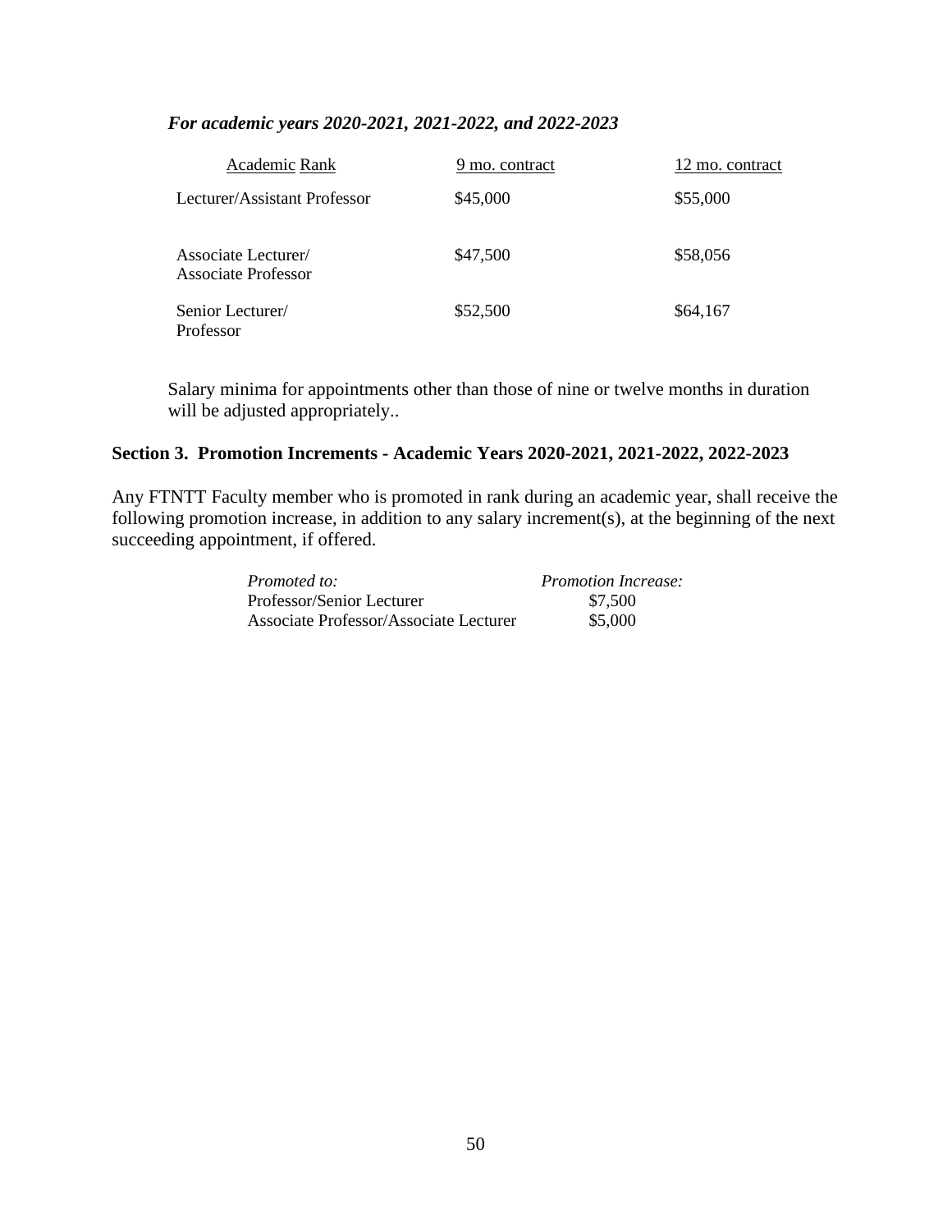***For academic years 2020-2021, 2021-2022, and 2022-2023***

| Academic Rank | 9 mo. contract | 12 mo. contract |
| --- | --- | --- |
| Lecturer/Assistant Professor | $45,000 | $55,000 |
| Associate Lecturer/ Associate Professor | $47,500 | $58,056 |
| Senior Lecturer/ Professor | $52,500 | $64,167 |

Salary minima for appointments other than those of nine or twelve months in duration will be adjusted appropriately..

**Section 3. Promotion Increments - Academic Years 2020-2021, 2021-2022, 2022-2023**

Any FTNTT Faculty member who is promoted in rank during an academic year, shall receive the following promotion increase, in addition to any salary increment(s), at the beginning of the next succeeding appointment, if offered.

| *Promoted to:* | *Promotion Increase:* |
| --- | --- |
| Professor/Senior Lecturer | $7,500 |
| Associate Professor/Associate Lecturer | $5,000 |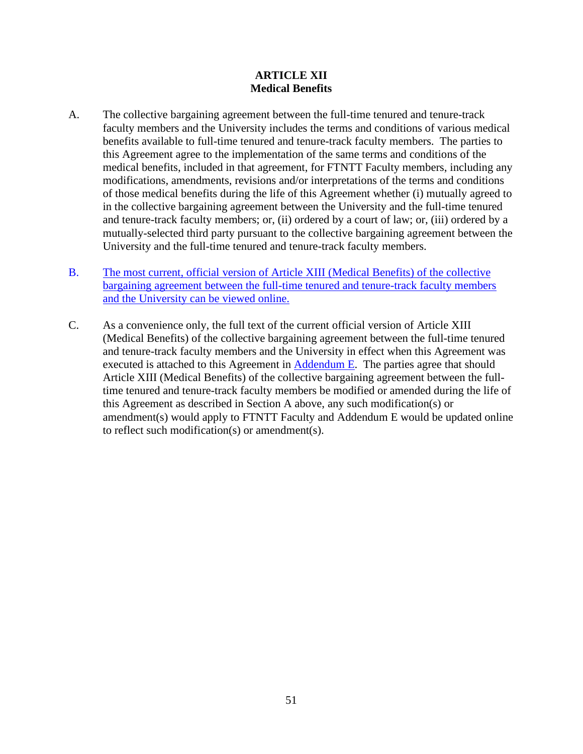# ARTICLE XII
## Medical Benefits

A. The collective bargaining agreement between the full-time tenured and tenure-track faculty members and the University includes the terms and conditions of various medical benefits available to full-time tenured and tenure-track faculty members. The parties to this Agreement agree to the implementation of the same terms and conditions of the medical benefits, included in that agreement, for FTNTT Faculty members, including any modifications, amendments, revisions and/or interpretations of the terms and conditions of those medical benefits during the life of this Agreement whether (i) mutually agreed to in the collective bargaining agreement between the University and the full-time tenured and tenure-track faculty members; or, (ii) ordered by a court of law; or, (iii) ordered by a mutually-selected third party pursuant to the collective bargaining agreement between the University and the full-time tenured and tenure-track faculty members.

B. The most current, official version of Article XIII (Medical Benefits) of the collective bargaining agreement between the full-time tenured and tenure-track faculty members and the University can be viewed online.

C. As a convenience only, the full text of the current official version of Article XIII (Medical Benefits) of the collective bargaining agreement between the full-time tenured and tenure-track faculty members and the University in effect when this Agreement was executed is attached to this Agreement in Addendum E. The parties agree that should Article XIII (Medical Benefits) of the collective bargaining agreement between the full-time tenured and tenure-track faculty members be modified or amended during the life of this Agreement as described in Section A above, any such modification(s) or amendment(s) would apply to FTNTT Faculty and Addendum E would be updated online to reflect such modification(s) or amendment(s).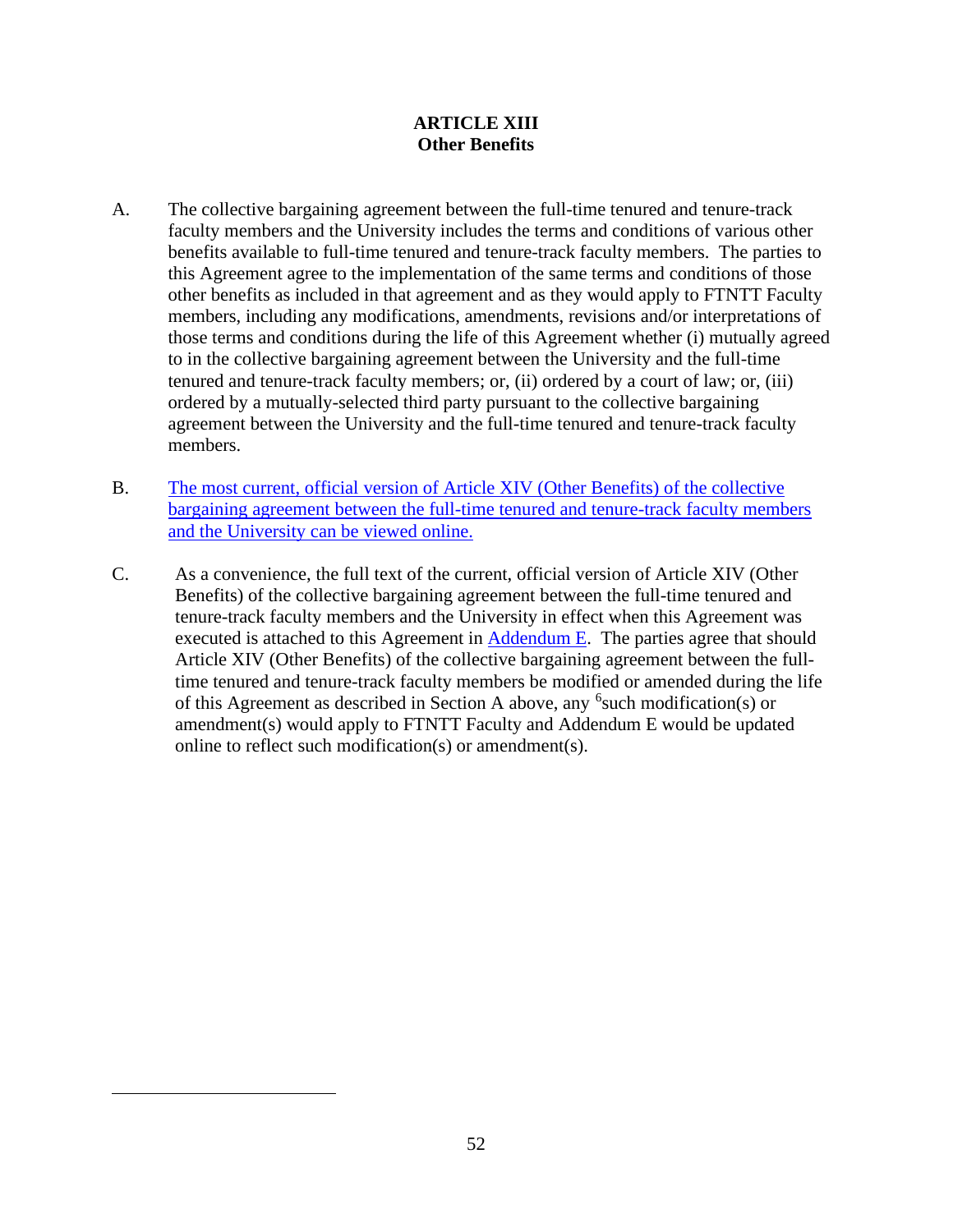# ARTICLE XIII
## Other Benefits

A. The collective bargaining agreement between the full-time tenured and tenure-track faculty members and the University includes the terms and conditions of various other benefits available to full-time tenured and tenure-track faculty members. The parties to this Agreement agree to the implementation of the same terms and conditions of those other benefits as included in that agreement and as they would apply to FTNTT Faculty members, including any modifications, amendments, revisions and/or interpretations of those terms and conditions during the life of this Agreement whether (i) mutually agreed to in the collective bargaining agreement between the University and the full-time tenured and tenure-track faculty members; or, (ii) ordered by a court of law; or, (iii) ordered by a mutually-selected third party pursuant to the collective bargaining agreement between the University and the full-time tenured and tenure-track faculty members.

B. The most current, official version of Article XIV (Other Benefits) of the collective bargaining agreement between the full-time tenured and tenure-track faculty members and the University can be viewed online.

C. As a convenience, the full text of the current, official version of Article XIV (Other Benefits) of the collective bargaining agreement between the full-time tenured and tenure-track faculty members and the University in effect when this Agreement was executed is attached to this Agreement in Addendum E. The parties agree that should Article XIV (Other Benefits) of the collective bargaining agreement between the full-time tenured and tenure-track faculty members be modified or amended during the life of this Agreement as described in Section A above, any [6]such modification(s) or amendment(s) would apply to FTNTT Faculty and Addendum E would be updated online to reflect such modification(s) or amendment(s).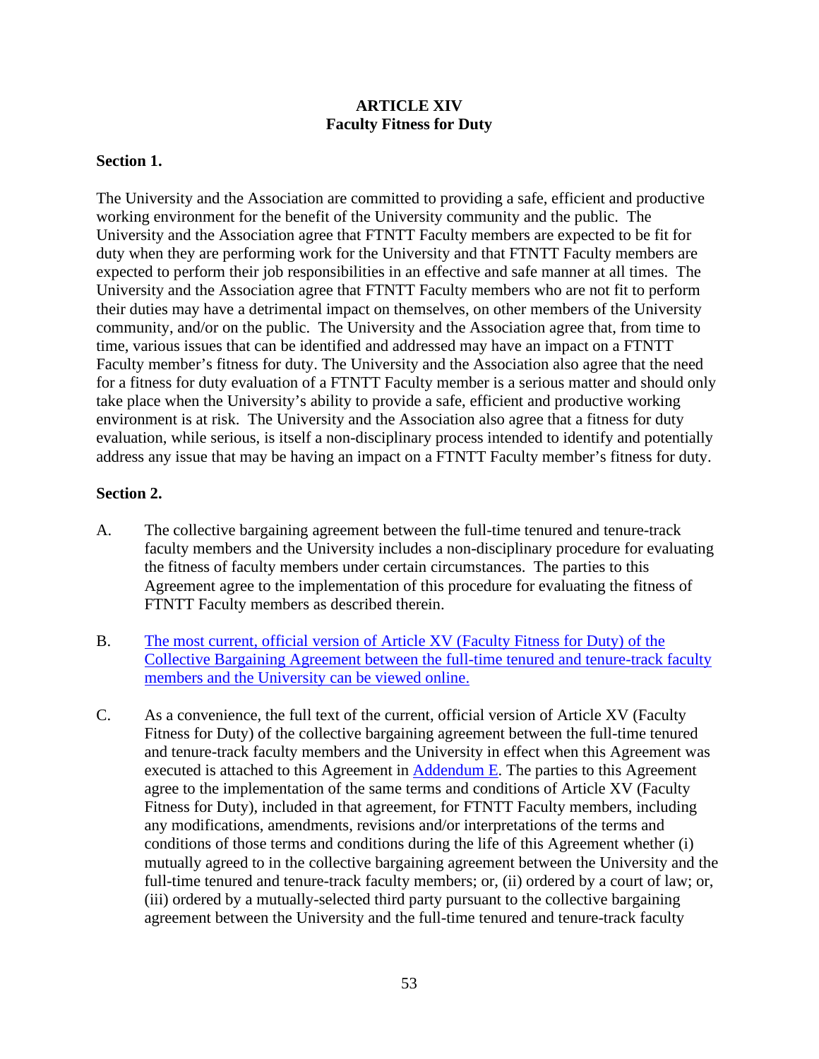# ARTICLE XIV
## Faculty Fitness for Duty

**Section 1.**

The University and the Association are committed to providing a safe, efficient and productive working environment for the benefit of the University community and the public. The University and the Association agree that FTNTT Faculty members are expected to be fit for duty when they are performing work for the University and that FTNTT Faculty members are expected to perform their job responsibilities in an effective and safe manner at all times. The University and the Association agree that FTNTT Faculty members who are not fit to perform their duties may have a detrimental impact on themselves, on other members of the University community, and/or on the public. The University and the Association agree that, from time to time, various issues that can be identified and addressed may have an impact on a FTNTT Faculty member's fitness for duty. The University and the Association also agree that the need for a fitness for duty evaluation of a FTNTT Faculty member is a serious matter and should only take place when the University's ability to provide a safe, efficient and productive working environment is at risk. The University and the Association also agree that a fitness for duty evaluation, while serious, is itself a non-disciplinary process intended to identify and potentially address any issue that may be having an impact on a FTNTT Faculty member's fitness for duty.

**Section 2.**

A. The collective bargaining agreement between the full-time tenured and tenure-track faculty members and the University includes a non-disciplinary procedure for evaluating the fitness of faculty members under certain circumstances. The parties to this Agreement agree to the implementation of this procedure for evaluating the fitness of FTNTT Faculty members as described therein.

B. The most current, official version of Article XV (Faculty Fitness for Duty) of the Collective Bargaining Agreement between the full-time tenured and tenure-track faculty members and the University can be viewed online.

C. As a convenience, the full text of the current, official version of Article XV (Faculty Fitness for Duty) of the collective bargaining agreement between the full-time tenured and tenure-track faculty members and the University in effect when this Agreement was executed is attached to this Agreement in Addendum E. The parties to this Agreement agree to the implementation of the same terms and conditions of Article XV (Faculty Fitness for Duty), included in that agreement, for FTNTT Faculty members, including any modifications, amendments, revisions and/or interpretations of the terms and conditions of those terms and conditions during the life of this Agreement whether (i) mutually agreed to in the collective bargaining agreement between the University and the full-time tenured and tenure-track faculty members; or, (ii) ordered by a court of law; or, (iii) ordered by a mutually-selected third party pursuant to the collective bargaining agreement between the University and the full-time tenured and tenure-track faculty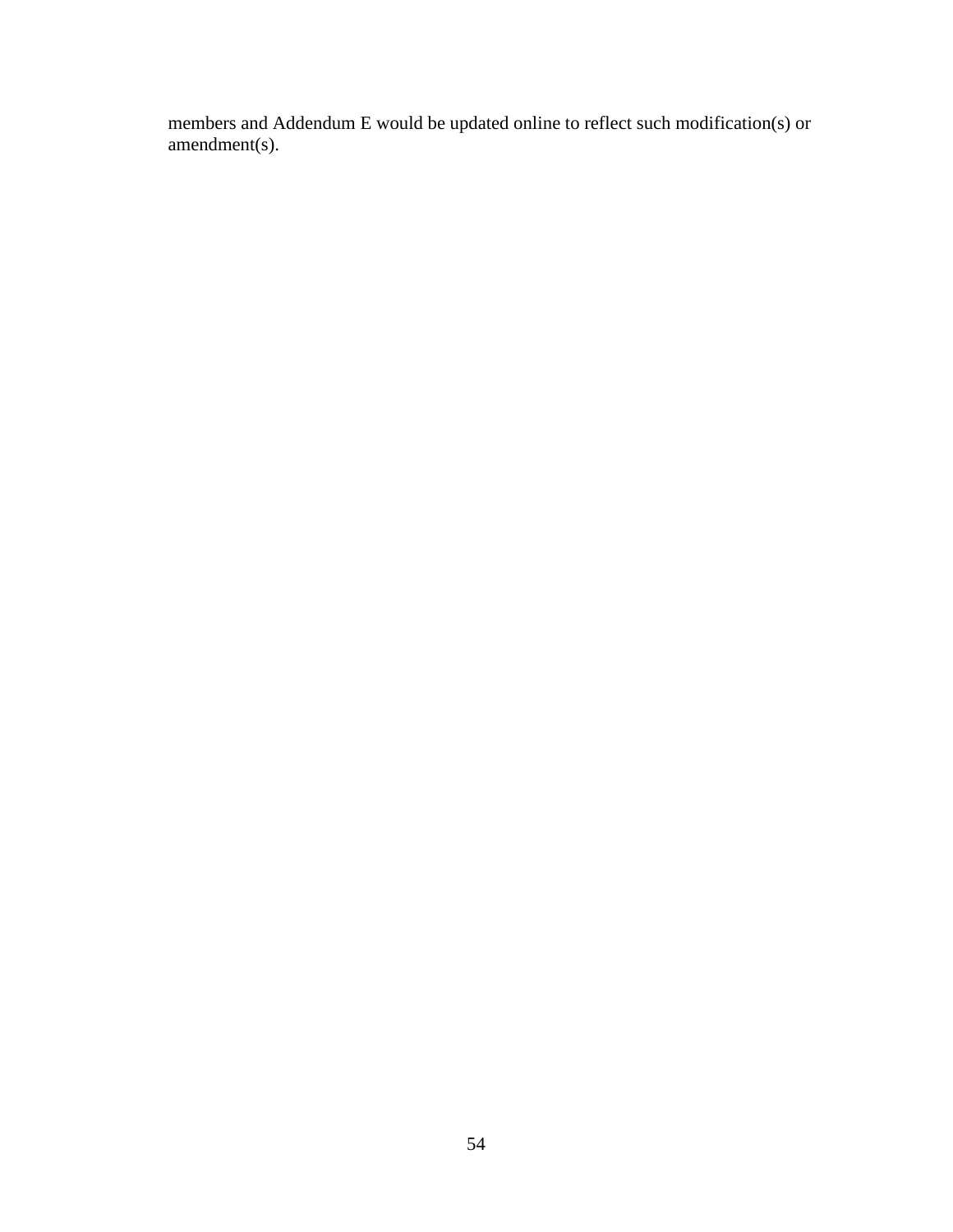members and Addendum E would be updated online to reflect such modification(s) or amendment(s).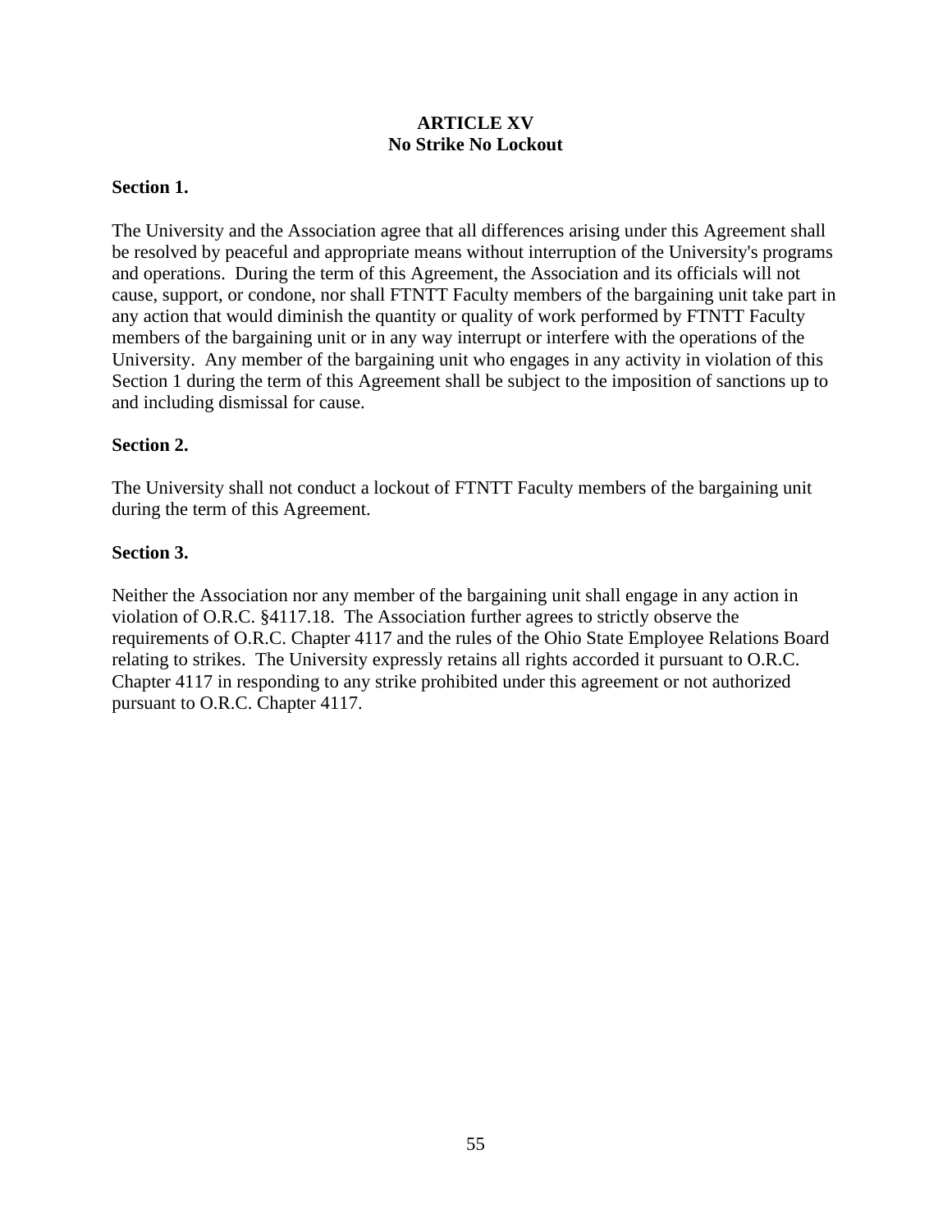# ARTICLE XV
# No Strike No Lockout

**Section 1.**

The University and the Association agree that all differences arising under this Agreement shall be resolved by peaceful and appropriate means without interruption of the University's programs and operations. During the term of this Agreement, the Association and its officials will not cause, support, or condone, nor shall FTNTT Faculty members of the bargaining unit take part in any action that would diminish the quantity or quality of work performed by FTNTT Faculty members of the bargaining unit or in any way interrupt or interfere with the operations of the University. Any member of the bargaining unit who engages in any activity in violation of this Section 1 during the term of this Agreement shall be subject to the imposition of sanctions up to and including dismissal for cause.

**Section 2.**

The University shall not conduct a lockout of FTNTT Faculty members of the bargaining unit during the term of this Agreement.

**Section 3.**

Neither the Association nor any member of the bargaining unit shall engage in any action in violation of O.R.C. §4117.18. The Association further agrees to strictly observe the requirements of O.R.C. Chapter 4117 and the rules of the Ohio State Employee Relations Board relating to strikes. The University expressly retains all rights accorded it pursuant to O.R.C. Chapter 4117 in responding to any strike prohibited under this agreement or not authorized pursuant to O.R.C. Chapter 4117.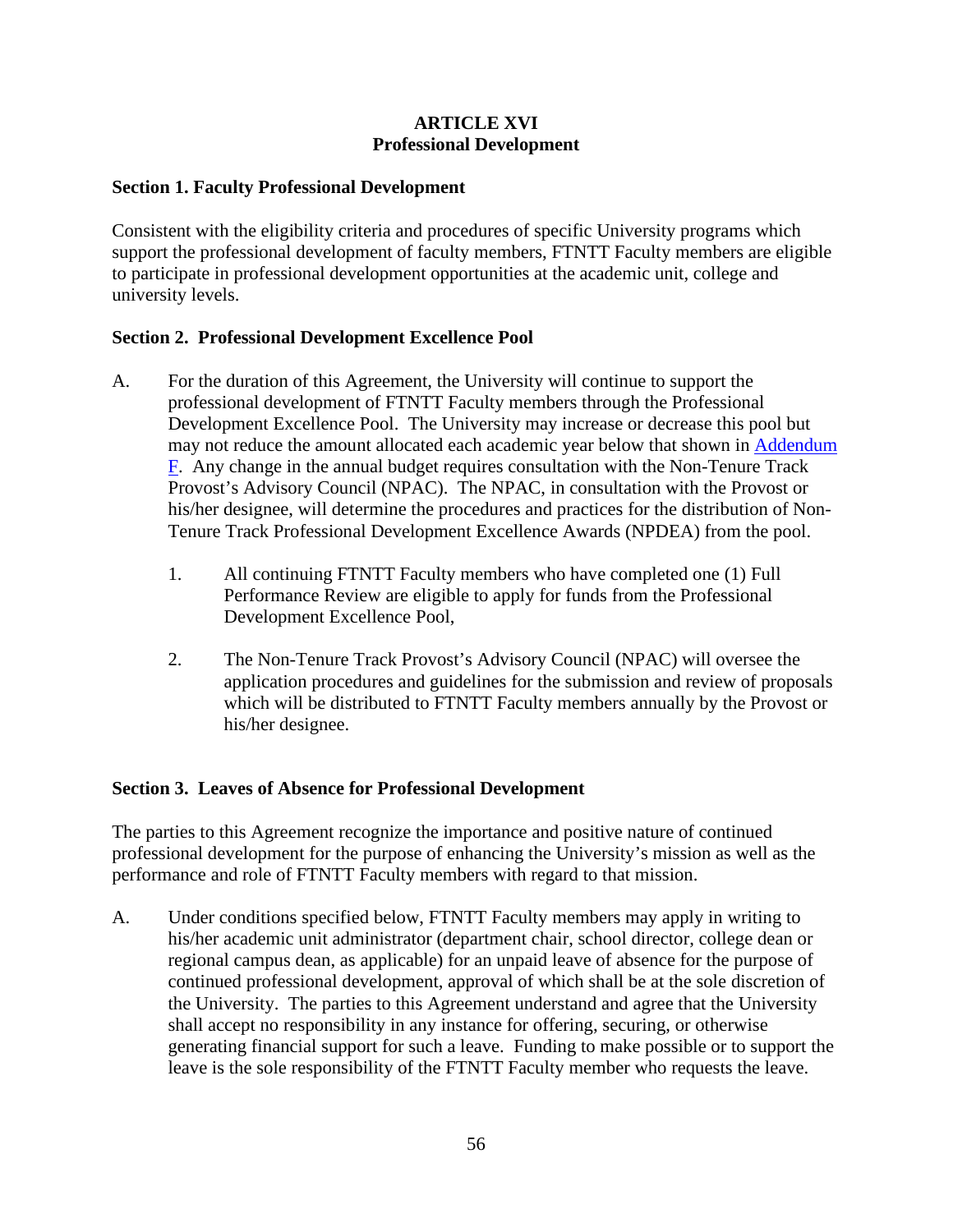## ARTICLE XVI
## Professional Development

### Section 1. Faculty Professional Development

Consistent with the eligibility criteria and procedures of specific University programs which support the professional development of faculty members, FTNTT Faculty members are eligible to participate in professional development opportunities at the academic unit, college and university levels.

### Section 2. Professional Development Excellence Pool

A. For the duration of this Agreement, the University will continue to support the professional development of FTNTT Faculty members through the Professional Development Excellence Pool. The University may increase or decrease this pool but may not reduce the amount allocated each academic year below that shown in Addendum F. Any change in the annual budget requires consultation with the Non-Tenure Track Provost's Advisory Council (NPAC). The NPAC, in consultation with the Provost or his/her designee, will determine the procedures and practices for the distribution of Non-Tenure Track Professional Development Excellence Awards (NPDEA) from the pool.

   1. All continuing FTNTT Faculty members who have completed one (1) Full Performance Review are eligible to apply for funds from the Professional Development Excellence Pool,

   2. The Non-Tenure Track Provost's Advisory Council (NPAC) will oversee the application procedures and guidelines for the submission and review of proposals which will be distributed to FTNTT Faculty members annually by the Provost or his/her designee.

### Section 3. Leaves of Absence for Professional Development

The parties to this Agreement recognize the importance and positive nature of continued professional development for the purpose of enhancing the University's mission as well as the performance and role of FTNTT Faculty members with regard to that mission.

A. Under conditions specified below, FTNTT Faculty members may apply in writing to his/her academic unit administrator (department chair, school director, college dean or regional campus dean, as applicable) for an unpaid leave of absence for the purpose of continued professional development, approval of which shall be at the sole discretion of the University. The parties to this Agreement understand and agree that the University shall accept no responsibility in any instance for offering, securing, or otherwise generating financial support for such a leave. Funding to make possible or to support the leave is the sole responsibility of the FTNTT Faculty member who requests the leave.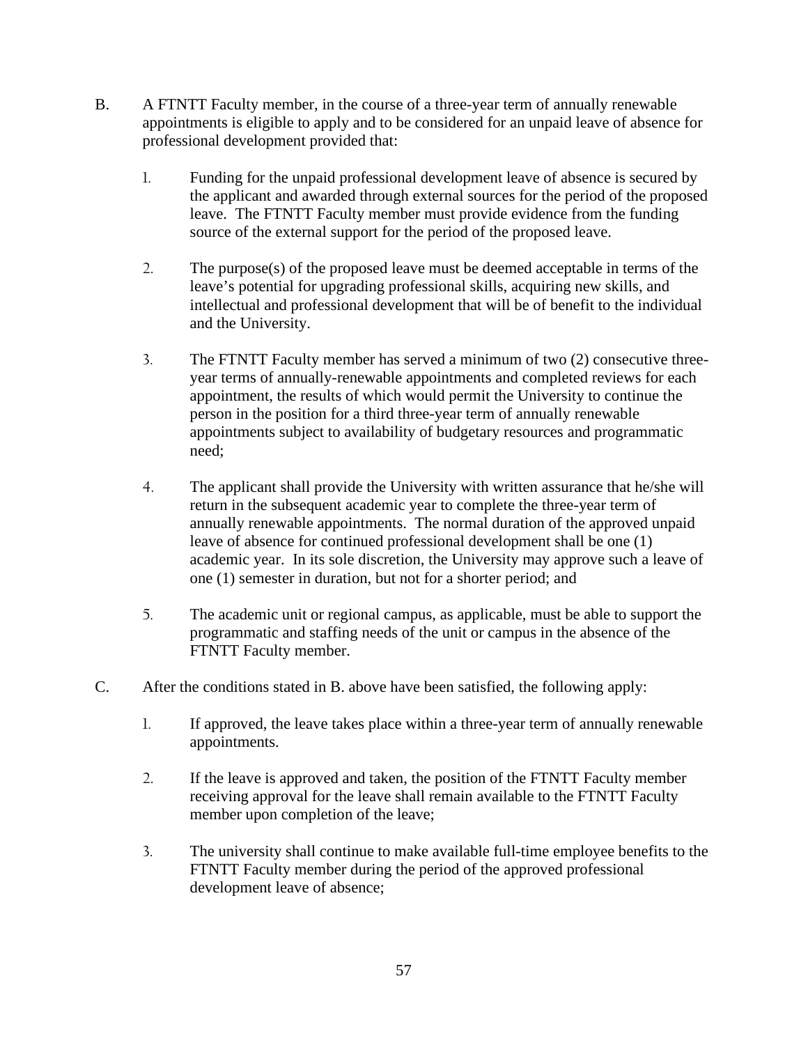B. A FTNTT Faculty member, in the course of a three-year term of annually renewable appointments is eligible to apply and to be considered for an unpaid leave of absence for professional development provided that:

1. Funding for the unpaid professional development leave of absence is secured by the applicant and awarded through external sources for the period of the proposed leave. The FTNTT Faculty member must provide evidence from the funding source of the external support for the period of the proposed leave.

2. The purpose(s) of the proposed leave must be deemed acceptable in terms of the leave's potential for upgrading professional skills, acquiring new skills, and intellectual and professional development that will be of benefit to the individual and the University.

3. The FTNTT Faculty member has served a minimum of two (2) consecutive three-year terms of annually-renewable appointments and completed reviews for each appointment, the results of which would permit the University to continue the person in the position for a third three-year term of annually renewable appointments subject to availability of budgetary resources and programmatic need;

4. The applicant shall provide the University with written assurance that he/she will return in the subsequent academic year to complete the three-year term of annually renewable appointments. The normal duration of the approved unpaid leave of absence for continued professional development shall be one (1) academic year. In its sole discretion, the University may approve such a leave of one (1) semester in duration, but not for a shorter period; and

5. The academic unit or regional campus, as applicable, must be able to support the programmatic and staffing needs of the unit or campus in the absence of the FTNTT Faculty member.

C. After the conditions stated in B. above have been satisfied, the following apply:

1. If approved, the leave takes place within a three-year term of annually renewable appointments.

2. If the leave is approved and taken, the position of the FTNTT Faculty member receiving approval for the leave shall remain available to the FTNTT Faculty member upon completion of the leave;

3. The university shall continue to make available full-time employee benefits to the FTNTT Faculty member during the period of the approved professional development leave of absence;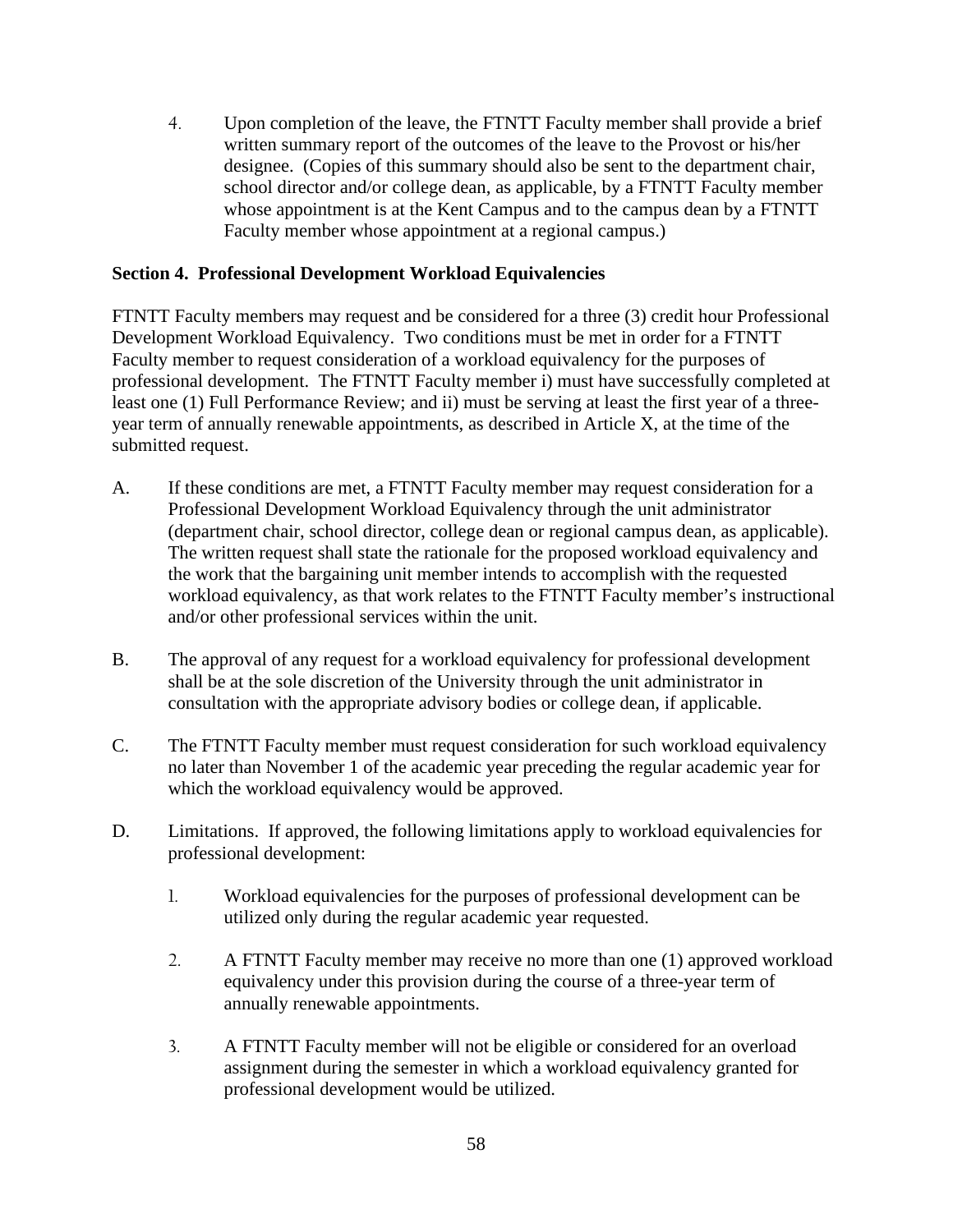4. Upon completion of the leave, the FTNTT Faculty member shall provide a brief written summary report of the outcomes of the leave to the Provost or his/her designee. (Copies of this summary should also be sent to the department chair, school director and/or college dean, as applicable, by a FTNTT Faculty member whose appointment is at the Kent Campus and to the campus dean by a FTNTT Faculty member whose appointment at a regional campus.)

**Section 4. Professional Development Workload Equivalencies**

FTNTT Faculty members may request and be considered for a three (3) credit hour Professional Development Workload Equivalency. Two conditions must be met in order for a FTNTT Faculty member to request consideration of a workload equivalency for the purposes of professional development. The FTNTT Faculty member i) must have successfully completed at least one (1) Full Performance Review; and ii) must be serving at least the first year of a three-year term of annually renewable appointments, as described in Article X, at the time of the submitted request.

A. If these conditions are met, a FTNTT Faculty member may request consideration for a Professional Development Workload Equivalency through the unit administrator (department chair, school director, college dean or regional campus dean, as applicable). The written request shall state the rationale for the proposed workload equivalency and the work that the bargaining unit member intends to accomplish with the requested workload equivalency, as that work relates to the FTNTT Faculty member's instructional and/or other professional services within the unit.

B. The approval of any request for a workload equivalency for professional development shall be at the sole discretion of the University through the unit administrator in consultation with the appropriate advisory bodies or college dean, if applicable.

C. The FTNTT Faculty member must request consideration for such workload equivalency no later than November 1 of the academic year preceding the regular academic year for which the workload equivalency would be approved.

D. Limitations. If approved, the following limitations apply to workload equivalencies for professional development:

   1. Workload equivalencies for the purposes of professional development can be utilized only during the regular academic year requested.

   2. A FTNTT Faculty member may receive no more than one (1) approved workload equivalency under this provision during the course of a three-year term of annually renewable appointments.

   3. A FTNTT Faculty member will not be eligible or considered for an overload assignment during the semester in which a workload equivalency granted for professional development would be utilized.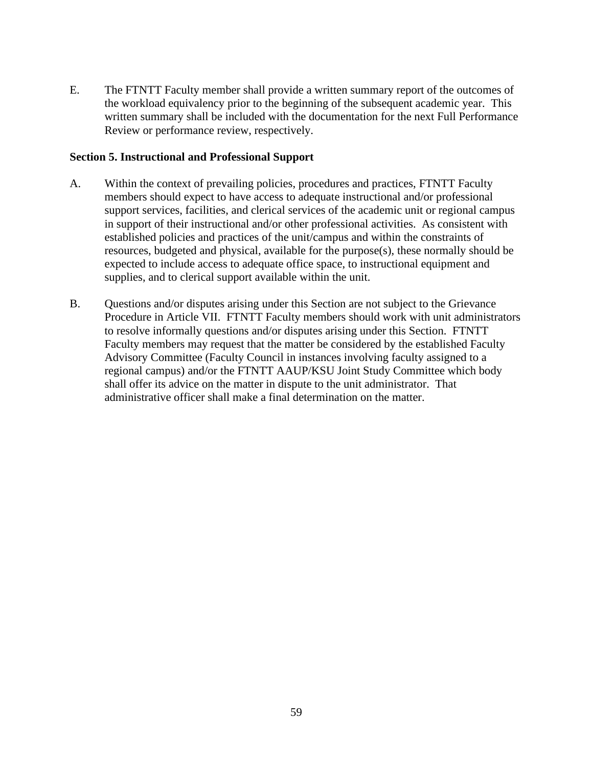E. The FTNTT Faculty member shall provide a written summary report of the outcomes of the workload equivalency prior to the beginning of the subsequent academic year. This written summary shall be included with the documentation for the next Full Performance Review or performance review, respectively.

**Section 5. Instructional and Professional Support**

A. Within the context of prevailing policies, procedures and practices, FTNTT Faculty members should expect to have access to adequate instructional and/or professional support services, facilities, and clerical services of the academic unit or regional campus in support of their instructional and/or other professional activities. As consistent with established policies and practices of the unit/campus and within the constraints of resources, budgeted and physical, available for the purpose(s), these normally should be expected to include access to adequate office space, to instructional equipment and supplies, and to clerical support available within the unit.

B. Questions and/or disputes arising under this Section are not subject to the Grievance Procedure in Article VII. FTNTT Faculty members should work with unit administrators to resolve informally questions and/or disputes arising under this Section. FTNTT Faculty members may request that the matter be considered by the established Faculty Advisory Committee (Faculty Council in instances involving faculty assigned to a regional campus) and/or the FTNTT AAUP/KSU Joint Study Committee which body shall offer its advice on the matter in dispute to the unit administrator. That administrative officer shall make a final determination on the matter.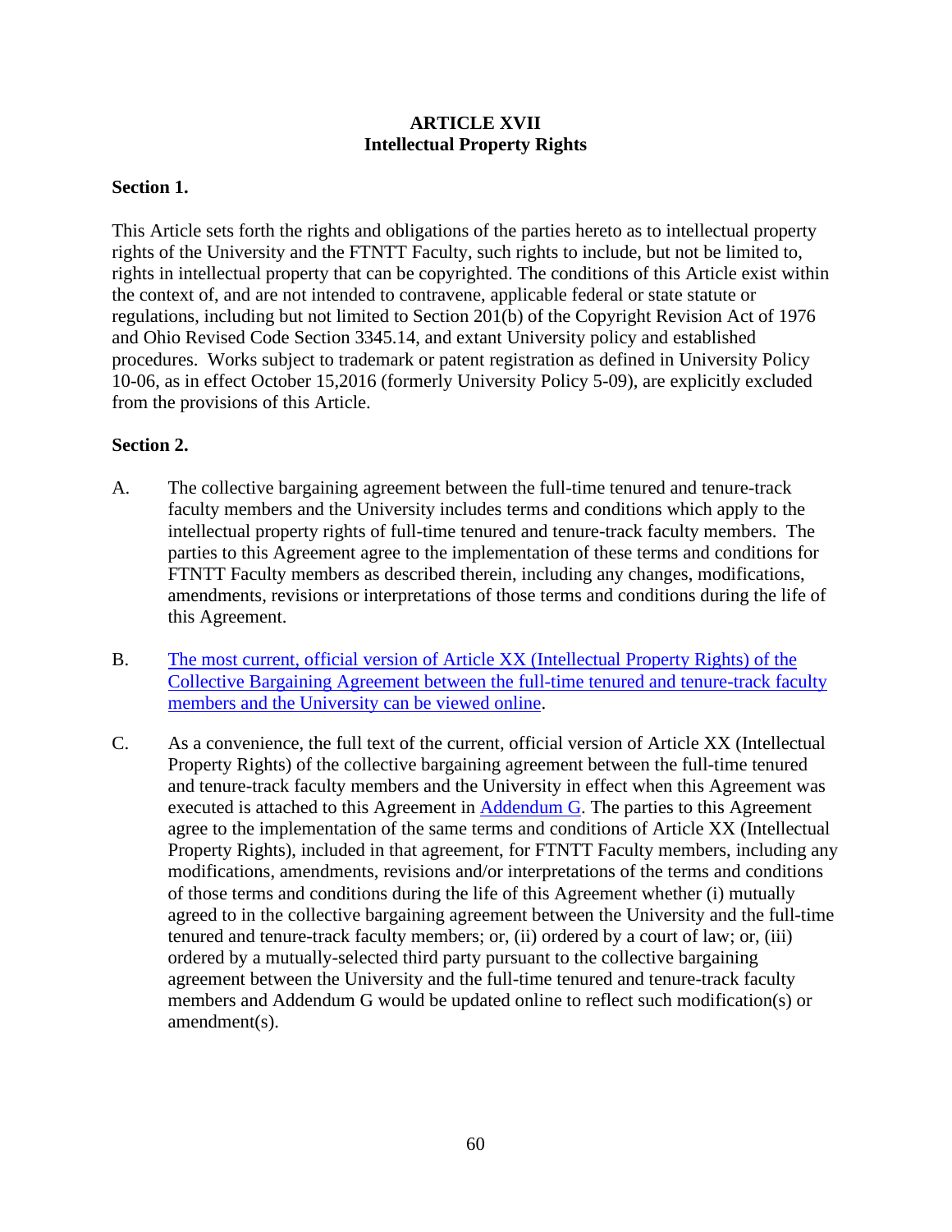## ARTICLE XVII
## Intellectual Property Rights

**Section 1.**

This Article sets forth the rights and obligations of the parties hereto as to intellectual property rights of the University and the FTNTT Faculty, such rights to include, but not be limited to, rights in intellectual property that can be copyrighted. The conditions of this Article exist within the context of, and are not intended to contravene, applicable federal or state statute or regulations, including but not limited to Section 201(b) of the Copyright Revision Act of 1976 and Ohio Revised Code Section 3345.14, and extant University policy and established procedures. Works subject to trademark or patent registration as defined in University Policy 10-06, as in effect October 15,2016 (formerly University Policy 5-09), are explicitly excluded from the provisions of this Article.

**Section 2.**

A. The collective bargaining agreement between the full-time tenured and tenure-track faculty members and the University includes terms and conditions which apply to the intellectual property rights of full-time tenured and tenure-track faculty members. The parties to this Agreement agree to the implementation of these terms and conditions for FTNTT Faculty members as described therein, including any changes, modifications, amendments, revisions or interpretations of those terms and conditions during the life of this Agreement.

B. The most current, official version of Article XX (Intellectual Property Rights) of the Collective Bargaining Agreement between the full-time tenured and tenure-track faculty members and the University can be viewed online.

C. As a convenience, the full text of the current, official version of Article XX (Intellectual Property Rights) of the collective bargaining agreement between the full-time tenured and tenure-track faculty members and the University in effect when this Agreement was executed is attached to this Agreement in Addendum G. The parties to this Agreement agree to the implementation of the same terms and conditions of Article XX (Intellectual Property Rights), included in that agreement, for FTNTT Faculty members, including any modifications, amendments, revisions and/or interpretations of the terms and conditions of those terms and conditions during the life of this Agreement whether (i) mutually agreed to in the collective bargaining agreement between the University and the full-time tenured and tenure-track faculty members; or, (ii) ordered by a court of law; or, (iii) ordered by a mutually-selected third party pursuant to the collective bargaining agreement between the University and the full-time tenured and tenure-track faculty members and Addendum G would be updated online to reflect such modification(s) or amendment(s).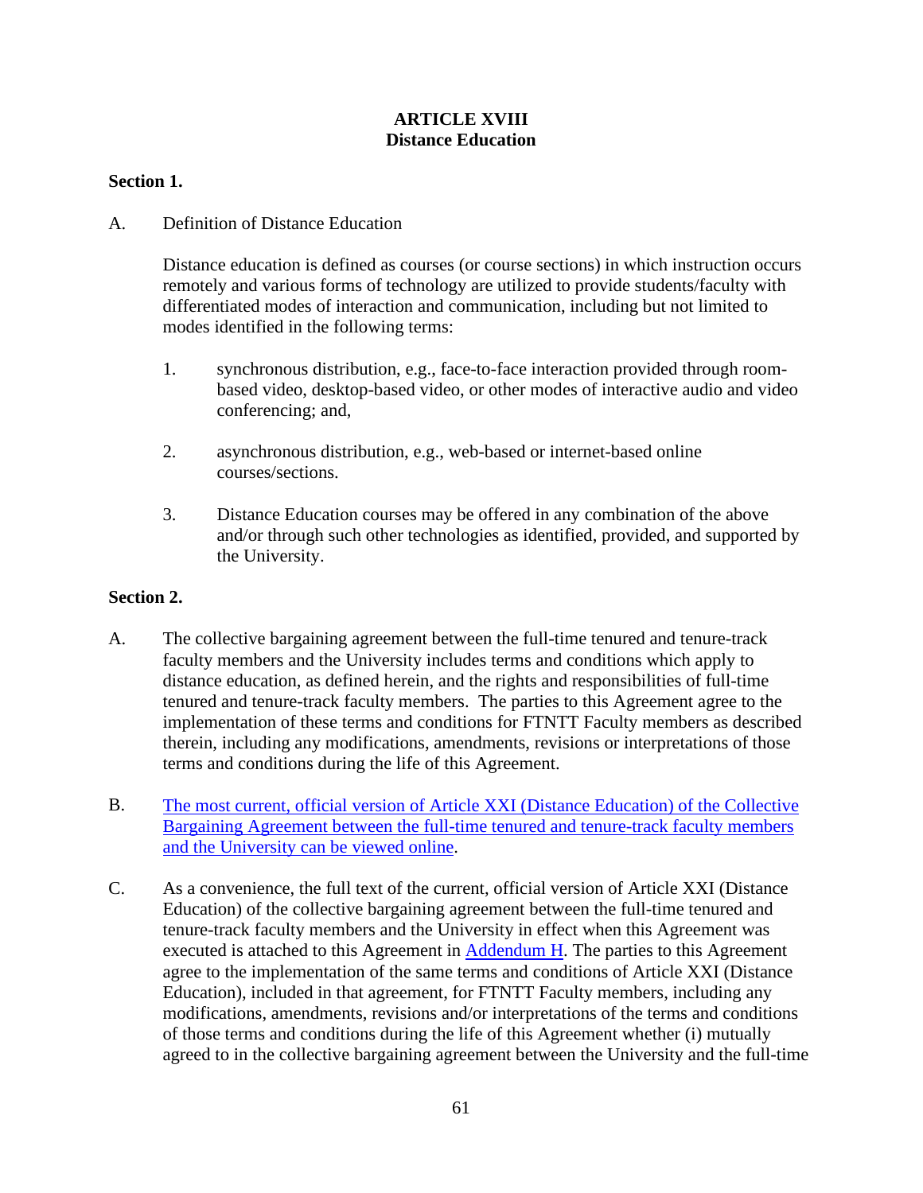# ARTICLE XVIII
# Distance Education

**Section 1.**

A. Definition of Distance Education

Distance education is defined as courses (or course sections) in which instruction occurs remotely and various forms of technology are utilized to provide students/faculty with differentiated modes of interaction and communication, including but not limited to modes identified in the following terms:

1. synchronous distribution, e.g., face-to-face interaction provided through room-based video, desktop-based video, or other modes of interactive audio and video conferencing; and,

2. asynchronous distribution, e.g., web-based or internet-based online courses/sections.

3. Distance Education courses may be offered in any combination of the above and/or through such other technologies as identified, provided, and supported by the University.

**Section 2.**

A. The collective bargaining agreement between the full-time tenured and tenure-track faculty members and the University includes terms and conditions which apply to distance education, as defined herein, and the rights and responsibilities of full-time tenured and tenure-track faculty members. The parties to this Agreement agree to the implementation of these terms and conditions for FTNTT Faculty members as described therein, including any modifications, amendments, revisions or interpretations of those terms and conditions during the life of this Agreement.

B. The most current, official version of Article XXI (Distance Education) of the Collective Bargaining Agreement between the full-time tenured and tenure-track faculty members and the University can be viewed online.

C. As a convenience, the full text of the current, official version of Article XXI (Distance Education) of the collective bargaining agreement between the full-time tenured and tenure-track faculty members and the University in effect when this Agreement was executed is attached to this Agreement in Addendum H. The parties to this Agreement agree to the implementation of the same terms and conditions of Article XXI (Distance Education), included in that agreement, for FTNTT Faculty members, including any modifications, amendments, revisions and/or interpretations of the terms and conditions of those terms and conditions during the life of this Agreement whether (i) mutually agreed to in the collective bargaining agreement between the University and the full-time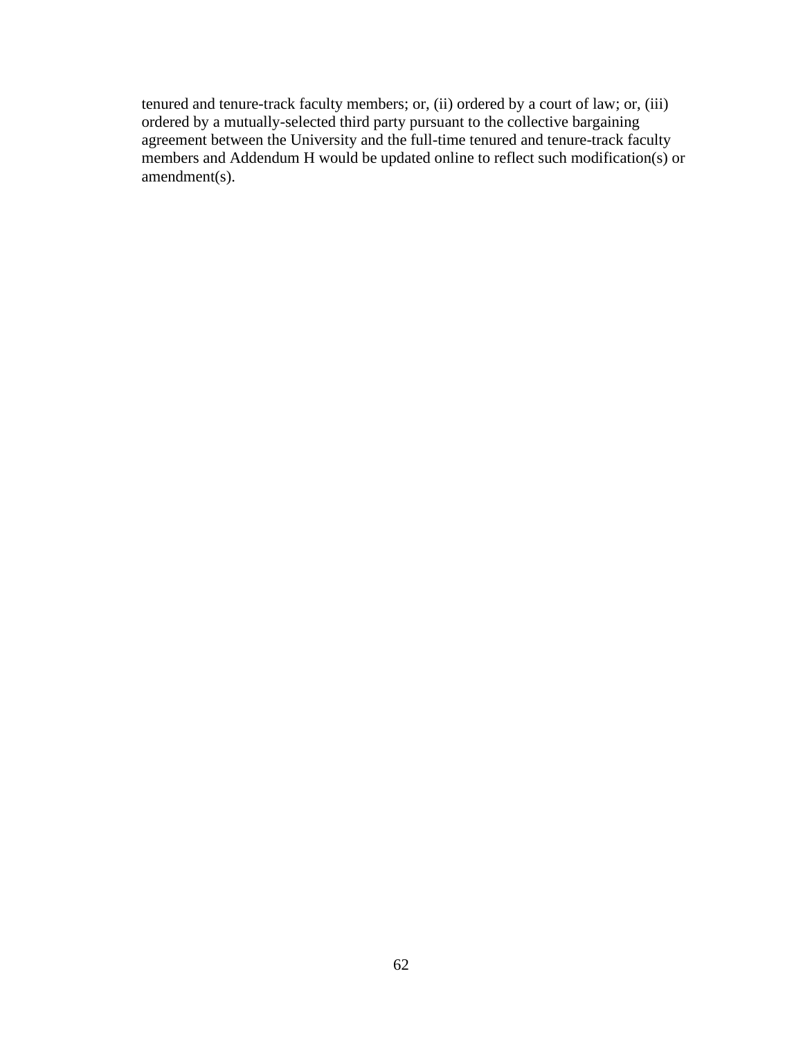tenured and tenure-track faculty members; or, (ii) ordered by a court of law; or, (iii) ordered by a mutually-selected third party pursuant to the collective bargaining agreement between the University and the full-time tenured and tenure-track faculty members and Addendum H would be updated online to reflect such modification(s) or amendment(s).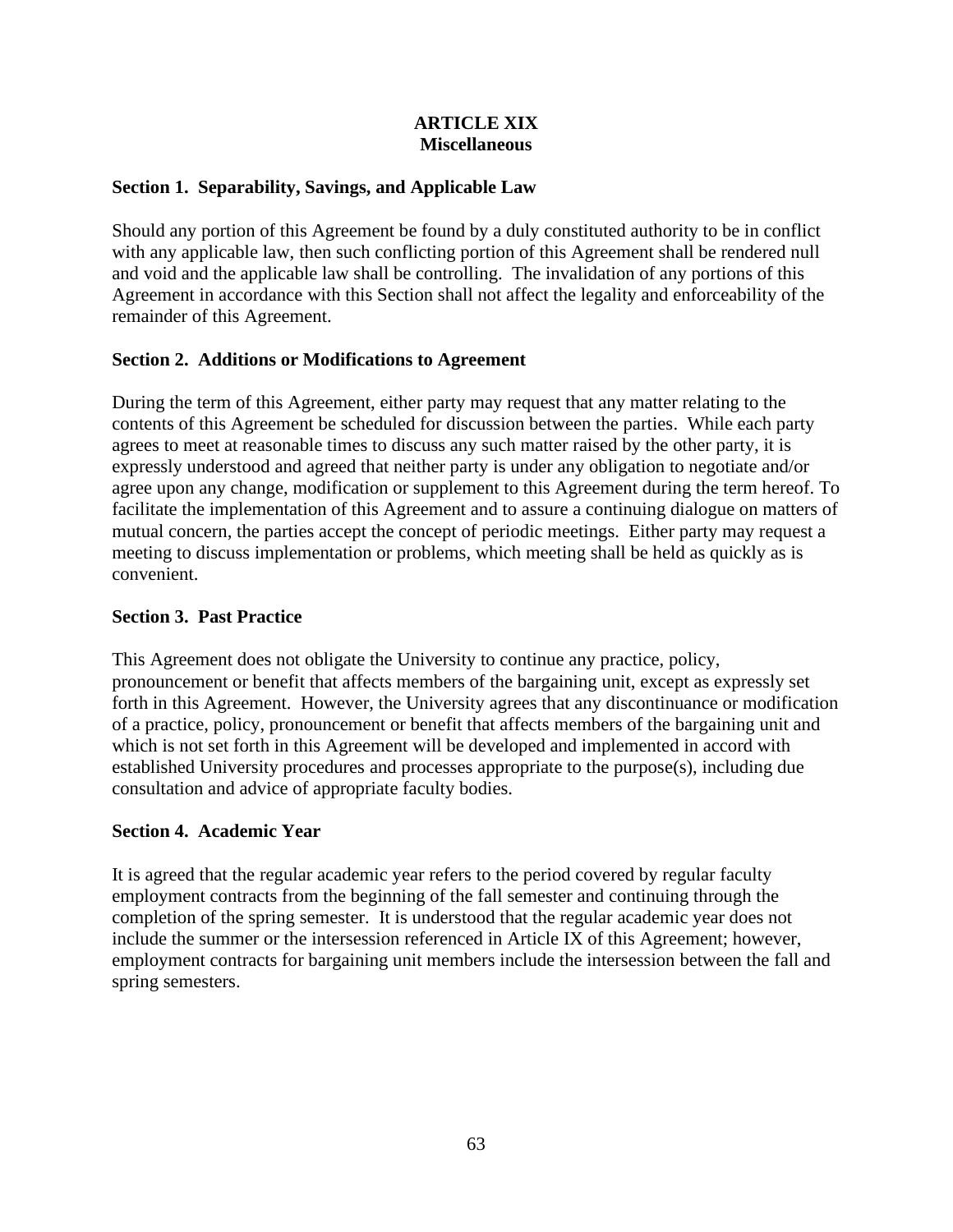# ARTICLE XIX
## Miscellaneous

### Section 1. Separability, Savings, and Applicable Law

Should any portion of this Agreement be found by a duly constituted authority to be in conflict with any applicable law, then such conflicting portion of this Agreement shall be rendered null and void and the applicable law shall be controlling. The invalidation of any portions of this Agreement in accordance with this Section shall not affect the legality and enforceability of the remainder of this Agreement.

### Section 2. Additions or Modifications to Agreement

During the term of this Agreement, either party may request that any matter relating to the contents of this Agreement be scheduled for discussion between the parties. While each party agrees to meet at reasonable times to discuss any such matter raised by the other party, it is expressly understood and agreed that neither party is under any obligation to negotiate and/or agree upon any change, modification or supplement to this Agreement during the term hereof. To facilitate the implementation of this Agreement and to assure a continuing dialogue on matters of mutual concern, the parties accept the concept of periodic meetings. Either party may request a meeting to discuss implementation or problems, which meeting shall be held as quickly as is convenient.

### Section 3. Past Practice

This Agreement does not obligate the University to continue any practice, policy, pronouncement or benefit that affects members of the bargaining unit, except as expressly set forth in this Agreement. However, the University agrees that any discontinuance or modification of a practice, policy, pronouncement or benefit that affects members of the bargaining unit and which is not set forth in this Agreement will be developed and implemented in accord with established University procedures and processes appropriate to the purpose(s), including due consultation and advice of appropriate faculty bodies.

### Section 4. Academic Year

It is agreed that the regular academic year refers to the period covered by regular faculty employment contracts from the beginning of the fall semester and continuing through the completion of the spring semester. It is understood that the regular academic year does not include the summer or the intersession referenced in Article IX of this Agreement; however, employment contracts for bargaining unit members include the intersession between the fall and spring semesters.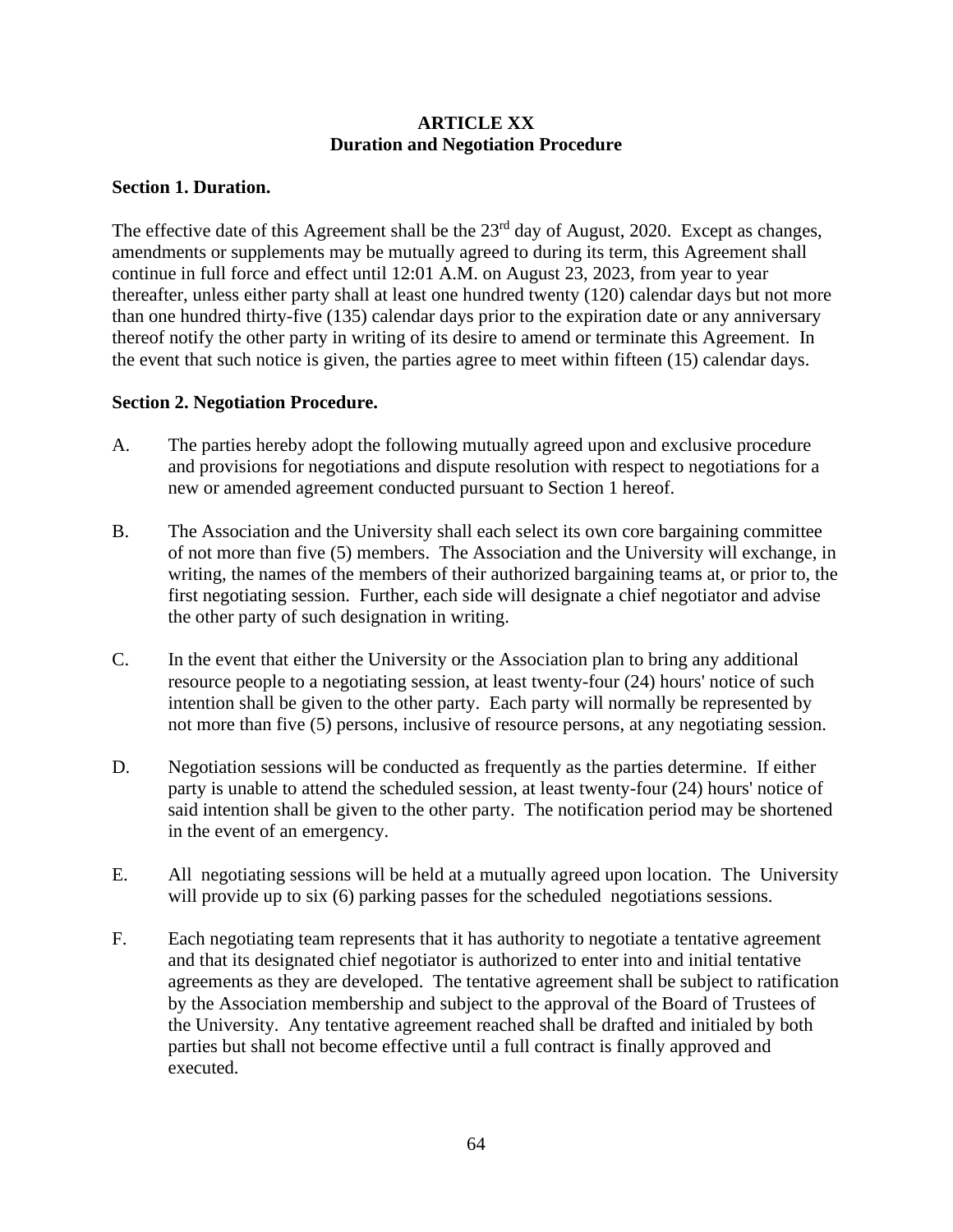## ARTICLE XX
## Duration and Negotiation Procedure

**Section 1. Duration.**

The effective date of this Agreement shall be the 23rd day of August, 2020. Except as changes, amendments or supplements may be mutually agreed to during its term, this Agreement shall continue in full force and effect until 12:01 A.M. on August 23, 2023, from year to year thereafter, unless either party shall at least one hundred twenty (120) calendar days but not more than one hundred thirty-five (135) calendar days prior to the expiration date or any anniversary thereof notify the other party in writing of its desire to amend or terminate this Agreement. In the event that such notice is given, the parties agree to meet within fifteen (15) calendar days.

**Section 2. Negotiation Procedure.**

A. The parties hereby adopt the following mutually agreed upon and exclusive procedure and provisions for negotiations and dispute resolution with respect to negotiations for a new or amended agreement conducted pursuant to Section 1 hereof.

B. The Association and the University shall each select its own core bargaining committee of not more than five (5) members. The Association and the University will exchange, in writing, the names of the members of their authorized bargaining teams at, or prior to, the first negotiating session. Further, each side will designate a chief negotiator and advise the other party of such designation in writing.

C. In the event that either the University or the Association plan to bring any additional resource people to a negotiating session, at least twenty-four (24) hours' notice of such intention shall be given to the other party. Each party will normally be represented by not more than five (5) persons, inclusive of resource persons, at any negotiating session.

D. Negotiation sessions will be conducted as frequently as the parties determine. If either party is unable to attend the scheduled session, at least twenty-four (24) hours' notice of said intention shall be given to the other party. The notification period may be shortened in the event of an emergency.

E. All negotiating sessions will be held at a mutually agreed upon location. The University will provide up to six (6) parking passes for the scheduled negotiations sessions.

F. Each negotiating team represents that it has authority to negotiate a tentative agreement and that its designated chief negotiator is authorized to enter into and initial tentative agreements as they are developed. The tentative agreement shall be subject to ratification by the Association membership and subject to the approval of the Board of Trustees of the University. Any tentative agreement reached shall be drafted and initialed by both parties but shall not become effective until a full contract is finally approved and executed.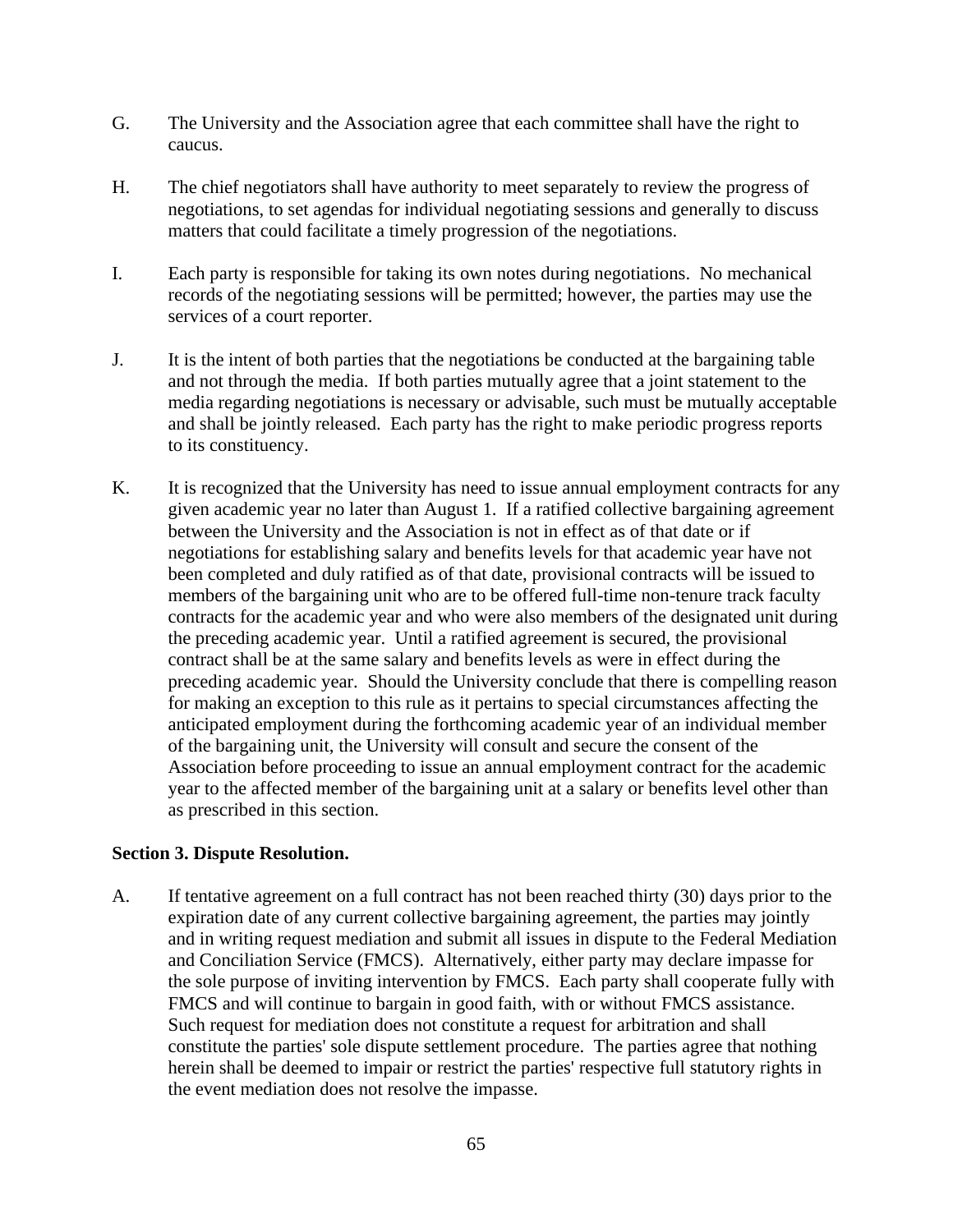G. The University and the Association agree that each committee shall have the right to caucus.

H. The chief negotiators shall have authority to meet separately to review the progress of negotiations, to set agendas for individual negotiating sessions and generally to discuss matters that could facilitate a timely progression of the negotiations.

I. Each party is responsible for taking its own notes during negotiations. No mechanical records of the negotiating sessions will be permitted; however, the parties may use the services of a court reporter.

J. It is the intent of both parties that the negotiations be conducted at the bargaining table and not through the media. If both parties mutually agree that a joint statement to the media regarding negotiations is necessary or advisable, such must be mutually acceptable and shall be jointly released. Each party has the right to make periodic progress reports to its constituency.

K. It is recognized that the University has need to issue annual employment contracts for any given academic year no later than August 1. If a ratified collective bargaining agreement between the University and the Association is not in effect as of that date or if negotiations for establishing salary and benefits levels for that academic year have not been completed and duly ratified as of that date, provisional contracts will be issued to members of the bargaining unit who are to be offered full-time non-tenure track faculty contracts for the academic year and who were also members of the designated unit during the preceding academic year. Until a ratified agreement is secured, the provisional contract shall be at the same salary and benefits levels as were in effect during the preceding academic year. Should the University conclude that there is compelling reason for making an exception to this rule as it pertains to special circumstances affecting the anticipated employment during the forthcoming academic year of an individual member of the bargaining unit, the University will consult and secure the consent of the Association before proceeding to issue an annual employment contract for the academic year to the affected member of the bargaining unit at a salary or benefits level other than as prescribed in this section.

**Section 3. Dispute Resolution.**

A. If tentative agreement on a full contract has not been reached thirty (30) days prior to the expiration date of any current collective bargaining agreement, the parties may jointly and in writing request mediation and submit all issues in dispute to the Federal Mediation and Conciliation Service (FMCS). Alternatively, either party may declare impasse for the sole purpose of inviting intervention by FMCS. Each party shall cooperate fully with FMCS and will continue to bargain in good faith, with or without FMCS assistance. Such request for mediation does not constitute a request for arbitration and shall constitute the parties' sole dispute settlement procedure. The parties agree that nothing herein shall be deemed to impair or restrict the parties' respective full statutory rights in the event mediation does not resolve the impasse.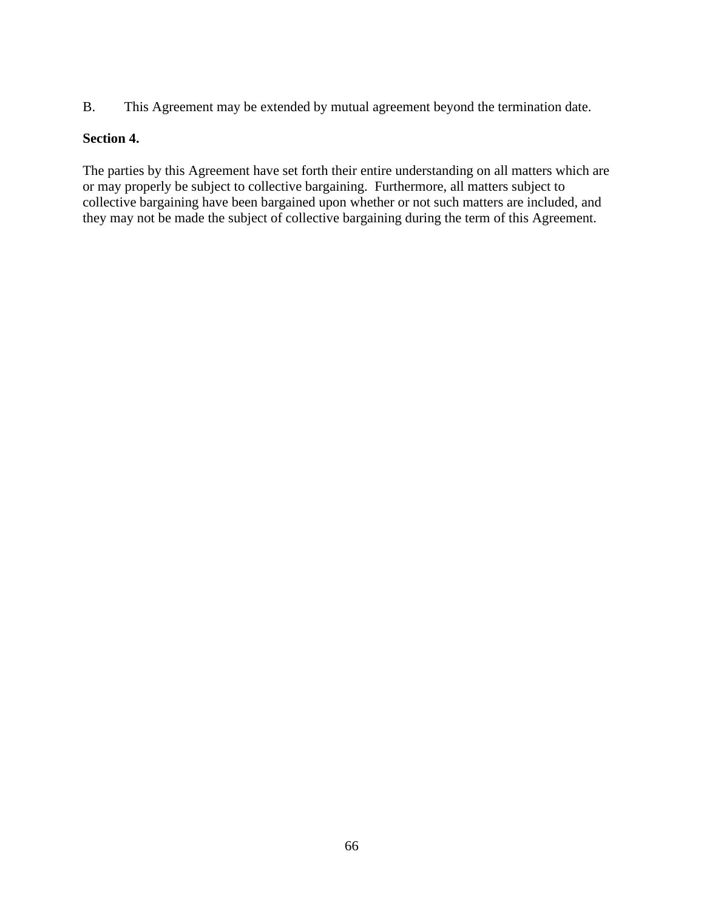B. This Agreement may be extended by mutual agreement beyond the termination date.

**Section 4.**

The parties by this Agreement have set forth their entire understanding on all matters which are or may properly be subject to collective bargaining. Furthermore, all matters subject to collective bargaining have been bargained upon whether or not such matters are included, and they may not be made the subject of collective bargaining during the term of this Agreement.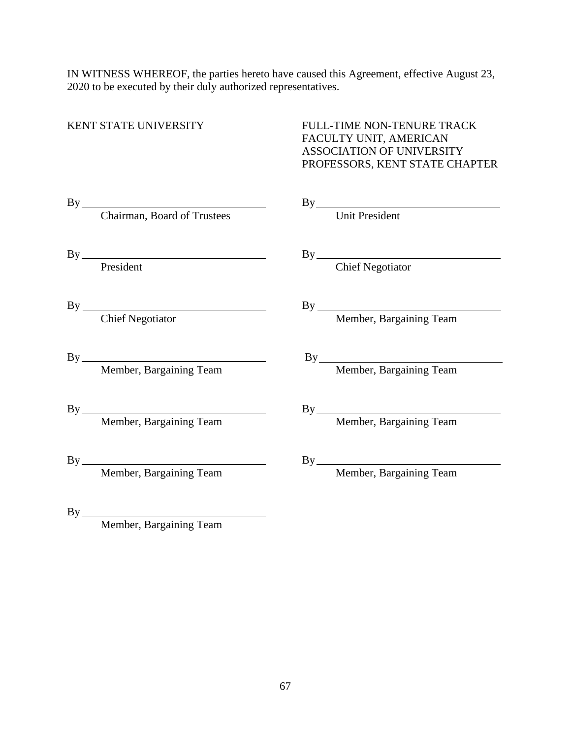IN WITNESS WHEREOF, the parties hereto have caused this Agreement, effective August 23, 2020 to be executed by their duly authorized representatives.

| KENT STATE UNIVERSITY | FULL-TIME NON-TENURE TRACK FACULTY UNIT, AMERICAN ASSOCIATION OF UNIVERSITY PROFESSORS, KENT STATE CHAPTER |
| --- | --- |
| By ______________________ Chairman, Board of Trustees | By ______________________ Unit President |
| By ______________________ President | By ______________________ Chief Negotiator |
| By ______________________ Chief Negotiator | By ______________________ Member, Bargaining Team |
| By ______________________ Member, Bargaining Team | By ______________________ Member, Bargaining Team |
| By ______________________ Member, Bargaining Team | By ______________________ Member, Bargaining Team |
| By ______________________ Member, Bargaining Team | By ______________________ Member, Bargaining Team |
| By ______________________ Member, Bargaining Team | |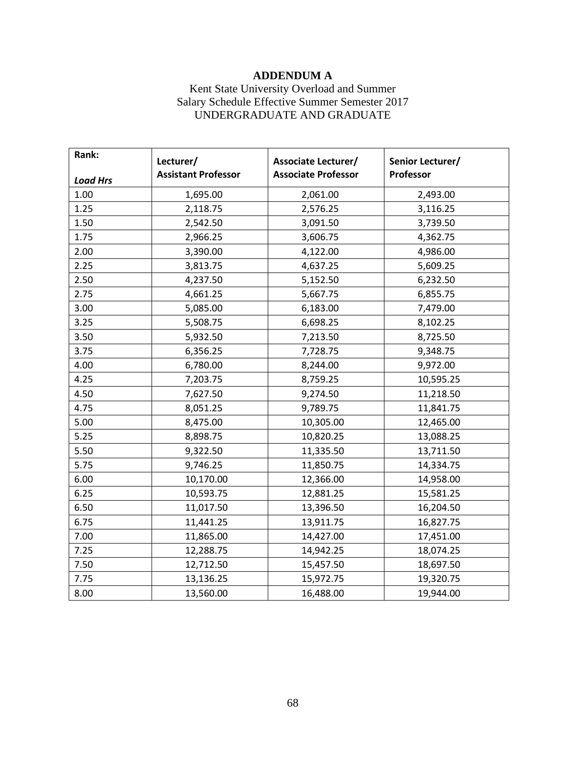# ADDENDUM A

Kent State University Overload and Summer
Salary Schedule Effective Summer Semester 2017
UNDERGRADUATE AND GRADUATE

| **Rank:** *Load Hrs* | **Lecturer/ Assistant Professor** | **Associate Lecturer/ Associate Professor** | **Senior Lecturer/ Professor** |
|---|---|---|---|
| 1.00 | 1,695.00 | 2,061.00 | 2,493.00 |
| 1.25 | 2,118.75 | 2,576.25 | 3,116.25 |
| 1.50 | 2,542.50 | 3,091.50 | 3,739.50 |
| 1.75 | 2,966.25 | 3,606.75 | 4,362.75 |
| 2.00 | 3,390.00 | 4,122.00 | 4,986.00 |
| 2.25 | 3,813.75 | 4,637.25 | 5,609.25 |
| 2.50 | 4,237.50 | 5,152.50 | 6,232.50 |
| 2.75 | 4,661.25 | 5,667.75 | 6,855.75 |
| 3.00 | 5,085.00 | 6,183.00 | 7,479.00 |
| 3.25 | 5,508.75 | 6,698.25 | 8,102.25 |
| 3.50 | 5,932.50 | 7,213.50 | 8,725.50 |
| 3.75 | 6,356.25 | 7,728.75 | 9,348.75 |
| 4.00 | 6,780.00 | 8,244.00 | 9,972.00 |
| 4.25 | 7,203.75 | 8,759.25 | 10,595.25 |
| 4.50 | 7,627.50 | 9,274.50 | 11,218.50 |
| 4.75 | 8,051.25 | 9,789.75 | 11,841.75 |
| 5.00 | 8,475.00 | 10,305.00 | 12,465.00 |
| 5.25 | 8,898.75 | 10,820.25 | 13,088.25 |
| 5.50 | 9,322.50 | 11,335.50 | 13,711.50 |
| 5.75 | 9,746.25 | 11,850.75 | 14,334.75 |
| 6.00 | 10,170.00 | 12,366.00 | 14,958.00 |
| 6.25 | 10,593.75 | 12,881.25 | 15,581.25 |
| 6.50 | 11,017.50 | 13,396.50 | 16,204.50 |
| 6.75 | 11,441.25 | 13,911.75 | 16,827.75 |
| 7.00 | 11,865.00 | 14,427.00 | 17,451.00 |
| 7.25 | 12,288.75 | 14,942.25 | 18,074.25 |
| 7.50 | 12,712.50 | 15,457.50 | 18,697.50 |
| 7.75 | 13,136.25 | 15,972.75 | 19,320.75 |
| 8.00 | 13,560.00 | 16,488.00 | 19,944.00 |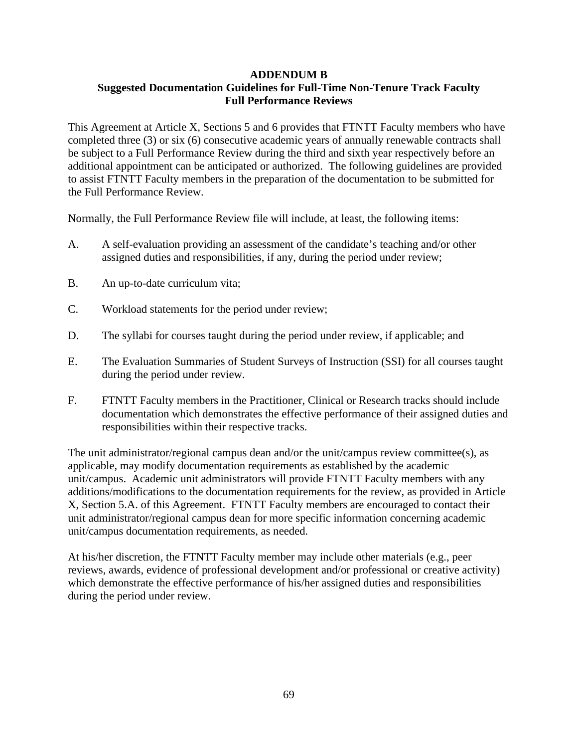# ADDENDUM B
## Suggested Documentation Guidelines for Full-Time Non-Tenure Track Faculty Full Performance Reviews

This Agreement at Article X, Sections 5 and 6 provides that FTNTT Faculty members who have completed three (3) or six (6) consecutive academic years of annually renewable contracts shall be subject to a Full Performance Review during the third and sixth year respectively before an additional appointment can be anticipated or authorized. The following guidelines are provided to assist FTNTT Faculty members in the preparation of the documentation to be submitted for the Full Performance Review.

Normally, the Full Performance Review file will include, at least, the following items:

A. A self-evaluation providing an assessment of the candidate's teaching and/or other assigned duties and responsibilities, if any, during the period under review;

B. An up-to-date curriculum vita;

C. Workload statements for the period under review;

D. The syllabi for courses taught during the period under review, if applicable; and

E. The Evaluation Summaries of Student Surveys of Instruction (SSI) for all courses taught during the period under review.

F. FTNTT Faculty members in the Practitioner, Clinical or Research tracks should include documentation which demonstrates the effective performance of their assigned duties and responsibilities within their respective tracks.

The unit administrator/regional campus dean and/or the unit/campus review committee(s), as applicable, may modify documentation requirements as established by the academic unit/campus. Academic unit administrators will provide FTNTT Faculty members with any additions/modifications to the documentation requirements for the review, as provided in Article X, Section 5.A. of this Agreement. FTNTT Faculty members are encouraged to contact their unit administrator/regional campus dean for more specific information concerning academic unit/campus documentation requirements, as needed.

At his/her discretion, the FTNTT Faculty member may include other materials (e.g., peer reviews, awards, evidence of professional development and/or professional or creative activity) which demonstrate the effective performance of his/her assigned duties and responsibilities during the period under review.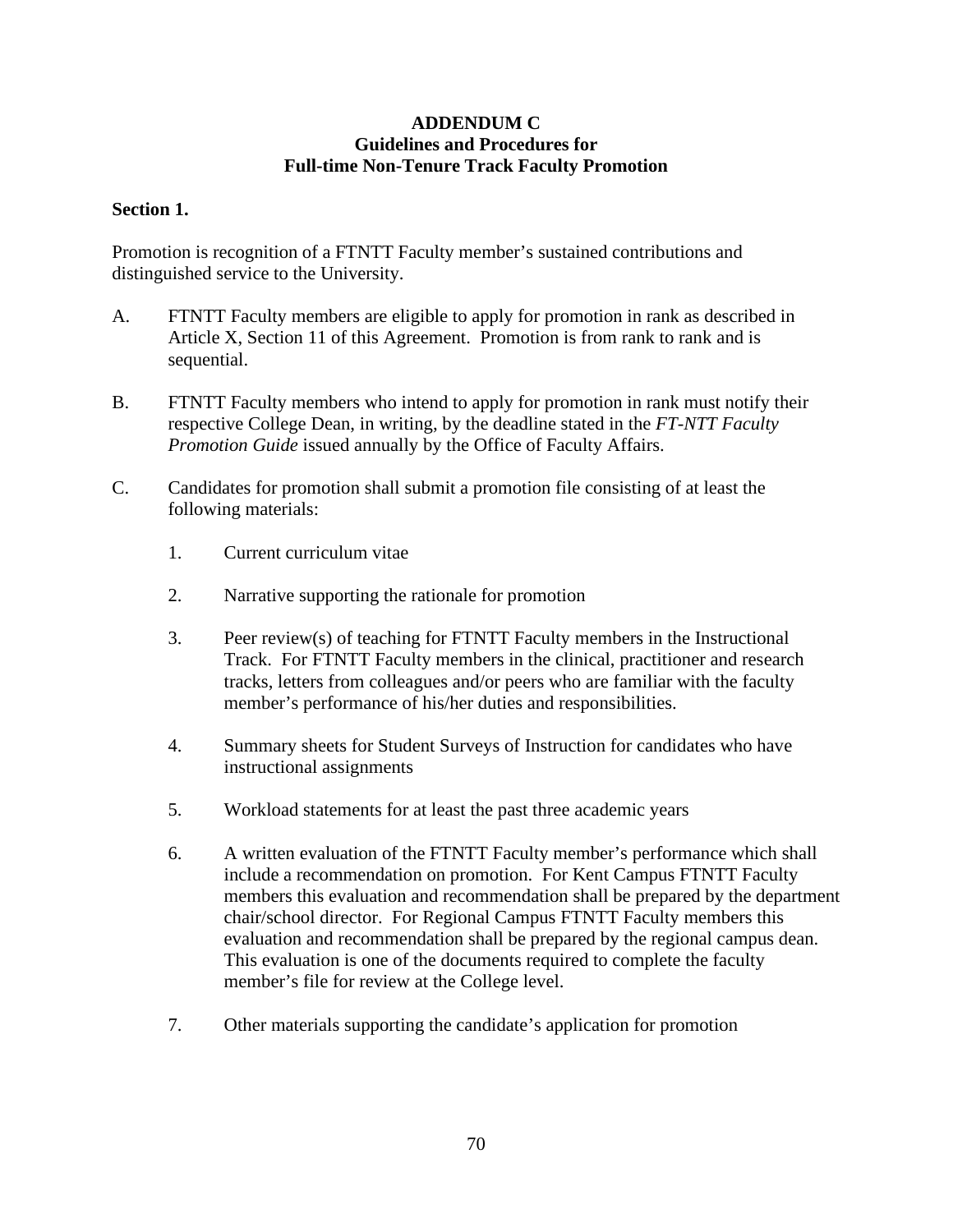**ADDENDUM C**
**Guidelines and Procedures for**
**Full-time Non-Tenure Track Faculty Promotion**

**Section 1.**

Promotion is recognition of a FTNTT Faculty member's sustained contributions and distinguished service to the University.

A. FTNTT Faculty members are eligible to apply for promotion in rank as described in Article X, Section 11 of this Agreement. Promotion is from rank to rank and is sequential.

B. FTNTT Faculty members who intend to apply for promotion in rank must notify their respective College Dean, in writing, by the deadline stated in the *FT-NTT Faculty Promotion Guide* issued annually by the Office of Faculty Affairs.

C. Candidates for promotion shall submit a promotion file consisting of at least the following materials:

1. Current curriculum vitae

2. Narrative supporting the rationale for promotion

3. Peer review(s) of teaching for FTNTT Faculty members in the Instructional Track. For FTNTT Faculty members in the clinical, practitioner and research tracks, letters from colleagues and/or peers who are familiar with the faculty member's performance of his/her duties and responsibilities.

4. Summary sheets for Student Surveys of Instruction for candidates who have instructional assignments

5. Workload statements for at least the past three academic years

6. A written evaluation of the FTNTT Faculty member's performance which shall include a recommendation on promotion. For Kent Campus FTNTT Faculty members this evaluation and recommendation shall be prepared by the department chair/school director. For Regional Campus FTNTT Faculty members this evaluation and recommendation shall be prepared by the regional campus dean. This evaluation is one of the documents required to complete the faculty member's file for review at the College level.

7. Other materials supporting the candidate's application for promotion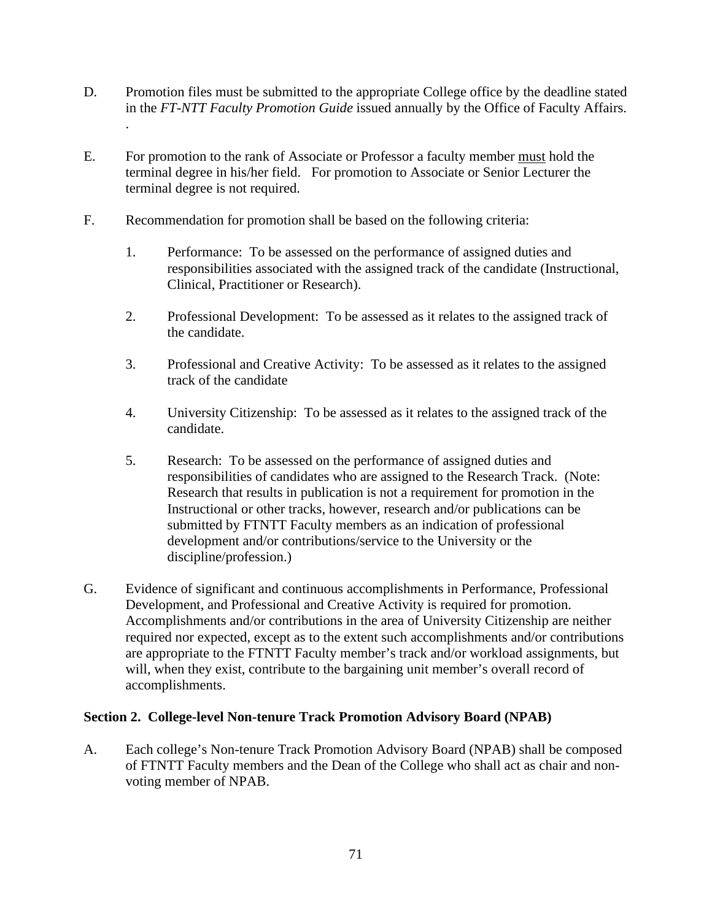D. Promotion files must be submitted to the appropriate College office by the deadline stated in the *FT-NTT Faculty Promotion Guide* issued annually by the Office of Faculty Affairs. .

E. For promotion to the rank of Associate or Professor a faculty member <u>must</u> hold the terminal degree in his/her field. For promotion to Associate or Senior Lecturer the terminal degree is not required.

F. Recommendation for promotion shall be based on the following criteria:

   1. Performance: To be assessed on the performance of assigned duties and responsibilities associated with the assigned track of the candidate (Instructional, Clinical, Practitioner or Research).

   2. Professional Development: To be assessed as it relates to the assigned track of the candidate.

   3. Professional and Creative Activity: To be assessed as it relates to the assigned track of the candidate

   4. University Citizenship: To be assessed as it relates to the assigned track of the candidate.

   5. Research: To be assessed on the performance of assigned duties and responsibilities of candidates who are assigned to the Research Track. (Note: Research that results in publication is not a requirement for promotion in the Instructional or other tracks, however, research and/or publications can be submitted by FTNTT Faculty members as an indication of professional development and/or contributions/service to the University or the discipline/profession.)

G. Evidence of significant and continuous accomplishments in Performance, Professional Development, and Professional and Creative Activity is required for promotion. Accomplishments and/or contributions in the area of University Citizenship are neither required nor expected, except as to the extent such accomplishments and/or contributions are appropriate to the FTNTT Faculty member's track and/or workload assignments, but will, when they exist, contribute to the bargaining unit member's overall record of accomplishments.

**Section 2. College-level Non-tenure Track Promotion Advisory Board (NPAB)**

A. Each college's Non-tenure Track Promotion Advisory Board (NPAB) shall be composed of FTNTT Faculty members and the Dean of the College who shall act as chair and non-voting member of NPAB.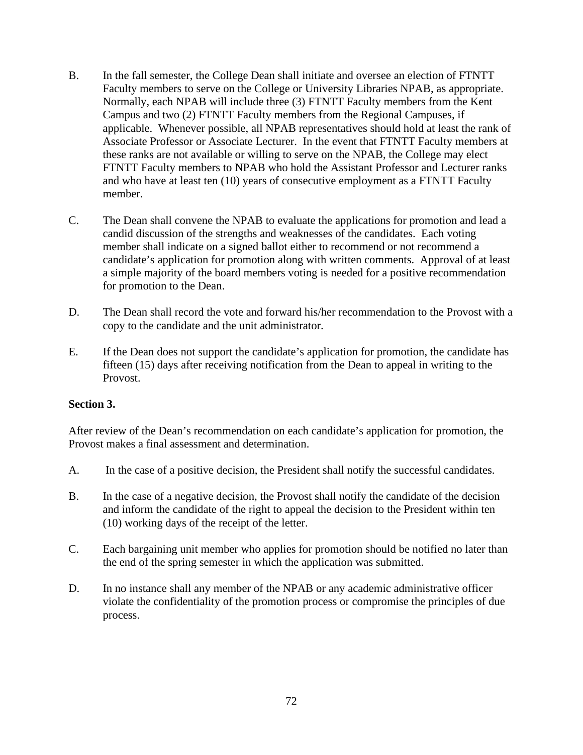B. In the fall semester, the College Dean shall initiate and oversee an election of FTNTT Faculty members to serve on the College or University Libraries NPAB, as appropriate. Normally, each NPAB will include three (3) FTNTT Faculty members from the Kent Campus and two (2) FTNTT Faculty members from the Regional Campuses, if applicable. Whenever possible, all NPAB representatives should hold at least the rank of Associate Professor or Associate Lecturer. In the event that FTNTT Faculty members at these ranks are not available or willing to serve on the NPAB, the College may elect FTNTT Faculty members to NPAB who hold the Assistant Professor and Lecturer ranks and who have at least ten (10) years of consecutive employment as a FTNTT Faculty member.

C. The Dean shall convene the NPAB to evaluate the applications for promotion and lead a candid discussion of the strengths and weaknesses of the candidates. Each voting member shall indicate on a signed ballot either to recommend or not recommend a candidate's application for promotion along with written comments. Approval of at least a simple majority of the board members voting is needed for a positive recommendation for promotion to the Dean.

D. The Dean shall record the vote and forward his/her recommendation to the Provost with a copy to the candidate and the unit administrator.

E. If the Dean does not support the candidate's application for promotion, the candidate has fifteen (15) days after receiving notification from the Dean to appeal in writing to the Provost.

**Section 3.**

After review of the Dean's recommendation on each candidate's application for promotion, the Provost makes a final assessment and determination.

A. In the case of a positive decision, the President shall notify the successful candidates.

B. In the case of a negative decision, the Provost shall notify the candidate of the decision and inform the candidate of the right to appeal the decision to the President within ten (10) working days of the receipt of the letter.

C. Each bargaining unit member who applies for promotion should be notified no later than the end of the spring semester in which the application was submitted.

D. In no instance shall any member of the NPAB or any academic administrative officer violate the confidentiality of the promotion process or compromise the principles of due process.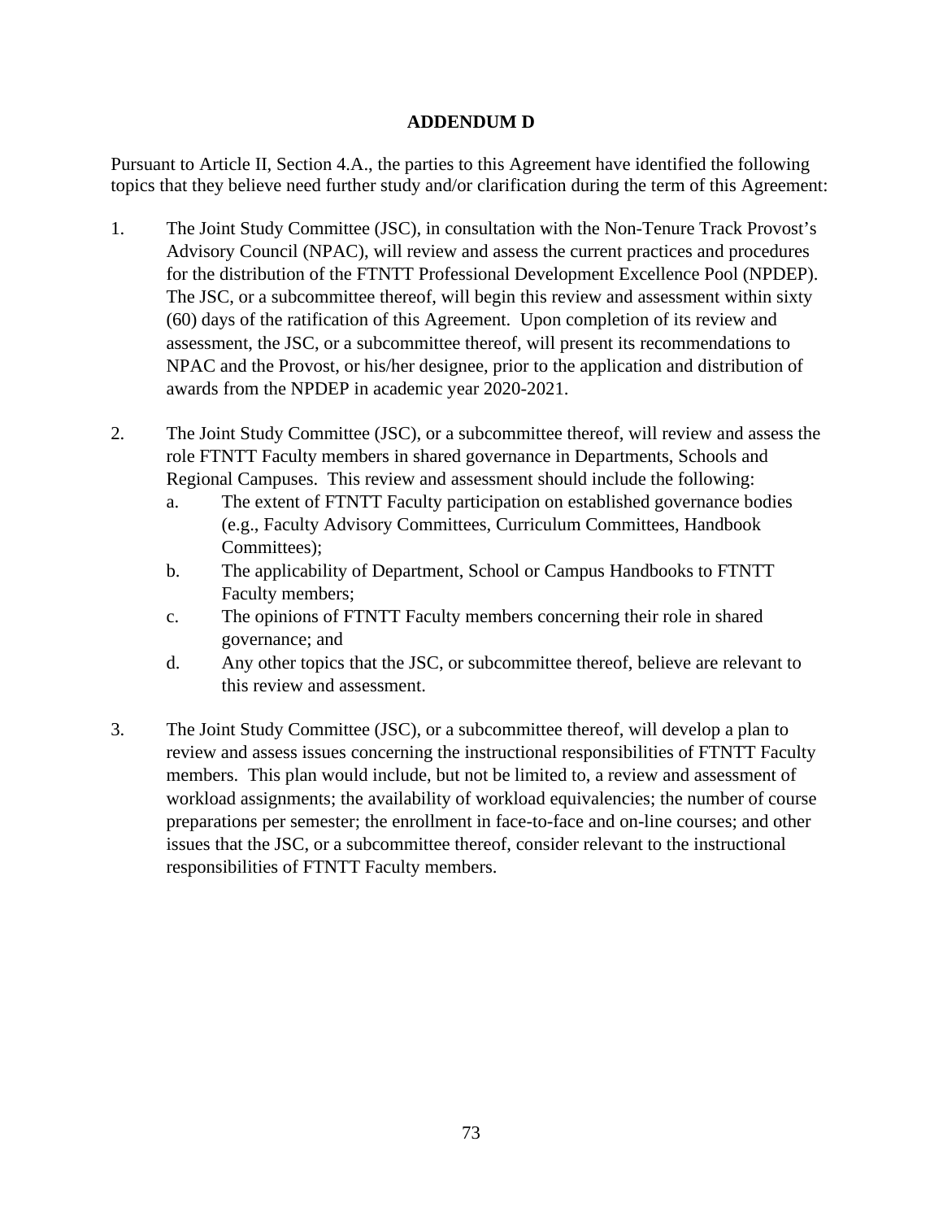# ADDENDUM D

Pursuant to Article II, Section 4.A., the parties to this Agreement have identified the following topics that they believe need further study and/or clarification during the term of this Agreement:

1. The Joint Study Committee (JSC), in consultation with the Non-Tenure Track Provost's Advisory Council (NPAC), will review and assess the current practices and procedures for the distribution of the FTNTT Professional Development Excellence Pool (NPDEP). The JSC, or a subcommittee thereof, will begin this review and assessment within sixty (60) days of the ratification of this Agreement. Upon completion of its review and assessment, the JSC, or a subcommittee thereof, will present its recommendations to NPAC and the Provost, or his/her designee, prior to the application and distribution of awards from the NPDEP in academic year 2020-2021.

2. The Joint Study Committee (JSC), or a subcommittee thereof, will review and assess the role FTNTT Faculty members in shared governance in Departments, Schools and Regional Campuses. This review and assessment should include the following:
   a. The extent of FTNTT Faculty participation on established governance bodies (e.g., Faculty Advisory Committees, Curriculum Committees, Handbook Committees);
   b. The applicability of Department, School or Campus Handbooks to FTNTT Faculty members;
   c. The opinions of FTNTT Faculty members concerning their role in shared governance; and
   d. Any other topics that the JSC, or subcommittee thereof, believe are relevant to this review and assessment.

3. The Joint Study Committee (JSC), or a subcommittee thereof, will develop a plan to review and assess issues concerning the instructional responsibilities of FTNTT Faculty members. This plan would include, but not be limited to, a review and assessment of workload assignments; the availability of workload equivalencies; the number of course preparations per semester; the enrollment in face-to-face and on-line courses; and other issues that the JSC, or a subcommittee thereof, consider relevant to the instructional responsibilities of FTNTT Faculty members.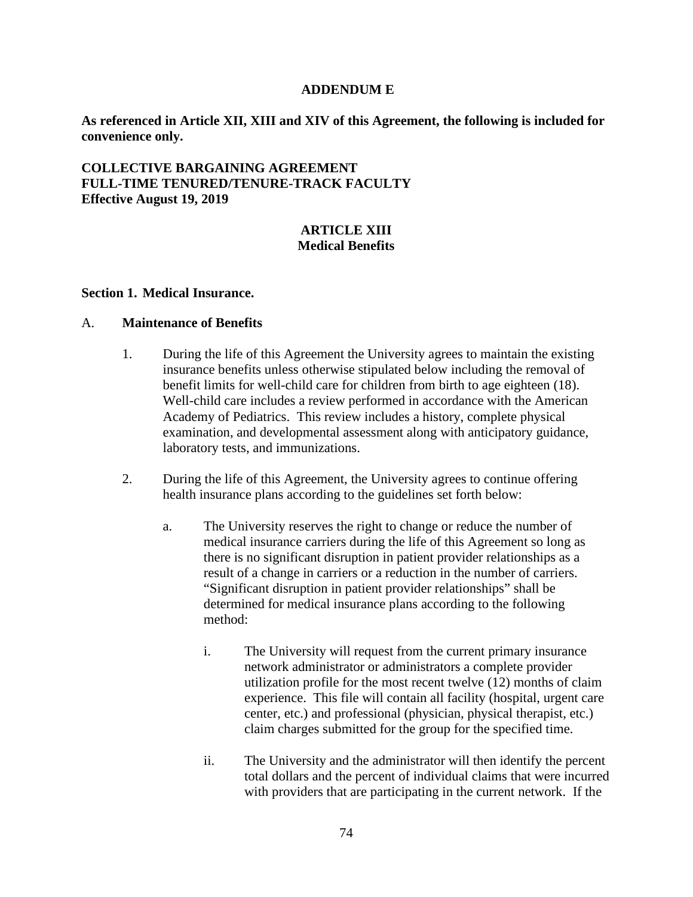**ADDENDUM E**

**As referenced in Article XII, XIII and XIV of this Agreement, the following is included for convenience only.**

**COLLECTIVE BARGAINING AGREEMENT**
**FULL-TIME TENURED/TENURE-TRACK FACULTY**
**Effective August 19, 2019**

## ARTICLE XIII
## Medical Benefits

### Section 1. Medical Insurance.

A. **Maintenance of Benefits**

1. During the life of this Agreement the University agrees to maintain the existing insurance benefits unless otherwise stipulated below including the removal of benefit limits for well-child care for children from birth to age eighteen (18). Well-child care includes a review performed in accordance with the American Academy of Pediatrics. This review includes a history, complete physical examination, and developmental assessment along with anticipatory guidance, laboratory tests, and immunizations.

2. During the life of this Agreement, the University agrees to continue offering health insurance plans according to the guidelines set forth below:

   a. The University reserves the right to change or reduce the number of medical insurance carriers during the life of this Agreement so long as there is no significant disruption in patient provider relationships as a result of a change in carriers or a reduction in the number of carriers. "Significant disruption in patient provider relationships" shall be determined for medical insurance plans according to the following method:

      i. The University will request from the current primary insurance network administrator or administrators a complete provider utilization profile for the most recent twelve (12) months of claim experience. This file will contain all facility (hospital, urgent care center, etc.) and professional (physician, physical therapist, etc.) claim charges submitted for the group for the specified time.

      ii. The University and the administrator will then identify the percent total dollars and the percent of individual claims that were incurred with providers that are participating in the current network. If the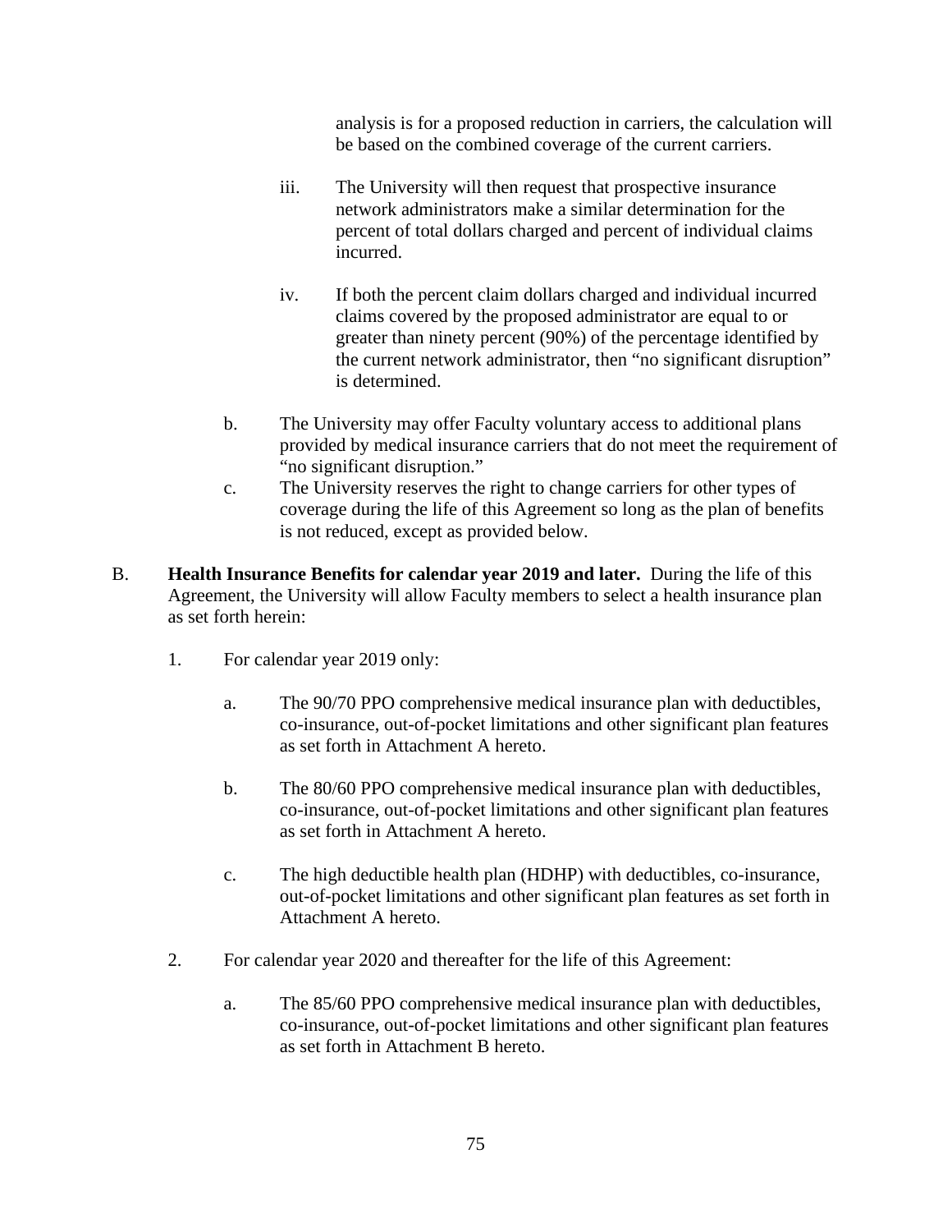analysis is for a proposed reduction in carriers, the calculation will be based on the combined coverage of the current carriers.

iii. The University will then request that prospective insurance network administrators make a similar determination for the percent of total dollars charged and percent of individual claims incurred.

iv. If both the percent claim dollars charged and individual incurred claims covered by the proposed administrator are equal to or greater than ninety percent (90%) of the percentage identified by the current network administrator, then "no significant disruption" is determined.

b. The University may offer Faculty voluntary access to additional plans provided by medical insurance carriers that do not meet the requirement of "no significant disruption."

c. The University reserves the right to change carriers for other types of coverage during the life of this Agreement so long as the plan of benefits is not reduced, except as provided below.

B. **Health Insurance Benefits for calendar year 2019 and later.** During the life of this Agreement, the University will allow Faculty members to select a health insurance plan as set forth herein:

1. For calendar year 2019 only:

   a. The 90/70 PPO comprehensive medical insurance plan with deductibles, co-insurance, out-of-pocket limitations and other significant plan features as set forth in Attachment A hereto.

   b. The 80/60 PPO comprehensive medical insurance plan with deductibles, co-insurance, out-of-pocket limitations and other significant plan features as set forth in Attachment A hereto.

   c. The high deductible health plan (HDHP) with deductibles, co-insurance, out-of-pocket limitations and other significant plan features as set forth in Attachment A hereto.

2. For calendar year 2020 and thereafter for the life of this Agreement:

   a. The 85/60 PPO comprehensive medical insurance plan with deductibles, co-insurance, out-of-pocket limitations and other significant plan features as set forth in Attachment B hereto.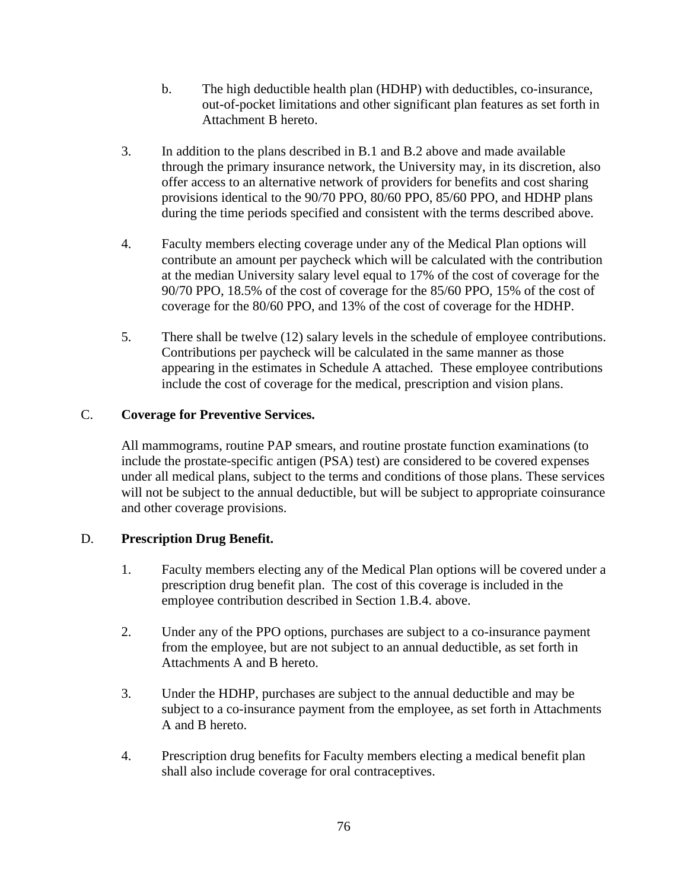b. The high deductible health plan (HDHP) with deductibles, co-insurance, out-of-pocket limitations and other significant plan features as set forth in Attachment B hereto.

3. In addition to the plans described in B.1 and B.2 above and made available through the primary insurance network, the University may, in its discretion, also offer access to an alternative network of providers for benefits and cost sharing provisions identical to the 90/70 PPO, 80/60 PPO, 85/60 PPO, and HDHP plans during the time periods specified and consistent with the terms described above.

4. Faculty members electing coverage under any of the Medical Plan options will contribute an amount per paycheck which will be calculated with the contribution at the median University salary level equal to 17% of the cost of coverage for the 90/70 PPO, 18.5% of the cost of coverage for the 85/60 PPO, 15% of the cost of coverage for the 80/60 PPO, and 13% of the cost of coverage for the HDHP.

5. There shall be twelve (12) salary levels in the schedule of employee contributions. Contributions per paycheck will be calculated in the same manner as those appearing in the estimates in Schedule A attached. These employee contributions include the cost of coverage for the medical, prescription and vision plans.

C. **Coverage for Preventive Services.**

All mammograms, routine PAP smears, and routine prostate function examinations (to include the prostate-specific antigen (PSA) test) are considered to be covered expenses under all medical plans, subject to the terms and conditions of those plans. These services will not be subject to the annual deductible, but will be subject to appropriate coinsurance and other coverage provisions.

D. **Prescription Drug Benefit.**

1. Faculty members electing any of the Medical Plan options will be covered under a prescription drug benefit plan. The cost of this coverage is included in the employee contribution described in Section 1.B.4. above.

2. Under any of the PPO options, purchases are subject to a co-insurance payment from the employee, but are not subject to an annual deductible, as set forth in Attachments A and B hereto.

3. Under the HDHP, purchases are subject to the annual deductible and may be subject to a co-insurance payment from the employee, as set forth in Attachments A and B hereto.

4. Prescription drug benefits for Faculty members electing a medical benefit plan shall also include coverage for oral contraceptives.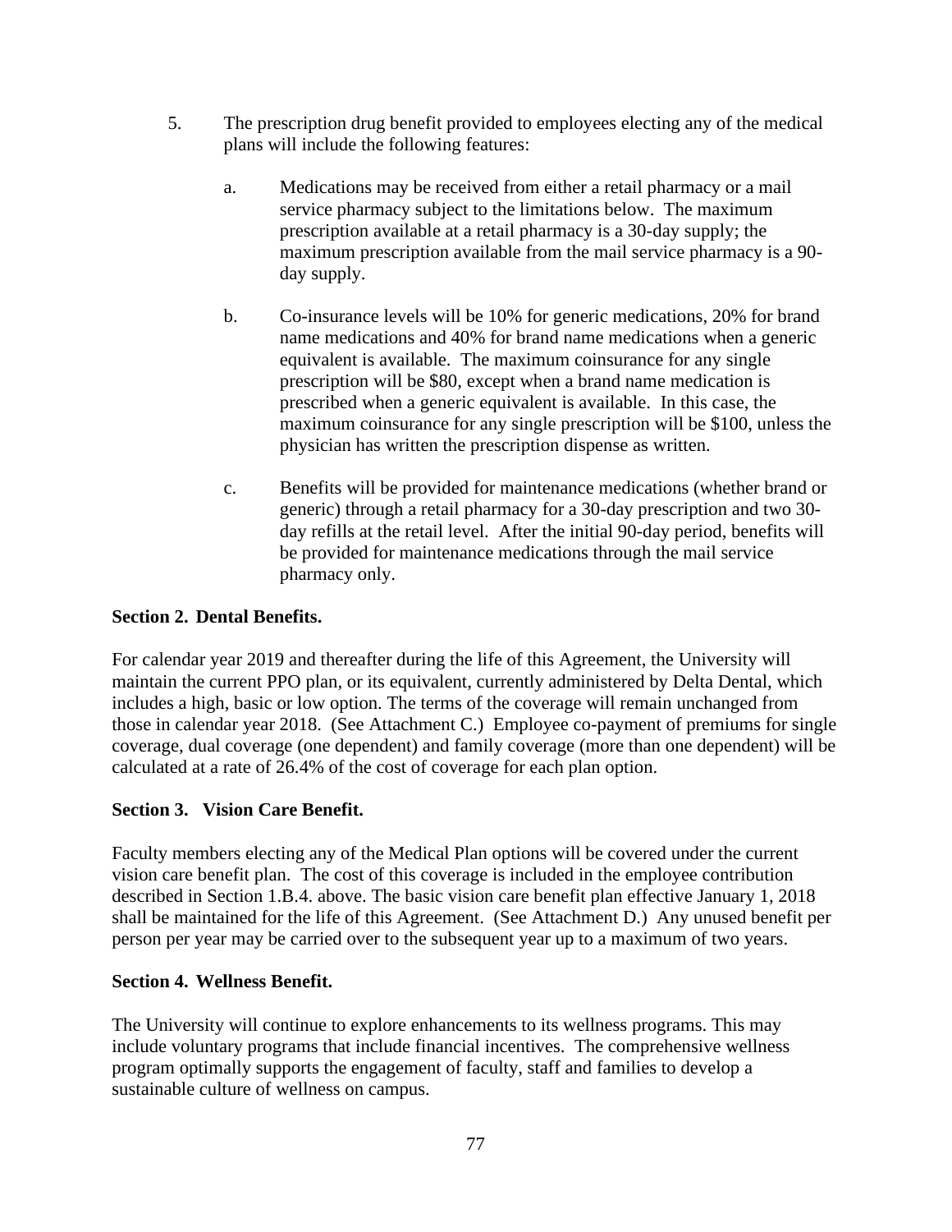5. The prescription drug benefit provided to employees electing any of the medical plans will include the following features:

   a. Medications may be received from either a retail pharmacy or a mail service pharmacy subject to the limitations below. The maximum prescription available at a retail pharmacy is a 30-day supply; the maximum prescription available from the mail service pharmacy is a 90-day supply.

   b. Co-insurance levels will be 10% for generic medications, 20% for brand name medications and 40% for brand name medications when a generic equivalent is available. The maximum coinsurance for any single prescription will be $80, except when a brand name medication is prescribed when a generic equivalent is available. In this case, the maximum coinsurance for any single prescription will be $100, unless the physician has written the prescription dispense as written.

   c. Benefits will be provided for maintenance medications (whether brand or generic) through a retail pharmacy for a 30-day prescription and two 30-day refills at the retail level. After the initial 90-day period, benefits will be provided for maintenance medications through the mail service pharmacy only.

**Section 2. Dental Benefits.**

For calendar year 2019 and thereafter during the life of this Agreement, the University will maintain the current PPO plan, or its equivalent, currently administered by Delta Dental, which includes a high, basic or low option. The terms of the coverage will remain unchanged from those in calendar year 2018. (See Attachment C.) Employee co-payment of premiums for single coverage, dual coverage (one dependent) and family coverage (more than one dependent) will be calculated at a rate of 26.4% of the cost of coverage for each plan option.

**Section 3. Vision Care Benefit.**

Faculty members electing any of the Medical Plan options will be covered under the current vision care benefit plan. The cost of this coverage is included in the employee contribution described in Section 1.B.4. above. The basic vision care benefit plan effective January 1, 2018 shall be maintained for the life of this Agreement. (See Attachment D.) Any unused benefit per person per year may be carried over to the subsequent year up to a maximum of two years.

**Section 4. Wellness Benefit.**

The University will continue to explore enhancements to its wellness programs. This may include voluntary programs that include financial incentives. The comprehensive wellness program optimally supports the engagement of faculty, staff and families to develop a sustainable culture of wellness on campus.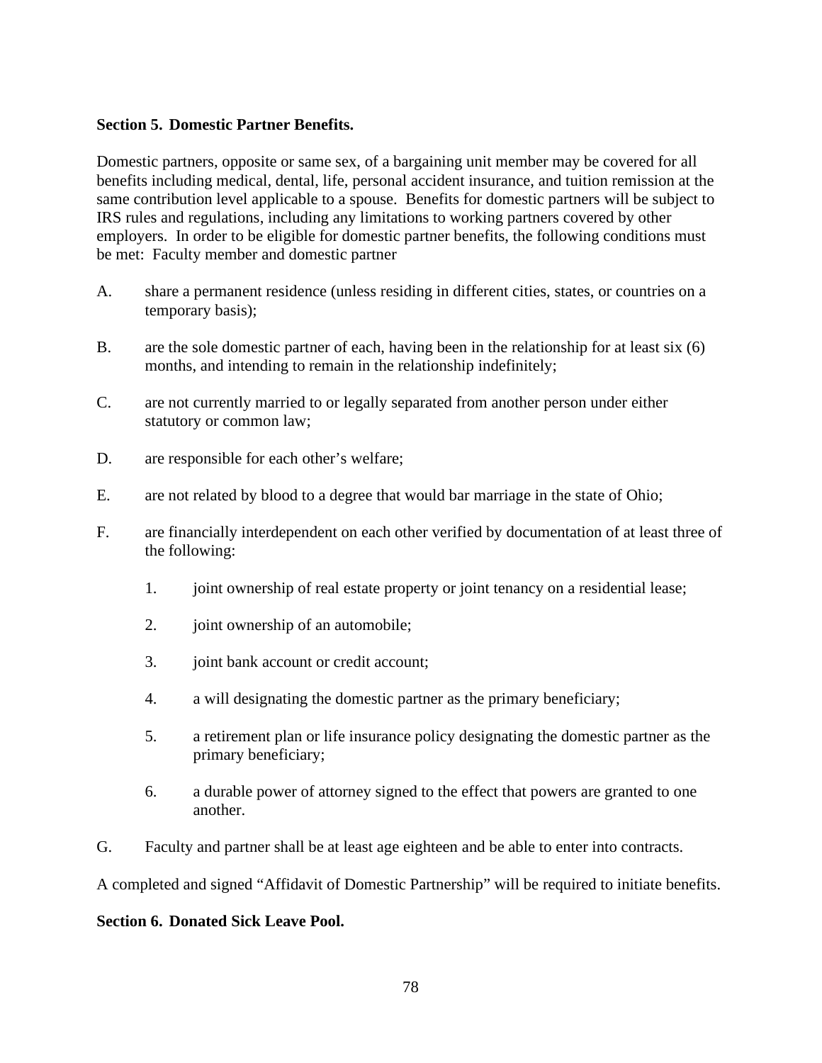**Section 5. Domestic Partner Benefits.**

Domestic partners, opposite or same sex, of a bargaining unit member may be covered for all benefits including medical, dental, life, personal accident insurance, and tuition remission at the same contribution level applicable to a spouse. Benefits for domestic partners will be subject to IRS rules and regulations, including any limitations to working partners covered by other employers. In order to be eligible for domestic partner benefits, the following conditions must be met: Faculty member and domestic partner

A. share a permanent residence (unless residing in different cities, states, or countries on a temporary basis);

B. are the sole domestic partner of each, having been in the relationship for at least six (6) months, and intending to remain in the relationship indefinitely;

C. are not currently married to or legally separated from another person under either statutory or common law;

D. are responsible for each other's welfare;

E. are not related by blood to a degree that would bar marriage in the state of Ohio;

F. are financially interdependent on each other verified by documentation of at least three of the following:

   1. joint ownership of real estate property or joint tenancy on a residential lease;

   2. joint ownership of an automobile;

   3. joint bank account or credit account;

   4. a will designating the domestic partner as the primary beneficiary;

   5. a retirement plan or life insurance policy designating the domestic partner as the primary beneficiary;

   6. a durable power of attorney signed to the effect that powers are granted to one another.

G. Faculty and partner shall be at least age eighteen and be able to enter into contracts.

A completed and signed "Affidavit of Domestic Partnership" will be required to initiate benefits.

**Section 6. Donated Sick Leave Pool.**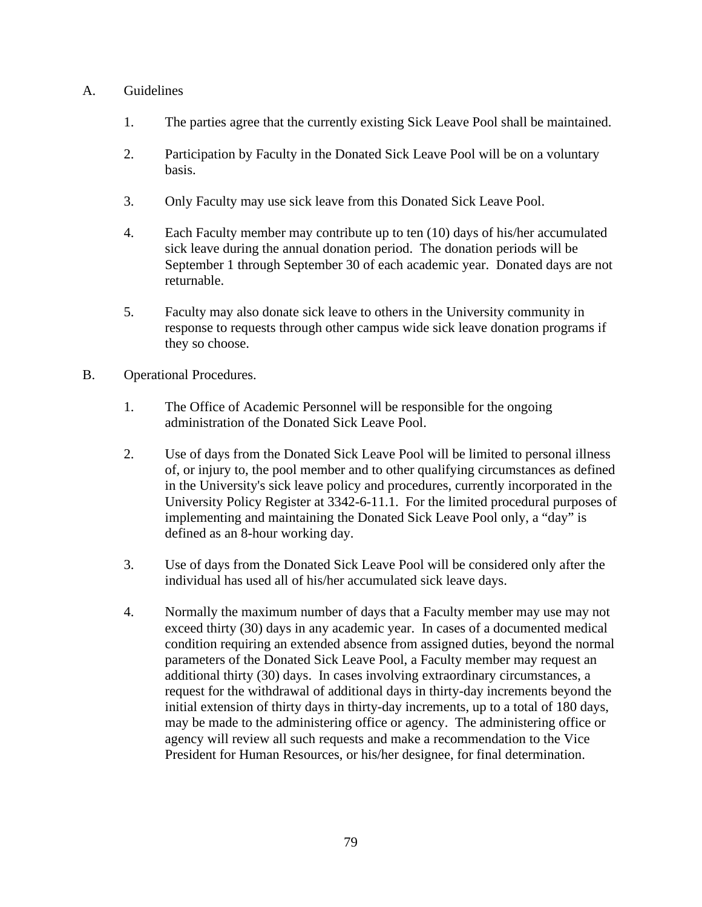A. Guidelines

1. The parties agree that the currently existing Sick Leave Pool shall be maintained.

2. Participation by Faculty in the Donated Sick Leave Pool will be on a voluntary basis.

3. Only Faculty may use sick leave from this Donated Sick Leave Pool.

4. Each Faculty member may contribute up to ten (10) days of his/her accumulated sick leave during the annual donation period. The donation periods will be September 1 through September 30 of each academic year. Donated days are not returnable.

5. Faculty may also donate sick leave to others in the University community in response to requests through other campus wide sick leave donation programs if they so choose.

B. Operational Procedures.

1. The Office of Academic Personnel will be responsible for the ongoing administration of the Donated Sick Leave Pool.

2. Use of days from the Donated Sick Leave Pool will be limited to personal illness of, or injury to, the pool member and to other qualifying circumstances as defined in the University's sick leave policy and procedures, currently incorporated in the University Policy Register at 3342-6-11.1. For the limited procedural purposes of implementing and maintaining the Donated Sick Leave Pool only, a "day" is defined as an 8-hour working day.

3. Use of days from the Donated Sick Leave Pool will be considered only after the individual has used all of his/her accumulated sick leave days.

4. Normally the maximum number of days that a Faculty member may use may not exceed thirty (30) days in any academic year. In cases of a documented medical condition requiring an extended absence from assigned duties, beyond the normal parameters of the Donated Sick Leave Pool, a Faculty member may request an additional thirty (30) days. In cases involving extraordinary circumstances, a request for the withdrawal of additional days in thirty-day increments beyond the initial extension of thirty days in thirty-day increments, up to a total of 180 days, may be made to the administering office or agency. The administering office or agency will review all such requests and make a recommendation to the Vice President for Human Resources, or his/her designee, for final determination.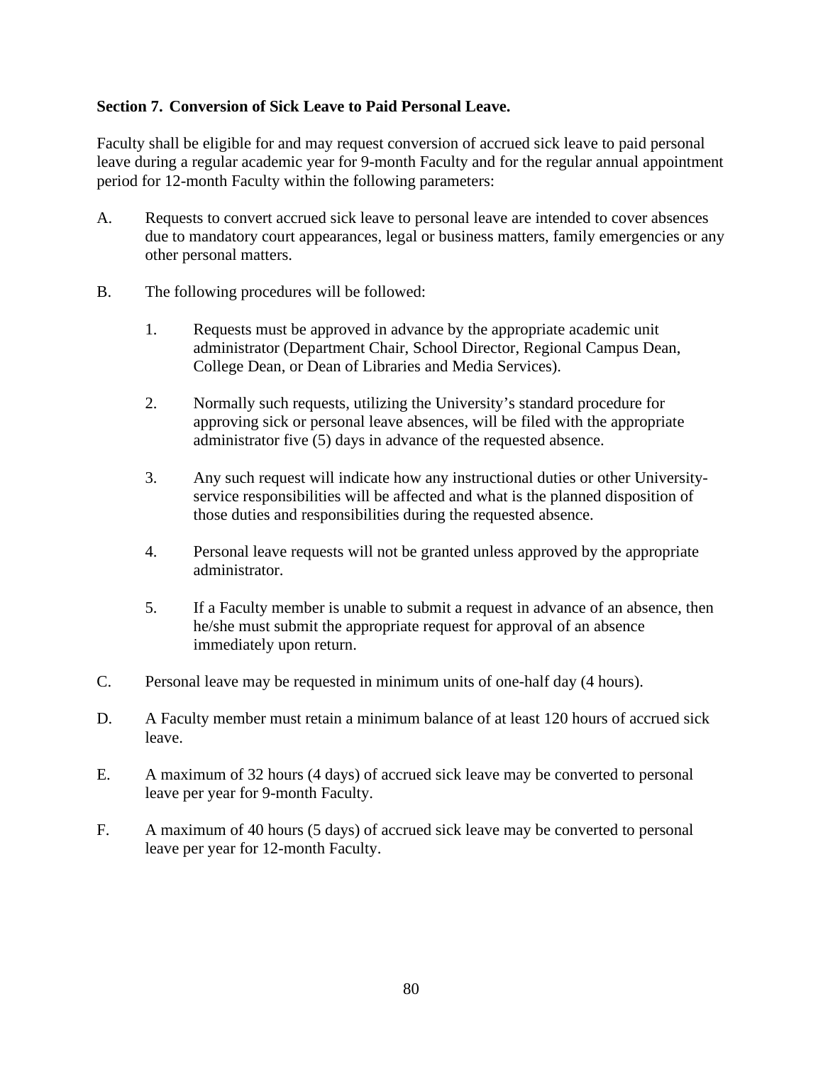**Section 7. Conversion of Sick Leave to Paid Personal Leave.**

Faculty shall be eligible for and may request conversion of accrued sick leave to paid personal leave during a regular academic year for 9-month Faculty and for the regular annual appointment period for 12-month Faculty within the following parameters:

A. Requests to convert accrued sick leave to personal leave are intended to cover absences due to mandatory court appearances, legal or business matters, family emergencies or any other personal matters.

B. The following procedures will be followed:

   1. Requests must be approved in advance by the appropriate academic unit administrator (Department Chair, School Director, Regional Campus Dean, College Dean, or Dean of Libraries and Media Services).

   2. Normally such requests, utilizing the University's standard procedure for approving sick or personal leave absences, will be filed with the appropriate administrator five (5) days in advance of the requested absence.

   3. Any such request will indicate how any instructional duties or other University-service responsibilities will be affected and what is the planned disposition of those duties and responsibilities during the requested absence.

   4. Personal leave requests will not be granted unless approved by the appropriate administrator.

   5. If a Faculty member is unable to submit a request in advance of an absence, then he/she must submit the appropriate request for approval of an absence immediately upon return.

C. Personal leave may be requested in minimum units of one-half day (4 hours).

D. A Faculty member must retain a minimum balance of at least 120 hours of accrued sick leave.

E. A maximum of 32 hours (4 days) of accrued sick leave may be converted to personal leave per year for 9-month Faculty.

F. A maximum of 40 hours (5 days) of accrued sick leave may be converted to personal leave per year for 12-month Faculty.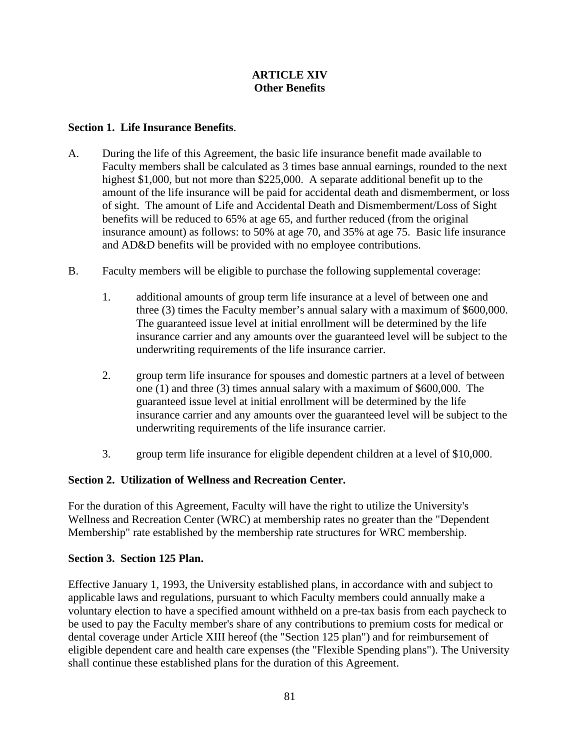# ARTICLE XIV
## Other Benefits

**Section 1. Life Insurance Benefits**.

A. During the life of this Agreement, the basic life insurance benefit made available to Faculty members shall be calculated as 3 times base annual earnings, rounded to the next highest $1,000, but not more than $225,000. A separate additional benefit up to the amount of the life insurance will be paid for accidental death and dismemberment, or loss of sight. The amount of Life and Accidental Death and Dismemberment/Loss of Sight benefits will be reduced to 65% at age 65, and further reduced (from the original insurance amount) as follows: to 50% at age 70, and 35% at age 75. Basic life insurance and AD&D benefits will be provided with no employee contributions.

B. Faculty members will be eligible to purchase the following supplemental coverage:

   1. additional amounts of group term life insurance at a level of between one and three (3) times the Faculty member's annual salary with a maximum of $600,000. The guaranteed issue level at initial enrollment will be determined by the life insurance carrier and any amounts over the guaranteed level will be subject to the underwriting requirements of the life insurance carrier.

   2. group term life insurance for spouses and domestic partners at a level of between one (1) and three (3) times annual salary with a maximum of $600,000. The guaranteed issue level at initial enrollment will be determined by the life insurance carrier and any amounts over the guaranteed level will be subject to the underwriting requirements of the life insurance carrier.

   3. group term life insurance for eligible dependent children at a level of $10,000.

**Section 2. Utilization of Wellness and Recreation Center.**

For the duration of this Agreement, Faculty will have the right to utilize the University's Wellness and Recreation Center (WRC) at membership rates no greater than the "Dependent Membership" rate established by the membership rate structures for WRC membership.

**Section 3. Section 125 Plan.**

Effective January 1, 1993, the University established plans, in accordance with and subject to applicable laws and regulations, pursuant to which Faculty members could annually make a voluntary election to have a specified amount withheld on a pre-tax basis from each paycheck to be used to pay the Faculty member's share of any contributions to premium costs for medical or dental coverage under Article XIII hereof (the "Section 125 plan") and for reimbursement of eligible dependent care and health care expenses (the "Flexible Spending plans"). The University shall continue these established plans for the duration of this Agreement.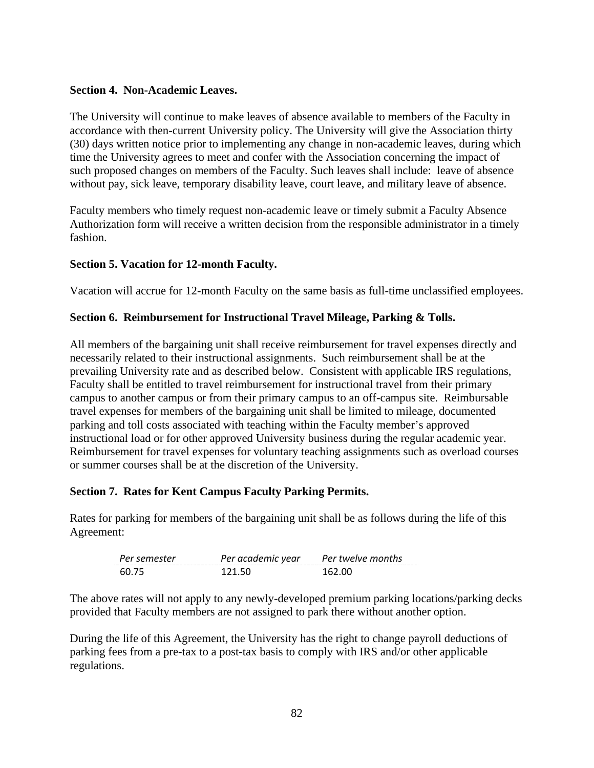**Section 4. Non-Academic Leaves.**

The University will continue to make leaves of absence available to members of the Faculty in accordance with then-current University policy. The University will give the Association thirty (30) days written notice prior to implementing any change in non-academic leaves, during which time the University agrees to meet and confer with the Association concerning the impact of such proposed changes on members of the Faculty. Such leaves shall include: leave of absence without pay, sick leave, temporary disability leave, court leave, and military leave of absence.

Faculty members who timely request non-academic leave or timely submit a Faculty Absence Authorization form will receive a written decision from the responsible administrator in a timely fashion.

**Section 5. Vacation for 12-month Faculty.**

Vacation will accrue for 12-month Faculty on the same basis as full-time unclassified employees.

**Section 6. Reimbursement for Instructional Travel Mileage, Parking & Tolls.**

All members of the bargaining unit shall receive reimbursement for travel expenses directly and necessarily related to their instructional assignments. Such reimbursement shall be at the prevailing University rate and as described below. Consistent with applicable IRS regulations, Faculty shall be entitled to travel reimbursement for instructional travel from their primary campus to another campus or from their primary campus to an off-campus site. Reimbursable travel expenses for members of the bargaining unit shall be limited to mileage, documented parking and toll costs associated with teaching within the Faculty member's approved instructional load or for other approved University business during the regular academic year. Reimbursement for travel expenses for voluntary teaching assignments such as overload courses or summer courses shall be at the discretion of the University.

**Section 7. Rates for Kent Campus Faculty Parking Permits.**

Rates for parking for members of the bargaining unit shall be as follows during the life of this Agreement:

| *Per semester* | *Per academic year* | *Per twelve months* |
|---|---|---|
| 60.75 | 121.50 | 162.00 |

The above rates will not apply to any newly-developed premium parking locations/parking decks provided that Faculty members are not assigned to park there without another option.

During the life of this Agreement, the University has the right to change payroll deductions of parking fees from a pre-tax to a post-tax basis to comply with IRS and/or other applicable regulations.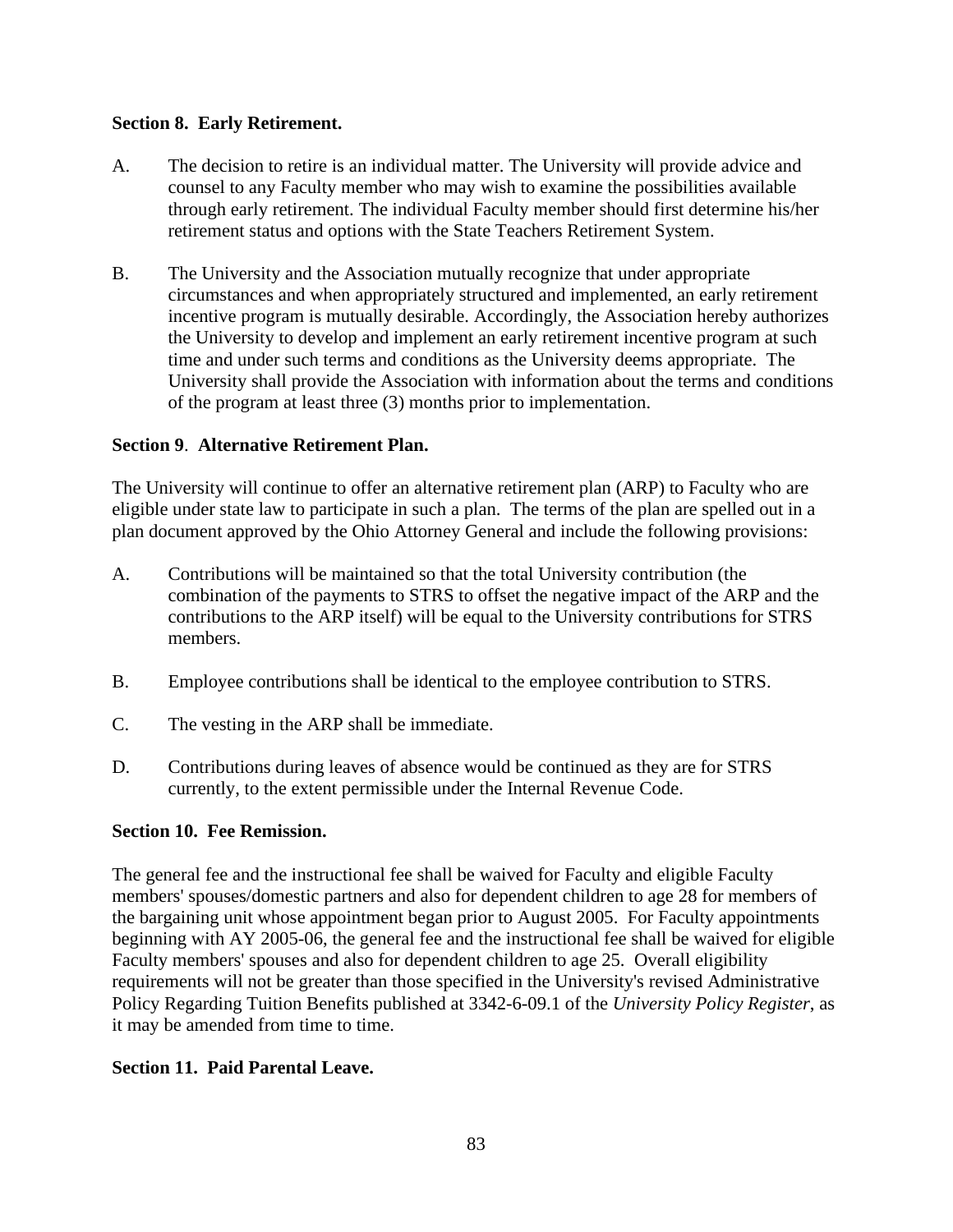**Section 8. Early Retirement.**

A. The decision to retire is an individual matter. The University will provide advice and counsel to any Faculty member who may wish to examine the possibilities available through early retirement. The individual Faculty member should first determine his/her retirement status and options with the State Teachers Retirement System.

B. The University and the Association mutually recognize that under appropriate circumstances and when appropriately structured and implemented, an early retirement incentive program is mutually desirable. Accordingly, the Association hereby authorizes the University to develop and implement an early retirement incentive program at such time and under such terms and conditions as the University deems appropriate. The University shall provide the Association with information about the terms and conditions of the program at least three (3) months prior to implementation.

**Section 9**. **Alternative Retirement Plan.**

The University will continue to offer an alternative retirement plan (ARP) to Faculty who are eligible under state law to participate in such a plan. The terms of the plan are spelled out in a plan document approved by the Ohio Attorney General and include the following provisions:

A. Contributions will be maintained so that the total University contribution (the combination of the payments to STRS to offset the negative impact of the ARP and the contributions to the ARP itself) will be equal to the University contributions for STRS members.

B. Employee contributions shall be identical to the employee contribution to STRS.

C. The vesting in the ARP shall be immediate.

D. Contributions during leaves of absence would be continued as they are for STRS currently, to the extent permissible under the Internal Revenue Code.

**Section 10. Fee Remission.**

The general fee and the instructional fee shall be waived for Faculty and eligible Faculty members' spouses/domestic partners and also for dependent children to age 28 for members of the bargaining unit whose appointment began prior to August 2005. For Faculty appointments beginning with AY 2005-06, the general fee and the instructional fee shall be waived for eligible Faculty members' spouses and also for dependent children to age 25. Overall eligibility requirements will not be greater than those specified in the University's revised Administrative Policy Regarding Tuition Benefits published at 3342-6-09.1 of the *University Policy Register*, as it may be amended from time to time.

**Section 11. Paid Parental Leave.**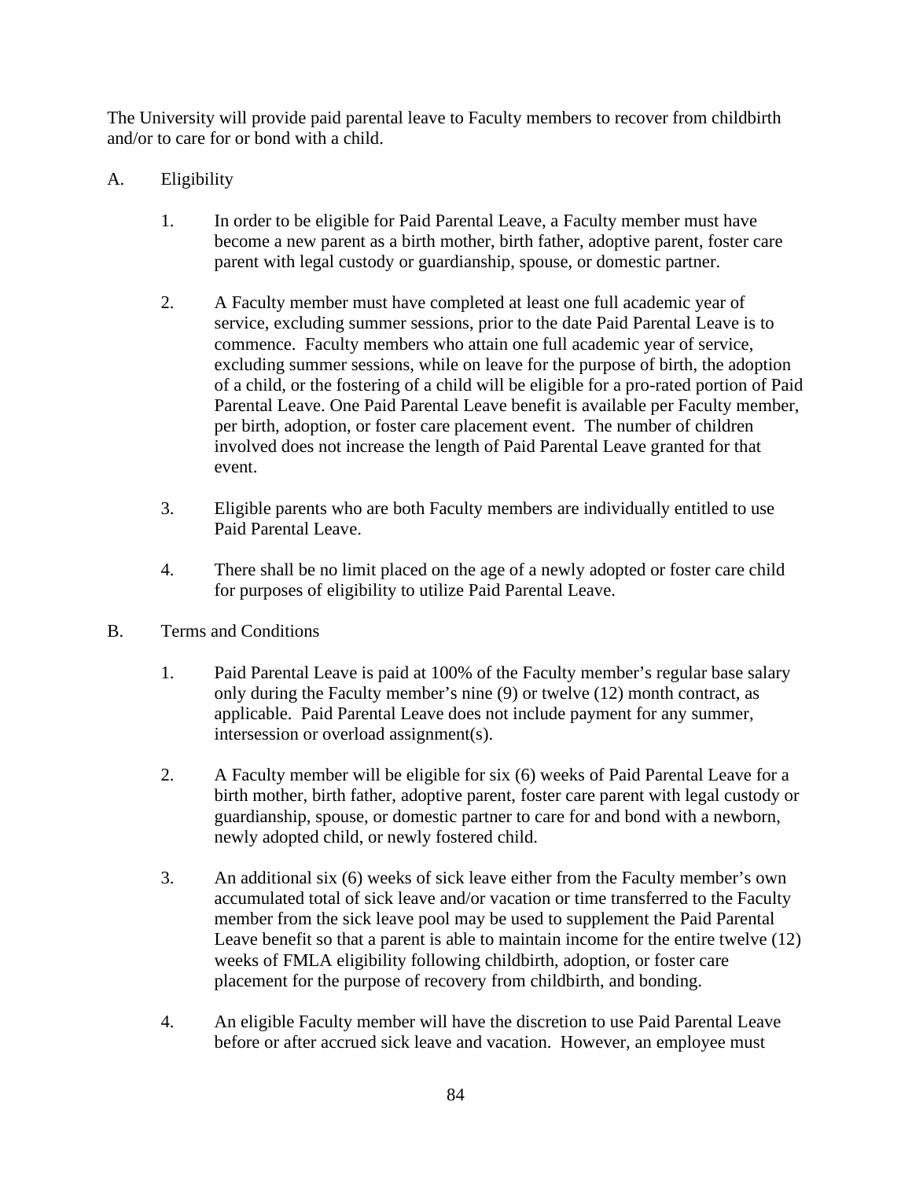The University will provide paid parental leave to Faculty members to recover from childbirth and/or to care for or bond with a child.

A. Eligibility

1. In order to be eligible for Paid Parental Leave, a Faculty member must have become a new parent as a birth mother, birth father, adoptive parent, foster care parent with legal custody or guardianship, spouse, or domestic partner.

2. A Faculty member must have completed at least one full academic year of service, excluding summer sessions, prior to the date Paid Parental Leave is to commence. Faculty members who attain one full academic year of service, excluding summer sessions, while on leave for the purpose of birth, the adoption of a child, or the fostering of a child will be eligible for a pro-rated portion of Paid Parental Leave. One Paid Parental Leave benefit is available per Faculty member, per birth, adoption, or foster care placement event. The number of children involved does not increase the length of Paid Parental Leave granted for that event.

3. Eligible parents who are both Faculty members are individually entitled to use Paid Parental Leave.

4. There shall be no limit placed on the age of a newly adopted or foster care child for purposes of eligibility to utilize Paid Parental Leave.

B. Terms and Conditions

1. Paid Parental Leave is paid at 100% of the Faculty member's regular base salary only during the Faculty member's nine (9) or twelve (12) month contract, as applicable. Paid Parental Leave does not include payment for any summer, intersession or overload assignment(s).

2. A Faculty member will be eligible for six (6) weeks of Paid Parental Leave for a birth mother, birth father, adoptive parent, foster care parent with legal custody or guardianship, spouse, or domestic partner to care for and bond with a newborn, newly adopted child, or newly fostered child.

3. An additional six (6) weeks of sick leave either from the Faculty member's own accumulated total of sick leave and/or vacation or time transferred to the Faculty member from the sick leave pool may be used to supplement the Paid Parental Leave benefit so that a parent is able to maintain income for the entire twelve (12) weeks of FMLA eligibility following childbirth, adoption, or foster care placement for the purpose of recovery from childbirth, and bonding.

4. An eligible Faculty member will have the discretion to use Paid Parental Leave before or after accrued sick leave and vacation. However, an employee must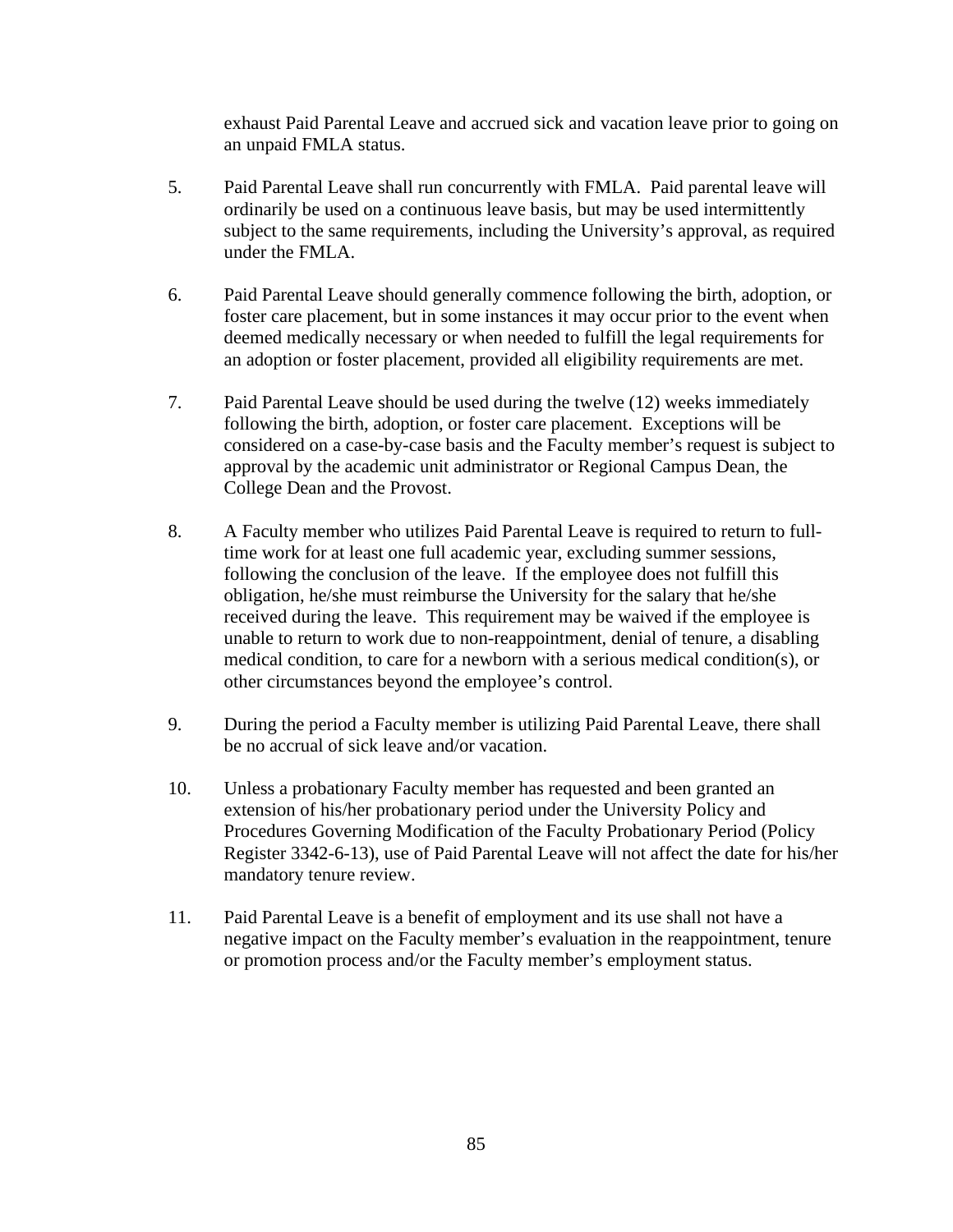exhaust Paid Parental Leave and accrued sick and vacation leave prior to going on an unpaid FMLA status.

5. Paid Parental Leave shall run concurrently with FMLA. Paid parental leave will ordinarily be used on a continuous leave basis, but may be used intermittently subject to the same requirements, including the University's approval, as required under the FMLA.

6. Paid Parental Leave should generally commence following the birth, adoption, or foster care placement, but in some instances it may occur prior to the event when deemed medically necessary or when needed to fulfill the legal requirements for an adoption or foster placement, provided all eligibility requirements are met.

7. Paid Parental Leave should be used during the twelve (12) weeks immediately following the birth, adoption, or foster care placement. Exceptions will be considered on a case-by-case basis and the Faculty member's request is subject to approval by the academic unit administrator or Regional Campus Dean, the College Dean and the Provost.

8. A Faculty member who utilizes Paid Parental Leave is required to return to full-time work for at least one full academic year, excluding summer sessions, following the conclusion of the leave. If the employee does not fulfill this obligation, he/she must reimburse the University for the salary that he/she received during the leave. This requirement may be waived if the employee is unable to return to work due to non-reappointment, denial of tenure, a disabling medical condition, to care for a newborn with a serious medical condition(s), or other circumstances beyond the employee's control.

9. During the period a Faculty member is utilizing Paid Parental Leave, there shall be no accrual of sick leave and/or vacation.

10. Unless a probationary Faculty member has requested and been granted an extension of his/her probationary period under the University Policy and Procedures Governing Modification of the Faculty Probationary Period (Policy Register 3342-6-13), use of Paid Parental Leave will not affect the date for his/her mandatory tenure review.

11. Paid Parental Leave is a benefit of employment and its use shall not have a negative impact on the Faculty member's evaluation in the reappointment, tenure or promotion process and/or the Faculty member's employment status.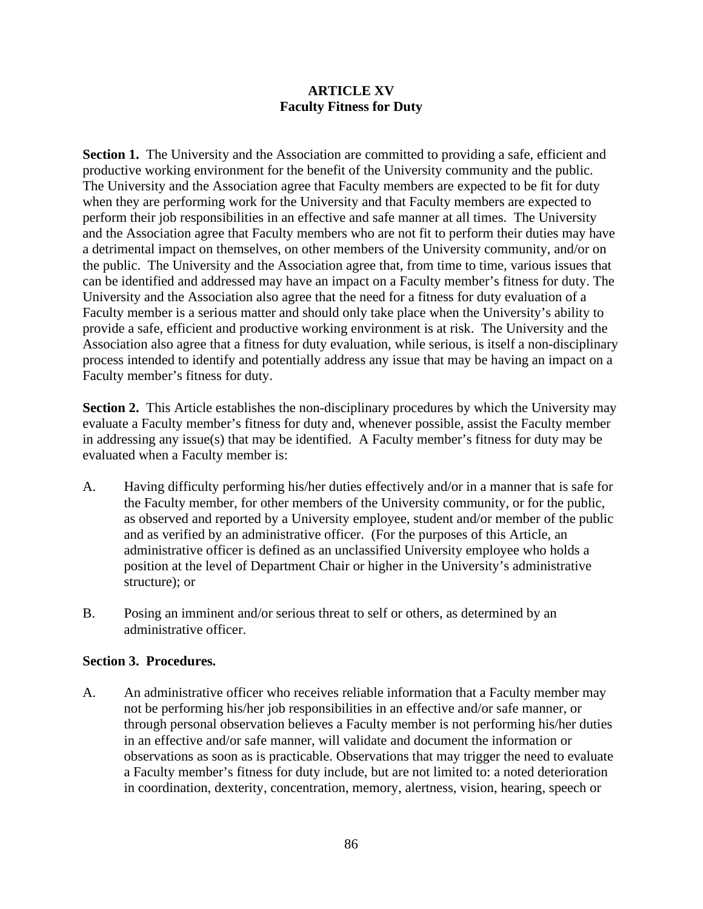# ARTICLE XV
## Faculty Fitness for Duty

**Section 1.** The University and the Association are committed to providing a safe, efficient and productive working environment for the benefit of the University community and the public. The University and the Association agree that Faculty members are expected to be fit for duty when they are performing work for the University and that Faculty members are expected to perform their job responsibilities in an effective and safe manner at all times. The University and the Association agree that Faculty members who are not fit to perform their duties may have a detrimental impact on themselves, on other members of the University community, and/or on the public. The University and the Association agree that, from time to time, various issues that can be identified and addressed may have an impact on a Faculty member's fitness for duty. The University and the Association also agree that the need for a fitness for duty evaluation of a Faculty member is a serious matter and should only take place when the University's ability to provide a safe, efficient and productive working environment is at risk. The University and the Association also agree that a fitness for duty evaluation, while serious, is itself a non-disciplinary process intended to identify and potentially address any issue that may be having an impact on a Faculty member's fitness for duty.

**Section 2.** This Article establishes the non-disciplinary procedures by which the University may evaluate a Faculty member's fitness for duty and, whenever possible, assist the Faculty member in addressing any issue(s) that may be identified. A Faculty member's fitness for duty may be evaluated when a Faculty member is:

A. Having difficulty performing his/her duties effectively and/or in a manner that is safe for the Faculty member, for other members of the University community, or for the public, as observed and reported by a University employee, student and/or member of the public and as verified by an administrative officer. (For the purposes of this Article, an administrative officer is defined as an unclassified University employee who holds a position at the level of Department Chair or higher in the University's administrative structure); or

B. Posing an imminent and/or serious threat to self or others, as determined by an administrative officer.

**Section 3. Procedures.**

A. An administrative officer who receives reliable information that a Faculty member may not be performing his/her job responsibilities in an effective and/or safe manner, or through personal observation believes a Faculty member is not performing his/her duties in an effective and/or safe manner, will validate and document the information or observations as soon as is practicable. Observations that may trigger the need to evaluate a Faculty member's fitness for duty include, but are not limited to: a noted deterioration in coordination, dexterity, concentration, memory, alertness, vision, hearing, speech or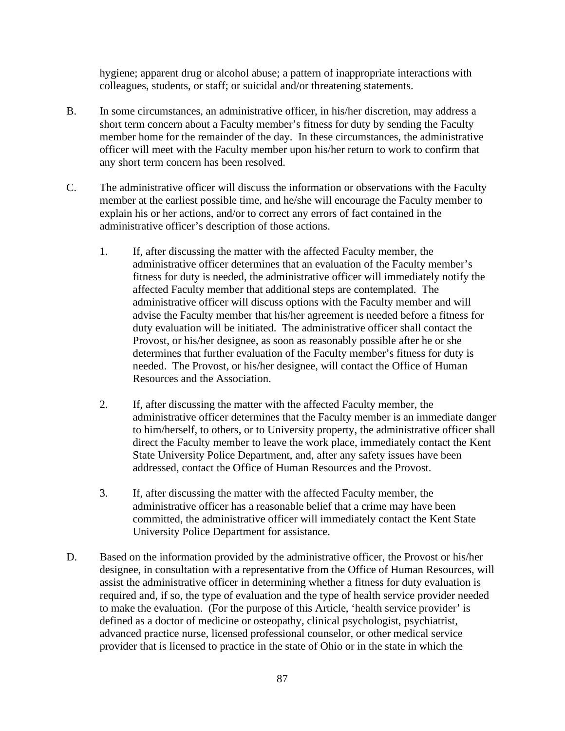hygiene; apparent drug or alcohol abuse; a pattern of inappropriate interactions with colleagues, students, or staff; or suicidal and/or threatening statements.

B. In some circumstances, an administrative officer, in his/her discretion, may address a short term concern about a Faculty member's fitness for duty by sending the Faculty member home for the remainder of the day. In these circumstances, the administrative officer will meet with the Faculty member upon his/her return to work to confirm that any short term concern has been resolved.

C. The administrative officer will discuss the information or observations with the Faculty member at the earliest possible time, and he/she will encourage the Faculty member to explain his or her actions, and/or to correct any errors of fact contained in the administrative officer's description of those actions.

   1. If, after discussing the matter with the affected Faculty member, the administrative officer determines that an evaluation of the Faculty member's fitness for duty is needed, the administrative officer will immediately notify the affected Faculty member that additional steps are contemplated. The administrative officer will discuss options with the Faculty member and will advise the Faculty member that his/her agreement is needed before a fitness for duty evaluation will be initiated. The administrative officer shall contact the Provost, or his/her designee, as soon as reasonably possible after he or she determines that further evaluation of the Faculty member's fitness for duty is needed. The Provost, or his/her designee, will contact the Office of Human Resources and the Association.

   2. If, after discussing the matter with the affected Faculty member, the administrative officer determines that the Faculty member is an immediate danger to him/herself, to others, or to University property, the administrative officer shall direct the Faculty member to leave the work place, immediately contact the Kent State University Police Department, and, after any safety issues have been addressed, contact the Office of Human Resources and the Provost.

   3. If, after discussing the matter with the affected Faculty member, the administrative officer has a reasonable belief that a crime may have been committed, the administrative officer will immediately contact the Kent State University Police Department for assistance.

D. Based on the information provided by the administrative officer, the Provost or his/her designee, in consultation with a representative from the Office of Human Resources, will assist the administrative officer in determining whether a fitness for duty evaluation is required and, if so, the type of evaluation and the type of health service provider needed to make the evaluation. (For the purpose of this Article, 'health service provider' is defined as a doctor of medicine or osteopathy, clinical psychologist, psychiatrist, advanced practice nurse, licensed professional counselor, or other medical service provider that is licensed to practice in the state of Ohio or in the state in which the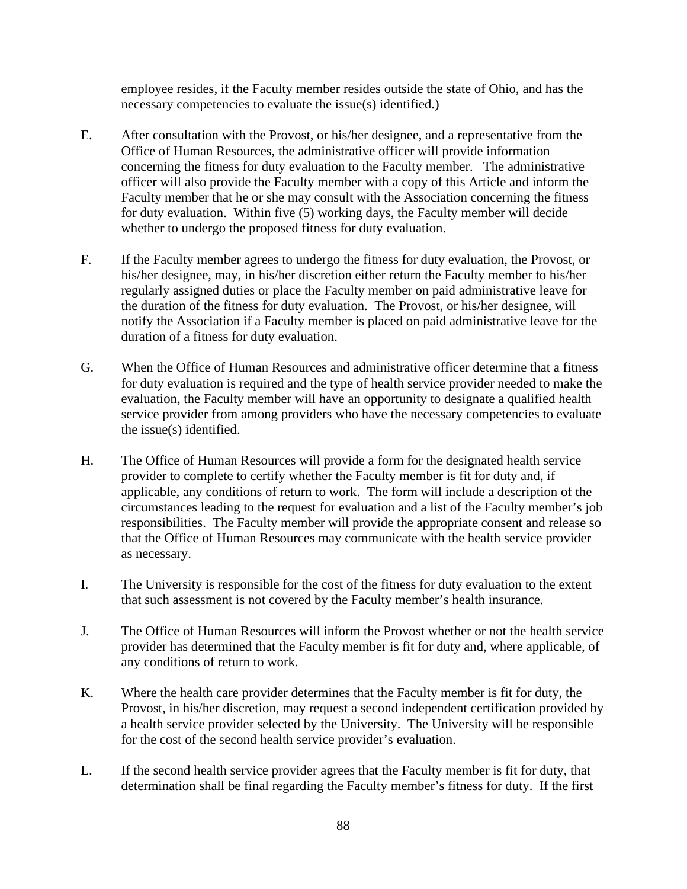employee resides, if the Faculty member resides outside the state of Ohio, and has the necessary competencies to evaluate the issue(s) identified.)

E. After consultation with the Provost, or his/her designee, and a representative from the Office of Human Resources, the administrative officer will provide information concerning the fitness for duty evaluation to the Faculty member. The administrative officer will also provide the Faculty member with a copy of this Article and inform the Faculty member that he or she may consult with the Association concerning the fitness for duty evaluation. Within five (5) working days, the Faculty member will decide whether to undergo the proposed fitness for duty evaluation.

F. If the Faculty member agrees to undergo the fitness for duty evaluation, the Provost, or his/her designee, may, in his/her discretion either return the Faculty member to his/her regularly assigned duties or place the Faculty member on paid administrative leave for the duration of the fitness for duty evaluation. The Provost, or his/her designee, will notify the Association if a Faculty member is placed on paid administrative leave for the duration of a fitness for duty evaluation.

G. When the Office of Human Resources and administrative officer determine that a fitness for duty evaluation is required and the type of health service provider needed to make the evaluation, the Faculty member will have an opportunity to designate a qualified health service provider from among providers who have the necessary competencies to evaluate the issue(s) identified.

H. The Office of Human Resources will provide a form for the designated health service provider to complete to certify whether the Faculty member is fit for duty and, if applicable, any conditions of return to work. The form will include a description of the circumstances leading to the request for evaluation and a list of the Faculty member's job responsibilities. The Faculty member will provide the appropriate consent and release so that the Office of Human Resources may communicate with the health service provider as necessary.

I. The University is responsible for the cost of the fitness for duty evaluation to the extent that such assessment is not covered by the Faculty member's health insurance.

J. The Office of Human Resources will inform the Provost whether or not the health service provider has determined that the Faculty member is fit for duty and, where applicable, of any conditions of return to work.

K. Where the health care provider determines that the Faculty member is fit for duty, the Provost, in his/her discretion, may request a second independent certification provided by a health service provider selected by the University. The University will be responsible for the cost of the second health service provider's evaluation.

L. If the second health service provider agrees that the Faculty member is fit for duty, that determination shall be final regarding the Faculty member's fitness for duty. If the first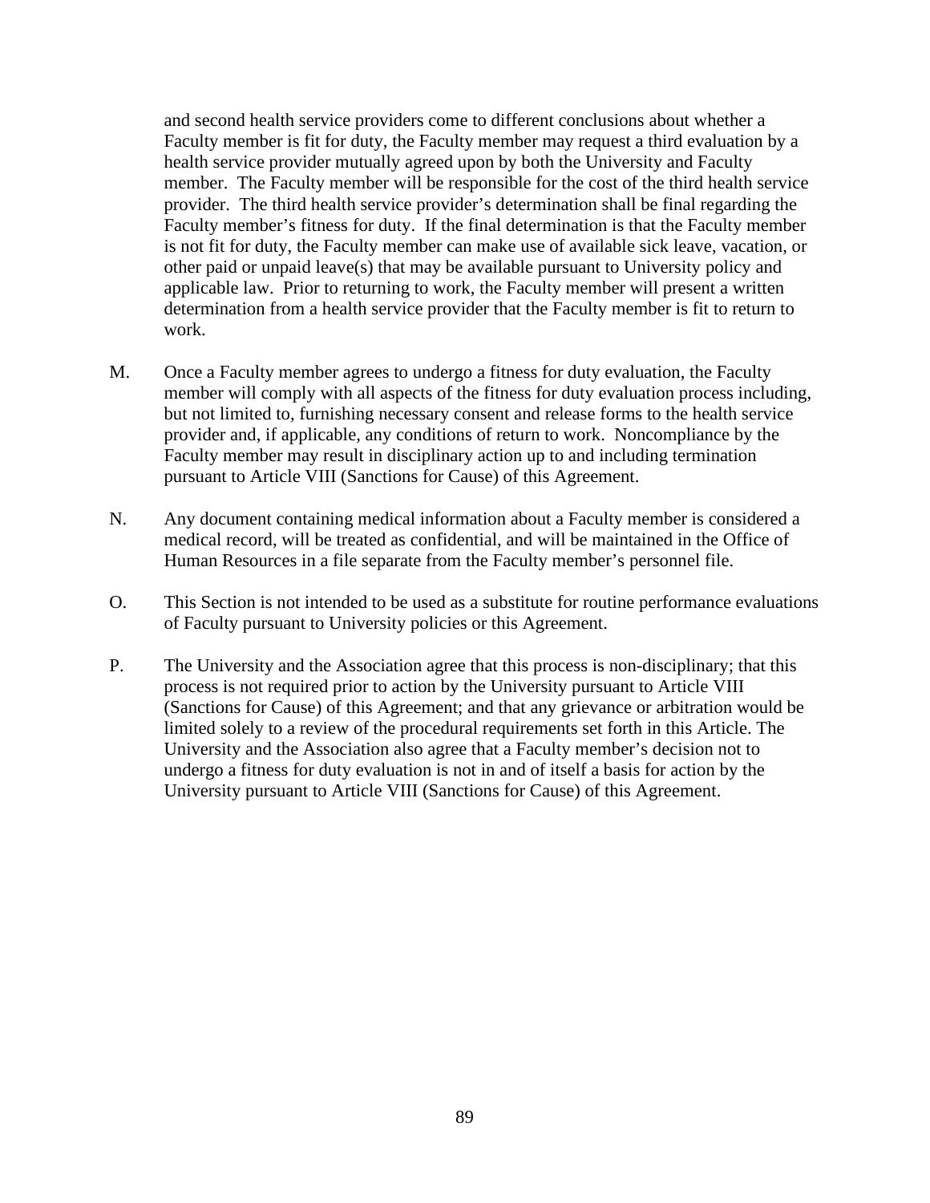and second health service providers come to different conclusions about whether a Faculty member is fit for duty, the Faculty member may request a third evaluation by a health service provider mutually agreed upon by both the University and Faculty member. The Faculty member will be responsible for the cost of the third health service provider. The third health service provider's determination shall be final regarding the Faculty member's fitness for duty. If the final determination is that the Faculty member is not fit for duty, the Faculty member can make use of available sick leave, vacation, or other paid or unpaid leave(s) that may be available pursuant to University policy and applicable law. Prior to returning to work, the Faculty member will present a written determination from a health service provider that the Faculty member is fit to return to work.

M. Once a Faculty member agrees to undergo a fitness for duty evaluation, the Faculty member will comply with all aspects of the fitness for duty evaluation process including, but not limited to, furnishing necessary consent and release forms to the health service provider and, if applicable, any conditions of return to work. Noncompliance by the Faculty member may result in disciplinary action up to and including termination pursuant to Article VIII (Sanctions for Cause) of this Agreement.

N. Any document containing medical information about a Faculty member is considered a medical record, will be treated as confidential, and will be maintained in the Office of Human Resources in a file separate from the Faculty member's personnel file.

O. This Section is not intended to be used as a substitute for routine performance evaluations of Faculty pursuant to University policies or this Agreement.

P. The University and the Association agree that this process is non-disciplinary; that this process is not required prior to action by the University pursuant to Article VIII (Sanctions for Cause) of this Agreement; and that any grievance or arbitration would be limited solely to a review of the procedural requirements set forth in this Article. The University and the Association also agree that a Faculty member's decision not to undergo a fitness for duty evaluation is not in and of itself a basis for action by the University pursuant to Article VIII (Sanctions for Cause) of this Agreement.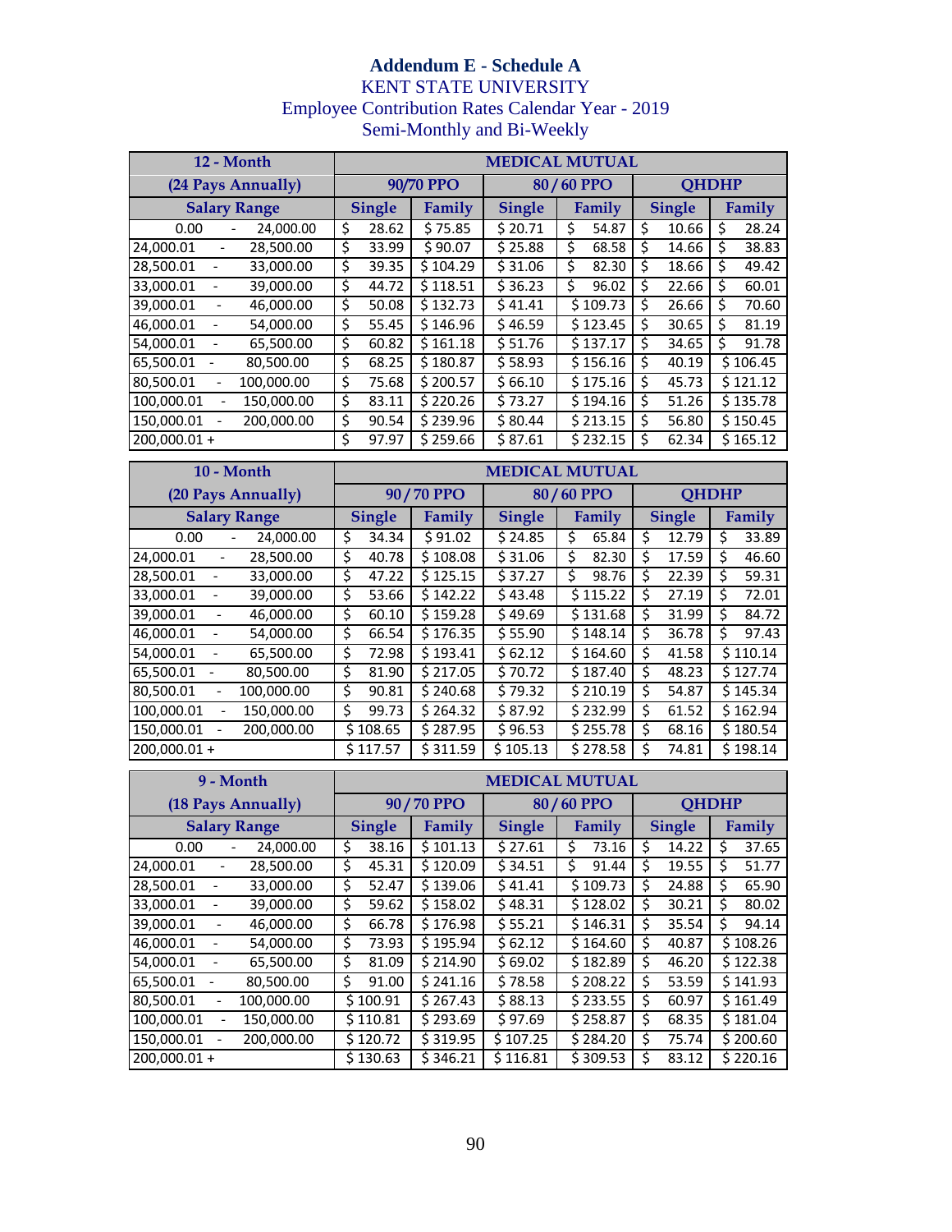## Addendum E - Schedule A

KENT STATE UNIVERSITY
Employee Contribution Rates Calendar Year - 2019
Semi-Monthly and Bi-Weekly

| 12 - Month | MEDICAL MUTUAL | | | | | |
|---|---|---|---|---|---|---|
| (24 Pays Annually) | 90/70 PPO | | 80 / 60 PPO | | QHDHP | |
| Salary Range | Single | Family | Single | Family | Single | Family |
| 0.00 - 24,000.00 | $ 28.62 | $ 75.85 | $ 20.71 | $ 54.87 | $ 10.66 | $ 28.24 |
| 24,000.01 - 28,500.00 | $ 33.99 | $ 90.07 | $ 25.88 | $ 68.58 | $ 14.66 | $ 38.83 |
| 28,500.01 - 33,000.00 | $ 39.35 | $ 104.29 | $ 31.06 | $ 82.30 | $ 18.66 | $ 49.42 |
| 33,000.01 - 39,000.00 | $ 44.72 | $ 118.51 | $ 36.23 | $ 96.02 | $ 22.66 | $ 60.01 |
| 39,000.01 - 46,000.00 | $ 50.08 | $ 132.73 | $ 41.41 | $ 109.73 | $ 26.66 | $ 70.60 |
| 46,000.01 - 54,000.00 | $ 55.45 | $ 146.96 | $ 46.59 | $ 123.45 | $ 30.65 | $ 81.19 |
| 54,000.01 - 65,500.00 | $ 60.82 | $ 161.18 | $ 51.76 | $ 137.17 | $ 34.65 | $ 91.78 |
| 65,500.01 - 80,500.00 | $ 68.25 | $ 180.87 | $ 58.93 | $ 156.16 | $ 40.19 | $ 106.45 |
| 80,500.01 - 100,000.00 | $ 75.68 | $ 200.57 | $ 66.10 | $ 175.16 | $ 45.73 | $ 121.12 |
| 100,000.01 - 150,000.00 | $ 83.11 | $ 220.26 | $ 73.27 | $ 194.16 | $ 51.26 | $ 135.78 |
| 150,000.01 - 200,000.00 | $ 90.54 | $ 239.96 | $ 80.44 | $ 213.15 | $ 56.80 | $ 150.45 |
| 200,000.01 + | $ 97.97 | $ 259.66 | $ 87.61 | $ 232.15 | $ 62.34 | $ 165.12 |

| 10 - Month | MEDICAL MUTUAL | | | | | |
|---|---|---|---|---|---|---|
| (20 Pays Annually) | 90 / 70 PPO | | 80 / 60 PPO | | QHDHP | |
| Salary Range | Single | Family | Single | Family | Single | Family |
| 0.00 - 24,000.00 | $ 34.34 | $ 91.02 | $ 24.85 | $ 65.84 | $ 12.79 | $ 33.89 |
| 24,000.01 - 28,500.00 | $ 40.78 | $ 108.08 | $ 31.06 | $ 82.30 | $ 17.59 | $ 46.60 |
| 28,500.01 - 33,000.00 | $ 47.22 | $ 125.15 | $ 37.27 | $ 98.76 | $ 22.39 | $ 59.31 |
| 33,000.01 - 39,000.00 | $ 53.66 | $ 142.22 | $ 43.48 | $ 115.22 | $ 27.19 | $ 72.01 |
| 39,000.01 - 46,000.00 | $ 60.10 | $ 159.28 | $ 49.69 | $ 131.68 | $ 31.99 | $ 84.72 |
| 46,000.01 - 54,000.00 | $ 66.54 | $ 176.35 | $ 55.90 | $ 148.14 | $ 36.78 | $ 97.43 |
| 54,000.01 - 65,500.00 | $ 72.98 | $ 193.41 | $ 62.12 | $ 164.60 | $ 41.58 | $ 110.14 |
| 65,500.01 - 80,500.00 | $ 81.90 | $ 217.05 | $ 70.72 | $ 187.40 | $ 48.23 | $ 127.74 |
| 80,500.01 - 100,000.00 | $ 90.81 | $ 240.68 | $ 79.32 | $ 210.19 | $ 54.87 | $ 145.34 |
| 100,000.01 - 150,000.00 | $ 99.73 | $ 264.32 | $ 87.92 | $ 232.99 | $ 61.52 | $ 162.94 |
| 150,000.01 - 200,000.00 | $ 108.65 | $ 287.95 | $ 96.53 | $ 255.78 | $ 68.16 | $ 180.54 |
| 200,000.01 + | $ 117.57 | $ 311.59 | $ 105.13 | $ 278.58 | $ 74.81 | $ 198.14 |

| 9 - Month | MEDICAL MUTUAL | | | | | |
|---|---|---|---|---|---|---|
| (18 Pays Annually) | 90 / 70 PPO | | 80 / 60 PPO | | QHDHP | |
| Salary Range | Single | Family | Single | Family | Single | Family |
| 0.00 - 24,000.00 | $ 38.16 | $ 101.13 | $ 27.61 | $ 73.16 | $ 14.22 | $ 37.65 |
| 24,000.01 - 28,500.00 | $ 45.31 | $ 120.09 | $ 34.51 | $ 91.44 | $ 19.55 | $ 51.77 |
| 28,500.01 - 33,000.00 | $ 52.47 | $ 139.06 | $ 41.41 | $ 109.73 | $ 24.88 | $ 65.90 |
| 33,000.01 - 39,000.00 | $ 59.62 | $ 158.02 | $ 48.31 | $ 128.02 | $ 30.21 | $ 80.02 |
| 39,000.01 - 46,000.00 | $ 66.78 | $ 176.98 | $ 55.21 | $ 146.31 | $ 35.54 | $ 94.14 |
| 46,000.01 - 54,000.00 | $ 73.93 | $ 195.94 | $ 62.12 | $ 164.60 | $ 40.87 | $ 108.26 |
| 54,000.01 - 65,500.00 | $ 81.09 | $ 214.90 | $ 69.02 | $ 182.89 | $ 46.20 | $ 122.38 |
| 65,500.01 - 80,500.00 | $ 91.00 | $ 241.16 | $ 78.58 | $ 208.22 | $ 53.59 | $ 141.93 |
| 80,500.01 - 100,000.00 | $ 100.91 | $ 267.43 | $ 88.13 | $ 233.55 | $ 60.97 | $ 161.49 |
| 100,000.01 - 150,000.00 | $ 110.81 | $ 293.69 | $ 97.69 | $ 258.87 | $ 68.35 | $ 181.04 |
| 150,000.01 - 200,000.00 | $ 120.72 | $ 319.95 | $ 107.25 | $ 284.20 | $ 75.74 | $ 200.60 |
| 200,000.01 + | $ 130.63 | $ 346.21 | $ 116.81 | $ 309.53 | $ 83.12 | $ 220.16 |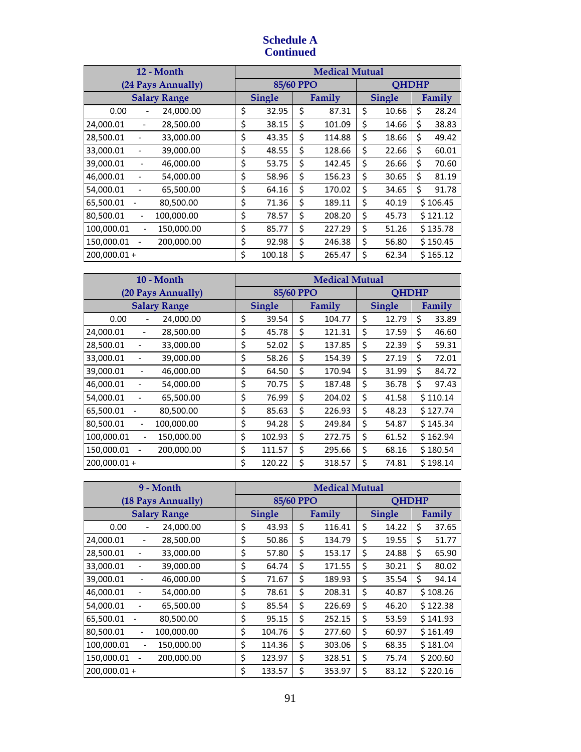# Schedule A
# Continued

| 12 - Month (24 Pays Annually) | Medical Mutual | | | |
|---|---|---|---|---|
| | 85/60 PPO | | QHDHP | |
| Salary Range | Single | Family | Single | Family |
| 0.00 - 24,000.00 | $ 32.95 | $ 87.31 | $ 10.66 | $ 28.24 |
| 24,000.01 - 28,500.00 | $ 38.15 | $ 101.09 | $ 14.66 | $ 38.83 |
| 28,500.01 - 33,000.00 | $ 43.35 | $ 114.88 | $ 18.66 | $ 49.42 |
| 33,000.01 - 39,000.00 | $ 48.55 | $ 128.66 | $ 22.66 | $ 60.01 |
| 39,000.01 - 46,000.00 | $ 53.75 | $ 142.45 | $ 26.66 | $ 70.60 |
| 46,000.01 - 54,000.00 | $ 58.96 | $ 156.23 | $ 30.65 | $ 81.19 |
| 54,000.01 - 65,500.00 | $ 64.16 | $ 170.02 | $ 34.65 | $ 91.78 |
| 65,500.01 - 80,500.00 | $ 71.36 | $ 189.11 | $ 40.19 | $ 106.45 |
| 80,500.01 - 100,000.00 | $ 78.57 | $ 208.20 | $ 45.73 | $ 121.12 |
| 100,000.01 - 150,000.00 | $ 85.77 | $ 227.29 | $ 51.26 | $ 135.78 |
| 150,000.01 - 200,000.00 | $ 92.98 | $ 246.38 | $ 56.80 | $ 150.45 |
| 200,000.01 + | $ 100.18 | $ 265.47 | $ 62.34 | $ 165.12 |

| 10 - Month (20 Pays Annually) | Medical Mutual | | | |
|---|---|---|---|---|
| | 85/60 PPO | | QHDHP | |
| Salary Range | Single | Family | Single | Family |
| 0.00 - 24,000.00 | $ 39.54 | $ 104.77 | $ 12.79 | $ 33.89 |
| 24,000.01 - 28,500.00 | $ 45.78 | $ 121.31 | $ 17.59 | $ 46.60 |
| 28,500.01 - 33,000.00 | $ 52.02 | $ 137.85 | $ 22.39 | $ 59.31 |
| 33,000.01 - 39,000.00 | $ 58.26 | $ 154.39 | $ 27.19 | $ 72.01 |
| 39,000.01 - 46,000.00 | $ 64.50 | $ 170.94 | $ 31.99 | $ 84.72 |
| 46,000.01 - 54,000.00 | $ 70.75 | $ 187.48 | $ 36.78 | $ 97.43 |
| 54,000.01 - 65,500.00 | $ 76.99 | $ 204.02 | $ 41.58 | $ 110.14 |
| 65,500.01 - 80,500.00 | $ 85.63 | $ 226.93 | $ 48.23 | $ 127.74 |
| 80,500.01 - 100,000.00 | $ 94.28 | $ 249.84 | $ 54.87 | $ 145.34 |
| 100,000.01 - 150,000.00 | $ 102.93 | $ 272.75 | $ 61.52 | $ 162.94 |
| 150,000.01 - 200,000.00 | $ 111.57 | $ 295.66 | $ 68.16 | $ 180.54 |
| 200,000.01 + | $ 120.22 | $ 318.57 | $ 74.81 | $ 198.14 |

| 9 - Month (18 Pays Annually) | Medical Mutual | | | |
|---|---|---|---|---|
| | 85/60 PPO | | QHDHP | |
| Salary Range | Single | Family | Single | Family |
| 0.00 - 24,000.00 | $ 43.93 | $ 116.41 | $ 14.22 | $ 37.65 |
| 24,000.01 - 28,500.00 | $ 50.86 | $ 134.79 | $ 19.55 | $ 51.77 |
| 28,500.01 - 33,000.00 | $ 57.80 | $ 153.17 | $ 24.88 | $ 65.90 |
| 33,000.01 - 39,000.00 | $ 64.74 | $ 171.55 | $ 30.21 | $ 80.02 |
| 39,000.01 - 46,000.00 | $ 71.67 | $ 189.93 | $ 35.54 | $ 94.14 |
| 46,000.01 - 54,000.00 | $ 78.61 | $ 208.31 | $ 40.87 | $ 108.26 |
| 54,000.01 - 65,500.00 | $ 85.54 | $ 226.69 | $ 46.20 | $ 122.38 |
| 65,500.01 - 80,500.00 | $ 95.15 | $ 252.15 | $ 53.59 | $ 141.93 |
| 80,500.01 - 100,000.00 | $ 104.76 | $ 277.60 | $ 60.97 | $ 161.49 |
| 100,000.01 - 150,000.00 | $ 114.36 | $ 303.06 | $ 68.35 | $ 181.04 |
| 150,000.01 - 200,000.00 | $ 123.97 | $ 328.51 | $ 75.74 | $ 200.60 |
| 200,000.01 + | $ 133.57 | $ 353.97 | $ 83.12 | $ 220.16 |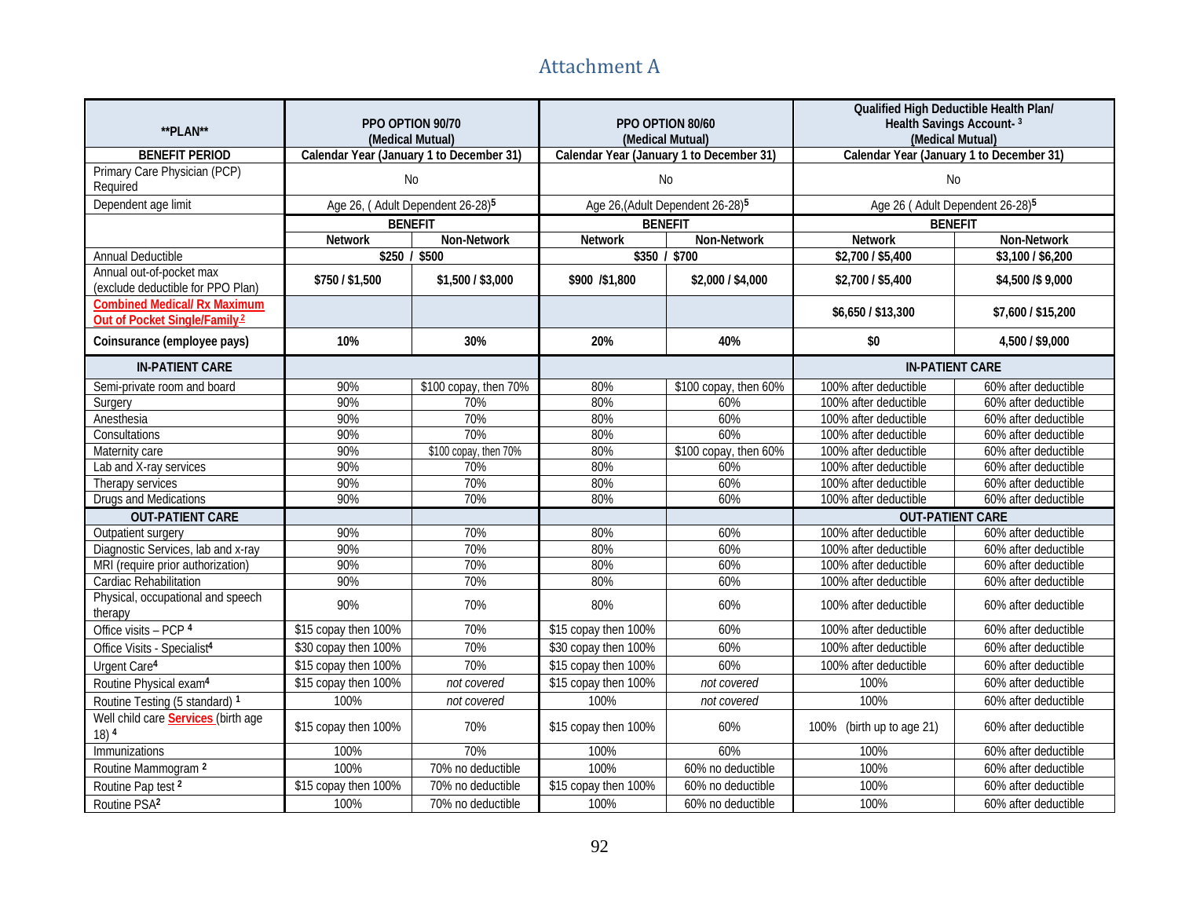# Attachment A

| **PLAN** | PPO OPTION 90/70 (Medical Mutual) | | PPO OPTION 80/60 (Medical Mutual) | | Qualified High Deductible Health Plan/ Health Savings Account- [3] (Medical Mutual) | |
|---|---|---|---|---|---|---|
| **BENEFIT PERIOD** | **Calendar Year (January 1 to December 31)** | | **Calendar Year (January 1 to December 31)** | | **Calendar Year (January 1 to December 31)** | |
| Primary Care Physician (PCP) Required | No | | No | | No | |
| Dependent age limit | Age 26, ( Adult Dependent 26-28)[5] | | Age 26,(Adult Dependent 26-28)[5] | | Age 26 ( Adult Dependent 26-28)[5] | |
| | **BENEFIT** | | **BENEFIT** | | **BENEFIT** | |
| | **Network** | **Non-Network** | **Network** | **Non-Network** | **Network** | **Non-Network** |
| Annual Deductible | **$250 / $500** | | **$350 / $700** | | **$2,700 / $5,400** | **$3,100 / $6,200** |
| Annual out-of-pocket max (exclude deductible for PPO Plan) | **$750 / $1,500** | **$1,500 / $3,000** | **$900 /$1,800** | **$2,000 / $4,000** | **$2,700 / $5,400** | **$4,500 /$ 9,000** |
| **Combined Medical/ Rx Maximum Out of Pocket Single/Family[2]** | | | | | **$6,650 / $13,300** | **$7,600 / $15,200** |
| **Coinsurance (employee pays)** | **10%** | **30%** | **20%** | **40%** | **$0** | **4,500 / $9,000** |
| **IN-PATIENT CARE** | | | | | **IN-PATIENT CARE** | |
| Semi-private room and board | 90% | $100 copay, then 70% | 80% | $100 copay, then 60% | 100% after deductible | 60% after deductible |
| Surgery | 90% | 70% | 80% | 60% | 100% after deductible | 60% after deductible |
| Anesthesia | 90% | 70% | 80% | 60% | 100% after deductible | 60% after deductible |
| Consultations | 90% | 70% | 80% | 60% | 100% after deductible | 60% after deductible |
| Maternity care | 90% | $100 copay, then 70% | 80% | $100 copay, then 60% | 100% after deductible | 60% after deductible |
| Lab and X-ray services | 90% | 70% | 80% | 60% | 100% after deductible | 60% after deductible |
| Therapy services | 90% | 70% | 80% | 60% | 100% after deductible | 60% after deductible |
| Drugs and Medications | 90% | 70% | 80% | 60% | 100% after deductible | 60% after deductible |
| **OUT-PATIENT CARE** | | | | | **OUT-PATIENT CARE** | |
| Outpatient surgery | 90% | 70% | 80% | 60% | 100% after deductible | 60% after deductible |
| Diagnostic Services, lab and x-ray | 90% | 70% | 80% | 60% | 100% after deductible | 60% after deductible |
| MRI (require prior authorization) | 90% | 70% | 80% | 60% | 100% after deductible | 60% after deductible |
| Cardiac Rehabilitation | 90% | 70% | 80% | 60% | 100% after deductible | 60% after deductible |
| Physical, occupational and speech therapy | 90% | 70% | 80% | 60% | 100% after deductible | 60% after deductible |
| Office visits – PCP [4] | $15 copay then 100% | 70% | $15 copay then 100% | 60% | 100% after deductible | 60% after deductible |
| Office Visits - Specialist[4] | $30 copay then 100% | 70% | $30 copay then 100% | 60% | 100% after deductible | 60% after deductible |
| Urgent Care[4] | $15 copay then 100% | 70% | $15 copay then 100% | 60% | 100% after deductible | 60% after deductible |
| Routine Physical exam[4] | $15 copay then 100% | *not covered* | $15 copay then 100% | *not covered* | 100% | 60% after deductible |
| Routine Testing (5 standard) [1] | 100% | *not covered* | 100% | *not covered* | 100% | 60% after deductible |
| Well child care **Services** (birth age 18) [4] | $15 copay then 100% | 70% | $15 copay then 100% | 60% | 100% (birth up to age 21) | 60% after deductible |
| Immunizations | 100% | 70% | 100% | 60% | 100% | 60% after deductible |
| Routine Mammogram [2] | 100% | 70% no deductible | 100% | 60% no deductible | 100% | 60% after deductible |
| Routine Pap test [2] | $15 copay then 100% | 70% no deductible | $15 copay then 100% | 60% no deductible | 100% | 60% after deductible |
| Routine PSA[2] | 100% | 70% no deductible | 100% | 60% no deductible | 100% | 60% after deductible |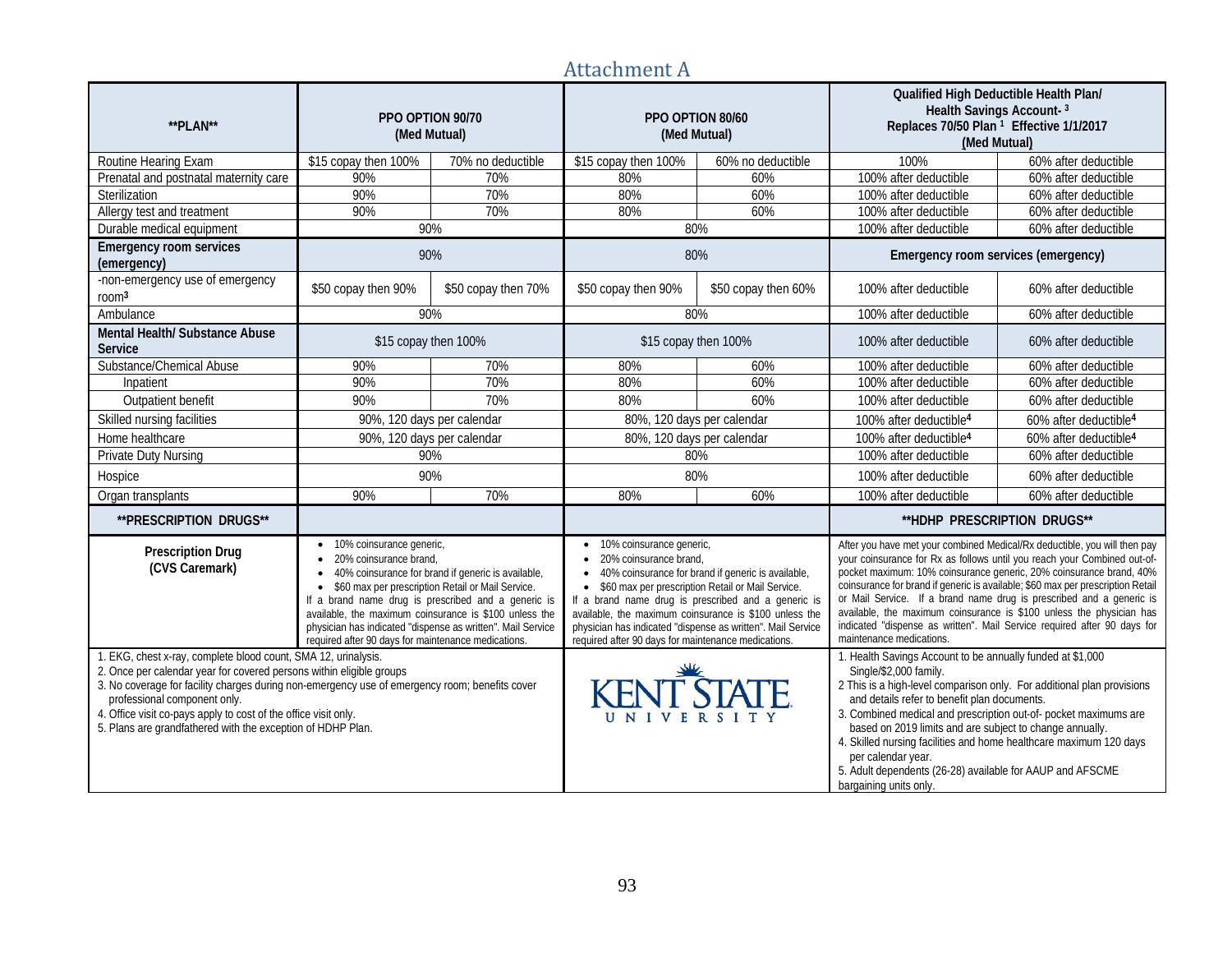# Attachment A

| **PLAN** | PPO OPTION 90/70 (Med Mutual) | | PPO OPTION 80/60 (Med Mutual) | | Qualified High Deductible Health Plan/ Health Savings Account-[3] Replaces 70/50 Plan[1] Effective 1/1/2017 (Med Mutual) | |
|---|---|---|---|---|---|---|
| Routine Hearing Exam | $15 copay then 100% | 70% no deductible | $15 copay then 100% | 60% no deductible | 100% | 60% after deductible |
| Prenatal and postnatal maternity care | 90% | 70% | 80% | 60% | 100% after deductible | 60% after deductible |
| Sterilization | 90% | 70% | 80% | 60% | 100% after deductible | 60% after deductible |
| Allergy test and treatment | 90% | 70% | 80% | 60% | 100% after deductible | 60% after deductible |
| Durable medical equipment | 90% | | 80% | | 100% after deductible | 60% after deductible |
| **Emergency room services (emergency)** | 90% | | 80% | | **Emergency room services (emergency)** | |
| -non-emergency use of emergency room[3] | $50 copay then 90% | $50 copay then 70% | $50 copay then 90% | $50 copay then 60% | 100% after deductible | 60% after deductible |
| Ambulance | 90% | | 80% | | 100% after deductible | 60% after deductible |
| **Mental Health/ Substance Abuse Service** | $15 copay then 100% | | $15 copay then 100% | | 100% after deductible | 60% after deductible |
| Substance/Chemical Abuse | 90% | 70% | 80% | 60% | 100% after deductible | 60% after deductible |
| Inpatient | 90% | 70% | 80% | 60% | 100% after deductible | 60% after deductible |
| Outpatient benefit | 90% | 70% | 80% | 60% | 100% after deductible | 60% after deductible |
| Skilled nursing facilities | 90%, 120 days per calendar | | 80%, 120 days per calendar | | 100% after deductible[4] | 60% after deductible[4] |
| Home healthcare | 90%, 120 days per calendar | | 80%, 120 days per calendar | | 100% after deductible[4] | 60% after deductible[4] |
| Private Duty Nursing | 90% | | 80% | | 100% after deductible | 60% after deductible |
| Hospice | 90% | | 80% | | 100% after deductible | 60% after deductible |
| Organ transplants | 90% | 70% | 80% | 60% | 100% after deductible | 60% after deductible |
| **PRESCRIPTION DRUGS** | | | | | **HDHP PRESCRIPTION DRUGS** | |
| **Prescription Drug (CVS Caremark)** | • 10% coinsurance generic, • 20% coinsurance brand, • 40% coinsurance for brand if generic is available, • $60 max per prescription Retail or Mail Service. If a brand name drug is prescribed and a generic is available, the maximum coinsurance is $100 unless the physician has indicated "dispense as written". Mail Service required after 90 days for maintenance medications. | | • 10% coinsurance generic, • 20% coinsurance brand, • 40% coinsurance for brand if generic is available, • $60 max per prescription Retail or Mail Service. If a brand name drug is prescribed and a generic is available, the maximum coinsurance is $100 unless the physician has indicated "dispense as written". Mail Service required after 90 days for maintenance medications. | | After you have met your combined Medical/Rx deductible, you will then pay your coinsurance for Rx as follows until you reach your Combined out-of-pocket maximum: 10% coinsurance generic, 20% coinsurance brand, 40% coinsurance for brand if generic is available; $60 max per prescription Retail or Mail Service. If a brand name drug is prescribed and a generic is available, the maximum coinsurance is $100 unless the physician has indicated "dispense as written". Mail Service required after 90 days for maintenance medications. | |

1. EKG, chest x-ray, complete blood count, SMA 12, urinalysis.
2. Once per calendar year for covered persons within eligible groups
3. No coverage for facility charges during non-emergency use of emergency room; benefits cover professional component only.
4. Office visit co-pays apply to cost of the office visit only.
5. Plans are grandfathered with the exception of HDHP Plan.

KENT STATE UNIVERSITY

1. Health Savings Account to be annually funded at $1,000 Single/$2,000 family.
2. This is a high-level comparison only. For additional plan provisions and details refer to benefit plan documents.
3. Combined medical and prescription out-of- pocket maximums are based on 2019 limits and are subject to change annually.
4. Skilled nursing facilities and home healthcare maximum 120 days per calendar year.
5. Adult dependents (26-28) available for AAUP and AFSCME bargaining units only.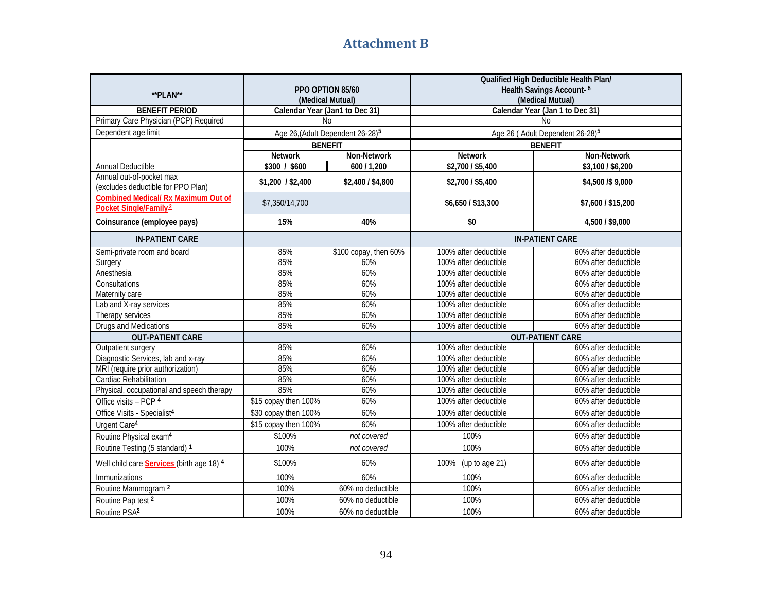## Attachment B

| **PLAN** | PPO OPTION 85/60 (Medical Mutual) | | Qualified High Deductible Health Plan/ Health Savings Account-[5] (Medical Mutual) | |
|---|---|---|---|---|
| **BENEFIT PERIOD** | **Calendar Year (Jan1 to Dec 31)** | | **Calendar Year (Jan 1 to Dec 31)** | |
| Primary Care Physician (PCP) Required | No | | No | |
| Dependent age limit | Age 26,(Adult Dependent 26-28)[5] | | Age 26 ( Adult Dependent 26-28)[5] | |
| | **BENEFIT** | | **BENEFIT** | |
| | **Network** | **Non-Network** | **Network** | **Non-Network** |
| Annual Deductible | **$300 / $600** | **600 / 1,200** | **$2,700 / $5,400** | **$3,100 / $6,200** |
| Annual out-of-pocket max (excludes deductible for PPO Plan) | **$1,200 / $2,400** | **$2,400 / $4,800** | **$2,700 / $5,400** | **$4,500 /$ 9,000** |
| **Combined Medical/ Rx Maximum Out of Pocket Single/Family[2]** | $7,350/14,700 | | **$6,650 / $13,300** | **$7,600 / $15,200** |
| **Coinsurance (employee pays)** | **15%** | **40%** | **$0** | **4,500 / $9,000** |
| **IN-PATIENT CARE** | | | **IN-PATIENT CARE** | |
| Semi-private room and board | 85% | $100 copay, then 60% | 100% after deductible | 60% after deductible |
| Surgery | 85% | 60% | 100% after deductible | 60% after deductible |
| Anesthesia | 85% | 60% | 100% after deductible | 60% after deductible |
| Consultations | 85% | 60% | 100% after deductible | 60% after deductible |
| Maternity care | 85% | 60% | 100% after deductible | 60% after deductible |
| Lab and X-ray services | 85% | 60% | 100% after deductible | 60% after deductible |
| Therapy services | 85% | 60% | 100% after deductible | 60% after deductible |
| Drugs and Medications | 85% | 60% | 100% after deductible | 60% after deductible |
| **OUT-PATIENT CARE** | | | **OUT-PATIENT CARE** | |
| Outpatient surgery | 85% | 60% | 100% after deductible | 60% after deductible |
| Diagnostic Services, lab and x-ray | 85% | 60% | 100% after deductible | 60% after deductible |
| MRI (require prior authorization) | 85% | 60% | 100% after deductible | 60% after deductible |
| Cardiac Rehabilitation | 85% | 60% | 100% after deductible | 60% after deductible |
| Physical, occupational and speech therapy | 85% | 60% | 100% after deductible | 60% after deductible |
| Office visits – PCP [4] | $15 copay then 100% | 60% | 100% after deductible | 60% after deductible |
| Office Visits - Specialist[4] | $30 copay then 100% | 60% | 100% after deductible | 60% after deductible |
| Urgent Care[4] | $15 copay then 100% | 60% | 100% after deductible | 60% after deductible |
| Routine Physical exam[4] | $100% | *not covered* | 100% | 60% after deductible |
| Routine Testing (5 standard) [1] | 100% | *not covered* | 100% | 60% after deductible |
| Well child care **Services** (birth age 18) [4] | $100% | 60% | 100% (up to age 21) | 60% after deductible |
| Immunizations | 100% | 60% | 100% | 60% after deductible |
| Routine Mammogram [2] | 100% | 60% no deductible | 100% | 60% after deductible |
| Routine Pap test [2] | 100% | 60% no deductible | 100% | 60% after deductible |
| Routine PSA[2] | 100% | 60% no deductible | 100% | 60% after deductible |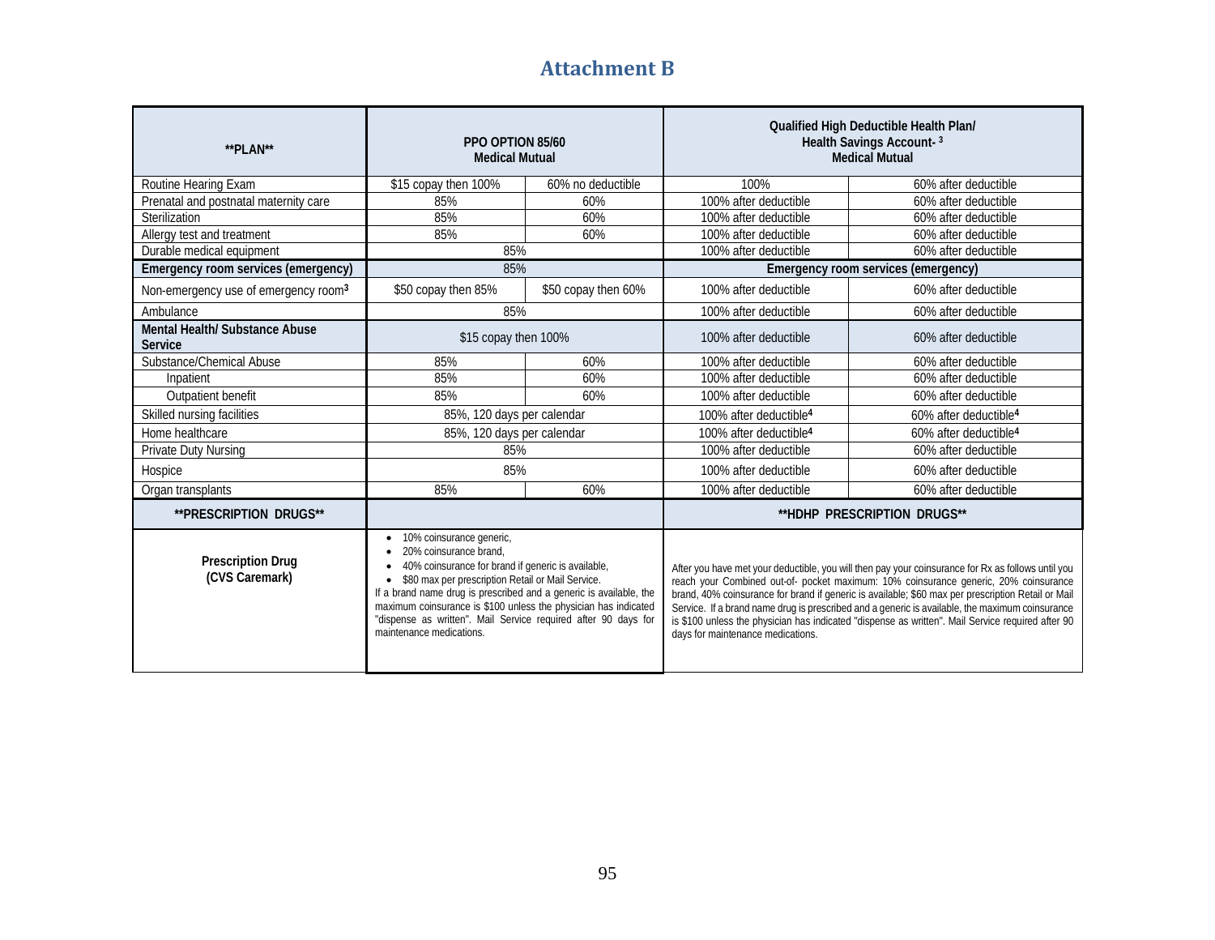## Attachment B

| **PLAN** | PPO OPTION 85/60 Medical Mutual | | Qualified High Deductible Health Plan/ Health Savings Account- [3] Medical Mutual | |
|---|---|---|---|---|
| Routine Hearing Exam | $15 copay then 100% | 60% no deductible | 100% | 60% after deductible |
| Prenatal and postnatal maternity care | 85% | 60% | 100% after deductible | 60% after deductible |
| Sterilization | 85% | 60% | 100% after deductible | 60% after deductible |
| Allergy test and treatment | 85% | 60% | 100% after deductible | 60% after deductible |
| Durable medical equipment | 85% | | 100% after deductible | 60% after deductible |
| **Emergency room services (emergency)** | 85% | | **Emergency room services (emergency)** | |
| Non-emergency use of emergency room[3] | $50 copay then 85% | $50 copay then 60% | 100% after deductible | 60% after deductible |
| Ambulance | 85% | | 100% after deductible | 60% after deductible |
| **Mental Health/ Substance Abuse Service** | $15 copay then 100% | | 100% after deductible | 60% after deductible |
| Substance/Chemical Abuse | 85% | 60% | 100% after deductible | 60% after deductible |
| Inpatient | 85% | 60% | 100% after deductible | 60% after deductible |
| Outpatient benefit | 85% | 60% | 100% after deductible | 60% after deductible |
| Skilled nursing facilities | 85%, 120 days per calendar | | 100% after deductible[4] | 60% after deductible[4] |
| Home healthcare | 85%, 120 days per calendar | | 100% after deductible[4] | 60% after deductible[4] |
| Private Duty Nursing | 85% | | 100% after deductible | 60% after deductible |
| Hospice | 85% | | 100% after deductible | 60% after deductible |
| Organ transplants | 85% | 60% | 100% after deductible | 60% after deductible |
| **PRESCRIPTION DRUGS** | | | **HDHP PRESCRIPTION DRUGS** | |
| **Prescription Drug (CVS Caremark)** | • 10% coinsurance generic, • 20% coinsurance brand, • 40% coinsurance for brand if generic is available, • $80 max per prescription Retail or Mail Service. If a brand name drug is prescribed and a generic is available, the maximum coinsurance is $100 unless the physician has indicated "dispense as written". Mail Service required after 90 days for maintenance medications. | | After you have met your deductible, you will then pay your coinsurance for Rx as follows until you reach your Combined out-of- pocket maximum: 10% coinsurance generic, 20% coinsurance brand, 40% coinsurance for brand if generic is available; $60 max per prescription Retail or Mail Service. If a brand name drug is prescribed and a generic is available, the maximum coinsurance is $100 unless the physician has indicated "dispense as written". Mail Service required after 90 days for maintenance medications. | |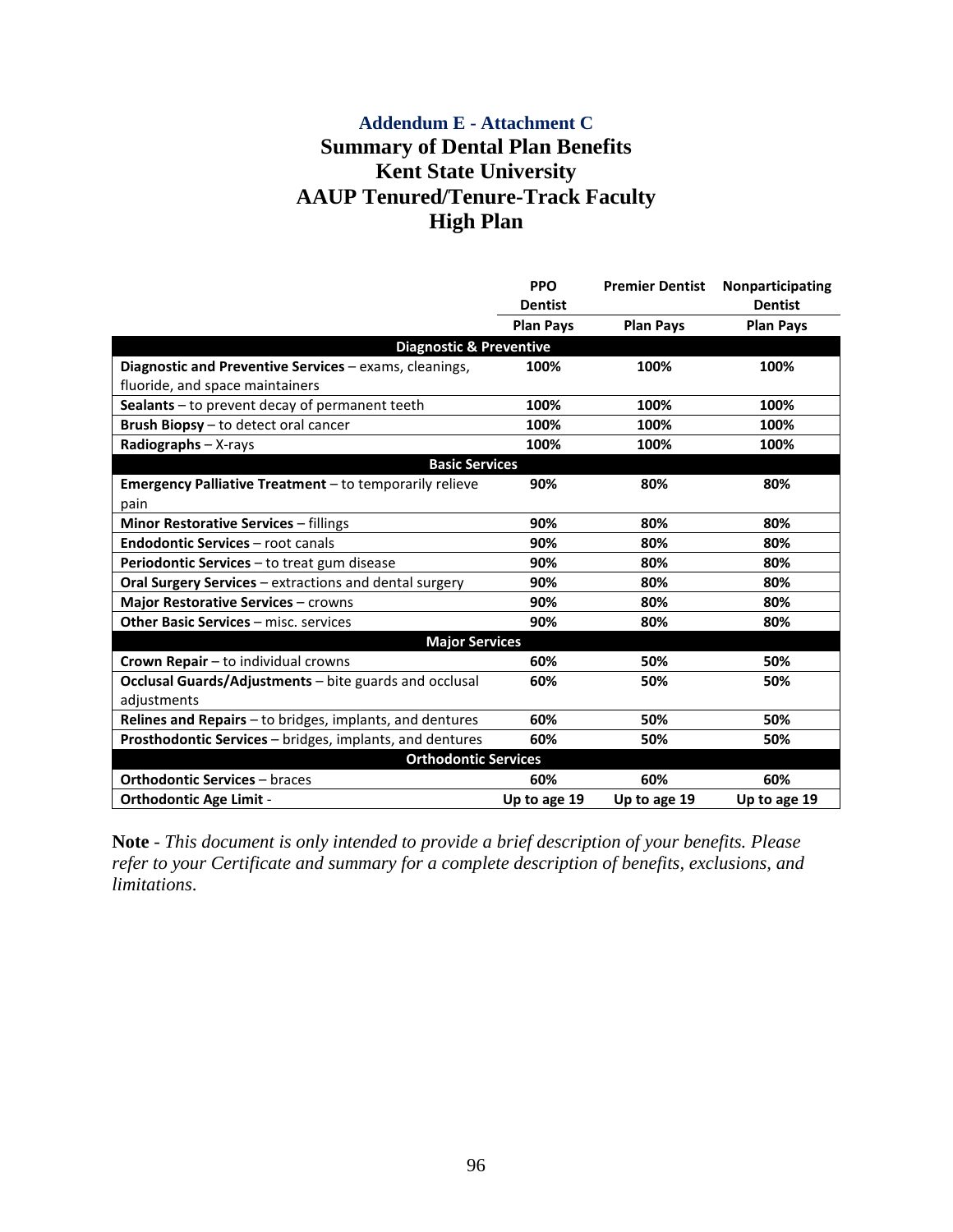# Addendum E - Attachment C

## Summary of Dental Plan Benefits
## Kent State University
## AAUP Tenured/Tenure-Track Faculty
## High Plan

| | PPO Dentist | Premier Dentist | Nonparticipating Dentist |
|---|---|---|---|
| | **Plan Pays** | **Plan Pays** | **Plan Pays** |
| **Diagnostic & Preventive** | | | |
| **Diagnostic and Preventive Services** – exams, cleanings, fluoride, and space maintainers | **100%** | **100%** | **100%** |
| **Sealants** – to prevent decay of permanent teeth | **100%** | **100%** | **100%** |
| **Brush Biopsy** – to detect oral cancer | **100%** | **100%** | **100%** |
| **Radiographs** – X-rays | **100%** | **100%** | **100%** |
| **Basic Services** | | | |
| **Emergency Palliative Treatment** – to temporarily relieve pain | **90%** | **80%** | **80%** |
| **Minor Restorative Services** – fillings | **90%** | **80%** | **80%** |
| **Endodontic Services** – root canals | **90%** | **80%** | **80%** |
| **Periodontic Services** – to treat gum disease | **90%** | **80%** | **80%** |
| **Oral Surgery Services** – extractions and dental surgery | **90%** | **80%** | **80%** |
| **Major Restorative Services** – crowns | **90%** | **80%** | **80%** |
| **Other Basic Services** – misc. services | **90%** | **80%** | **80%** |
| **Major Services** | | | |
| **Crown Repair** – to individual crowns | **60%** | **50%** | **50%** |
| **Occlusal Guards/Adjustments** – bite guards and occlusal adjustments | **60%** | **50%** | **50%** |
| **Relines and Repairs** – to bridges, implants, and dentures | **60%** | **50%** | **50%** |
| **Prosthodontic Services** – bridges, implants, and dentures | **60%** | **50%** | **50%** |
| **Orthodontic Services** | | | |
| **Orthodontic Services** – braces | **60%** | **60%** | **60%** |
| **Orthodontic Age Limit** - | **Up to age 19** | **Up to age 19** | **Up to age 19** |

**Note** - *This document is only intended to provide a brief description of your benefits. Please refer to your Certificate and summary for a complete description of benefits, exclusions, and limitations.*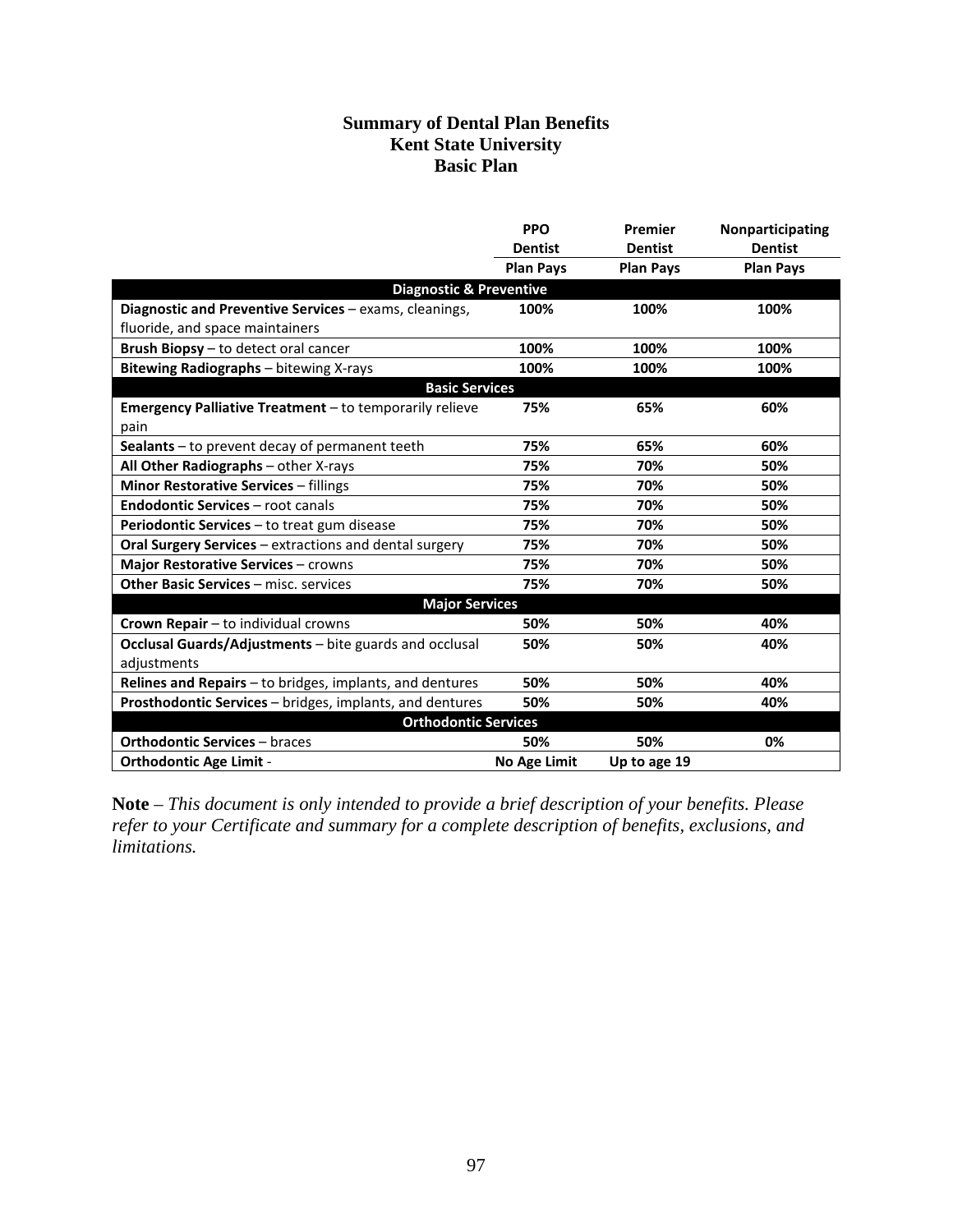# Summary of Dental Plan Benefits
## Kent State University
## Basic Plan

| | PPO Dentist | Premier Dentist | Nonparticipating Dentist |
|---|---|---|---|
| | **Plan Pays** | **Plan Pays** | **Plan Pays** |
| **Diagnostic & Preventive** | | | |
| **Diagnostic and Preventive Services** – exams, cleanings, fluoride, and space maintainers | **100%** | **100%** | **100%** |
| **Brush Biopsy** – to detect oral cancer | **100%** | **100%** | **100%** |
| **Bitewing Radiographs** – bitewing X-rays | **100%** | **100%** | **100%** |
| **Basic Services** | | | |
| **Emergency Palliative Treatment** – to temporarily relieve pain | **75%** | **65%** | **60%** |
| **Sealants** – to prevent decay of permanent teeth | **75%** | **65%** | **60%** |
| **All Other Radiographs** – other X-rays | **75%** | **70%** | **50%** |
| **Minor Restorative Services** – fillings | **75%** | **70%** | **50%** |
| **Endodontic Services** – root canals | **75%** | **70%** | **50%** |
| **Periodontic Services** – to treat gum disease | **75%** | **70%** | **50%** |
| **Oral Surgery Services** – extractions and dental surgery | **75%** | **70%** | **50%** |
| **Major Restorative Services** – crowns | **75%** | **70%** | **50%** |
| **Other Basic Services** – misc. services | **75%** | **70%** | **50%** |
| **Major Services** | | | |
| **Crown Repair** – to individual crowns | **50%** | **50%** | **40%** |
| **Occlusal Guards/Adjustments** – bite guards and occlusal adjustments | **50%** | **50%** | **40%** |
| **Relines and Repairs** – to bridges, implants, and dentures | **50%** | **50%** | **40%** |
| **Prosthodontic Services** – bridges, implants, and dentures | **50%** | **50%** | **40%** |
| **Orthodontic Services** | | | |
| **Orthodontic Services** – braces | **50%** | **50%** | **0%** |
| **Orthodontic Age Limit** - | **No Age Limit** | **Up to age 19** | |

**Note** – *This document is only intended to provide a brief description of your benefits. Please refer to your Certificate and summary for a complete description of benefits, exclusions, and limitations.*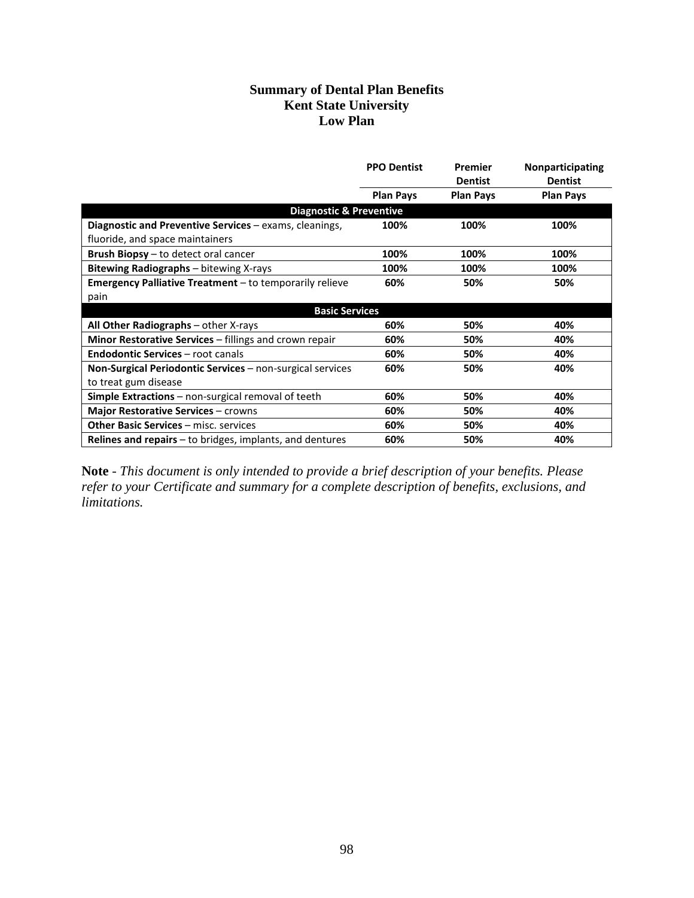## Summary of Dental Plan Benefits
## Kent State University
## Low Plan

| | PPO Dentist | Premier Dentist | Nonparticipating Dentist |
|---|---|---|---|
| | **Plan Pays** | **Plan Pays** | **Plan Pays** |
| **Diagnostic & Preventive** | | | |
| **Diagnostic and Preventive Services** – exams, cleanings, fluoride, and space maintainers | **100%** | **100%** | **100%** |
| **Brush Biopsy** – to detect oral cancer | **100%** | **100%** | **100%** |
| **Bitewing Radiographs** – bitewing X-rays | **100%** | **100%** | **100%** |
| **Emergency Palliative Treatment** – to temporarily relieve pain | **60%** | **50%** | **50%** |
| **Basic Services** | | | |
| **All Other Radiographs** – other X-rays | **60%** | **50%** | **40%** |
| **Minor Restorative Services** – fillings and crown repair | **60%** | **50%** | **40%** |
| **Endodontic Services** – root canals | **60%** | **50%** | **40%** |
| **Non-Surgical Periodontic Services** – non-surgical services to treat gum disease | **60%** | **50%** | **40%** |
| **Simple Extractions** – non-surgical removal of teeth | **60%** | **50%** | **40%** |
| **Major Restorative Services** – crowns | **60%** | **50%** | **40%** |
| **Other Basic Services** – misc. services | **60%** | **50%** | **40%** |
| **Relines and repairs** – to bridges, implants, and dentures | **60%** | **50%** | **40%** |

**Note** - *This document is only intended to provide a brief description of your benefits. Please refer to your Certificate and summary for a complete description of benefits, exclusions, and limitations.*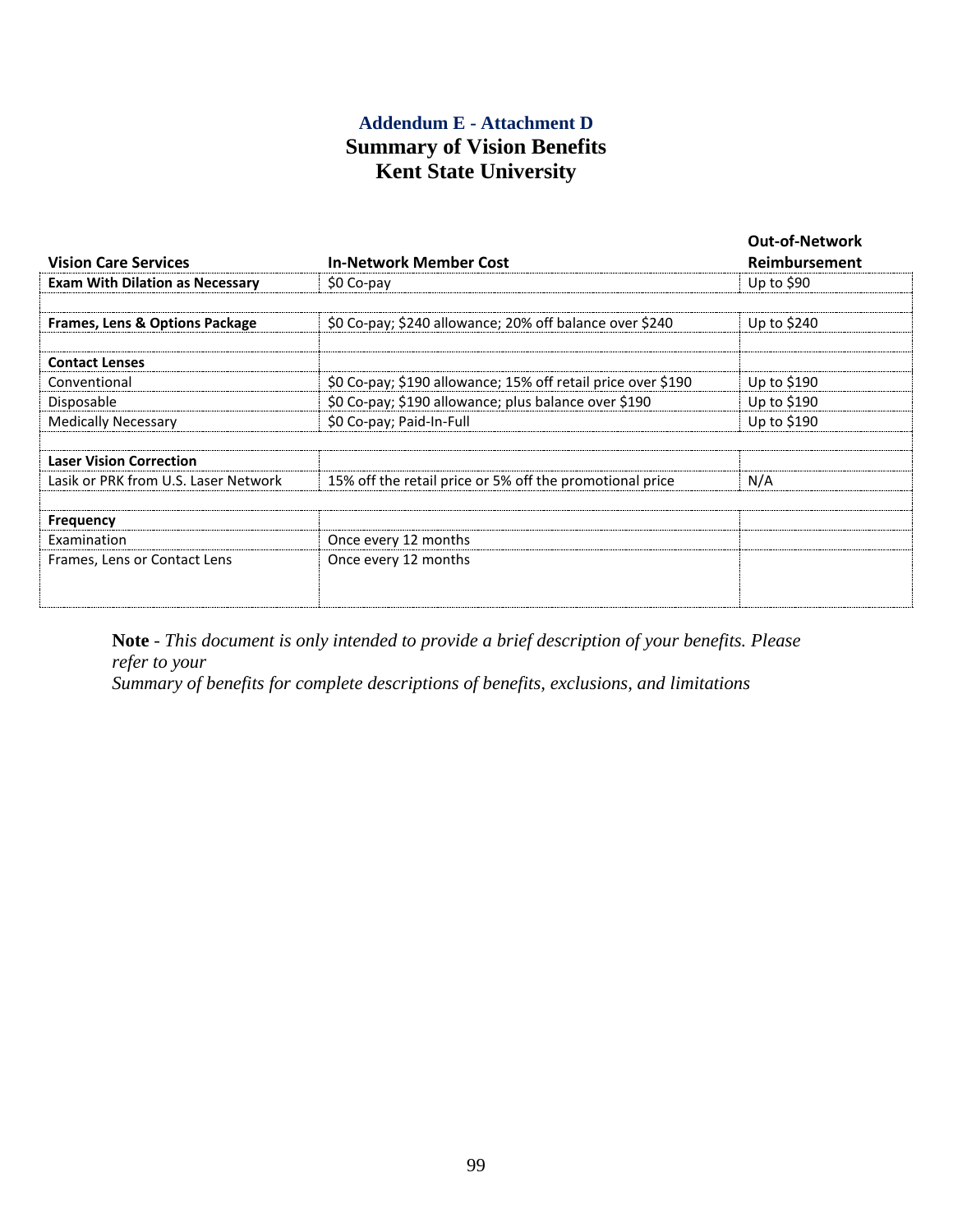### Addendum E - Attachment D

## Summary of Vision Benefits
## Kent State University

| Vision Care Services | In-Network Member Cost | Out-of-Network Reimbursement |
|---|---|---|
| **Exam With Dilation as Necessary** | $0 Co-pay | Up to $90 |
| | | |
| **Frames, Lens & Options Package** | $0 Co-pay; $240 allowance; 20% off balance over $240 | Up to $240 |
| | | |
| **Contact Lenses** | | |
| Conventional | $0 Co-pay; $190 allowance; 15% off retail price over $190 | Up to $190 |
| Disposable | $0 Co-pay; $190 allowance; plus balance over $190 | Up to $190 |
| Medically Necessary | $0 Co-pay; Paid-In-Full | Up to $190 |
| | | |
| **Laser Vision Correction** | | |
| Lasik or PRK from U.S. Laser Network | 15% off the retail price or 5% off the promotional price | N/A |
| | | |
| **Frequency** | | |
| Examination | Once every 12 months | |
| Frames, Lens or Contact Lens | Once every 12 months | |

**Note** - *This document is only intended to provide a brief description of your benefits. Please refer to your Summary of benefits for complete descriptions of benefits, exclusions, and limitations*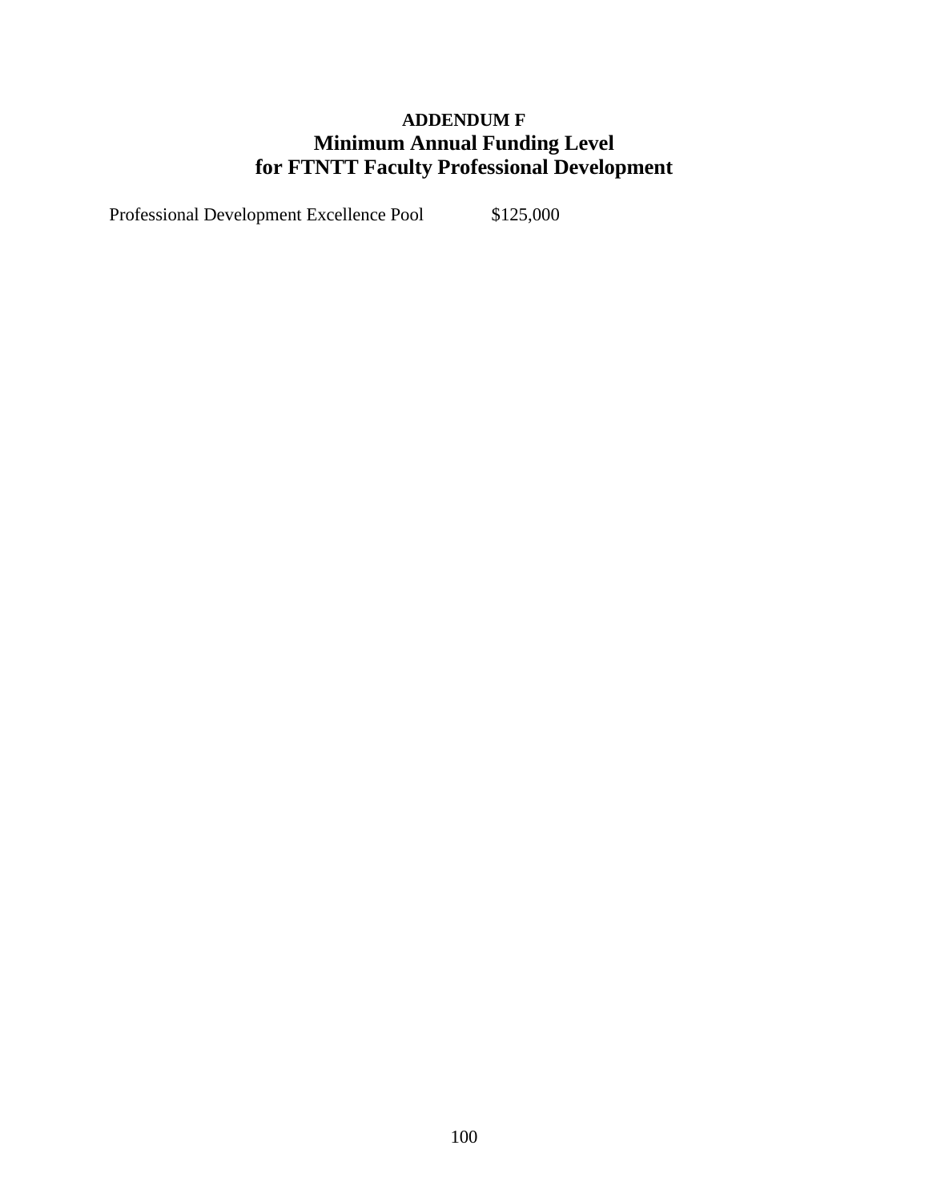# ADDENDUM F
## Minimum Annual Funding Level for FTNTT Faculty Professional Development

| | |
|---|---|
| Professional Development Excellence Pool | $125,000 |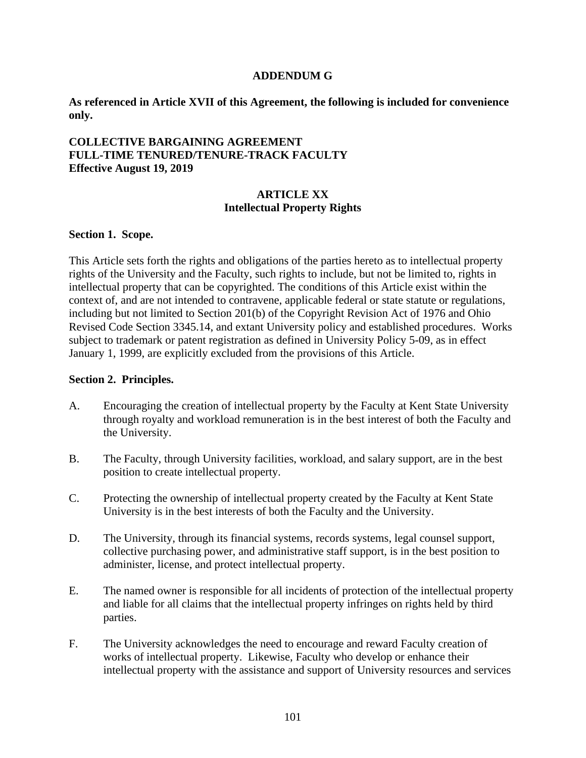**ADDENDUM G**

**As referenced in Article XVII of this Agreement, the following is included for convenience only.**

**COLLECTIVE BARGAINING AGREEMENT**
**FULL-TIME TENURED/TENURE-TRACK FACULTY**
**Effective August 19, 2019**

**ARTICLE XX**
**Intellectual Property Rights**

**Section 1. Scope.**

This Article sets forth the rights and obligations of the parties hereto as to intellectual property rights of the University and the Faculty, such rights to include, but not be limited to, rights in intellectual property that can be copyrighted. The conditions of this Article exist within the context of, and are not intended to contravene, applicable federal or state statute or regulations, including but not limited to Section 201(b) of the Copyright Revision Act of 1976 and Ohio Revised Code Section 3345.14, and extant University policy and established procedures. Works subject to trademark or patent registration as defined in University Policy 5-09, as in effect January 1, 1999, are explicitly excluded from the provisions of this Article.

**Section 2. Principles.**

A. Encouraging the creation of intellectual property by the Faculty at Kent State University through royalty and workload remuneration is in the best interest of both the Faculty and the University.

B. The Faculty, through University facilities, workload, and salary support, are in the best position to create intellectual property.

C. Protecting the ownership of intellectual property created by the Faculty at Kent State University is in the best interests of both the Faculty and the University.

D. The University, through its financial systems, records systems, legal counsel support, collective purchasing power, and administrative staff support, is in the best position to administer, license, and protect intellectual property.

E. The named owner is responsible for all incidents of protection of the intellectual property and liable for all claims that the intellectual property infringes on rights held by third parties.

F. The University acknowledges the need to encourage and reward Faculty creation of works of intellectual property. Likewise, Faculty who develop or enhance their intellectual property with the assistance and support of University resources and services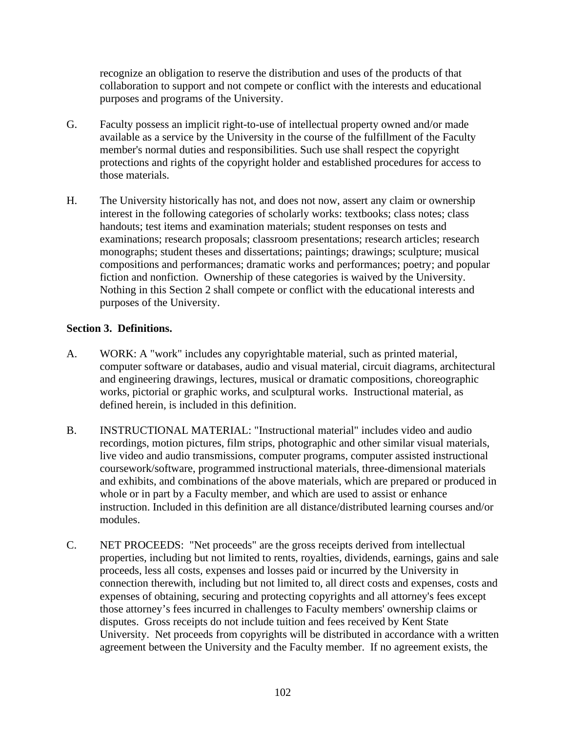recognize an obligation to reserve the distribution and uses of the products of that collaboration to support and not compete or conflict with the interests and educational purposes and programs of the University.

G. Faculty possess an implicit right-to-use of intellectual property owned and/or made available as a service by the University in the course of the fulfillment of the Faculty member's normal duties and responsibilities. Such use shall respect the copyright protections and rights of the copyright holder and established procedures for access to those materials.

H. The University historically has not, and does not now, assert any claim or ownership interest in the following categories of scholarly works: textbooks; class notes; class handouts; test items and examination materials; student responses on tests and examinations; research proposals; classroom presentations; research articles; research monographs; student theses and dissertations; paintings; drawings; sculpture; musical compositions and performances; dramatic works and performances; poetry; and popular fiction and nonfiction. Ownership of these categories is waived by the University. Nothing in this Section 2 shall compete or conflict with the educational interests and purposes of the University.

**Section 3. Definitions.**

A. WORK: A "work" includes any copyrightable material, such as printed material, computer software or databases, audio and visual material, circuit diagrams, architectural and engineering drawings, lectures, musical or dramatic compositions, choreographic works, pictorial or graphic works, and sculptural works. Instructional material, as defined herein, is included in this definition.

B. INSTRUCTIONAL MATERIAL: "Instructional material" includes video and audio recordings, motion pictures, film strips, photographic and other similar visual materials, live video and audio transmissions, computer programs, computer assisted instructional coursework/software, programmed instructional materials, three-dimensional materials and exhibits, and combinations of the above materials, which are prepared or produced in whole or in part by a Faculty member, and which are used to assist or enhance instruction. Included in this definition are all distance/distributed learning courses and/or modules.

C. NET PROCEEDS: "Net proceeds" are the gross receipts derived from intellectual properties, including but not limited to rents, royalties, dividends, earnings, gains and sale proceeds, less all costs, expenses and losses paid or incurred by the University in connection therewith, including but not limited to, all direct costs and expenses, costs and expenses of obtaining, securing and protecting copyrights and all attorney's fees except those attorney's fees incurred in challenges to Faculty members' ownership claims or disputes. Gross receipts do not include tuition and fees received by Kent State University. Net proceeds from copyrights will be distributed in accordance with a written agreement between the University and the Faculty member. If no agreement exists, the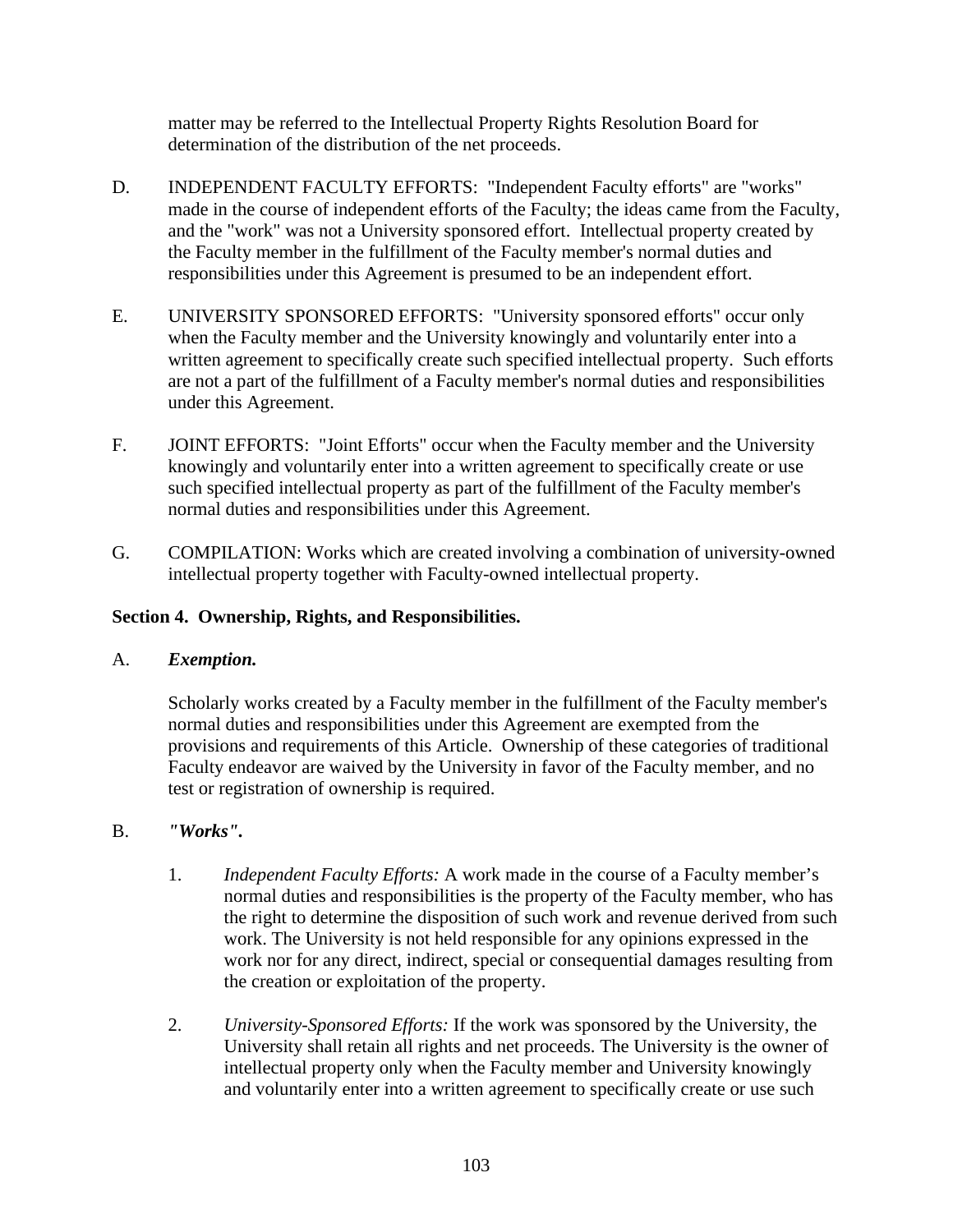matter may be referred to the Intellectual Property Rights Resolution Board for determination of the distribution of the net proceeds.

D. INDEPENDENT FACULTY EFFORTS: "Independent Faculty efforts" are "works" made in the course of independent efforts of the Faculty; the ideas came from the Faculty, and the "work" was not a University sponsored effort. Intellectual property created by the Faculty member in the fulfillment of the Faculty member's normal duties and responsibilities under this Agreement is presumed to be an independent effort.

E. UNIVERSITY SPONSORED EFFORTS: "University sponsored efforts" occur only when the Faculty member and the University knowingly and voluntarily enter into a written agreement to specifically create such specified intellectual property. Such efforts are not a part of the fulfillment of a Faculty member's normal duties and responsibilities under this Agreement.

F. JOINT EFFORTS: "Joint Efforts" occur when the Faculty member and the University knowingly and voluntarily enter into a written agreement to specifically create or use such specified intellectual property as part of the fulfillment of the Faculty member's normal duties and responsibilities under this Agreement.

G. COMPILATION: Works which are created involving a combination of university-owned intellectual property together with Faculty-owned intellectual property.

**Section 4. Ownership, Rights, and Responsibilities.**

A. ***Exemption.***

Scholarly works created by a Faculty member in the fulfillment of the Faculty member's normal duties and responsibilities under this Agreement are exempted from the provisions and requirements of this Article. Ownership of these categories of traditional Faculty endeavor are waived by the University in favor of the Faculty member, and no test or registration of ownership is required.

B. ***"Works".***

1. *Independent Faculty Efforts:* A work made in the course of a Faculty member's normal duties and responsibilities is the property of the Faculty member, who has the right to determine the disposition of such work and revenue derived from such work. The University is not held responsible for any opinions expressed in the work nor for any direct, indirect, special or consequential damages resulting from the creation or exploitation of the property.

2. *University-Sponsored Efforts:* If the work was sponsored by the University, the University shall retain all rights and net proceeds. The University is the owner of intellectual property only when the Faculty member and University knowingly and voluntarily enter into a written agreement to specifically create or use such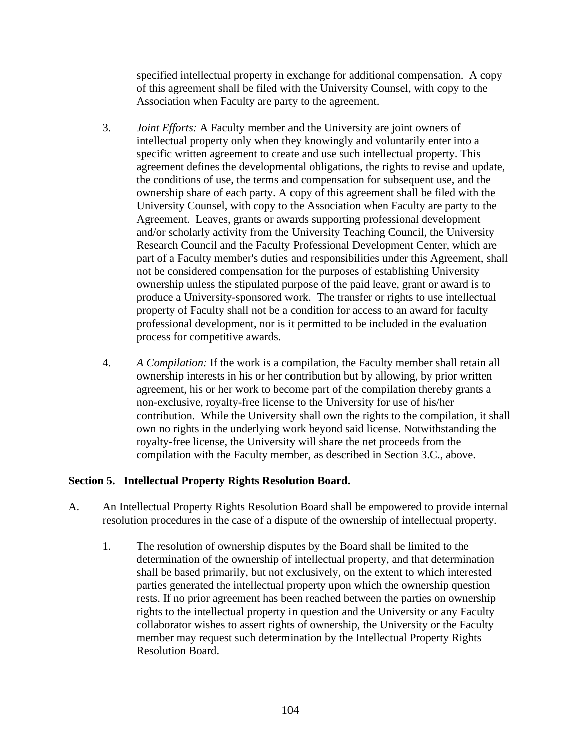specified intellectual property in exchange for additional compensation. A copy of this agreement shall be filed with the University Counsel, with copy to the Association when Faculty are party to the agreement.

3. *Joint Efforts:* A Faculty member and the University are joint owners of intellectual property only when they knowingly and voluntarily enter into a specific written agreement to create and use such intellectual property. This agreement defines the developmental obligations, the rights to revise and update, the conditions of use, the terms and compensation for subsequent use, and the ownership share of each party. A copy of this agreement shall be filed with the University Counsel, with copy to the Association when Faculty are party to the Agreement. Leaves, grants or awards supporting professional development and/or scholarly activity from the University Teaching Council, the University Research Council and the Faculty Professional Development Center, which are part of a Faculty member's duties and responsibilities under this Agreement, shall not be considered compensation for the purposes of establishing University ownership unless the stipulated purpose of the paid leave, grant or award is to produce a University-sponsored work. The transfer or rights to use intellectual property of Faculty shall not be a condition for access to an award for faculty professional development, nor is it permitted to be included in the evaluation process for competitive awards.

4. *A Compilation:* If the work is a compilation, the Faculty member shall retain all ownership interests in his or her contribution but by allowing, by prior written agreement, his or her work to become part of the compilation thereby grants a non-exclusive, royalty-free license to the University for use of his/her contribution. While the University shall own the rights to the compilation, it shall own no rights in the underlying work beyond said license. Notwithstanding the royalty-free license, the University will share the net proceeds from the compilation with the Faculty member, as described in Section 3.C., above.

**Section 5. Intellectual Property Rights Resolution Board.**

A. An Intellectual Property Rights Resolution Board shall be empowered to provide internal resolution procedures in the case of a dispute of the ownership of intellectual property.

1. The resolution of ownership disputes by the Board shall be limited to the determination of the ownership of intellectual property, and that determination shall be based primarily, but not exclusively, on the extent to which interested parties generated the intellectual property upon which the ownership question rests. If no prior agreement has been reached between the parties on ownership rights to the intellectual property in question and the University or any Faculty collaborator wishes to assert rights of ownership, the University or the Faculty member may request such determination by the Intellectual Property Rights Resolution Board.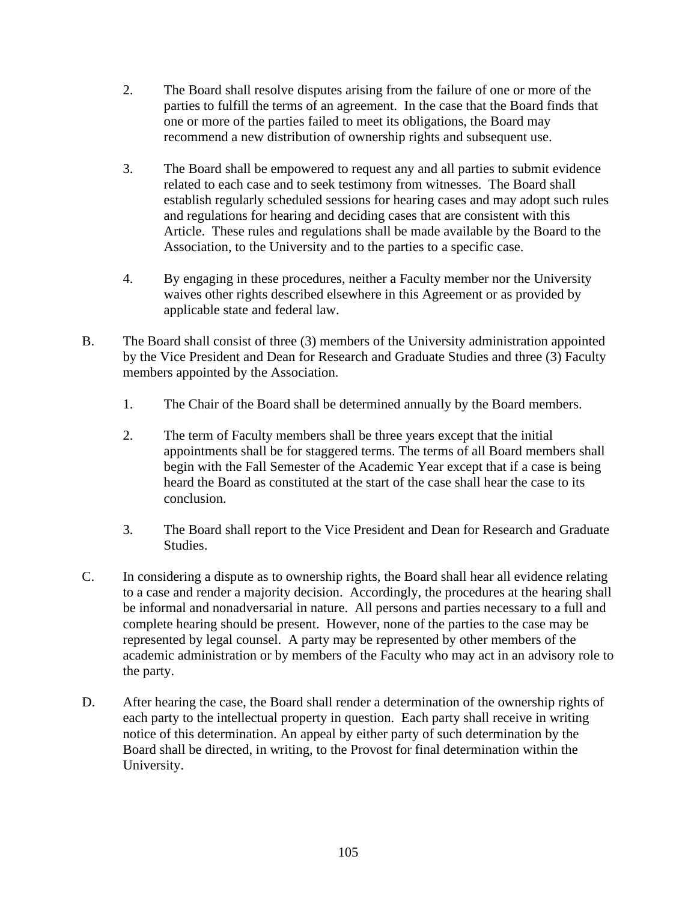2. The Board shall resolve disputes arising from the failure of one or more of the parties to fulfill the terms of an agreement. In the case that the Board finds that one or more of the parties failed to meet its obligations, the Board may recommend a new distribution of ownership rights and subsequent use.

3. The Board shall be empowered to request any and all parties to submit evidence related to each case and to seek testimony from witnesses. The Board shall establish regularly scheduled sessions for hearing cases and may adopt such rules and regulations for hearing and deciding cases that are consistent with this Article. These rules and regulations shall be made available by the Board to the Association, to the University and to the parties to a specific case.

4. By engaging in these procedures, neither a Faculty member nor the University waives other rights described elsewhere in this Agreement or as provided by applicable state and federal law.

B. The Board shall consist of three (3) members of the University administration appointed by the Vice President and Dean for Research and Graduate Studies and three (3) Faculty members appointed by the Association.

1. The Chair of the Board shall be determined annually by the Board members.

2. The term of Faculty members shall be three years except that the initial appointments shall be for staggered terms. The terms of all Board members shall begin with the Fall Semester of the Academic Year except that if a case is being heard the Board as constituted at the start of the case shall hear the case to its conclusion.

3. The Board shall report to the Vice President and Dean for Research and Graduate Studies.

C. In considering a dispute as to ownership rights, the Board shall hear all evidence relating to a case and render a majority decision. Accordingly, the procedures at the hearing shall be informal and nonadversarial in nature. All persons and parties necessary to a full and complete hearing should be present. However, none of the parties to the case may be represented by legal counsel. A party may be represented by other members of the academic administration or by members of the Faculty who may act in an advisory role to the party.

D. After hearing the case, the Board shall render a determination of the ownership rights of each party to the intellectual property in question. Each party shall receive in writing notice of this determination. An appeal by either party of such determination by the Board shall be directed, in writing, to the Provost for final determination within the University.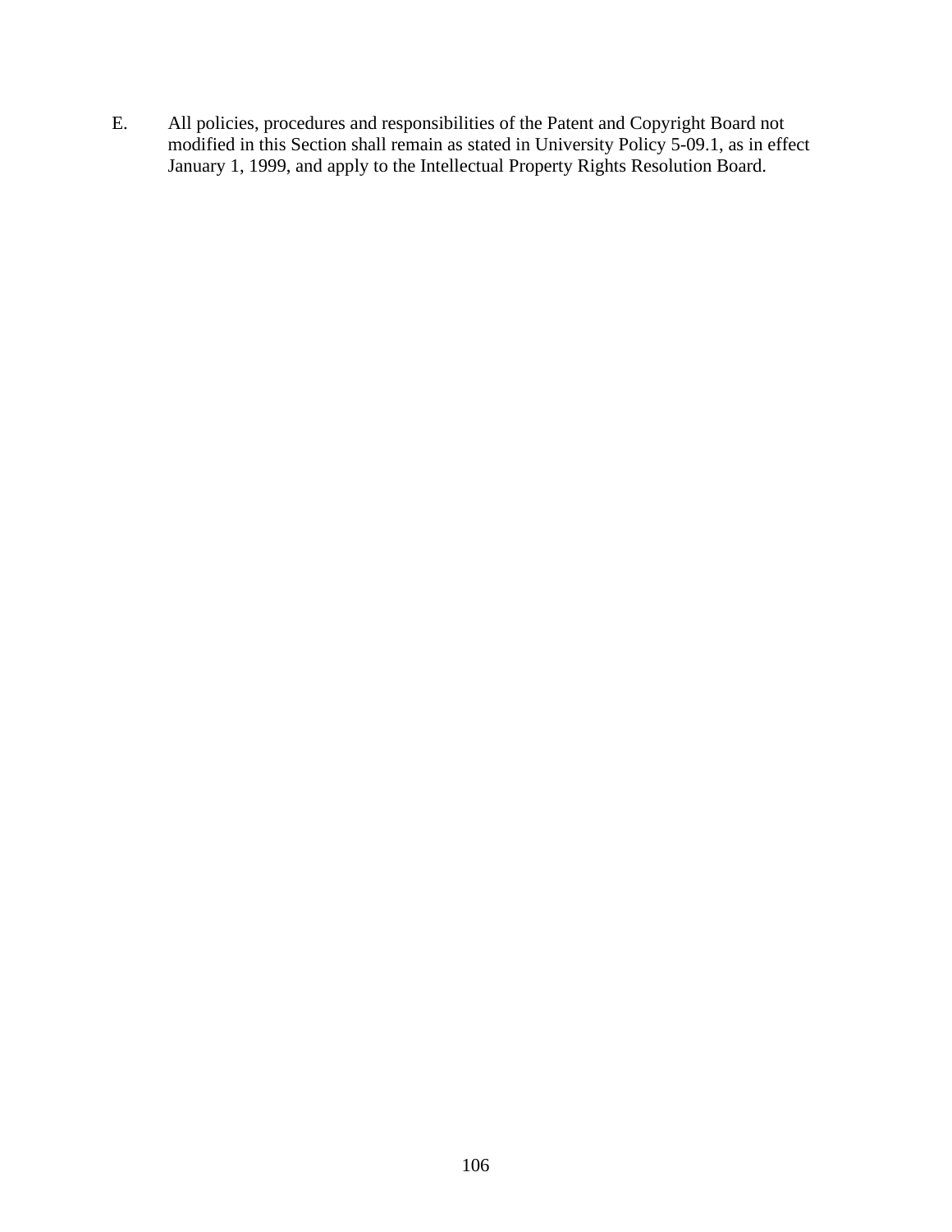E. All policies, procedures and responsibilities of the Patent and Copyright Board not modified in this Section shall remain as stated in University Policy 5-09.1, as in effect January 1, 1999, and apply to the Intellectual Property Rights Resolution Board.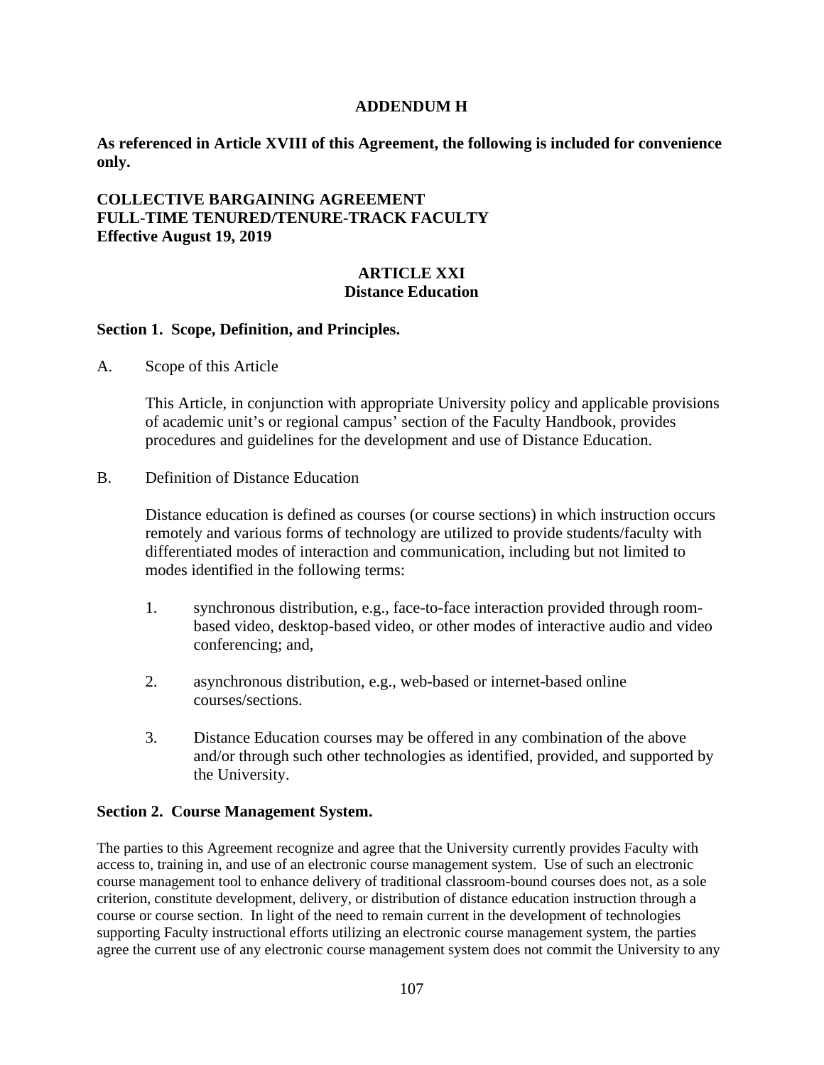## ADDENDUM H

**As referenced in Article XVIII of this Agreement, the following is included for convenience only.**

**COLLECTIVE BARGAINING AGREEMENT**
**FULL-TIME TENURED/TENURE-TRACK FACULTY**
**Effective August 19, 2019**

### ARTICLE XXI
### Distance Education

**Section 1. Scope, Definition, and Principles.**

A. Scope of this Article

This Article, in conjunction with appropriate University policy and applicable provisions of academic unit's or regional campus' section of the Faculty Handbook, provides procedures and guidelines for the development and use of Distance Education.

B. Definition of Distance Education

Distance education is defined as courses (or course sections) in which instruction occurs remotely and various forms of technology are utilized to provide students/faculty with differentiated modes of interaction and communication, including but not limited to modes identified in the following terms:

1. synchronous distribution, e.g., face-to-face interaction provided through room-based video, desktop-based video, or other modes of interactive audio and video conferencing; and,

2. asynchronous distribution, e.g., web-based or internet-based online courses/sections.

3. Distance Education courses may be offered in any combination of the above and/or through such other technologies as identified, provided, and supported by the University.

**Section 2. Course Management System.**

The parties to this Agreement recognize and agree that the University currently provides Faculty with access to, training in, and use of an electronic course management system. Use of such an electronic course management tool to enhance delivery of traditional classroom-bound courses does not, as a sole criterion, constitute development, delivery, or distribution of distance education instruction through a course or course section. In light of the need to remain current in the development of technologies supporting Faculty instructional efforts utilizing an electronic course management system, the parties agree the current use of any electronic course management system does not commit the University to any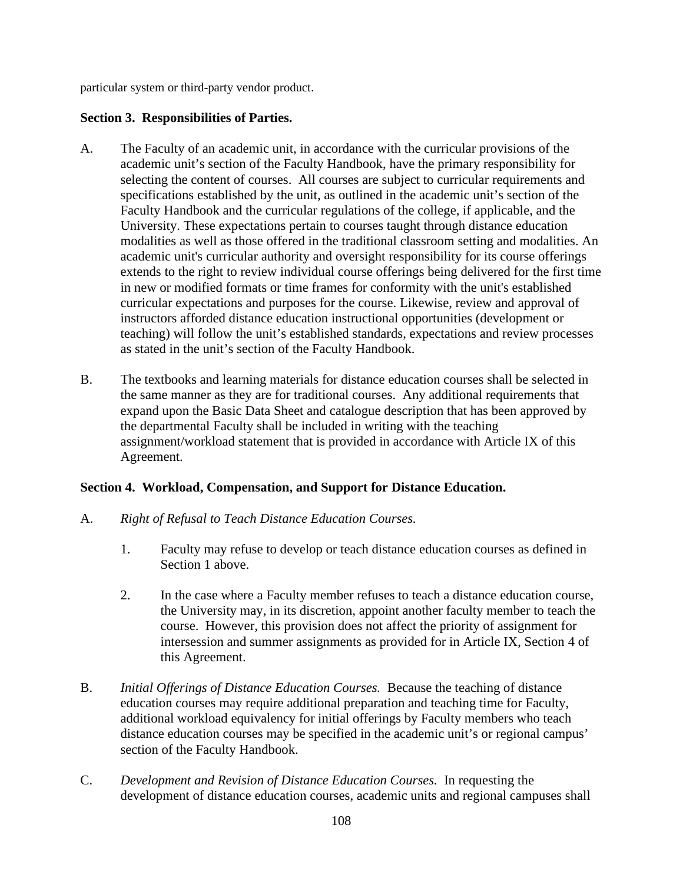particular system or third-party vendor product.

**Section 3. Responsibilities of Parties.**

A. The Faculty of an academic unit, in accordance with the curricular provisions of the academic unit's section of the Faculty Handbook, have the primary responsibility for selecting the content of courses. All courses are subject to curricular requirements and specifications established by the unit, as outlined in the academic unit's section of the Faculty Handbook and the curricular regulations of the college, if applicable, and the University. These expectations pertain to courses taught through distance education modalities as well as those offered in the traditional classroom setting and modalities. An academic unit's curricular authority and oversight responsibility for its course offerings extends to the right to review individual course offerings being delivered for the first time in new or modified formats or time frames for conformity with the unit's established curricular expectations and purposes for the course. Likewise, review and approval of instructors afforded distance education instructional opportunities (development or teaching) will follow the unit's established standards, expectations and review processes as stated in the unit's section of the Faculty Handbook.

B. The textbooks and learning materials for distance education courses shall be selected in the same manner as they are for traditional courses. Any additional requirements that expand upon the Basic Data Sheet and catalogue description that has been approved by the departmental Faculty shall be included in writing with the teaching assignment/workload statement that is provided in accordance with Article IX of this Agreement.

**Section 4. Workload, Compensation, and Support for Distance Education.**

A. *Right of Refusal to Teach Distance Education Courses.*

   1. Faculty may refuse to develop or teach distance education courses as defined in Section 1 above.

   2. In the case where a Faculty member refuses to teach a distance education course, the University may, in its discretion, appoint another faculty member to teach the course. However, this provision does not affect the priority of assignment for intersession and summer assignments as provided for in Article IX, Section 4 of this Agreement.

B. *Initial Offerings of Distance Education Courses.* Because the teaching of distance education courses may require additional preparation and teaching time for Faculty, additional workload equivalency for initial offerings by Faculty members who teach distance education courses may be specified in the academic unit's or regional campus' section of the Faculty Handbook.

C. *Development and Revision of Distance Education Courses.* In requesting the development of distance education courses, academic units and regional campuses shall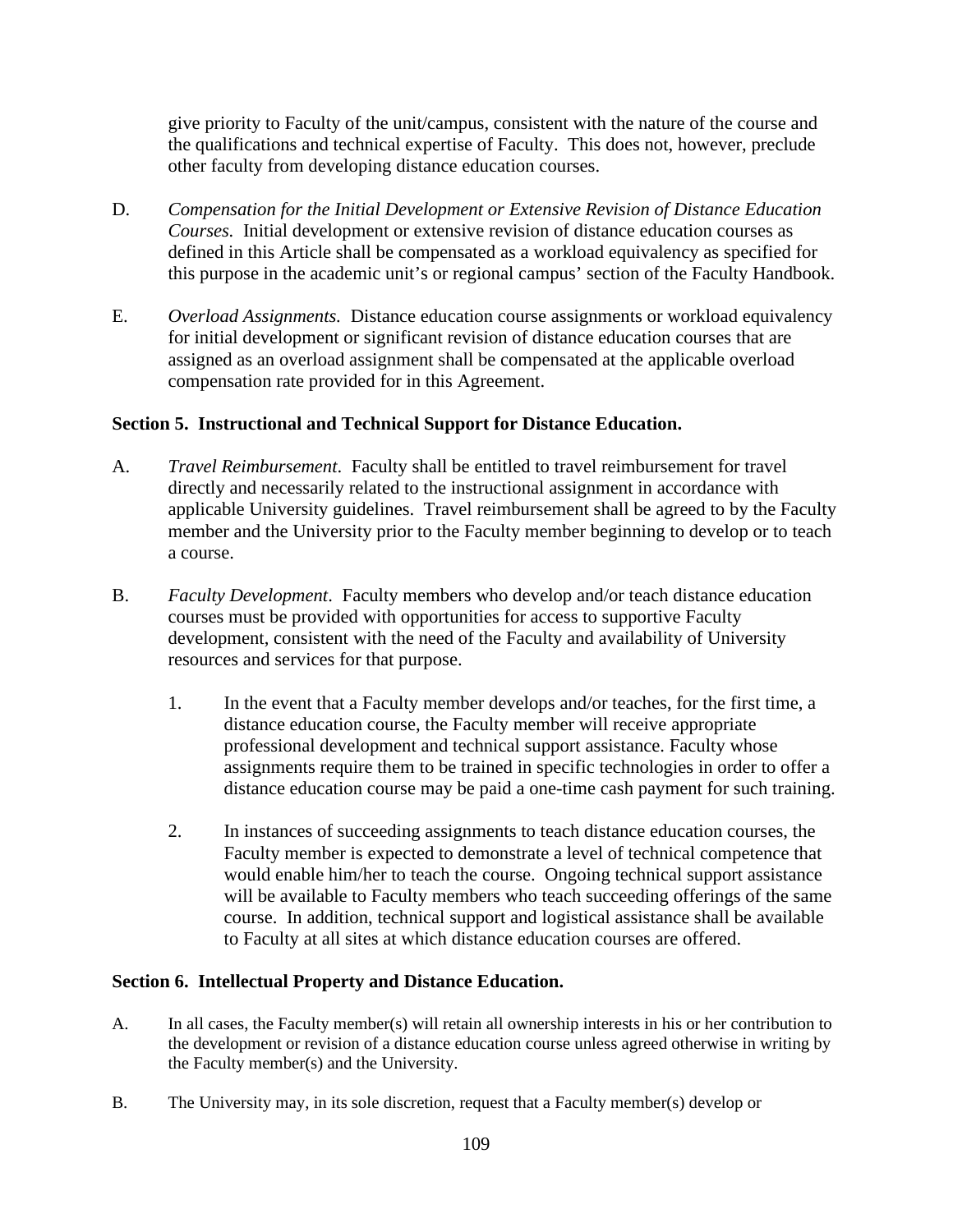give priority to Faculty of the unit/campus, consistent with the nature of the course and the qualifications and technical expertise of Faculty. This does not, however, preclude other faculty from developing distance education courses.

D. *Compensation for the Initial Development or Extensive Revision of Distance Education Courses.* Initial development or extensive revision of distance education courses as defined in this Article shall be compensated as a workload equivalency as specified for this purpose in the academic unit's or regional campus' section of the Faculty Handbook.

E. *Overload Assignments.* Distance education course assignments or workload equivalency for initial development or significant revision of distance education courses that are assigned as an overload assignment shall be compensated at the applicable overload compensation rate provided for in this Agreement.

**Section 5. Instructional and Technical Support for Distance Education.**

A. *Travel Reimbursement*. Faculty shall be entitled to travel reimbursement for travel directly and necessarily related to the instructional assignment in accordance with applicable University guidelines. Travel reimbursement shall be agreed to by the Faculty member and the University prior to the Faculty member beginning to develop or to teach a course.

B. *Faculty Development*. Faculty members who develop and/or teach distance education courses must be provided with opportunities for access to supportive Faculty development, consistent with the need of the Faculty and availability of University resources and services for that purpose.

   1. In the event that a Faculty member develops and/or teaches, for the first time, a distance education course, the Faculty member will receive appropriate professional development and technical support assistance. Faculty whose assignments require them to be trained in specific technologies in order to offer a distance education course may be paid a one-time cash payment for such training.

   2. In instances of succeeding assignments to teach distance education courses, the Faculty member is expected to demonstrate a level of technical competence that would enable him/her to teach the course. Ongoing technical support assistance will be available to Faculty members who teach succeeding offerings of the same course. In addition, technical support and logistical assistance shall be available to Faculty at all sites at which distance education courses are offered.

**Section 6. Intellectual Property and Distance Education.**

A. In all cases, the Faculty member(s) will retain all ownership interests in his or her contribution to the development or revision of a distance education course unless agreed otherwise in writing by the Faculty member(s) and the University.

B. The University may, in its sole discretion, request that a Faculty member(s) develop or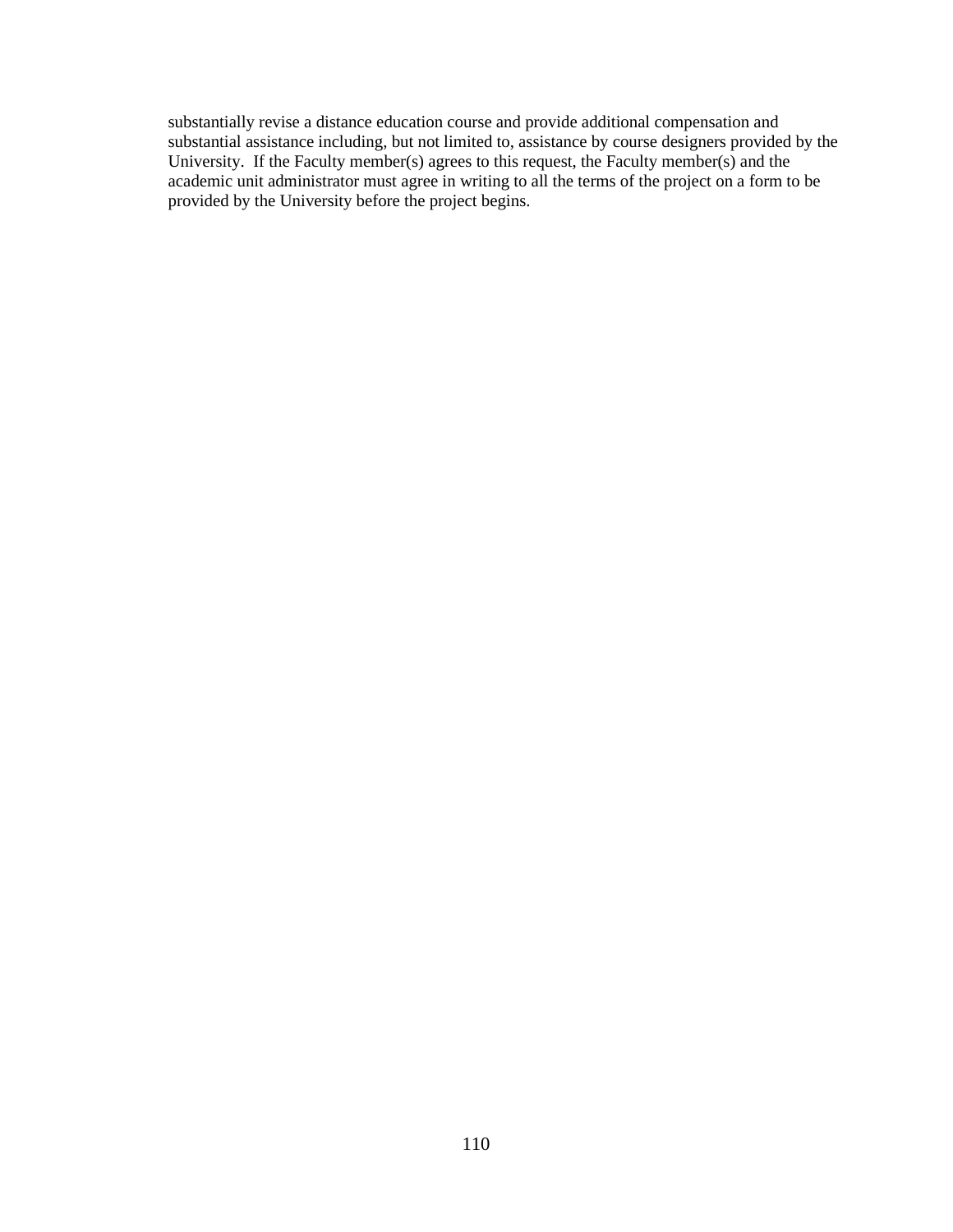substantially revise a distance education course and provide additional compensation and substantial assistance including, but not limited to, assistance by course designers provided by the University. If the Faculty member(s) agrees to this request, the Faculty member(s) and the academic unit administrator must agree in writing to all the terms of the project on a form to be provided by the University before the project begins.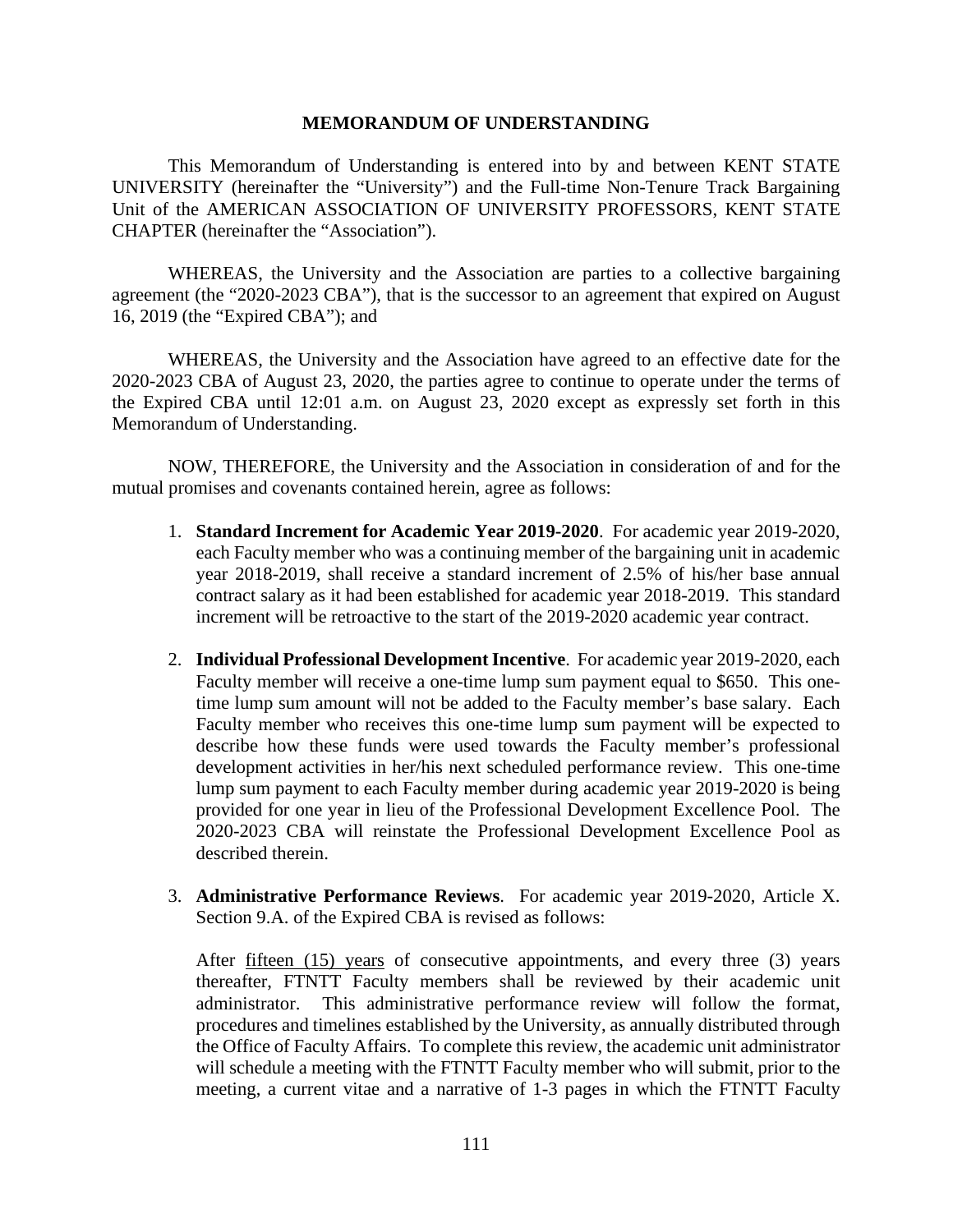**MEMORANDUM OF UNDERSTANDING**

This Memorandum of Understanding is entered into by and between KENT STATE UNIVERSITY (hereinafter the "University") and the Full-time Non-Tenure Track Bargaining Unit of the AMERICAN ASSOCIATION OF UNIVERSITY PROFESSORS, KENT STATE CHAPTER (hereinafter the "Association").

WHEREAS, the University and the Association are parties to a collective bargaining agreement (the "2020-2023 CBA"), that is the successor to an agreement that expired on August 16, 2019 (the "Expired CBA"); and

WHEREAS, the University and the Association have agreed to an effective date for the 2020-2023 CBA of August 23, 2020, the parties agree to continue to operate under the terms of the Expired CBA until 12:01 a.m. on August 23, 2020 except as expressly set forth in this Memorandum of Understanding.

NOW, THEREFORE, the University and the Association in consideration of and for the mutual promises and covenants contained herein, agree as follows:

1. **Standard Increment for Academic Year 2019-2020**. For academic year 2019-2020, each Faculty member who was a continuing member of the bargaining unit in academic year 2018-2019, shall receive a standard increment of 2.5% of his/her base annual contract salary as it had been established for academic year 2018-2019. This standard increment will be retroactive to the start of the 2019-2020 academic year contract.

2. **Individual Professional Development Incentive**. For academic year 2019-2020, each Faculty member will receive a one-time lump sum payment equal to $650. This one-time lump sum amount will not be added to the Faculty member's base salary. Each Faculty member who receives this one-time lump sum payment will be expected to describe how these funds were used towards the Faculty member's professional development activities in her/his next scheduled performance review. This one-time lump sum payment to each Faculty member during academic year 2019-2020 is being provided for one year in lieu of the Professional Development Excellence Pool. The 2020-2023 CBA will reinstate the Professional Development Excellence Pool as described therein.

3. **Administrative Performance Reviews**. For academic year 2019-2020, Article X. Section 9.A. of the Expired CBA is revised as follows:

   After <u>fifteen (15) years</u> of consecutive appointments, and every three (3) years thereafter, FTNTT Faculty members shall be reviewed by their academic unit administrator. This administrative performance review will follow the format, procedures and timelines established by the University, as annually distributed through the Office of Faculty Affairs. To complete this review, the academic unit administrator will schedule a meeting with the FTNTT Faculty member who will submit, prior to the meeting, a current vitae and a narrative of 1-3 pages in which the FTNTT Faculty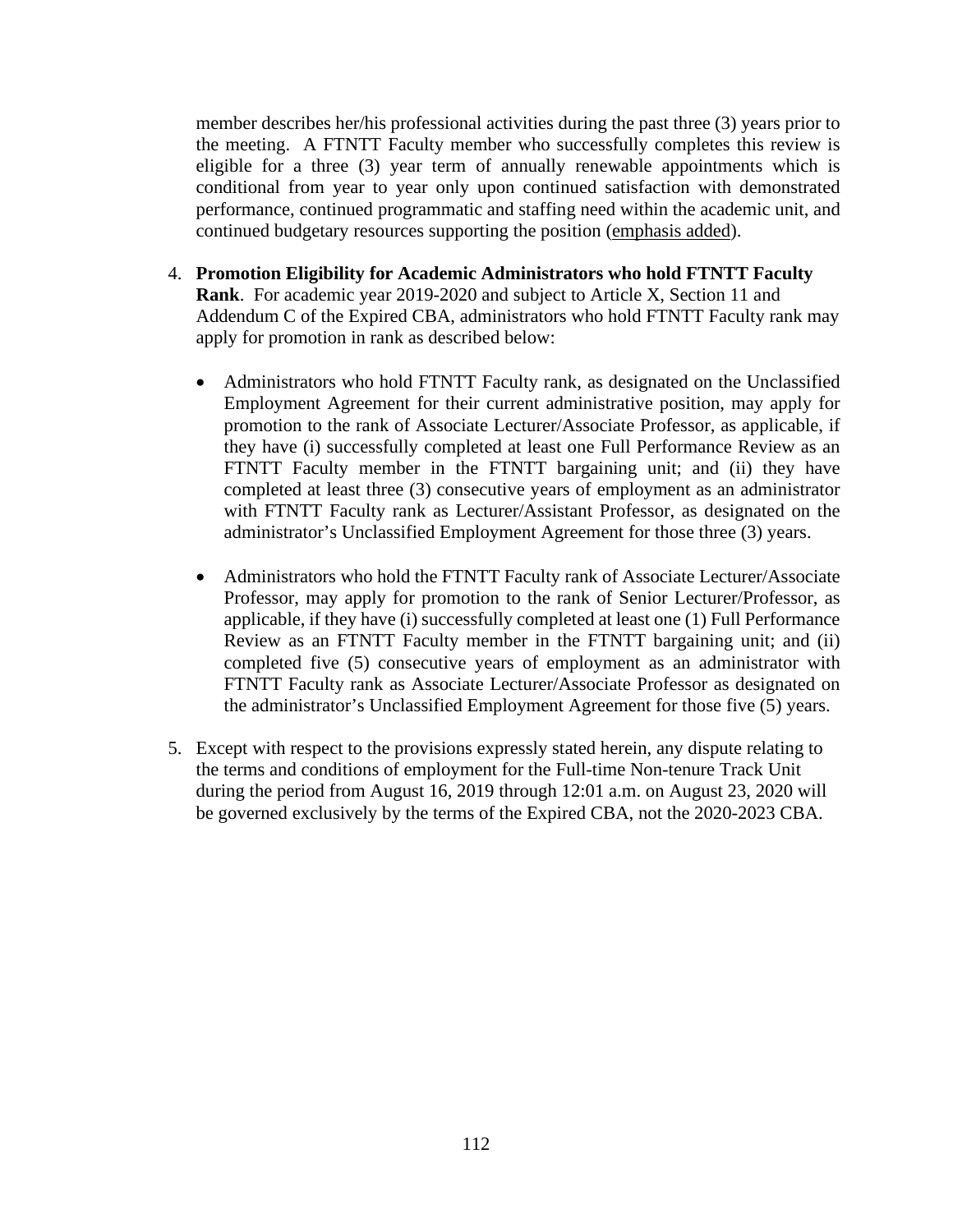member describes her/his professional activities during the past three (3) years prior to the meeting. A FTNTT Faculty member who successfully completes this review is eligible for a three (3) year term of annually renewable appointments which is conditional from year to year only upon continued satisfaction with demonstrated performance, continued programmatic and staffing need within the academic unit, and continued budgetary resources supporting the position (emphasis added).

4. **Promotion Eligibility for Academic Administrators who hold FTNTT Faculty Rank**. For academic year 2019-2020 and subject to Article X, Section 11 and Addendum C of the Expired CBA, administrators who hold FTNTT Faculty rank may apply for promotion in rank as described below:

   - Administrators who hold FTNTT Faculty rank, as designated on the Unclassified Employment Agreement for their current administrative position, may apply for promotion to the rank of Associate Lecturer/Associate Professor, as applicable, if they have (i) successfully completed at least one Full Performance Review as an FTNTT Faculty member in the FTNTT bargaining unit; and (ii) they have completed at least three (3) consecutive years of employment as an administrator with FTNTT Faculty rank as Lecturer/Assistant Professor, as designated on the administrator's Unclassified Employment Agreement for those three (3) years.

   - Administrators who hold the FTNTT Faculty rank of Associate Lecturer/Associate Professor, may apply for promotion to the rank of Senior Lecturer/Professor, as applicable, if they have (i) successfully completed at least one (1) Full Performance Review as an FTNTT Faculty member in the FTNTT bargaining unit; and (ii) completed five (5) consecutive years of employment as an administrator with FTNTT Faculty rank as Associate Lecturer/Associate Professor as designated on the administrator's Unclassified Employment Agreement for those five (5) years.

5. Except with respect to the provisions expressly stated herein, any dispute relating to the terms and conditions of employment for the Full-time Non-tenure Track Unit during the period from August 16, 2019 through 12:01 a.m. on August 23, 2020 will be governed exclusively by the terms of the Expired CBA, not the 2020-2023 CBA.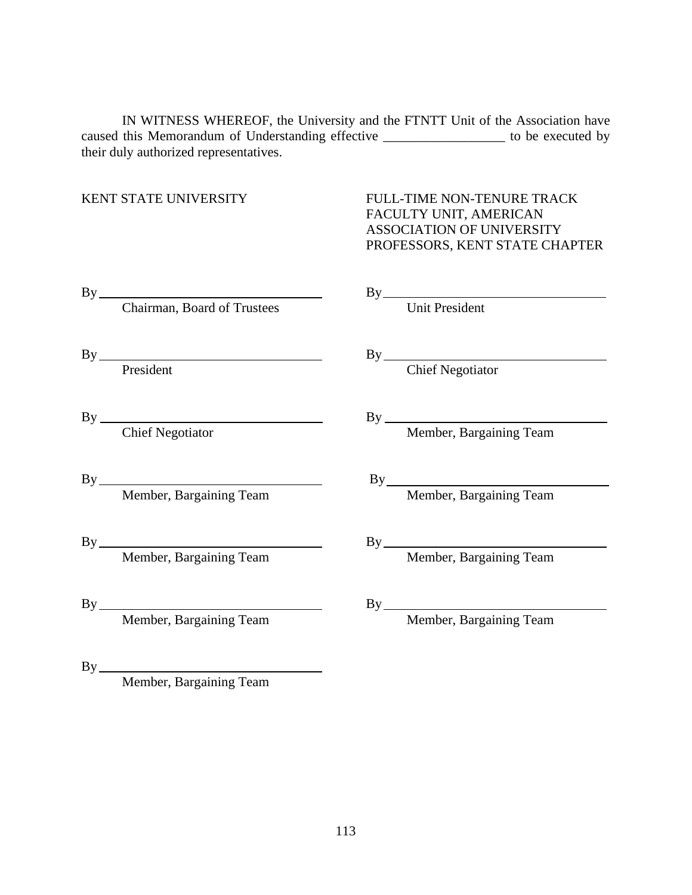IN WITNESS WHEREOF, the University and the FTNTT Unit of the Association have caused this Memorandum of Understanding effective __________________ to be executed by their duly authorized representatives.

| KENT STATE UNIVERSITY | FULL-TIME NON-TENURE TRACK FACULTY UNIT, AMERICAN ASSOCIATION OF UNIVERSITY PROFESSORS, KENT STATE CHAPTER |
|---|---|
| By ______________________________<br>Chairman, Board of Trustees | By ______________________________<br>Unit President |
| By ______________________________<br>President | By ______________________________<br>Chief Negotiator |
| By ______________________________<br>Chief Negotiator | By ______________________________<br>Member, Bargaining Team |
| By ______________________________<br>Member, Bargaining Team | By ______________________________<br>Member, Bargaining Team |
| By ______________________________<br>Member, Bargaining Team | By ______________________________<br>Member, Bargaining Team |
| By ______________________________<br>Member, Bargaining Team | By ______________________________<br>Member, Bargaining Team |
| By ______________________________<br>Member, Bargaining Team | |